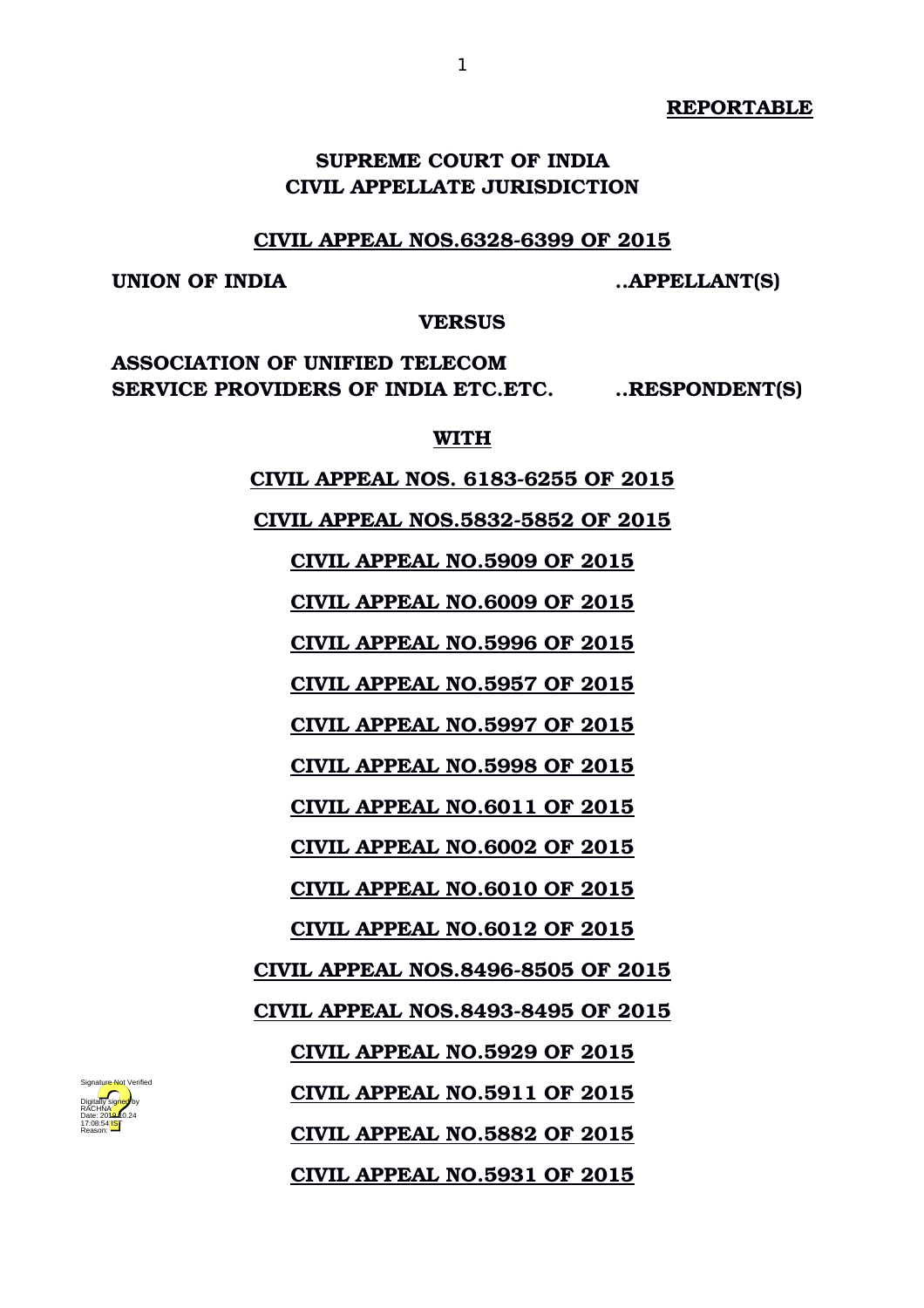**REPORTABLE**

**SUPREME COURT OF INDIA**
**CIVIL APPELLATE JURISDICTION**

**CIVIL APPEAL NOS.6328-6399 OF 2015**

**UNION OF INDIA ..APPELLANT(S)**

**VERSUS**

**ASSOCIATION OF UNIFIED TELECOM SERVICE PROVIDERS OF INDIA ETC.ETC. ..RESPONDENT(S)**

**WITH**

**CIVIL APPEAL NOS. 6183-6255 OF 2015**

**CIVIL APPEAL NOS.5832-5852 OF 2015**

**CIVIL APPEAL NO.5909 OF 2015**

**CIVIL APPEAL NO.6009 OF 2015**

**CIVIL APPEAL NO.5996 OF 2015**

**CIVIL APPEAL NO.5957 OF 2015**

**CIVIL APPEAL NO.5997 OF 2015**

**CIVIL APPEAL NO.5998 OF 2015**

**CIVIL APPEAL NO.6011 OF 2015**

**CIVIL APPEAL NO.6002 OF 2015**

**CIVIL APPEAL NO.6010 OF 2015**

**CIVIL APPEAL NO.6012 OF 2015**

**CIVIL APPEAL NOS.8496-8505 OF 2015**

**CIVIL APPEAL NOS.8493-8495 OF 2015**

**CIVIL APPEAL NO.5929 OF 2015**

**CIVIL APPEAL NO.5911 OF 2015**

**CIVIL APPEAL NO.5882 OF 2015**

**CIVIL APPEAL NO.5931 OF 2015**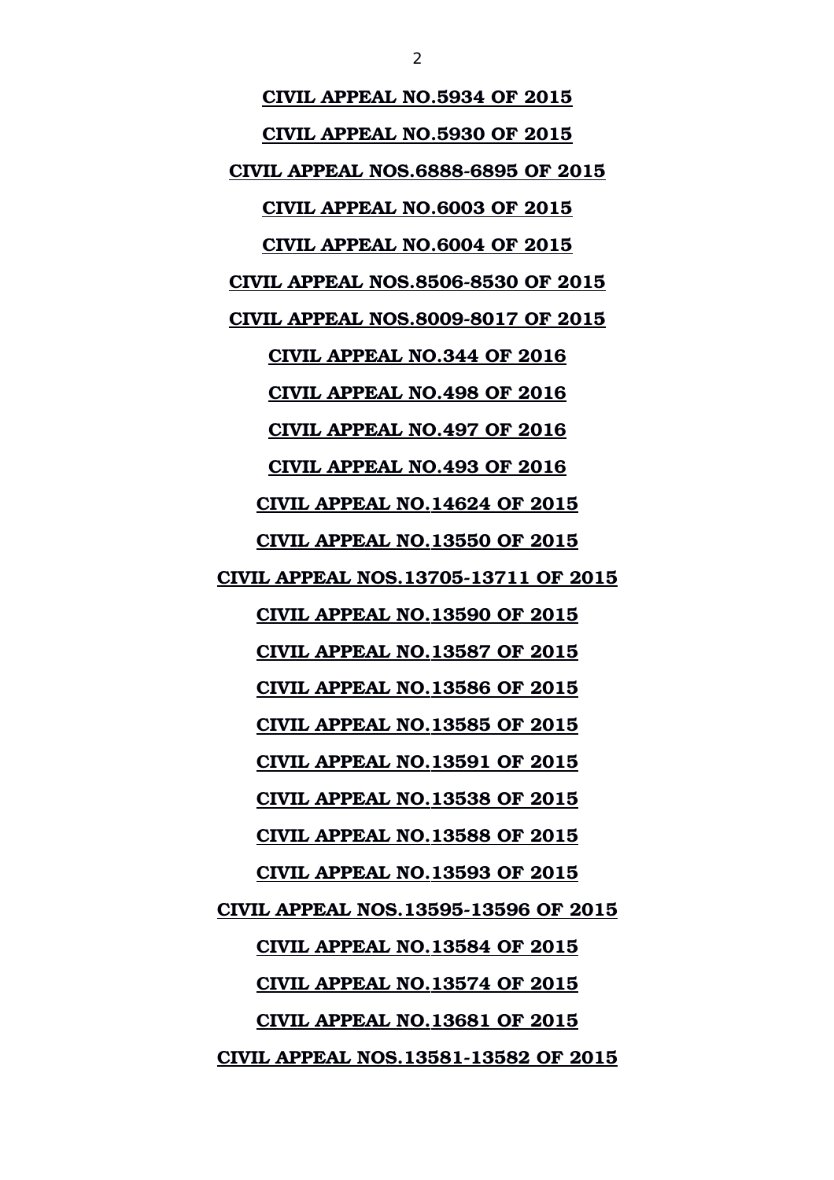**CIVIL APPEAL NO.5934 OF 2015**

**CIVIL APPEAL NO.5930 OF 2015**

**CIVIL APPEAL NOS.6888-6895 OF 2015**

**CIVIL APPEAL NO.6003 OF 2015**

**CIVIL APPEAL NO.6004 OF 2015**

**CIVIL APPEAL NOS.8506-8530 OF 2015**

**CIVIL APPEAL NOS.8009-8017 OF 2015**

**CIVIL APPEAL NO.344 OF 2016**

**CIVIL APPEAL NO.498 OF 2016**

**CIVIL APPEAL NO.497 OF 2016**

**CIVIL APPEAL NO.493 OF 2016**

**CIVIL APPEAL NO.14624 OF 2015**

**CIVIL APPEAL NO.13550 OF 2015**

**CIVIL APPEAL NOS.13705-13711 OF 2015**

**CIVIL APPEAL NO.13590 OF 2015**

**CIVIL APPEAL NO.13587 OF 2015**

**CIVIL APPEAL NO.13586 OF 2015**

**CIVIL APPEAL NO.13585 OF 2015**

**CIVIL APPEAL NO.13591 OF 2015**

**CIVIL APPEAL NO.13538 OF 2015**

**CIVIL APPEAL NO.13588 OF 2015**

**CIVIL APPEAL NO.13593 OF 2015**

**CIVIL APPEAL NOS.13595-13596 OF 2015**

**CIVIL APPEAL NO.13584 OF 2015**

**CIVIL APPEAL NO.13574 OF 2015**

**CIVIL APPEAL NO.13681 OF 2015**

**CIVIL APPEAL NOS.13581-13582 OF 2015**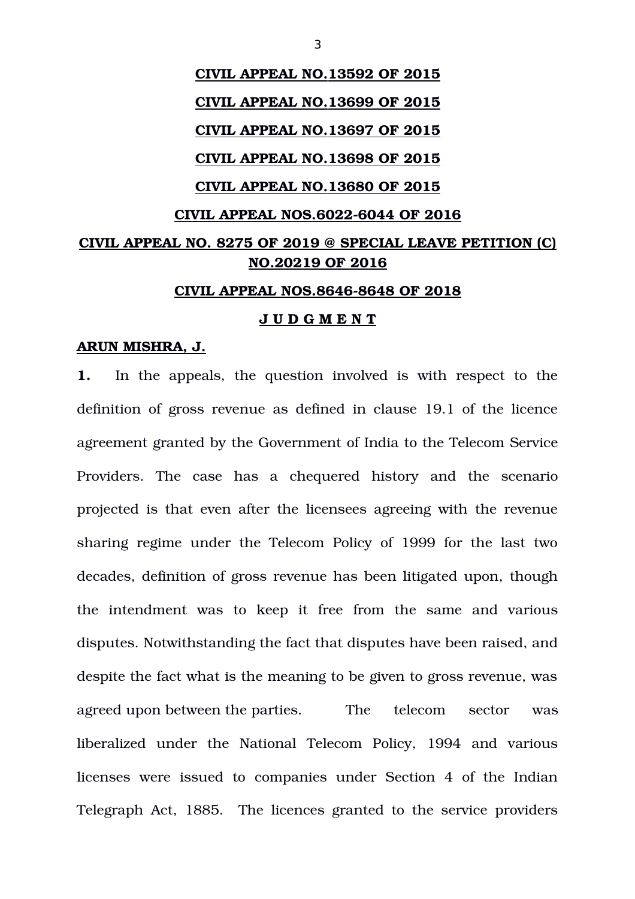**CIVIL APPEAL NO.13592 OF 2015**

**CIVIL APPEAL NO.13699 OF 2015**

**CIVIL APPEAL NO.13697 OF 2015**

**CIVIL APPEAL NO.13698 OF 2015**

**CIVIL APPEAL NO.13680 OF 2015**

**CIVIL APPEAL NOS.6022-6044 OF 2016**

**CIVIL APPEAL NO. 8275 OF 2019 @ SPECIAL LEAVE PETITION (C) NO.20219 OF 2016**

**CIVIL APPEAL NOS.8646-8648 OF 2018**

**J U D G M E N T**

**ARUN MISHRA, J.**

**1.** In the appeals, the question involved is with respect to the definition of gross revenue as defined in clause 19.1 of the licence agreement granted by the Government of India to the Telecom Service Providers. The case has a chequered history and the scenario projected is that even after the licensees agreeing with the revenue sharing regime under the Telecom Policy of 1999 for the last two decades, definition of gross revenue has been litigated upon, though the intendment was to keep it free from the same and various disputes. Notwithstanding the fact that disputes have been raised, and despite the fact what is the meaning to be given to gross revenue, was agreed upon between the parties. The telecom sector was liberalized under the National Telecom Policy, 1994 and various licenses were issued to companies under Section 4 of the Indian Telegraph Act, 1885. The licences granted to the service providers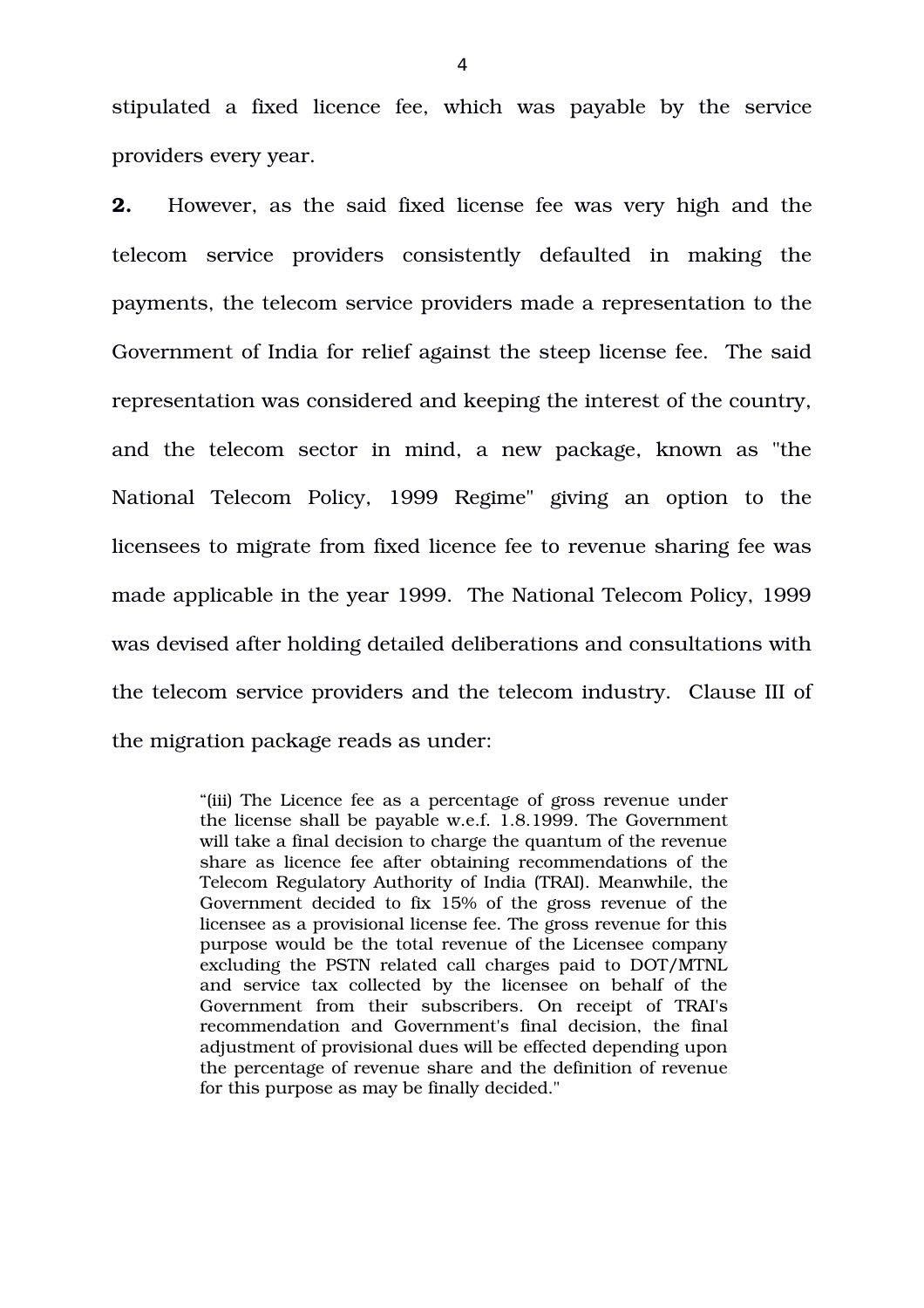stipulated a fixed licence fee, which was payable by the service providers every year.

**2.** However, as the said fixed license fee was very high and the telecom service providers consistently defaulted in making the payments, the telecom service providers made a representation to the Government of India for relief against the steep license fee. The said representation was considered and keeping the interest of the country, and the telecom sector in mind, a new package, known as "the National Telecom Policy, 1999 Regime" giving an option to the licensees to migrate from fixed licence fee to revenue sharing fee was made applicable in the year 1999. The National Telecom Policy, 1999 was devised after holding detailed deliberations and consultations with the telecom service providers and the telecom industry. Clause III of the migration package reads as under:

> "(iii) The Licence fee as a percentage of gross revenue under the license shall be payable w.e.f. 1.8.1999. The Government will take a final decision to charge the quantum of the revenue share as licence fee after obtaining recommendations of the Telecom Regulatory Authority of India (TRAI). Meanwhile, the Government decided to fix 15% of the gross revenue of the licensee as a provisional license fee. The gross revenue for this purpose would be the total revenue of the Licensee company excluding the PSTN related call charges paid to DOT/MTNL and service tax collected by the licensee on behalf of the Government from their subscribers. On receipt of TRAI's recommendation and Government's final decision, the final adjustment of provisional dues will be effected depending upon the percentage of revenue share and the definition of revenue for this purpose as may be finally decided."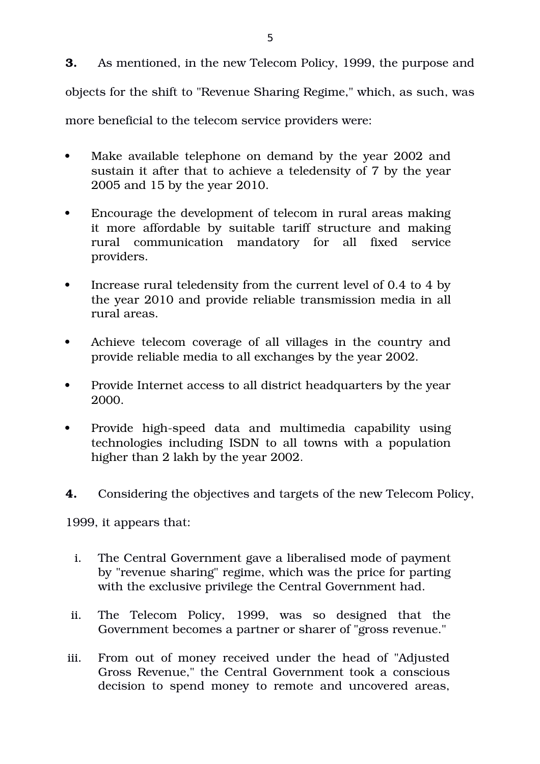**3.** As mentioned, in the new Telecom Policy, 1999, the purpose and objects for the shift to "Revenue Sharing Regime," which, as such, was more beneficial to the telecom service providers were:

- Make available telephone on demand by the year 2002 and sustain it after that to achieve a teledensity of 7 by the year 2005 and 15 by the year 2010.
- Encourage the development of telecom in rural areas making it more affordable by suitable tariff structure and making rural communication mandatory for all fixed service providers.
- Increase rural teledensity from the current level of 0.4 to 4 by the year 2010 and provide reliable transmission media in all rural areas.
- Achieve telecom coverage of all villages in the country and provide reliable media to all exchanges by the year 2002.
- Provide Internet access to all district headquarters by the year 2000.
- Provide high-speed data and multimedia capability using technologies including ISDN to all towns with a population higher than 2 lakh by the year 2002.

**4.** Considering the objectives and targets of the new Telecom Policy, 1999, it appears that:

i. The Central Government gave a liberalised mode of payment by "revenue sharing" regime, which was the price for parting with the exclusive privilege the Central Government had.

ii. The Telecom Policy, 1999, was so designed that the Government becomes a partner or sharer of "gross revenue."

iii. From out of money received under the head of "Adjusted Gross Revenue," the Central Government took a conscious decision to spend money to remote and uncovered areas,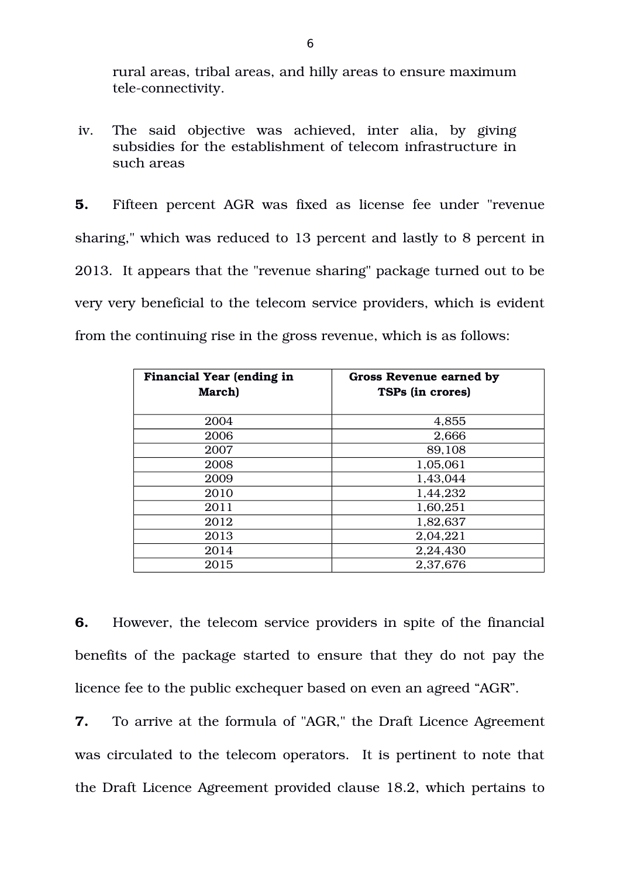rural areas, tribal areas, and hilly areas to ensure maximum tele-connectivity.

iv. The said objective was achieved, inter alia, by giving subsidies for the establishment of telecom infrastructure in such areas

**5.** Fifteen percent AGR was fixed as license fee under "revenue sharing," which was reduced to 13 percent and lastly to 8 percent in 2013. It appears that the "revenue sharing" package turned out to be very very beneficial to the telecom service providers, which is evident from the continuing rise in the gross revenue, which is as follows:

| Financial Year (ending in March) | Gross Revenue earned by TSPs (in crores) |
|---|---|
| 2004 | 4,855 |
| 2006 | 2,666 |
| 2007 | 89,108 |
| 2008 | 1,05,061 |
| 2009 | 1,43,044 |
| 2010 | 1,44,232 |
| 2011 | 1,60,251 |
| 2012 | 1,82,637 |
| 2013 | 2,04,221 |
| 2014 | 2,24,430 |
| 2015 | 2,37,676 |

**6.** However, the telecom service providers in spite of the financial benefits of the package started to ensure that they do not pay the licence fee to the public exchequer based on even an agreed "AGR".

**7.** To arrive at the formula of "AGR," the Draft Licence Agreement was circulated to the telecom operators. It is pertinent to note that the Draft Licence Agreement provided clause 18.2, which pertains to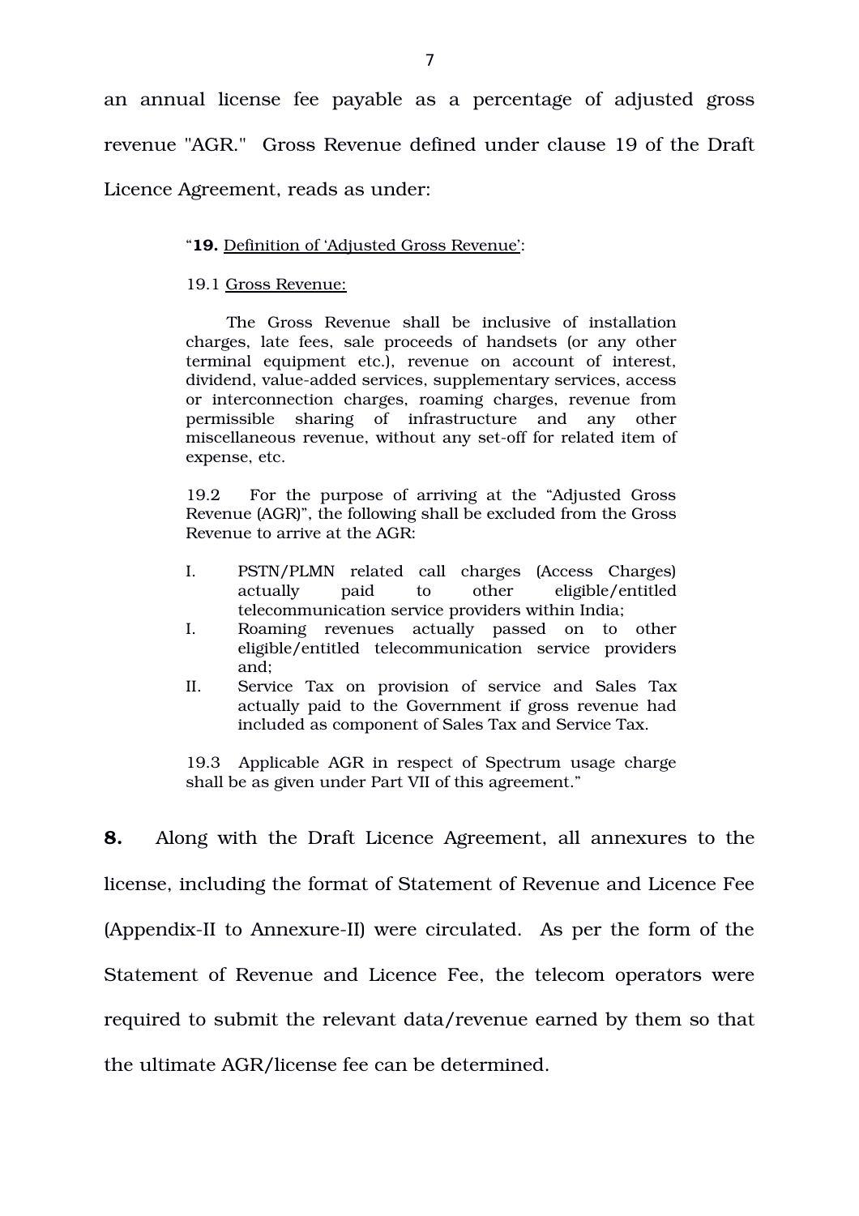an annual license fee payable as a percentage of adjusted gross revenue "AGR." Gross Revenue defined under clause 19 of the Draft Licence Agreement, reads as under:

> "**19.** Definition of 'Adjusted Gross Revenue':
>
> 19.1 Gross Revenue:
>
> The Gross Revenue shall be inclusive of installation charges, late fees, sale proceeds of handsets (or any other terminal equipment etc.), revenue on account of interest, dividend, value-added services, supplementary services, access or interconnection charges, roaming charges, revenue from permissible sharing of infrastructure and any other miscellaneous revenue, without any set-off for related item of expense, etc.
>
> 19.2 For the purpose of arriving at the "Adjusted Gross Revenue (AGR)", the following shall be excluded from the Gross Revenue to arrive at the AGR:
>
> I. PSTN/PLMN related call charges (Access Charges) actually paid to other eligible/entitled telecommunication service providers within India;
>
> I. Roaming revenues actually passed on to other eligible/entitled telecommunication service providers and;
>
> II. Service Tax on provision of service and Sales Tax actually paid to the Government if gross revenue had included as component of Sales Tax and Service Tax.
>
> 19.3 Applicable AGR in respect of Spectrum usage charge shall be as given under Part VII of this agreement."

**8.** Along with the Draft Licence Agreement, all annexures to the license, including the format of Statement of Revenue and Licence Fee (Appendix-II to Annexure-II) were circulated. As per the form of the Statement of Revenue and Licence Fee, the telecom operators were required to submit the relevant data/revenue earned by them so that the ultimate AGR/license fee can be determined.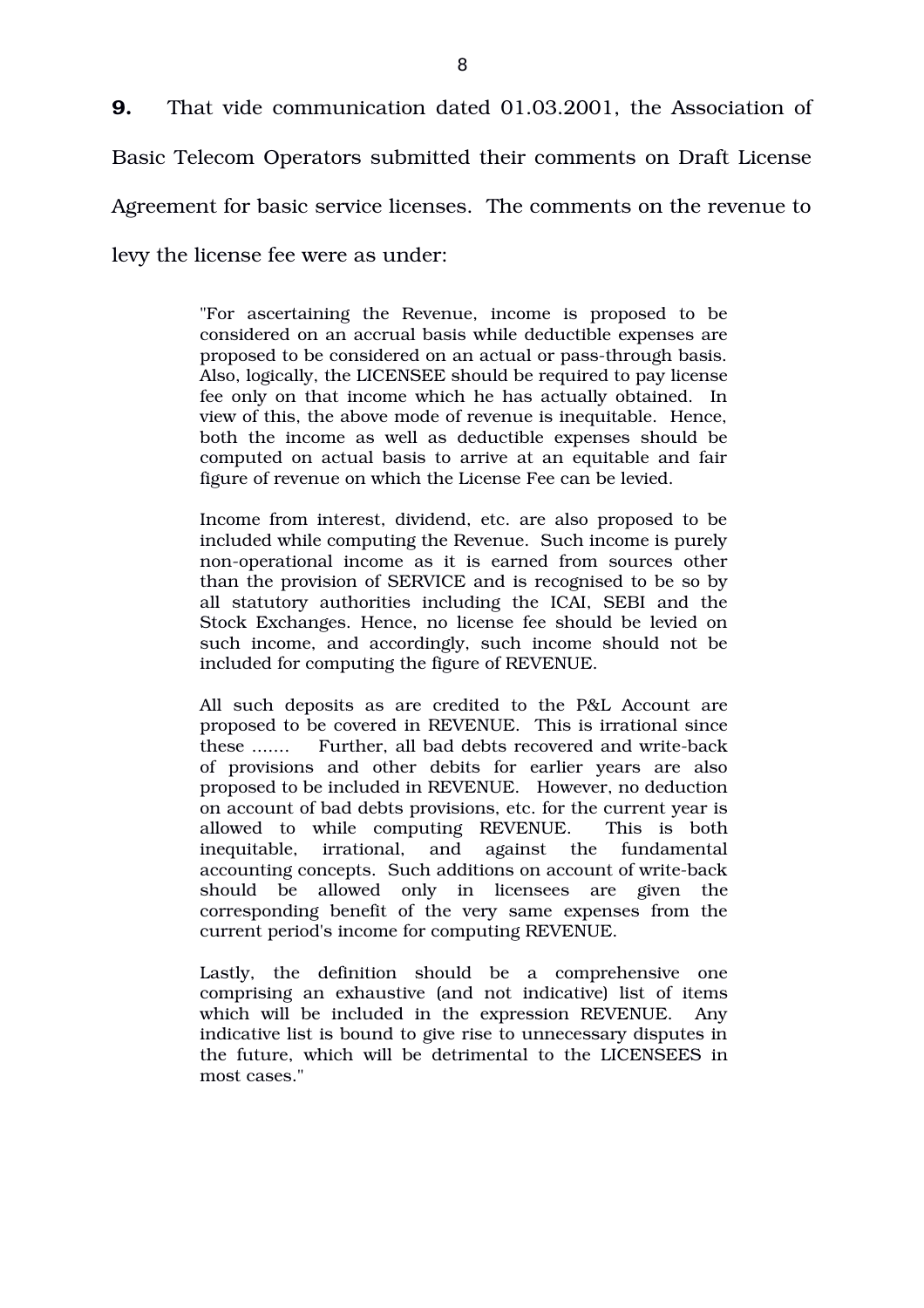**9.** That vide communication dated 01.03.2001, the Association of Basic Telecom Operators submitted their comments on Draft License Agreement for basic service licenses. The comments on the revenue to levy the license fee were as under:

> "For ascertaining the Revenue, income is proposed to be considered on an accrual basis while deductible expenses are proposed to be considered on an actual or pass-through basis. Also, logically, the LICENSEE should be required to pay license fee only on that income which he has actually obtained. In view of this, the above mode of revenue is inequitable. Hence, both the income as well as deductible expenses should be computed on actual basis to arrive at an equitable and fair figure of revenue on which the License Fee can be levied.
>
> Income from interest, dividend, etc. are also proposed to be included while computing the Revenue. Such income is purely non-operational income as it is earned from sources other than the provision of SERVICE and is recognised to be so by all statutory authorities including the ICAI, SEBI and the Stock Exchanges. Hence, no license fee should be levied on such income, and accordingly, such income should not be included for computing the figure of REVENUE.
>
> All such deposits as are credited to the P&L Account are proposed to be covered in REVENUE. This is irrational since these ....... Further, all bad debts recovered and write-back of provisions and other debits for earlier years are also proposed to be included in REVENUE. However, no deduction on account of bad debts provisions, etc. for the current year is allowed to while computing REVENUE. This is both inequitable, irrational, and against the fundamental accounting concepts. Such additions on account of write-back should be allowed only in licensees are given the corresponding benefit of the very same expenses from the current period's income for computing REVENUE.
>
> Lastly, the definition should be a comprehensive one comprising an exhaustive (and not indicative) list of items which will be included in the expression REVENUE. Any indicative list is bound to give rise to unnecessary disputes in the future, which will be detrimental to the LICENSEES in most cases."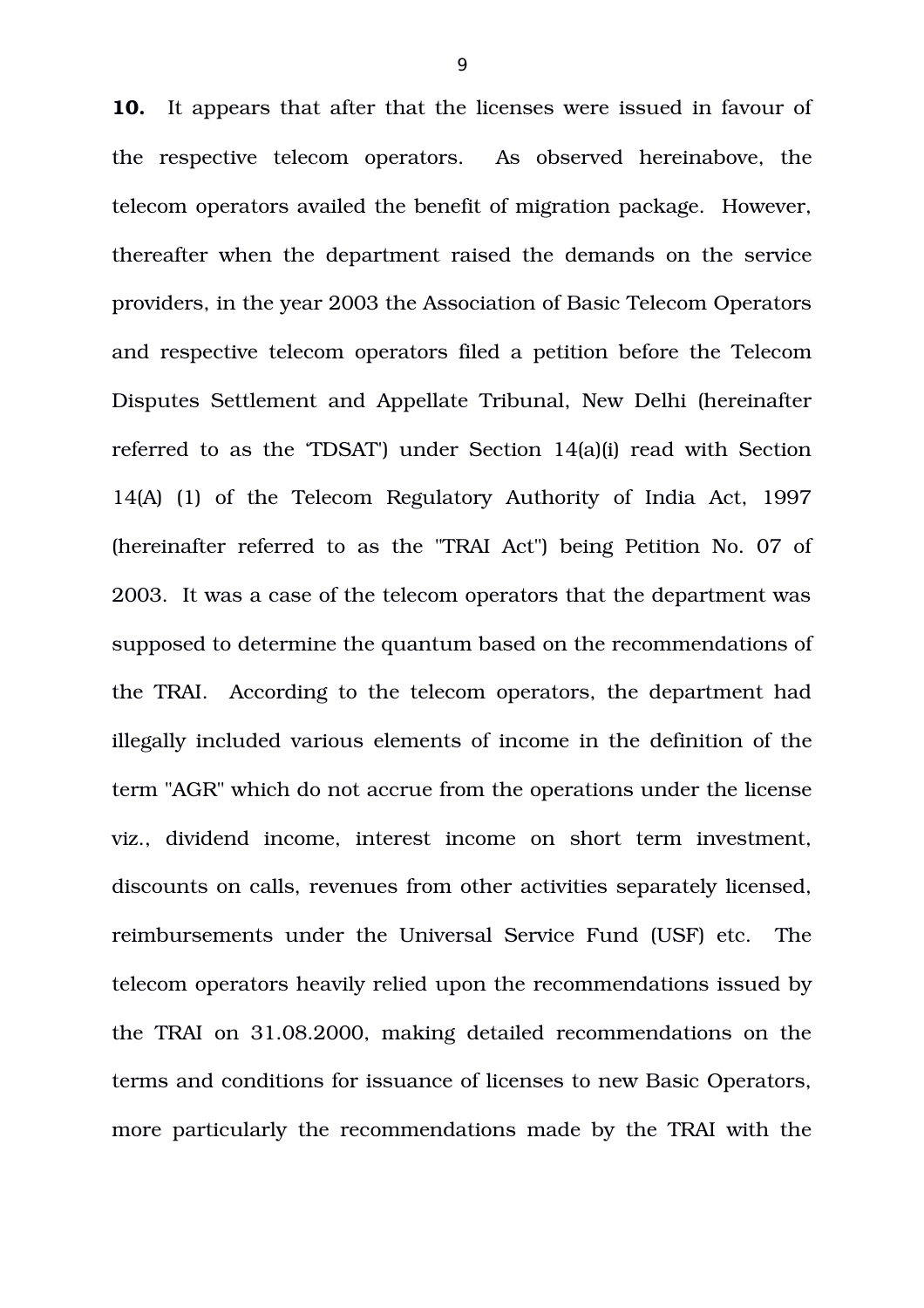**10.** It appears that after that the licenses were issued in favour of the respective telecom operators. As observed hereinabove, the telecom operators availed the benefit of migration package. However, thereafter when the department raised the demands on the service providers, in the year 2003 the Association of Basic Telecom Operators and respective telecom operators filed a petition before the Telecom Disputes Settlement and Appellate Tribunal, New Delhi (hereinafter referred to as the 'TDSAT') under Section 14(a)(i) read with Section 14(A) (1) of the Telecom Regulatory Authority of India Act, 1997 (hereinafter referred to as the "TRAI Act") being Petition No. 07 of 2003. It was a case of the telecom operators that the department was supposed to determine the quantum based on the recommendations of the TRAI. According to the telecom operators, the department had illegally included various elements of income in the definition of the term "AGR" which do not accrue from the operations under the license viz., dividend income, interest income on short term investment, discounts on calls, revenues from other activities separately licensed, reimbursements under the Universal Service Fund (USF) etc. The telecom operators heavily relied upon the recommendations issued by the TRAI on 31.08.2000, making detailed recommendations on the terms and conditions for issuance of licenses to new Basic Operators, more particularly the recommendations made by the TRAI with the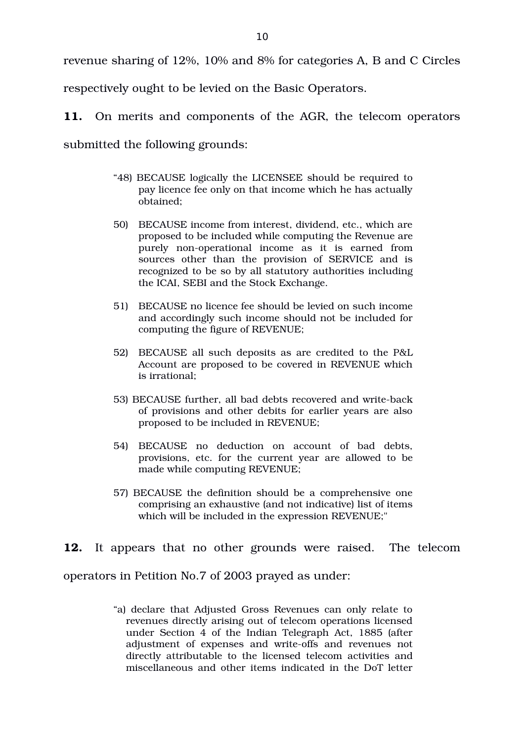revenue sharing of 12%, 10% and 8% for categories A, B and C Circles respectively ought to be levied on the Basic Operators.

**11.** On merits and components of the AGR, the telecom operators submitted the following grounds:

> "48) BECAUSE logically the LICENSEE should be required to pay licence fee only on that income which he has actually obtained;
>
> 50) BECAUSE income from interest, dividend, etc., which are proposed to be included while computing the Revenue are purely non-operational income as it is earned from sources other than the provision of SERVICE and is recognized to be so by all statutory authorities including the ICAI, SEBI and the Stock Exchange.
>
> 51) BECAUSE no licence fee should be levied on such income and accordingly such income should not be included for computing the figure of REVENUE;
>
> 52) BECAUSE all such deposits as are credited to the P&L Account are proposed to be covered in REVENUE which is irrational;
>
> 53) BECAUSE further, all bad debts recovered and write-back of provisions and other debits for earlier years are also proposed to be included in REVENUE;
>
> 54) BECAUSE no deduction on account of bad debts, provisions, etc. for the current year are allowed to be made while computing REVENUE;
>
> 57) BECAUSE the definition should be a comprehensive one comprising an exhaustive (and not indicative) list of items which will be included in the expression REVENUE;"

**12.** It appears that no other grounds were raised. The telecom operators in Petition No.7 of 2003 prayed as under:

> "a) declare that Adjusted Gross Revenues can only relate to revenues directly arising out of telecom operations licensed under Section 4 of the Indian Telegraph Act, 1885 (after adjustment of expenses and write-offs and revenues not directly attributable to the licensed telecom activities and miscellaneous and other items indicated in the DoT letter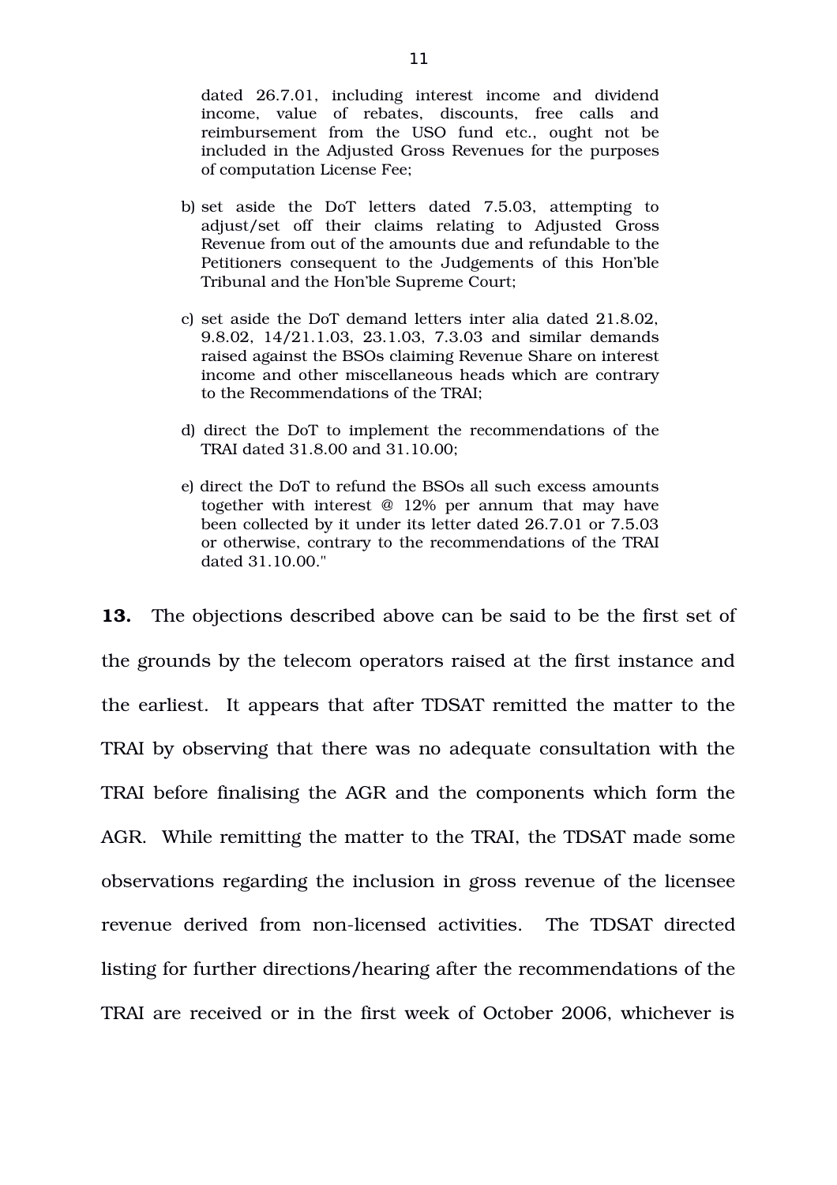dated 26.7.01, including interest income and dividend income, value of rebates, discounts, free calls and reimbursement from the USO fund etc., ought not be included in the Adjusted Gross Revenues for the purposes of computation License Fee;

b) set aside the DoT letters dated 7.5.03, attempting to adjust/set off their claims relating to Adjusted Gross Revenue from out of the amounts due and refundable to the Petitioners consequent to the Judgements of this Hon'ble Tribunal and the Hon'ble Supreme Court;

c) set aside the DoT demand letters inter alia dated 21.8.02, 9.8.02, 14/21.1.03, 23.1.03, 7.3.03 and similar demands raised against the BSOs claiming Revenue Share on interest income and other miscellaneous heads which are contrary to the Recommendations of the TRAI;

d) direct the DoT to implement the recommendations of the TRAI dated 31.8.00 and 31.10.00;

e) direct the DoT to refund the BSOs all such excess amounts together with interest @ 12% per annum that may have been collected by it under its letter dated 26.7.01 or 7.5.03 or otherwise, contrary to the recommendations of the TRAI dated 31.10.00."

**13.** The objections described above can be said to be the first set of the grounds by the telecom operators raised at the first instance and the earliest. It appears that after TDSAT remitted the matter to the TRAI by observing that there was no adequate consultation with the TRAI before finalising the AGR and the components which form the AGR. While remitting the matter to the TRAI, the TDSAT made some observations regarding the inclusion in gross revenue of the licensee revenue derived from non-licensed activities. The TDSAT directed listing for further directions/hearing after the recommendations of the TRAI are received or in the first week of October 2006, whichever is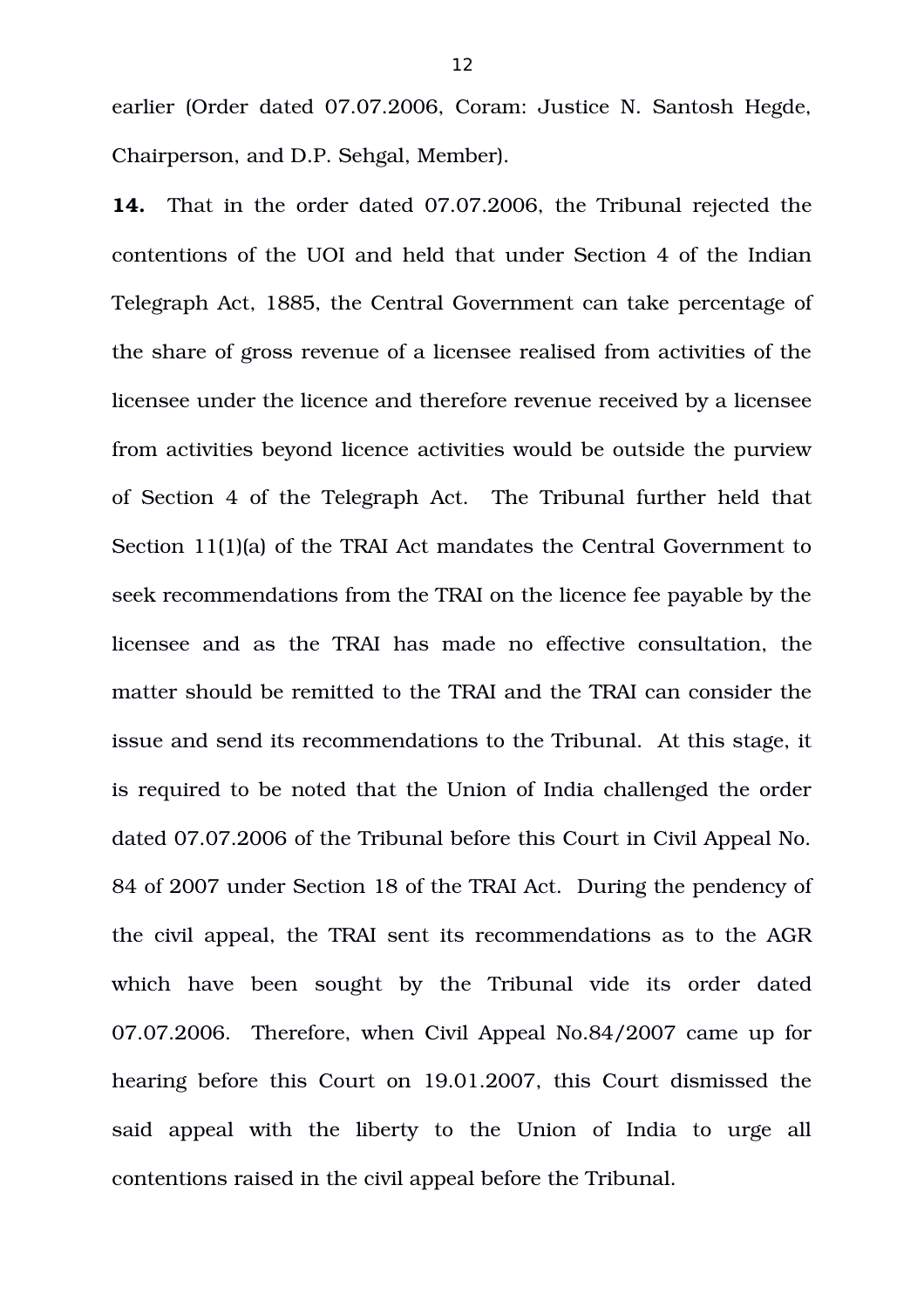earlier (Order dated 07.07.2006, Coram: Justice N. Santosh Hegde, Chairperson, and D.P. Sehgal, Member).

**14.** That in the order dated 07.07.2006, the Tribunal rejected the contentions of the UOI and held that under Section 4 of the Indian Telegraph Act, 1885, the Central Government can take percentage of the share of gross revenue of a licensee realised from activities of the licensee under the licence and therefore revenue received by a licensee from activities beyond licence activities would be outside the purview of Section 4 of the Telegraph Act. The Tribunal further held that Section 11(1)(a) of the TRAI Act mandates the Central Government to seek recommendations from the TRAI on the licence fee payable by the licensee and as the TRAI has made no effective consultation, the matter should be remitted to the TRAI and the TRAI can consider the issue and send its recommendations to the Tribunal. At this stage, it is required to be noted that the Union of India challenged the order dated 07.07.2006 of the Tribunal before this Court in Civil Appeal No. 84 of 2007 under Section 18 of the TRAI Act. During the pendency of the civil appeal, the TRAI sent its recommendations as to the AGR which have been sought by the Tribunal vide its order dated 07.07.2006. Therefore, when Civil Appeal No.84/2007 came up for hearing before this Court on 19.01.2007, this Court dismissed the said appeal with the liberty to the Union of India to urge all contentions raised in the civil appeal before the Tribunal.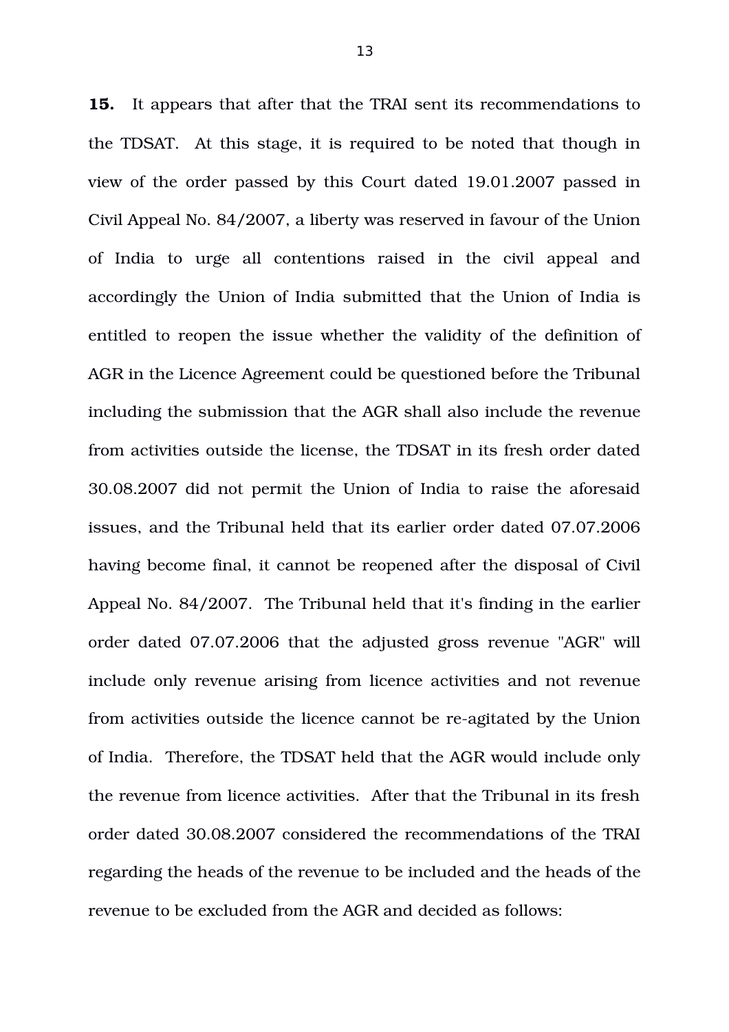**15.** It appears that after that the TRAI sent its recommendations to the TDSAT. At this stage, it is required to be noted that though in view of the order passed by this Court dated 19.01.2007 passed in Civil Appeal No. 84/2007, a liberty was reserved in favour of the Union of India to urge all contentions raised in the civil appeal and accordingly the Union of India submitted that the Union of India is entitled to reopen the issue whether the validity of the definition of AGR in the Licence Agreement could be questioned before the Tribunal including the submission that the AGR shall also include the revenue from activities outside the license, the TDSAT in its fresh order dated 30.08.2007 did not permit the Union of India to raise the aforesaid issues, and the Tribunal held that its earlier order dated 07.07.2006 having become final, it cannot be reopened after the disposal of Civil Appeal No. 84/2007. The Tribunal held that it's finding in the earlier order dated 07.07.2006 that the adjusted gross revenue "AGR" will include only revenue arising from licence activities and not revenue from activities outside the licence cannot be re-agitated by the Union of India. Therefore, the TDSAT held that the AGR would include only the revenue from licence activities. After that the Tribunal in its fresh order dated 30.08.2007 considered the recommendations of the TRAI regarding the heads of the revenue to be included and the heads of the revenue to be excluded from the AGR and decided as follows: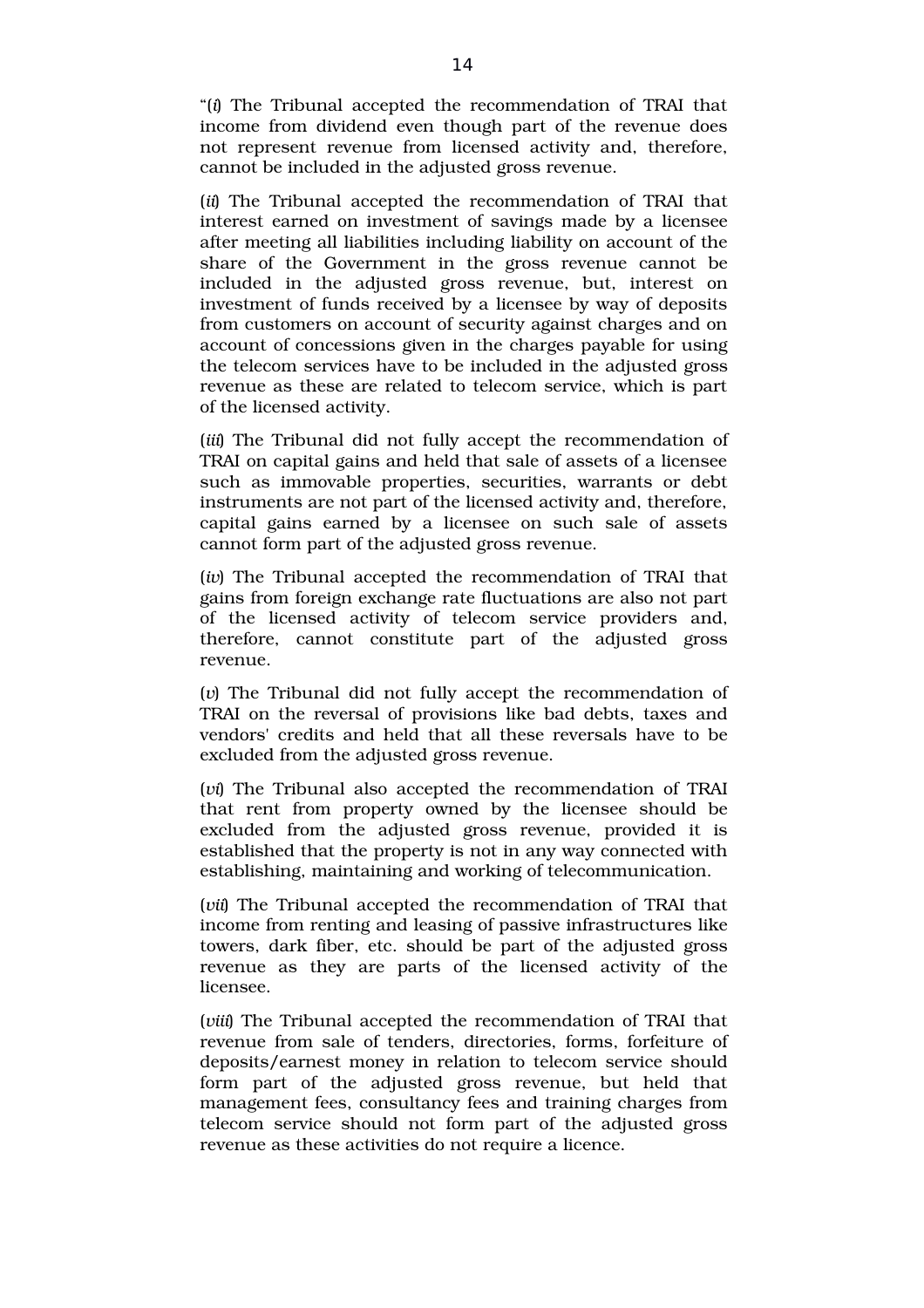"(*i*) The Tribunal accepted the recommendation of TRAI that income from dividend even though part of the revenue does not represent revenue from licensed activity and, therefore, cannot be included in the adjusted gross revenue.

(*ii*) The Tribunal accepted the recommendation of TRAI that interest earned on investment of savings made by a licensee after meeting all liabilities including liability on account of the share of the Government in the gross revenue cannot be included in the adjusted gross revenue, but, interest on investment of funds received by a licensee by way of deposits from customers on account of security against charges and on account of concessions given in the charges payable for using the telecom services have to be included in the adjusted gross revenue as these are related to telecom service, which is part of the licensed activity.

(*iii*) The Tribunal did not fully accept the recommendation of TRAI on capital gains and held that sale of assets of a licensee such as immovable properties, securities, warrants or debt instruments are not part of the licensed activity and, therefore, capital gains earned by a licensee on such sale of assets cannot form part of the adjusted gross revenue.

(*iv*) The Tribunal accepted the recommendation of TRAI that gains from foreign exchange rate fluctuations are also not part of the licensed activity of telecom service providers and, therefore, cannot constitute part of the adjusted gross revenue.

(*v*) The Tribunal did not fully accept the recommendation of TRAI on the reversal of provisions like bad debts, taxes and vendors' credits and held that all these reversals have to be excluded from the adjusted gross revenue.

(*vi*) The Tribunal also accepted the recommendation of TRAI that rent from property owned by the licensee should be excluded from the adjusted gross revenue, provided it is established that the property is not in any way connected with establishing, maintaining and working of telecommunication.

(*vii*) The Tribunal accepted the recommendation of TRAI that income from renting and leasing of passive infrastructures like towers, dark fiber, etc. should be part of the adjusted gross revenue as they are parts of the licensed activity of the licensee.

(*viii*) The Tribunal accepted the recommendation of TRAI that revenue from sale of tenders, directories, forms, forfeiture of deposits/earnest money in relation to telecom service should form part of the adjusted gross revenue, but held that management fees, consultancy fees and training charges from telecom service should not form part of the adjusted gross revenue as these activities do not require a licence.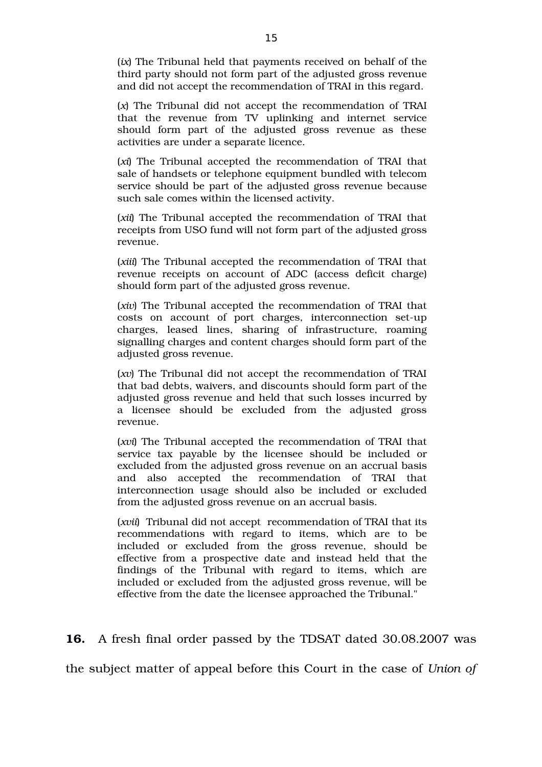(*ix*) The Tribunal held that payments received on behalf of the third party should not form part of the adjusted gross revenue and did not accept the recommendation of TRAI in this regard.

(*x*) The Tribunal did not accept the recommendation of TRAI that the revenue from TV uplinking and internet service should form part of the adjusted gross revenue as these activities are under a separate licence.

(*xi*) The Tribunal accepted the recommendation of TRAI that sale of handsets or telephone equipment bundled with telecom service should be part of the adjusted gross revenue because such sale comes within the licensed activity.

(*xii*) The Tribunal accepted the recommendation of TRAI that receipts from USO fund will not form part of the adjusted gross revenue.

(*xiii*) The Tribunal accepted the recommendation of TRAI that revenue receipts on account of ADC (access deficit charge) should form part of the adjusted gross revenue.

(*xiv*) The Tribunal accepted the recommendation of TRAI that costs on account of port charges, interconnection set-up charges, leased lines, sharing of infrastructure, roaming signalling charges and content charges should form part of the adjusted gross revenue.

(*xv*) The Tribunal did not accept the recommendation of TRAI that bad debts, waivers, and discounts should form part of the adjusted gross revenue and held that such losses incurred by a licensee should be excluded from the adjusted gross revenue.

(*xvi*) The Tribunal accepted the recommendation of TRAI that service tax payable by the licensee should be included or excluded from the adjusted gross revenue on an accrual basis and also accepted the recommendation of TRAI that interconnection usage should also be included or excluded from the adjusted gross revenue on an accrual basis.

(*xvii*) Tribunal did not accept recommendation of TRAI that its recommendations with regard to items, which are to be included or excluded from the gross revenue, should be effective from a prospective date and instead held that the findings of the Tribunal with regard to items, which are included or excluded from the adjusted gross revenue, will be effective from the date the licensee approached the Tribunal."

**16.** A fresh final order passed by the TDSAT dated 30.08.2007 was the subject matter of appeal before this Court in the case of *Union of*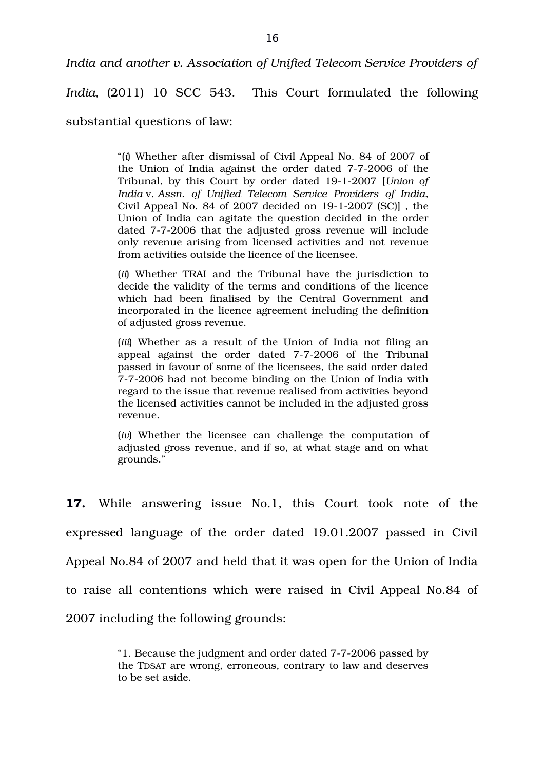*India and another v. Association of Unified Telecom Service Providers of India,* (2011) 10 SCC 543. This Court formulated the following substantial questions of law:

> "(*i*) Whether after dismissal of Civil Appeal No. 84 of 2007 of the Union of India against the order dated 7-7-2006 of the Tribunal, by this Court by order dated 19-1-2007 [*Union of India* v. *Assn. of Unified Telecom Service Providers of India*, Civil Appeal No. 84 of 2007 decided on 19-1-2007 (SC)] , the Union of India can agitate the question decided in the order dated 7-7-2006 that the adjusted gross revenue will include only revenue arising from licensed activities and not revenue from activities outside the licence of the licensee.
>
> (*ii*) Whether TRAI and the Tribunal have the jurisdiction to decide the validity of the terms and conditions of the licence which had been finalised by the Central Government and incorporated in the licence agreement including the definition of adjusted gross revenue.
>
> (*iii*) Whether as a result of the Union of India not filing an appeal against the order dated 7-7-2006 of the Tribunal passed in favour of some of the licensees, the said order dated 7-7-2006 had not become binding on the Union of India with regard to the issue that revenue realised from activities beyond the licensed activities cannot be included in the adjusted gross revenue.
>
> (*iv*) Whether the licensee can challenge the computation of adjusted gross revenue, and if so, at what stage and on what grounds."

**17.** While answering issue No.1, this Court took note of the expressed language of the order dated 19.01.2007 passed in Civil Appeal No.84 of 2007 and held that it was open for the Union of India to raise all contentions which were raised in Civil Appeal No.84 of 2007 including the following grounds:

> "1. Because the judgment and order dated 7-7-2006 passed by the TDSAT are wrong, erroneous, contrary to law and deserves to be set aside.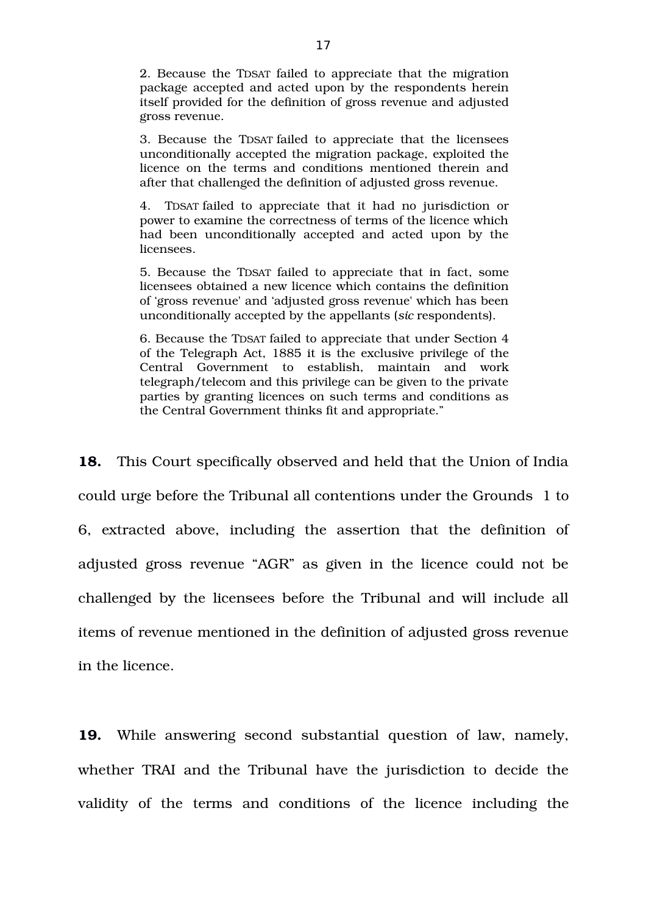> 2. Because the TDSAT failed to appreciate that the migration package accepted and acted upon by the respondents herein itself provided for the definition of gross revenue and adjusted gross revenue.
>
> 3. Because the TDSAT failed to appreciate that the licensees unconditionally accepted the migration package, exploited the licence on the terms and conditions mentioned therein and after that challenged the definition of adjusted gross revenue.
>
> 4. TDSAT failed to appreciate that it had no jurisdiction or power to examine the correctness of terms of the licence which had been unconditionally accepted and acted upon by the licensees.
>
> 5. Because the TDSAT failed to appreciate that in fact, some licensees obtained a new licence which contains the definition of 'gross revenue' and 'adjusted gross revenue' which has been unconditionally accepted by the appellants (*sic* respondents).
>
> 6. Because the TDSAT failed to appreciate that under Section 4 of the Telegraph Act, 1885 it is the exclusive privilege of the Central Government to establish, maintain and work telegraph/telecom and this privilege can be given to the private parties by granting licences on such terms and conditions as the Central Government thinks fit and appropriate."

**18.** This Court specifically observed and held that the Union of India could urge before the Tribunal all contentions under the Grounds 1 to 6, extracted above, including the assertion that the definition of adjusted gross revenue "AGR" as given in the licence could not be challenged by the licensees before the Tribunal and will include all items of revenue mentioned in the definition of adjusted gross revenue in the licence.

**19.** While answering second substantial question of law, namely, whether TRAI and the Tribunal have the jurisdiction to decide the validity of the terms and conditions of the licence including the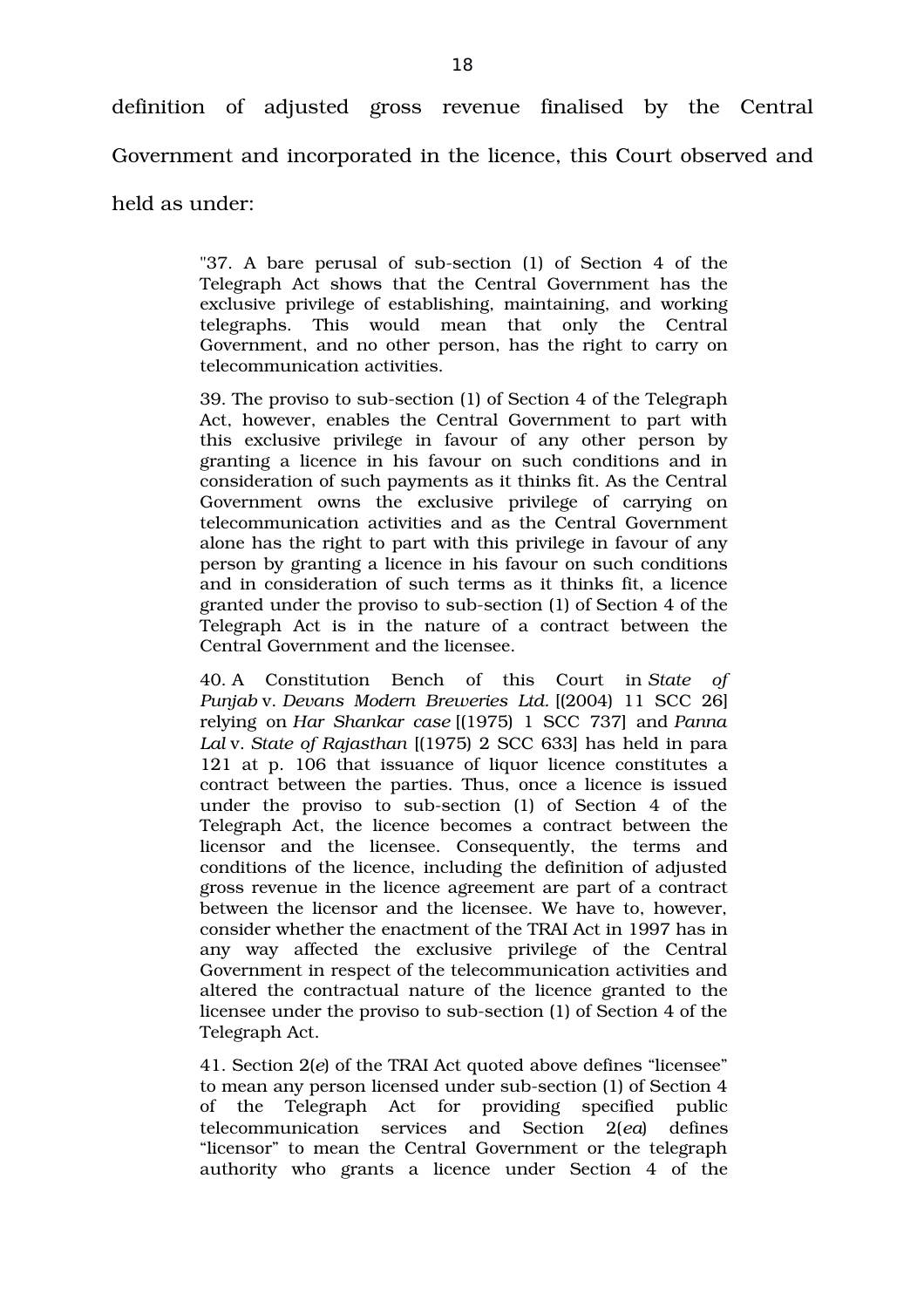definition of adjusted gross revenue finalised by the Central Government and incorporated in the licence, this Court observed and held as under:

> "37. A bare perusal of sub-section (1) of Section 4 of the Telegraph Act shows that the Central Government has the exclusive privilege of establishing, maintaining, and working telegraphs. This would mean that only the Central Government, and no other person, has the right to carry on telecommunication activities.
>
> 39. The proviso to sub-section (1) of Section 4 of the Telegraph Act, however, enables the Central Government to part with this exclusive privilege in favour of any other person by granting a licence in his favour on such conditions and in consideration of such payments as it thinks fit. As the Central Government owns the exclusive privilege of carrying on telecommunication activities and as the Central Government alone has the right to part with this privilege in favour of any person by granting a licence in his favour on such conditions and in consideration of such terms as it thinks fit, a licence granted under the proviso to sub-section (1) of Section 4 of the Telegraph Act is in the nature of a contract between the Central Government and the licensee.
>
> 40. A Constitution Bench of this Court in *State of Punjab* v. *Devans Modern Breweries Ltd.* [(2004) 11 SCC 26] relying on *Har Shankar case* [(1975) 1 SCC 737] and *Panna Lal* v. *State of Rajasthan* [(1975) 2 SCC 633] has held in para 121 at p. 106 that issuance of liquor licence constitutes a contract between the parties. Thus, once a licence is issued under the proviso to sub-section (1) of Section 4 of the Telegraph Act, the licence becomes a contract between the licensor and the licensee. Consequently, the terms and conditions of the licence, including the definition of adjusted gross revenue in the licence agreement are part of a contract between the licensor and the licensee. We have to, however, consider whether the enactment of the TRAI Act in 1997 has in any way affected the exclusive privilege of the Central Government in respect of the telecommunication activities and altered the contractual nature of the licence granted to the licensee under the proviso to sub-section (1) of Section 4 of the Telegraph Act.
>
> 41. Section 2(*e*) of the TRAI Act quoted above defines "licensee" to mean any person licensed under sub-section (1) of Section 4 of the Telegraph Act for providing specified public telecommunication services and Section 2(*ea*) defines "licensor" to mean the Central Government or the telegraph authority who grants a licence under Section 4 of the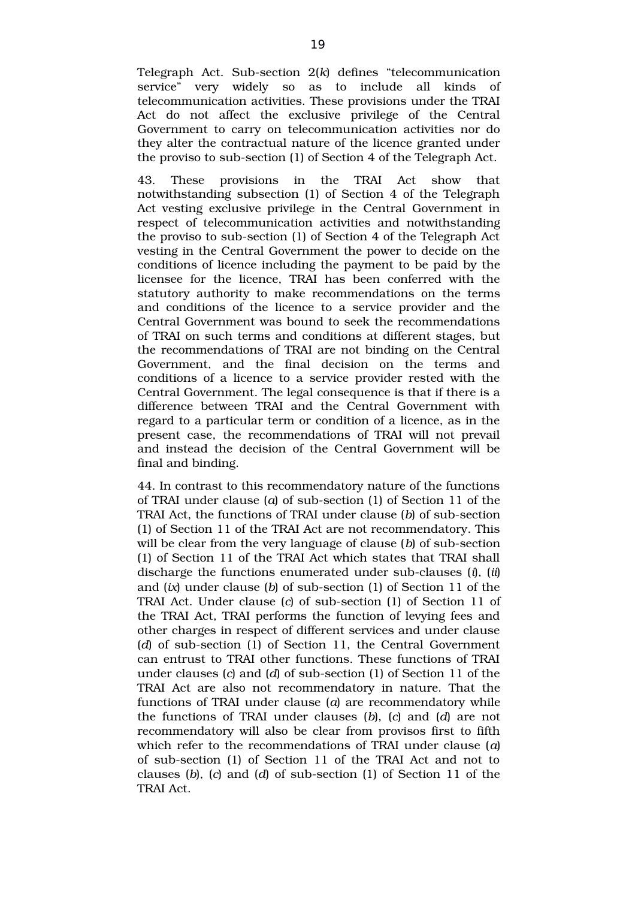Telegraph Act. Sub-section 2(*k*) defines "telecommunication service" very widely so as to include all kinds of telecommunication activities. These provisions under the TRAI Act do not affect the exclusive privilege of the Central Government to carry on telecommunication activities nor do they alter the contractual nature of the licence granted under the proviso to sub-section (1) of Section 4 of the Telegraph Act.

43. These provisions in the TRAI Act show that notwithstanding subsection (1) of Section 4 of the Telegraph Act vesting exclusive privilege in the Central Government in respect of telecommunication activities and notwithstanding the proviso to sub-section (1) of Section 4 of the Telegraph Act vesting in the Central Government the power to decide on the conditions of licence including the payment to be paid by the licensee for the licence, TRAI has been conferred with the statutory authority to make recommendations on the terms and conditions of the licence to a service provider and the Central Government was bound to seek the recommendations of TRAI on such terms and conditions at different stages, but the recommendations of TRAI are not binding on the Central Government, and the final decision on the terms and conditions of a licence to a service provider rested with the Central Government. The legal consequence is that if there is a difference between TRAI and the Central Government with regard to a particular term or condition of a licence, as in the present case, the recommendations of TRAI will not prevail and instead the decision of the Central Government will be final and binding.

44. In contrast to this recommendatory nature of the functions of TRAI under clause (*a*) of sub-section (1) of Section 11 of the TRAI Act, the functions of TRAI under clause (*b*) of sub-section (1) of Section 11 of the TRAI Act are not recommendatory. This will be clear from the very language of clause (*b*) of sub-section (1) of Section 11 of the TRAI Act which states that TRAI shall discharge the functions enumerated under sub-clauses (*i*), (*ii*) and (*ix*) under clause (*b*) of sub-section (1) of Section 11 of the TRAI Act. Under clause (*c*) of sub-section (1) of Section 11 of the TRAI Act, TRAI performs the function of levying fees and other charges in respect of different services and under clause (*d*) of sub-section (1) of Section 11, the Central Government can entrust to TRAI other functions. These functions of TRAI under clauses (*c*) and (*d*) of sub-section (1) of Section 11 of the TRAI Act are also not recommendatory in nature. That the functions of TRAI under clause (*a*) are recommendatory while the functions of TRAI under clauses (*b*), (*c*) and (*d*) are not recommendatory will also be clear from provisos first to fifth which refer to the recommendations of TRAI under clause (*a*) of sub-section (1) of Section 11 of the TRAI Act and not to clauses (*b*), (*c*) and (*d*) of sub-section (1) of Section 11 of the TRAI Act.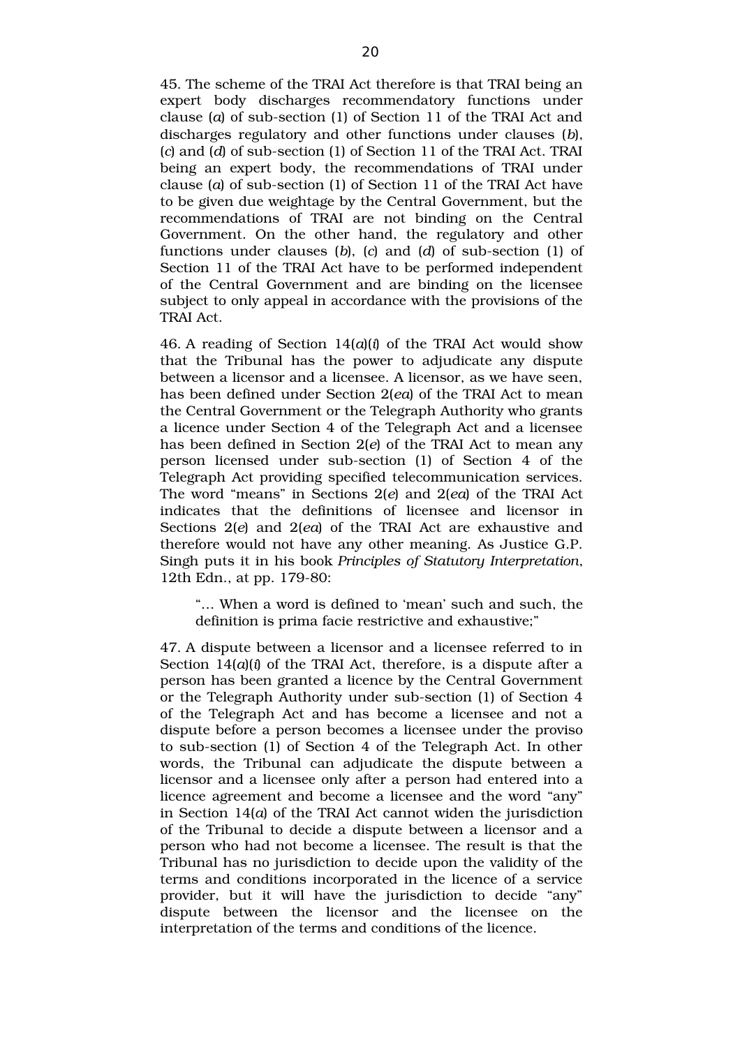45. The scheme of the TRAI Act therefore is that TRAI being an expert body discharges recommendatory functions under clause (*a*) of sub-section (1) of Section 11 of the TRAI Act and discharges regulatory and other functions under clauses (*b*), (*c*) and (*d*) of sub-section (1) of Section 11 of the TRAI Act. TRAI being an expert body, the recommendations of TRAI under clause (*a*) of sub-section (1) of Section 11 of the TRAI Act have to be given due weightage by the Central Government, but the recommendations of TRAI are not binding on the Central Government. On the other hand, the regulatory and other functions under clauses (*b*), (*c*) and (*d*) of sub-section (1) of Section 11 of the TRAI Act have to be performed independent of the Central Government and are binding on the licensee subject to only appeal in accordance with the provisions of the TRAI Act.

46. A reading of Section 14(*a*)(*i*) of the TRAI Act would show that the Tribunal has the power to adjudicate any dispute between a licensor and a licensee. A licensor, as we have seen, has been defined under Section 2(*ea*) of the TRAI Act to mean the Central Government or the Telegraph Authority who grants a licence under Section 4 of the Telegraph Act and a licensee has been defined in Section 2(*e*) of the TRAI Act to mean any person licensed under sub-section (1) of Section 4 of the Telegraph Act providing specified telecommunication services. The word "means" in Sections 2(*e*) and 2(*ea*) of the TRAI Act indicates that the definitions of licensee and licensor in Sections 2(*e*) and 2(*ea*) of the TRAI Act are exhaustive and therefore would not have any other meaning. As Justice G.P. Singh puts it in his book *Principles of Statutory Interpretation*, 12th Edn., at pp. 179-80:

> "… When a word is defined to 'mean' such and such, the definition is prima facie restrictive and exhaustive;"

47. A dispute between a licensor and a licensee referred to in Section 14(*a*)(*i*) of the TRAI Act, therefore, is a dispute after a person has been granted a licence by the Central Government or the Telegraph Authority under sub-section (1) of Section 4 of the Telegraph Act and has become a licensee and not a dispute before a person becomes a licensee under the proviso to sub-section (1) of Section 4 of the Telegraph Act. In other words, the Tribunal can adjudicate the dispute between a licensor and a licensee only after a person had entered into a licence agreement and become a licensee and the word "any" in Section 14(*a*) of the TRAI Act cannot widen the jurisdiction of the Tribunal to decide a dispute between a licensor and a person who had not become a licensee. The result is that the Tribunal has no jurisdiction to decide upon the validity of the terms and conditions incorporated in the licence of a service provider, but it will have the jurisdiction to decide "any" dispute between the licensor and the licensee on the interpretation of the terms and conditions of the licence.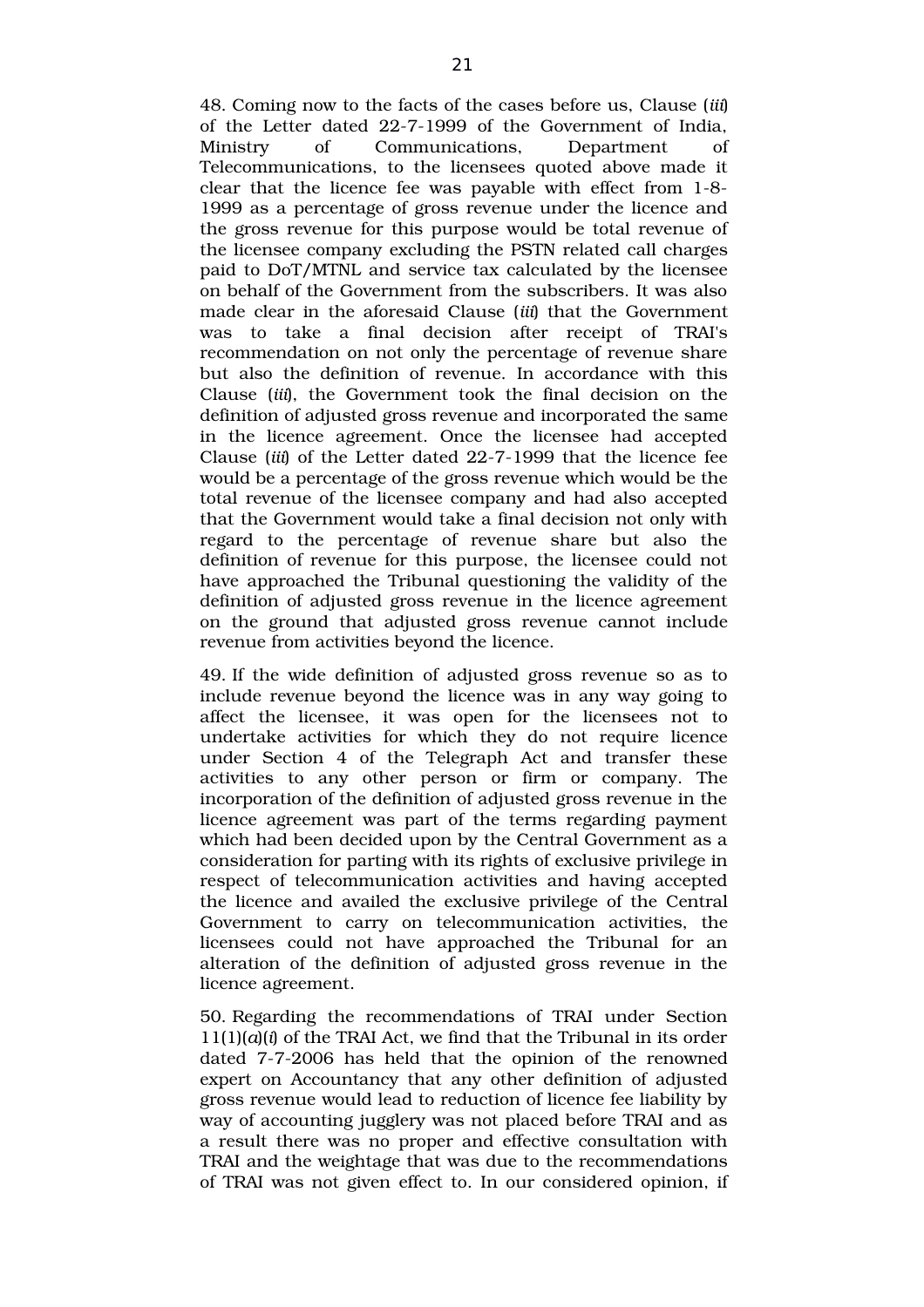48. Coming now to the facts of the cases before us, Clause (*iii*) of the Letter dated 22-7-1999 of the Government of India, Ministry of Communications, Department of Telecommunications, to the licensees quoted above made it clear that the licence fee was payable with effect from 1-8-1999 as a percentage of gross revenue under the licence and the gross revenue for this purpose would be total revenue of the licensee company excluding the PSTN related call charges paid to DoT/MTNL and service tax calculated by the licensee on behalf of the Government from the subscribers. It was also made clear in the aforesaid Clause (*iii*) that the Government was to take a final decision after receipt of TRAI's recommendation on not only the percentage of revenue share but also the definition of revenue. In accordance with this Clause (*iii*), the Government took the final decision on the definition of adjusted gross revenue and incorporated the same in the licence agreement. Once the licensee had accepted Clause (*iii*) of the Letter dated 22-7-1999 that the licence fee would be a percentage of the gross revenue which would be the total revenue of the licensee company and had also accepted that the Government would take a final decision not only with regard to the percentage of revenue share but also the definition of revenue for this purpose, the licensee could not have approached the Tribunal questioning the validity of the definition of adjusted gross revenue in the licence agreement on the ground that adjusted gross revenue cannot include revenue from activities beyond the licence.

49. If the wide definition of adjusted gross revenue so as to include revenue beyond the licence was in any way going to affect the licensee, it was open for the licensees not to undertake activities for which they do not require licence under Section 4 of the Telegraph Act and transfer these activities to any other person or firm or company. The incorporation of the definition of adjusted gross revenue in the licence agreement was part of the terms regarding payment which had been decided upon by the Central Government as a consideration for parting with its rights of exclusive privilege in respect of telecommunication activities and having accepted the licence and availed the exclusive privilege of the Central Government to carry on telecommunication activities, the licensees could not have approached the Tribunal for an alteration of the definition of adjusted gross revenue in the licence agreement.

50. Regarding the recommendations of TRAI under Section 11(1)(*a*)(*i*) of the TRAI Act, we find that the Tribunal in its order dated 7-7-2006 has held that the opinion of the renowned expert on Accountancy that any other definition of adjusted gross revenue would lead to reduction of licence fee liability by way of accounting jugglery was not placed before TRAI and as a result there was no proper and effective consultation with TRAI and the weightage that was due to the recommendations of TRAI was not given effect to. In our considered opinion, if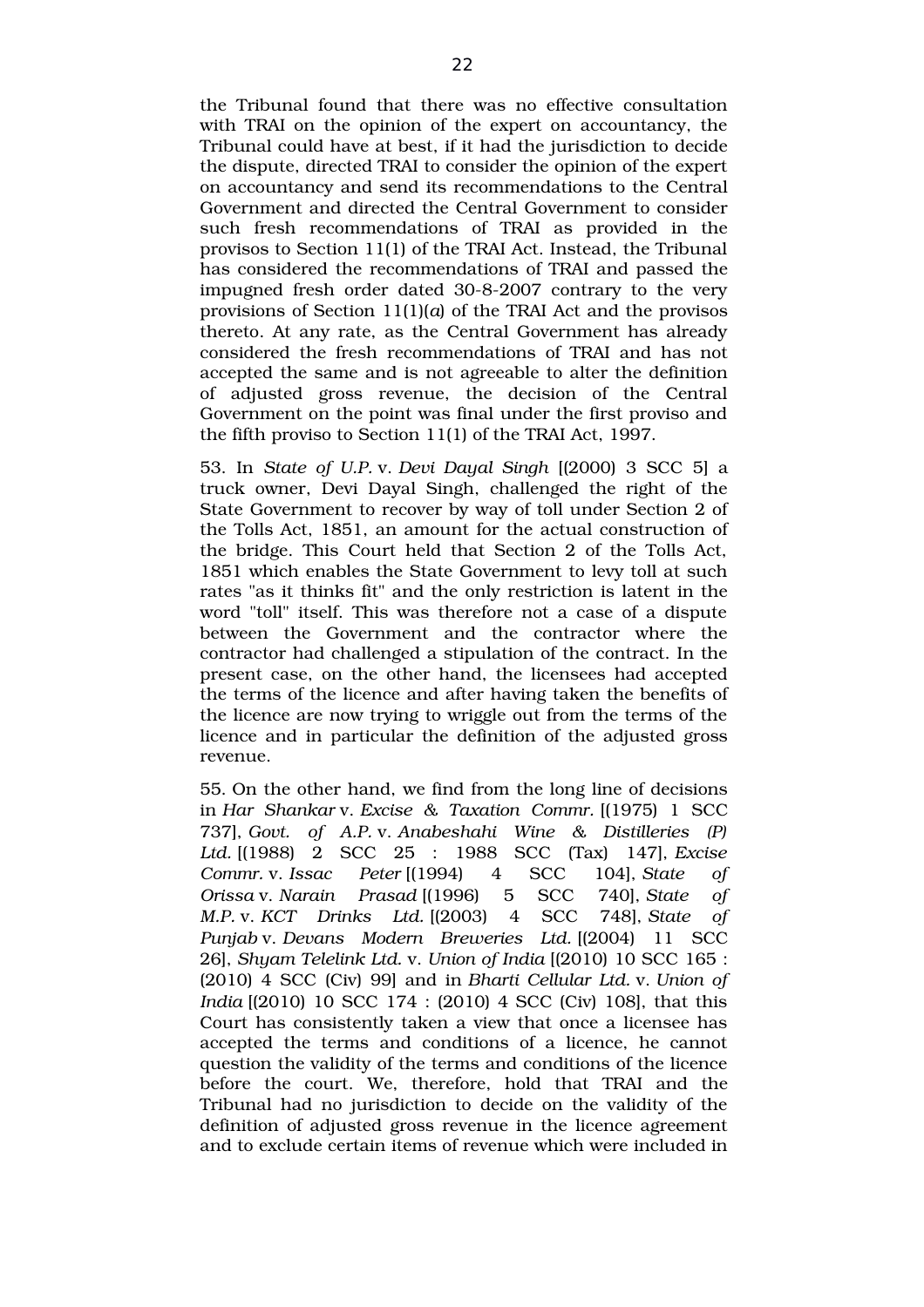the Tribunal found that there was no effective consultation with TRAI on the opinion of the expert on accountancy, the Tribunal could have at best, if it had the jurisdiction to decide the dispute, directed TRAI to consider the opinion of the expert on accountancy and send its recommendations to the Central Government and directed the Central Government to consider such fresh recommendations of TRAI as provided in the provisos to Section 11(1) of the TRAI Act. Instead, the Tribunal has considered the recommendations of TRAI and passed the impugned fresh order dated 30-8-2007 contrary to the very provisions of Section 11(1)(*a*) of the TRAI Act and the provisos thereto. At any rate, as the Central Government has already considered the fresh recommendations of TRAI and has not accepted the same and is not agreeable to alter the definition of adjusted gross revenue, the decision of the Central Government on the point was final under the first proviso and the fifth proviso to Section 11(1) of the TRAI Act, 1997.

53. In *State of U.P.* v. *Devi Dayal Singh* [(2000) 3 SCC 5] a truck owner, Devi Dayal Singh, challenged the right of the State Government to recover by way of toll under Section 2 of the Tolls Act, 1851, an amount for the actual construction of the bridge. This Court held that Section 2 of the Tolls Act, 1851 which enables the State Government to levy toll at such rates "as it thinks fit" and the only restriction is latent in the word "toll" itself. This was therefore not a case of a dispute between the Government and the contractor where the contractor had challenged a stipulation of the contract. In the present case, on the other hand, the licensees had accepted the terms of the licence and after having taken the benefits of the licence are now trying to wriggle out from the terms of the licence and in particular the definition of the adjusted gross revenue.

55. On the other hand, we find from the long line of decisions in *Har Shankar* v. *Excise & Taxation Commr.* [(1975) 1 SCC 737], *Govt. of A.P.* v. *Anabeshahi Wine & Distilleries (P) Ltd.* [(1988) 2 SCC 25 : 1988 SCC (Tax) 147], *Excise Commr.* v. *Issac Peter* [(1994) 4 SCC 104], *State of Orissa* v. *Narain Prasad* [(1996) 5 SCC 740], *State of M.P.* v. *KCT Drinks Ltd.* [(2003) 4 SCC 748], *State of Punjab* v. *Devans Modern Breweries Ltd.* [(2004) 11 SCC 26], *Shyam Telelink Ltd.* v. *Union of India* [(2010) 10 SCC 165 : (2010) 4 SCC (Civ) 99] and in *Bharti Cellular Ltd.* v. *Union of India* [(2010) 10 SCC 174 : (2010) 4 SCC (Civ) 108], that this Court has consistently taken a view that once a licensee has accepted the terms and conditions of a licence, he cannot question the validity of the terms and conditions of the licence before the court. We, therefore, hold that TRAI and the Tribunal had no jurisdiction to decide on the validity of the definition of adjusted gross revenue in the licence agreement and to exclude certain items of revenue which were included in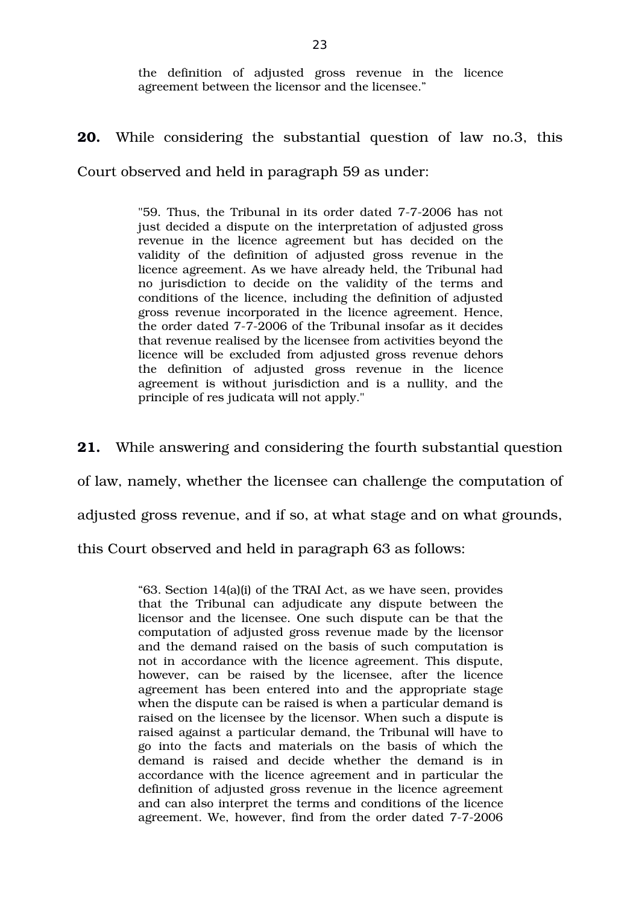the definition of adjusted gross revenue in the licence agreement between the licensor and the licensee."

**20.** While considering the substantial question of law no.3, this Court observed and held in paragraph 59 as under:

> "59. Thus, the Tribunal in its order dated 7-7-2006 has not just decided a dispute on the interpretation of adjusted gross revenue in the licence agreement but has decided on the validity of the definition of adjusted gross revenue in the licence agreement. As we have already held, the Tribunal had no jurisdiction to decide on the validity of the terms and conditions of the licence, including the definition of adjusted gross revenue incorporated in the licence agreement. Hence, the order dated 7-7-2006 of the Tribunal insofar as it decides that revenue realised by the licensee from activities beyond the licence will be excluded from adjusted gross revenue dehors the definition of adjusted gross revenue in the licence agreement is without jurisdiction and is a nullity, and the principle of res judicata will not apply."

**21.** While answering and considering the fourth substantial question of law, namely, whether the licensee can challenge the computation of adjusted gross revenue, and if so, at what stage and on what grounds, this Court observed and held in paragraph 63 as follows:

> "63. Section 14(a)(i) of the TRAI Act, as we have seen, provides that the Tribunal can adjudicate any dispute between the licensor and the licensee. One such dispute can be that the computation of adjusted gross revenue made by the licensor and the demand raised on the basis of such computation is not in accordance with the licence agreement. This dispute, however, can be raised by the licensee, after the licence agreement has been entered into and the appropriate stage when the dispute can be raised is when a particular demand is raised on the licensee by the licensor. When such a dispute is raised against a particular demand, the Tribunal will have to go into the facts and materials on the basis of which the demand is raised and decide whether the demand is in accordance with the licence agreement and in particular the definition of adjusted gross revenue in the licence agreement and can also interpret the terms and conditions of the licence agreement. We, however, find from the order dated 7-7-2006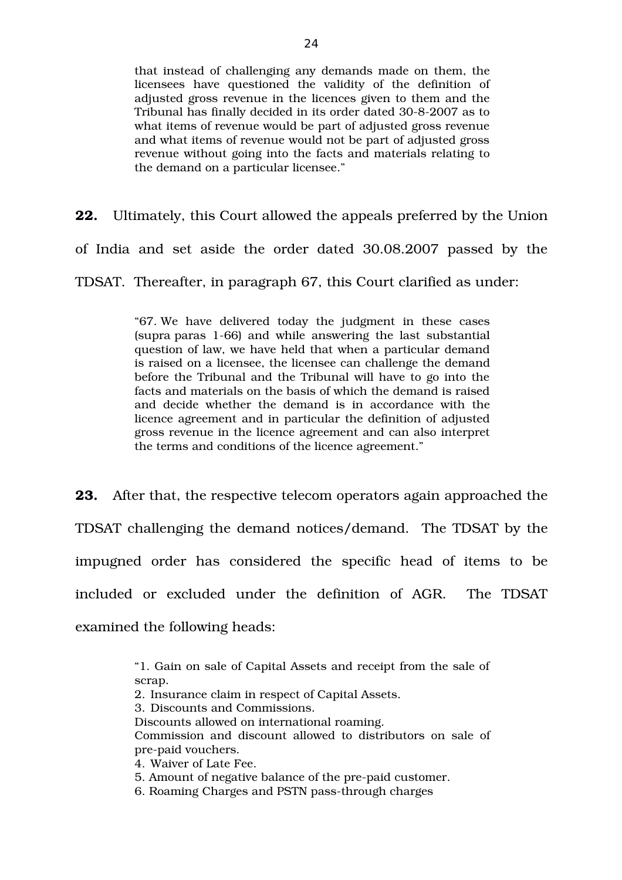> that instead of challenging any demands made on them, the licensees have questioned the validity of the definition of adjusted gross revenue in the licences given to them and the Tribunal has finally decided in its order dated 30-8-2007 as to what items of revenue would be part of adjusted gross revenue and what items of revenue would not be part of adjusted gross revenue without going into the facts and materials relating to the demand on a particular licensee."

**22.** Ultimately, this Court allowed the appeals preferred by the Union of India and set aside the order dated 30.08.2007 passed by the TDSAT. Thereafter, in paragraph 67, this Court clarified as under:

> "67. We have delivered today the judgment in these cases (supra paras 1-66) and while answering the last substantial question of law, we have held that when a particular demand is raised on a licensee, the licensee can challenge the demand before the Tribunal and the Tribunal will have to go into the facts and materials on the basis of which the demand is raised and decide whether the demand is in accordance with the licence agreement and in particular the definition of adjusted gross revenue in the licence agreement and can also interpret the terms and conditions of the licence agreement."

**23.** After that, the respective telecom operators again approached the TDSAT challenging the demand notices/demand. The TDSAT by the impugned order has considered the specific head of items to be included or excluded under the definition of AGR. The TDSAT examined the following heads:

> "1. Gain on sale of Capital Assets and receipt from the sale of scrap.
> 2. Insurance claim in respect of Capital Assets.
> 3. Discounts and Commissions.
> Discounts allowed on international roaming.
> Commission and discount allowed to distributors on sale of pre-paid vouchers.
> 4. Waiver of Late Fee.
> 5. Amount of negative balance of the pre-paid customer.
> 6. Roaming Charges and PSTN pass-through charges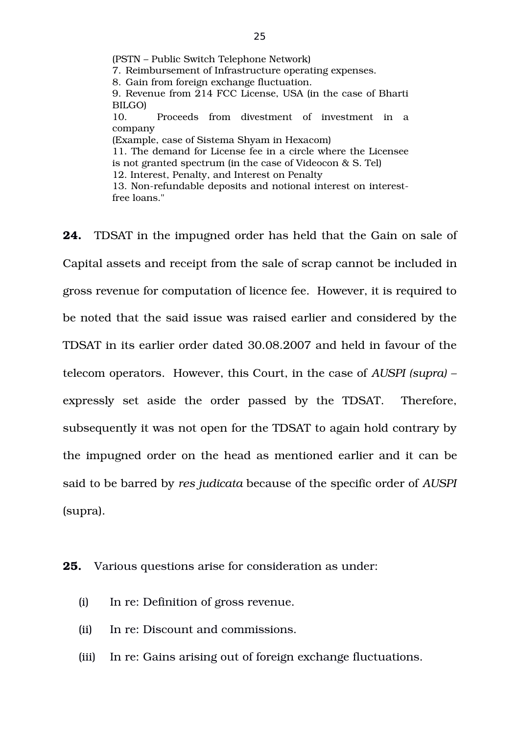(PSTN – Public Switch Telephone Network)
7. Reimbursement of Infrastructure operating expenses.
8. Gain from foreign exchange fluctuation.
9. Revenue from 214 FCC License, USA (in the case of Bharti BILGO)
10. Proceeds from divestment of investment in a company
(Example, case of Sistema Shyam in Hexacom)
11. The demand for License fee in a circle where the Licensee is not granted spectrum (in the case of Videocon & S. Tel)
12. Interest, Penalty, and Interest on Penalty
13. Non-refundable deposits and notional interest on interest-free loans."

**24.** TDSAT in the impugned order has held that the Gain on sale of Capital assets and receipt from the sale of scrap cannot be included in gross revenue for computation of licence fee. However, it is required to be noted that the said issue was raised earlier and considered by the TDSAT in its earlier order dated 30.08.2007 and held in favour of the telecom operators. However, this Court, in the case of *AUSPI (supra)* – expressly set aside the order passed by the TDSAT. Therefore, subsequently it was not open for the TDSAT to again hold contrary by the impugned order on the head as mentioned earlier and it can be said to be barred by *res judicata* because of the specific order of *AUSPI* (supra).

**25.** Various questions arise for consideration as under:

(i) In re: Definition of gross revenue.

(ii) In re: Discount and commissions.

(iii) In re: Gains arising out of foreign exchange fluctuations.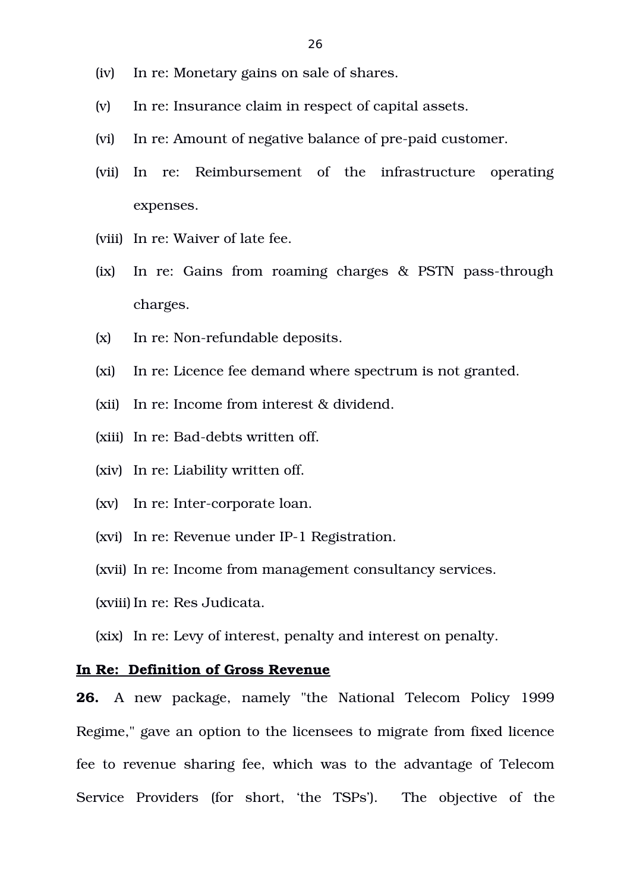(iv) In re: Monetary gains on sale of shares.

(v) In re: Insurance claim in respect of capital assets.

(vi) In re: Amount of negative balance of pre-paid customer.

(vii) In re: Reimbursement of the infrastructure operating expenses.

(viii) In re: Waiver of late fee.

(ix) In re: Gains from roaming charges & PSTN pass-through charges.

(x) In re: Non-refundable deposits.

(xi) In re: Licence fee demand where spectrum is not granted.

(xii) In re: Income from interest & dividend.

(xiii) In re: Bad-debts written off.

(xiv) In re: Liability written off.

(xv) In re: Inter-corporate loan.

(xvi) In re: Revenue under IP-1 Registration.

(xvii) In re: Income from management consultancy services.

(xviii) In re: Res Judicata.

(xix) In re: Levy of interest, penalty and interest on penalty.

**In Re: Definition of Gross Revenue**

**26.** A new package, namely "the National Telecom Policy 1999 Regime," gave an option to the licensees to migrate from fixed licence fee to revenue sharing fee, which was to the advantage of Telecom Service Providers (for short, 'the TSPs'). The objective of the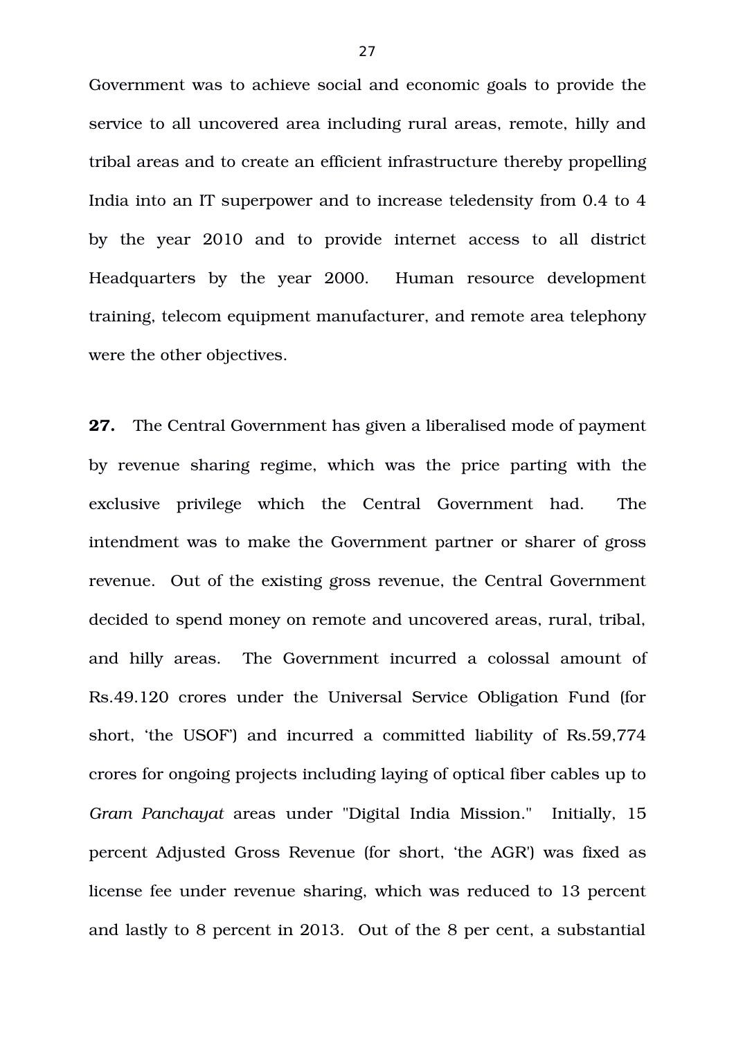Government was to achieve social and economic goals to provide the service to all uncovered area including rural areas, remote, hilly and tribal areas and to create an efficient infrastructure thereby propelling India into an IT superpower and to increase teledensity from 0.4 to 4 by the year 2010 and to provide internet access to all district Headquarters by the year 2000. Human resource development training, telecom equipment manufacturer, and remote area telephony were the other objectives.

**27.** The Central Government has given a liberalised mode of payment by revenue sharing regime, which was the price parting with the exclusive privilege which the Central Government had. The intendment was to make the Government partner or sharer of gross revenue. Out of the existing gross revenue, the Central Government decided to spend money on remote and uncovered areas, rural, tribal, and hilly areas. The Government incurred a colossal amount of Rs.49.120 crores under the Universal Service Obligation Fund (for short, 'the USOF') and incurred a committed liability of Rs.59,774 crores for ongoing projects including laying of optical fiber cables up to *Gram Panchayat* areas under "Digital India Mission." Initially, 15 percent Adjusted Gross Revenue (for short, 'the AGR') was fixed as license fee under revenue sharing, which was reduced to 13 percent and lastly to 8 percent in 2013. Out of the 8 per cent, a substantial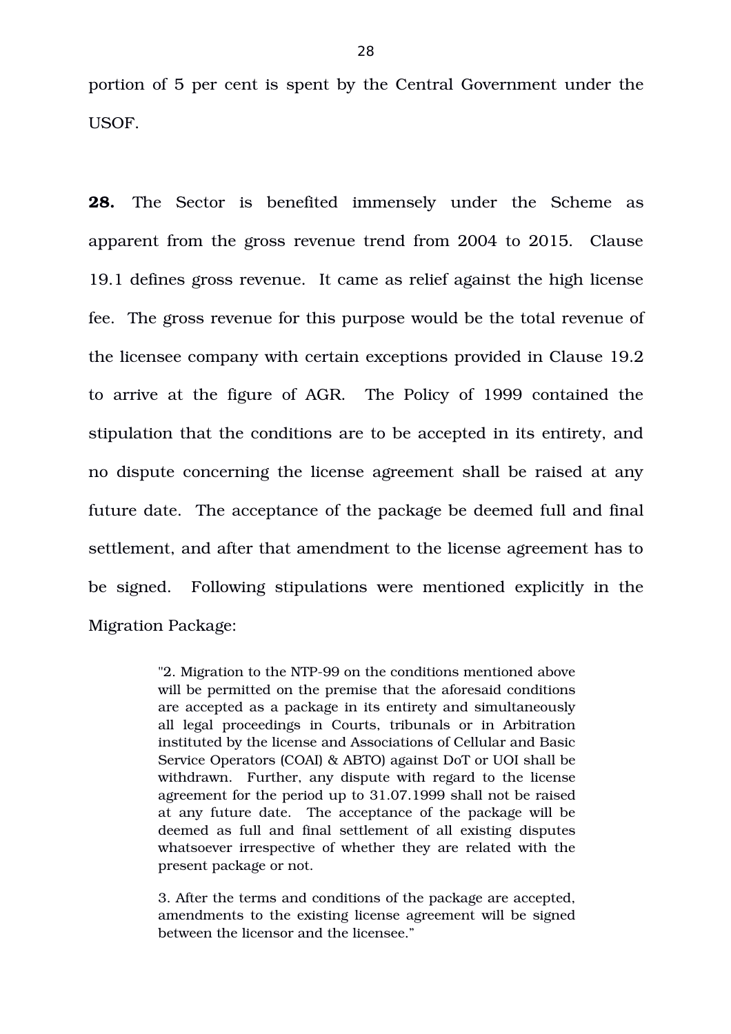portion of 5 per cent is spent by the Central Government under the USOF.

**28.** The Sector is benefited immensely under the Scheme as apparent from the gross revenue trend from 2004 to 2015. Clause 19.1 defines gross revenue. It came as relief against the high license fee. The gross revenue for this purpose would be the total revenue of the licensee company with certain exceptions provided in Clause 19.2 to arrive at the figure of AGR. The Policy of 1999 contained the stipulation that the conditions are to be accepted in its entirety, and no dispute concerning the license agreement shall be raised at any future date. The acceptance of the package be deemed full and final settlement, and after that amendment to the license agreement has to be signed. Following stipulations were mentioned explicitly in the Migration Package:

> "2. Migration to the NTP-99 on the conditions mentioned above will be permitted on the premise that the aforesaid conditions are accepted as a package in its entirety and simultaneously all legal proceedings in Courts, tribunals or in Arbitration instituted by the license and Associations of Cellular and Basic Service Operators (COAI) & ABTO) against DoT or UOI shall be withdrawn. Further, any dispute with regard to the license agreement for the period up to 31.07.1999 shall not be raised at any future date. The acceptance of the package will be deemed as full and final settlement of all existing disputes whatsoever irrespective of whether they are related with the present package or not.
>
> 3. After the terms and conditions of the package are accepted, amendments to the existing license agreement will be signed between the licensor and the licensee."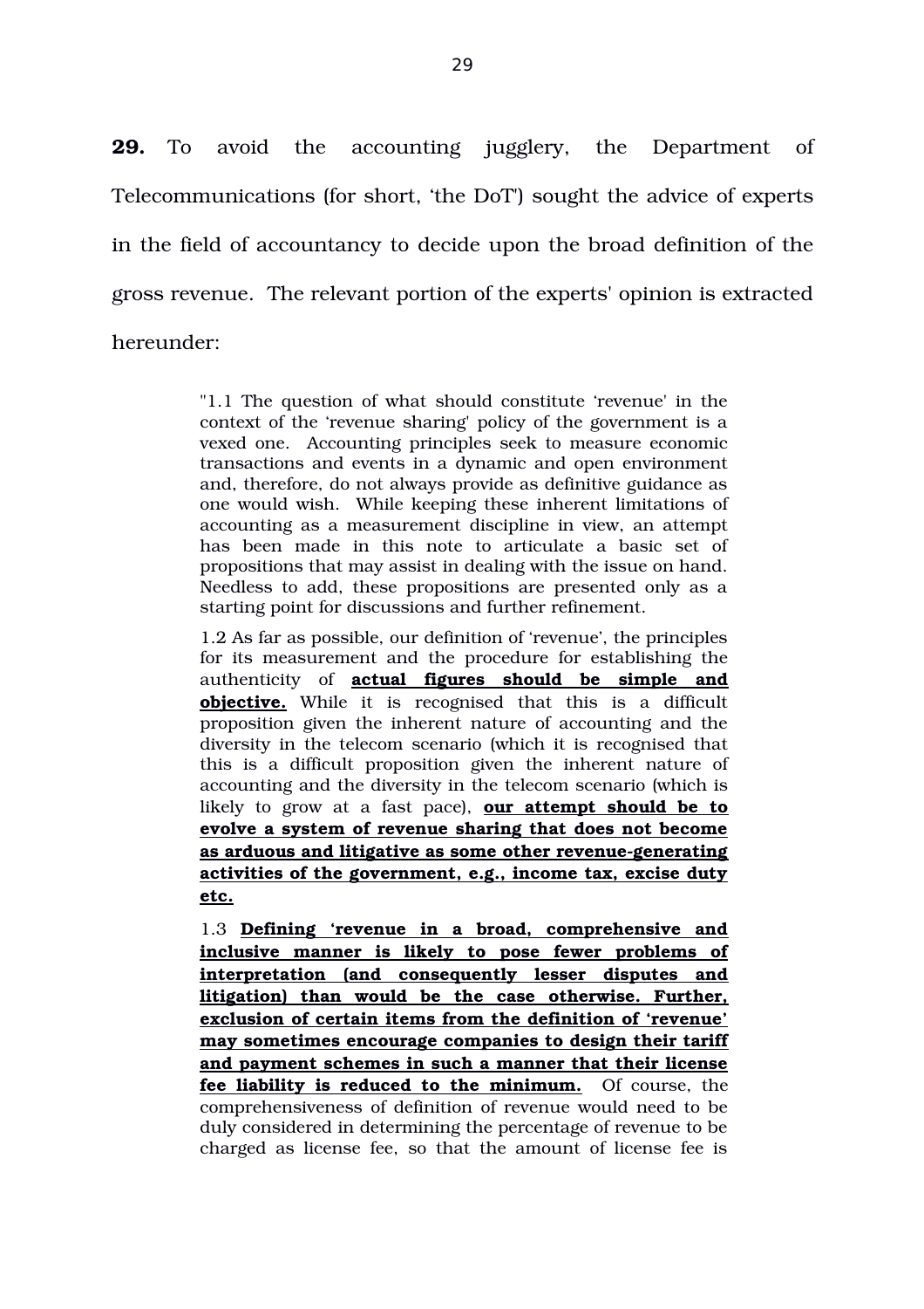**29.** To avoid the accounting jugglery, the Department of Telecommunications (for short, 'the DoT') sought the advice of experts in the field of accountancy to decide upon the broad definition of the gross revenue. The relevant portion of the experts' opinion is extracted hereunder:

> "1.1 The question of what should constitute 'revenue' in the context of the 'revenue sharing' policy of the government is a vexed one. Accounting principles seek to measure economic transactions and events in a dynamic and open environment and, therefore, do not always provide as definitive guidance as one would wish. While keeping these inherent limitations of accounting as a measurement discipline in view, an attempt has been made in this note to articulate a basic set of propositions that may assist in dealing with the issue on hand. Needless to add, these propositions are presented only as a starting point for discussions and further refinement.
>
> 1.2 As far as possible, our definition of 'revenue', the principles for its measurement and the procedure for establishing the authenticity of **<u>actual figures should be simple and objective.</u>** While it is recognised that this is a difficult proposition given the inherent nature of accounting and the diversity in the telecom scenario (which it is recognised that this is a difficult proposition given the inherent nature of accounting and the diversity in the telecom scenario (which is likely to grow at a fast pace), **<u>our attempt should be to evolve a system of revenue sharing that does not become as arduous and litigative as some other revenue-generating activities of the government, e.g., income tax, excise duty etc.</u>**
>
> 1.3 **<u>Defining 'revenue in a broad, comprehensive and inclusive manner is likely to pose fewer problems of interpretation (and consequently lesser disputes and litigation) than would be the case otherwise. Further, exclusion of certain items from the definition of 'revenue' may sometimes encourage companies to design their tariff and payment schemes in such a manner that their license fee liability is reduced to the minimum.</u>** Of course, the comprehensiveness of definition of revenue would need to be duly considered in determining the percentage of revenue to be charged as license fee, so that the amount of license fee is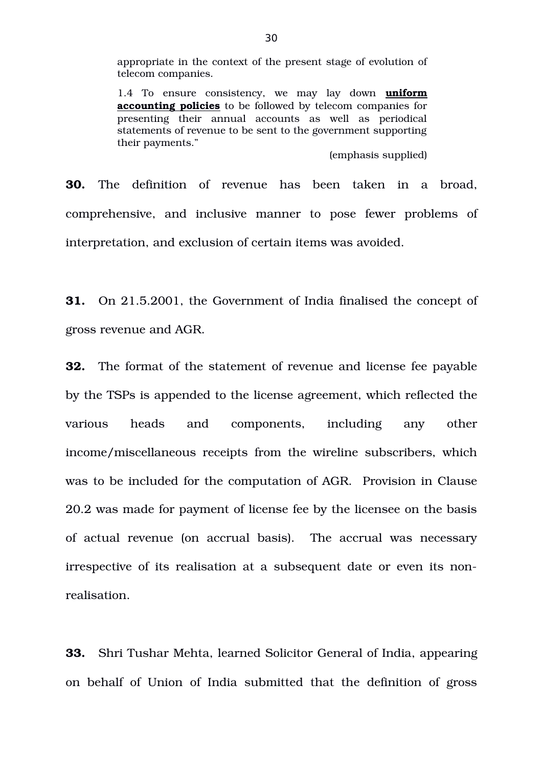> appropriate in the context of the present stage of evolution of telecom companies.
>
> 1.4 To ensure consistency, we may lay down **uniform accounting policies** to be followed by telecom companies for presenting their annual accounts as well as periodical statements of revenue to be sent to the government supporting their payments."
>
> (emphasis supplied)

**30.** The definition of revenue has been taken in a broad, comprehensive, and inclusive manner to pose fewer problems of interpretation, and exclusion of certain items was avoided.

**31.** On 21.5.2001, the Government of India finalised the concept of gross revenue and AGR.

**32.** The format of the statement of revenue and license fee payable by the TSPs is appended to the license agreement, which reflected the various heads and components, including any other income/miscellaneous receipts from the wireline subscribers, which was to be included for the computation of AGR. Provision in Clause 20.2 was made for payment of license fee by the licensee on the basis of actual revenue (on accrual basis). The accrual was necessary irrespective of its realisation at a subsequent date or even its non-realisation.

**33.** Shri Tushar Mehta, learned Solicitor General of India, appearing on behalf of Union of India submitted that the definition of gross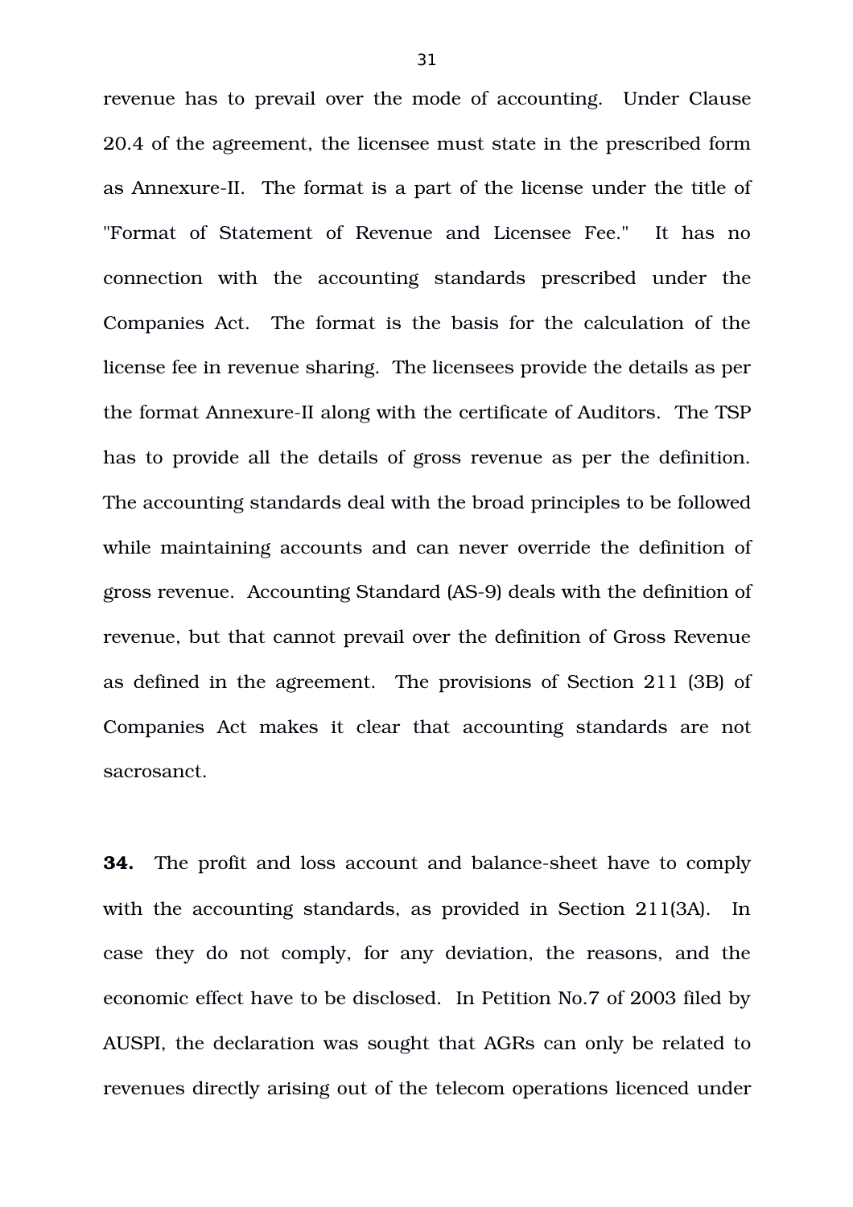revenue has to prevail over the mode of accounting. Under Clause 20.4 of the agreement, the licensee must state in the prescribed form as Annexure-II. The format is a part of the license under the title of "Format of Statement of Revenue and Licensee Fee." It has no connection with the accounting standards prescribed under the Companies Act. The format is the basis for the calculation of the license fee in revenue sharing. The licensees provide the details as per the format Annexure-II along with the certificate of Auditors. The TSP has to provide all the details of gross revenue as per the definition. The accounting standards deal with the broad principles to be followed while maintaining accounts and can never override the definition of gross revenue. Accounting Standard (AS-9) deals with the definition of revenue, but that cannot prevail over the definition of Gross Revenue as defined in the agreement. The provisions of Section 211 (3B) of Companies Act makes it clear that accounting standards are not sacrosanct.

**34.** The profit and loss account and balance-sheet have to comply with the accounting standards, as provided in Section 211(3A). In case they do not comply, for any deviation, the reasons, and the economic effect have to be disclosed. In Petition No.7 of 2003 filed by AUSPI, the declaration was sought that AGRs can only be related to revenues directly arising out of the telecom operations licenced under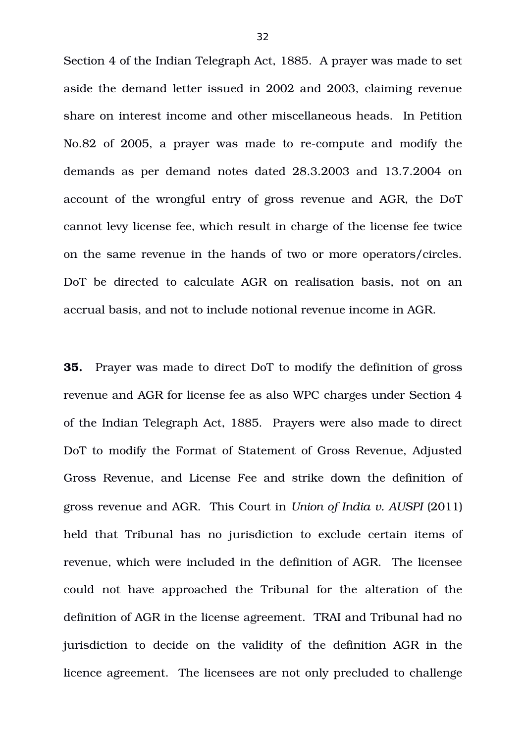Section 4 of the Indian Telegraph Act, 1885. A prayer was made to set aside the demand letter issued in 2002 and 2003, claiming revenue share on interest income and other miscellaneous heads. In Petition No.82 of 2005, a prayer was made to re-compute and modify the demands as per demand notes dated 28.3.2003 and 13.7.2004 on account of the wrongful entry of gross revenue and AGR, the DoT cannot levy license fee, which result in charge of the license fee twice on the same revenue in the hands of two or more operators/circles. DoT be directed to calculate AGR on realisation basis, not on an accrual basis, and not to include notional revenue income in AGR.

**35.** Prayer was made to direct DoT to modify the definition of gross revenue and AGR for license fee as also WPC charges under Section 4 of the Indian Telegraph Act, 1885. Prayers were also made to direct DoT to modify the Format of Statement of Gross Revenue, Adjusted Gross Revenue, and License Fee and strike down the definition of gross revenue and AGR. This Court in *Union of India v. AUSPI* (2011) held that Tribunal has no jurisdiction to exclude certain items of revenue, which were included in the definition of AGR. The licensee could not have approached the Tribunal for the alteration of the definition of AGR in the license agreement. TRAI and Tribunal had no jurisdiction to decide on the validity of the definition AGR in the licence agreement. The licensees are not only precluded to challenge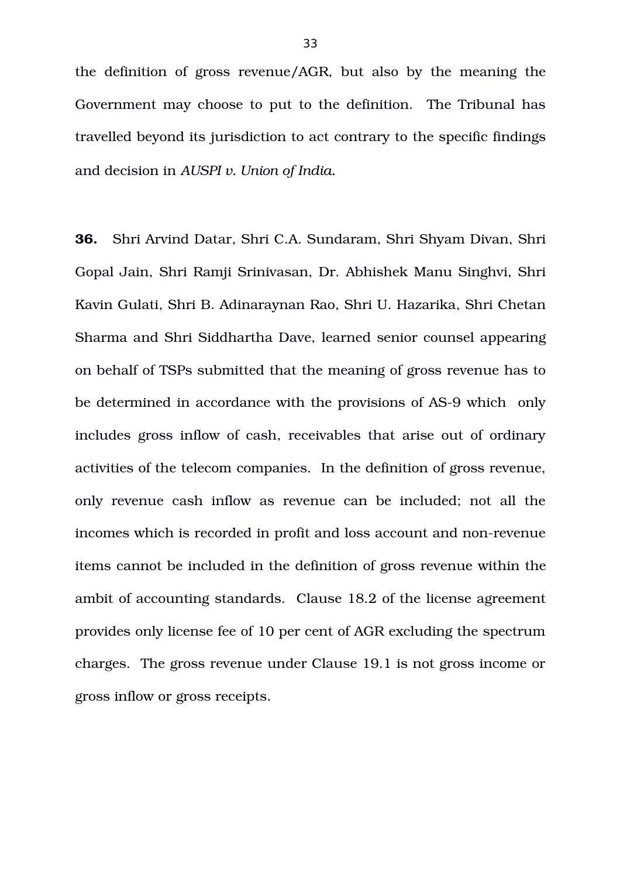the definition of gross revenue/AGR, but also by the meaning the Government may choose to put to the definition. The Tribunal has travelled beyond its jurisdiction to act contrary to the specific findings and decision in *AUSPI v. Union of India.*

**36.** Shri Arvind Datar, Shri C.A. Sundaram, Shri Shyam Divan, Shri Gopal Jain, Shri Ramji Srinivasan, Dr. Abhishek Manu Singhvi, Shri Kavin Gulati, Shri B. Adinaraynan Rao, Shri U. Hazarika, Shri Chetan Sharma and Shri Siddhartha Dave, learned senior counsel appearing on behalf of TSPs submitted that the meaning of gross revenue has to be determined in accordance with the provisions of AS-9 which only includes gross inflow of cash, receivables that arise out of ordinary activities of the telecom companies. In the definition of gross revenue, only revenue cash inflow as revenue can be included; not all the incomes which is recorded in profit and loss account and non-revenue items cannot be included in the definition of gross revenue within the ambit of accounting standards. Clause 18.2 of the license agreement provides only license fee of 10 per cent of AGR excluding the spectrum charges. The gross revenue under Clause 19.1 is not gross income or gross inflow or gross receipts.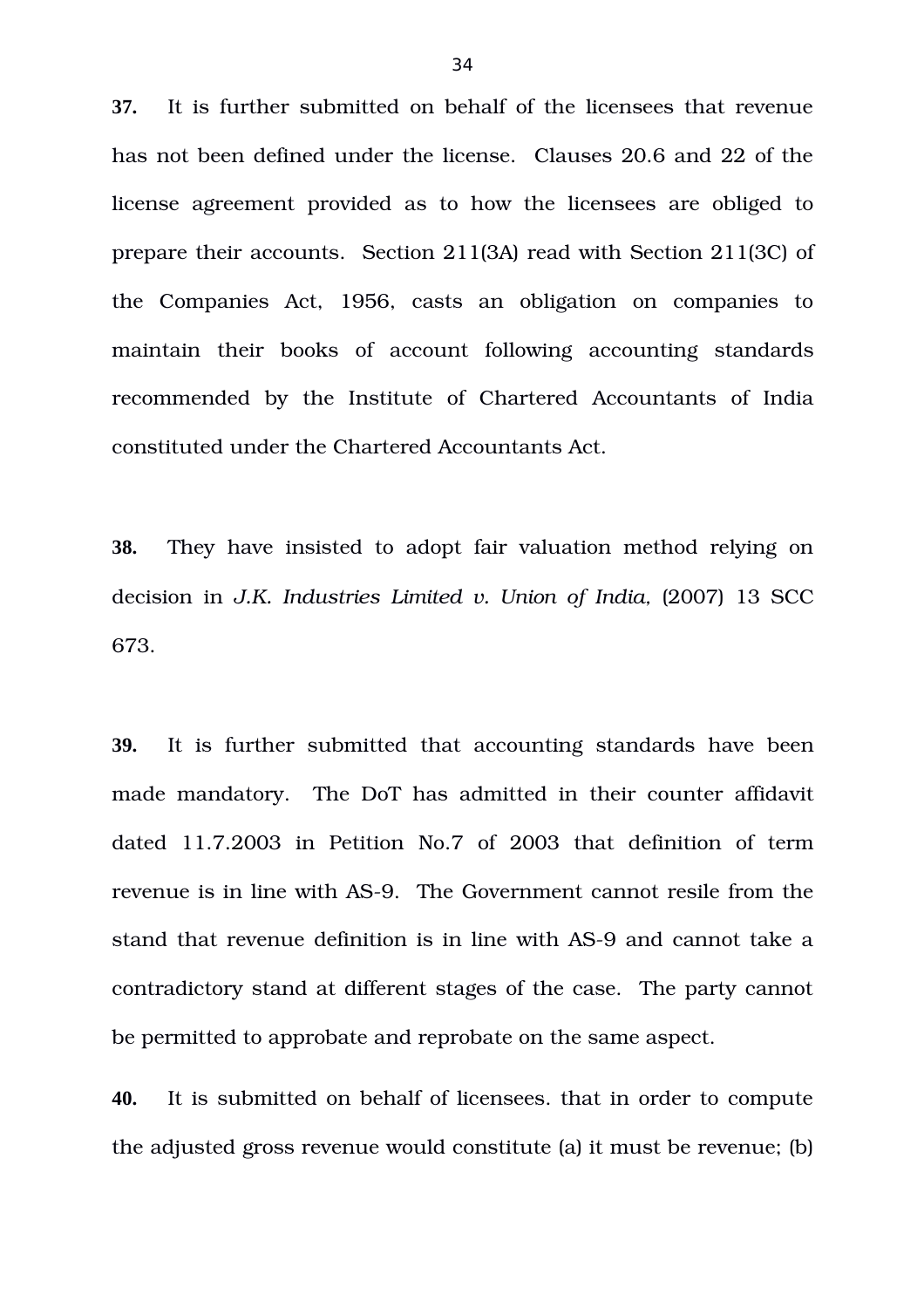**37.** It is further submitted on behalf of the licensees that revenue has not been defined under the license. Clauses 20.6 and 22 of the license agreement provided as to how the licensees are obliged to prepare their accounts. Section 211(3A) read with Section 211(3C) of the Companies Act, 1956, casts an obligation on companies to maintain their books of account following accounting standards recommended by the Institute of Chartered Accountants of India constituted under the Chartered Accountants Act.

**38.** They have insisted to adopt fair valuation method relying on decision in *J.K. Industries Limited v. Union of India,* (2007) 13 SCC 673.

**39.** It is further submitted that accounting standards have been made mandatory. The DoT has admitted in their counter affidavit dated 11.7.2003 in Petition No.7 of 2003 that definition of term revenue is in line with AS-9. The Government cannot resile from the stand that revenue definition is in line with AS-9 and cannot take a contradictory stand at different stages of the case. The party cannot be permitted to approbate and reprobate on the same aspect.

**40.** It is submitted on behalf of licensees. that in order to compute the adjusted gross revenue would constitute (a) it must be revenue; (b)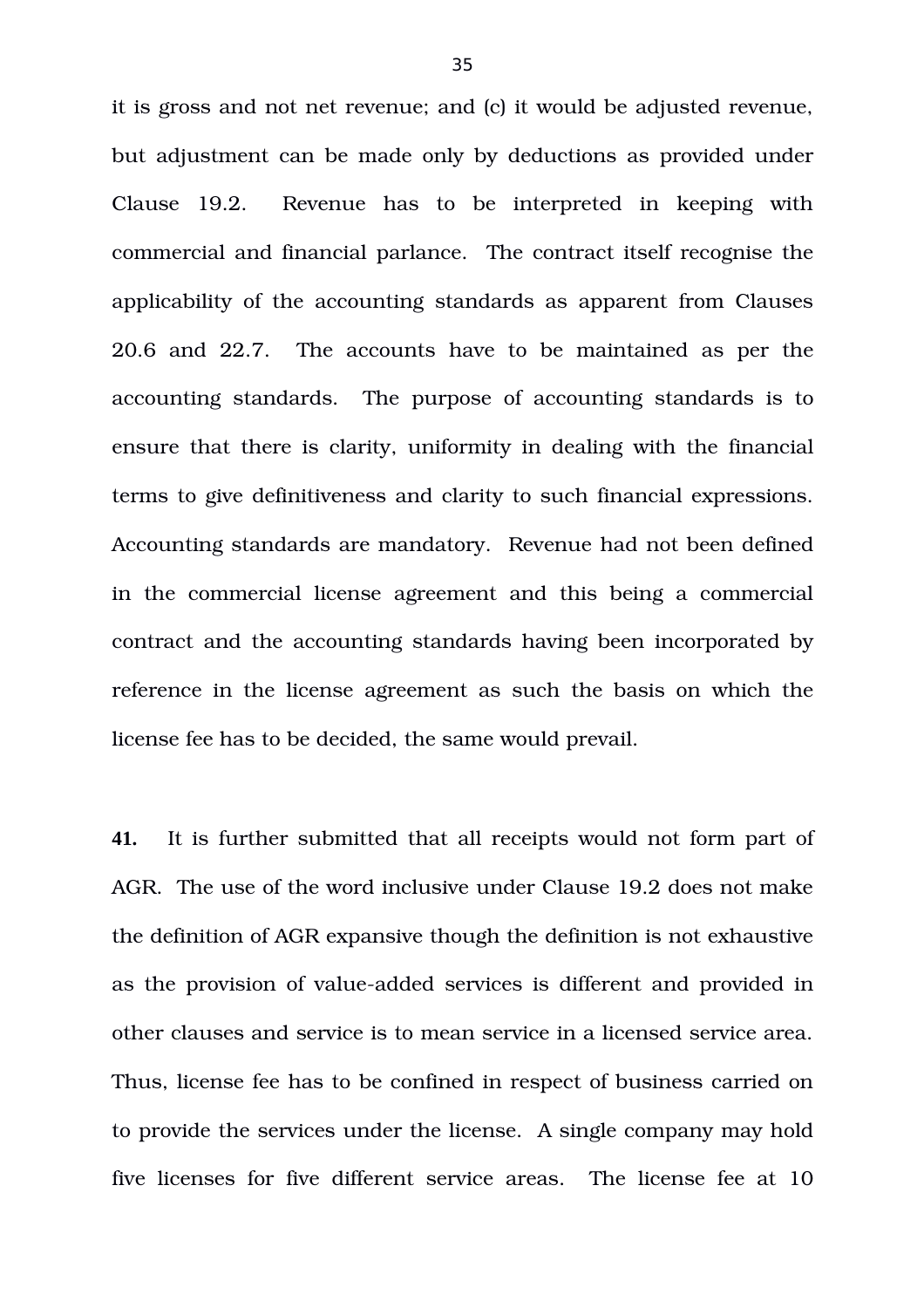it is gross and not net revenue; and (c) it would be adjusted revenue, but adjustment can be made only by deductions as provided under Clause 19.2. Revenue has to be interpreted in keeping with commercial and financial parlance. The contract itself recognise the applicability of the accounting standards as apparent from Clauses 20.6 and 22.7. The accounts have to be maintained as per the accounting standards. The purpose of accounting standards is to ensure that there is clarity, uniformity in dealing with the financial terms to give definitiveness and clarity to such financial expressions. Accounting standards are mandatory. Revenue had not been defined in the commercial license agreement and this being a commercial contract and the accounting standards having been incorporated by reference in the license agreement as such the basis on which the license fee has to be decided, the same would prevail.

**41.** It is further submitted that all receipts would not form part of AGR. The use of the word inclusive under Clause 19.2 does not make the definition of AGR expansive though the definition is not exhaustive as the provision of value-added services is different and provided in other clauses and service is to mean service in a licensed service area. Thus, license fee has to be confined in respect of business carried on to provide the services under the license. A single company may hold five licenses for five different service areas. The license fee at 10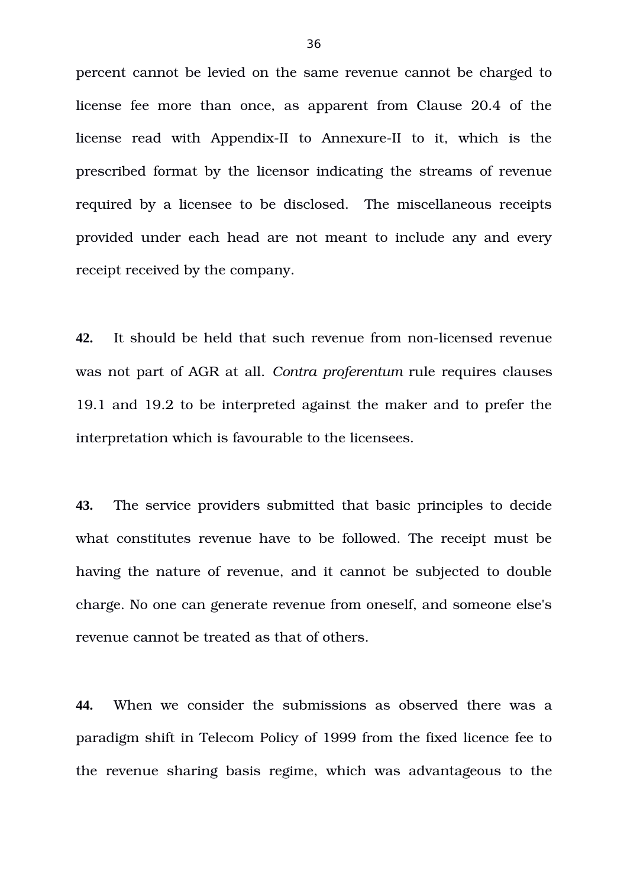percent cannot be levied on the same revenue cannot be charged to license fee more than once, as apparent from Clause 20.4 of the license read with Appendix-II to Annexure-II to it, which is the prescribed format by the licensor indicating the streams of revenue required by a licensee to be disclosed. The miscellaneous receipts provided under each head are not meant to include any and every receipt received by the company.

**42.** It should be held that such revenue from non-licensed revenue was not part of AGR at all. *Contra proferentum* rule requires clauses 19.1 and 19.2 to be interpreted against the maker and to prefer the interpretation which is favourable to the licensees.

**43.** The service providers submitted that basic principles to decide what constitutes revenue have to be followed. The receipt must be having the nature of revenue, and it cannot be subjected to double charge. No one can generate revenue from oneself, and someone else's revenue cannot be treated as that of others.

**44.** When we consider the submissions as observed there was a paradigm shift in Telecom Policy of 1999 from the fixed licence fee to the revenue sharing basis regime, which was advantageous to the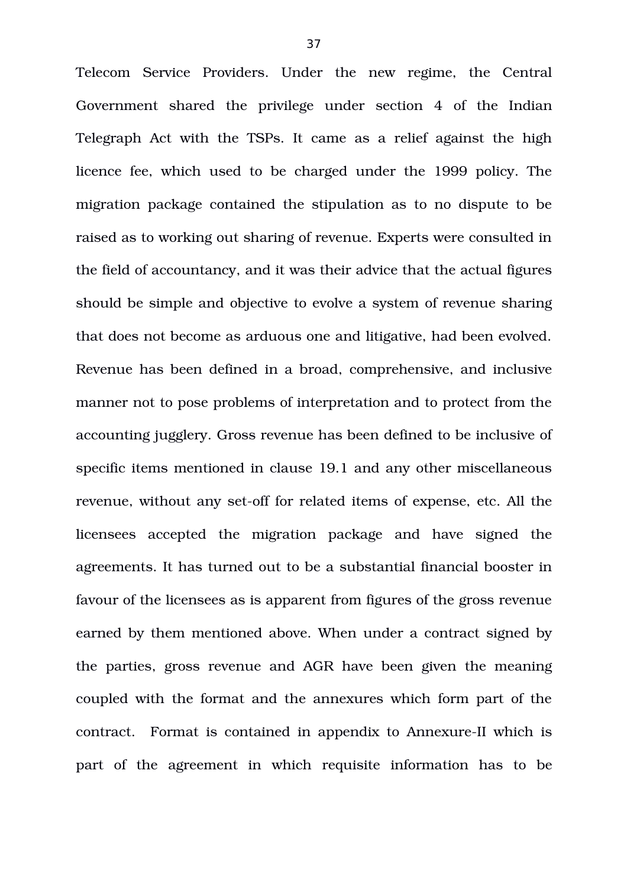Telecom Service Providers. Under the new regime, the Central Government shared the privilege under section 4 of the Indian Telegraph Act with the TSPs. It came as a relief against the high licence fee, which used to be charged under the 1999 policy. The migration package contained the stipulation as to no dispute to be raised as to working out sharing of revenue. Experts were consulted in the field of accountancy, and it was their advice that the actual figures should be simple and objective to evolve a system of revenue sharing that does not become as arduous one and litigative, had been evolved. Revenue has been defined in a broad, comprehensive, and inclusive manner not to pose problems of interpretation and to protect from the accounting jugglery. Gross revenue has been defined to be inclusive of specific items mentioned in clause 19.1 and any other miscellaneous revenue, without any set-off for related items of expense, etc. All the licensees accepted the migration package and have signed the agreements. It has turned out to be a substantial financial booster in favour of the licensees as is apparent from figures of the gross revenue earned by them mentioned above. When under a contract signed by the parties, gross revenue and AGR have been given the meaning coupled with the format and the annexures which form part of the contract. Format is contained in appendix to Annexure-II which is part of the agreement in which requisite information has to be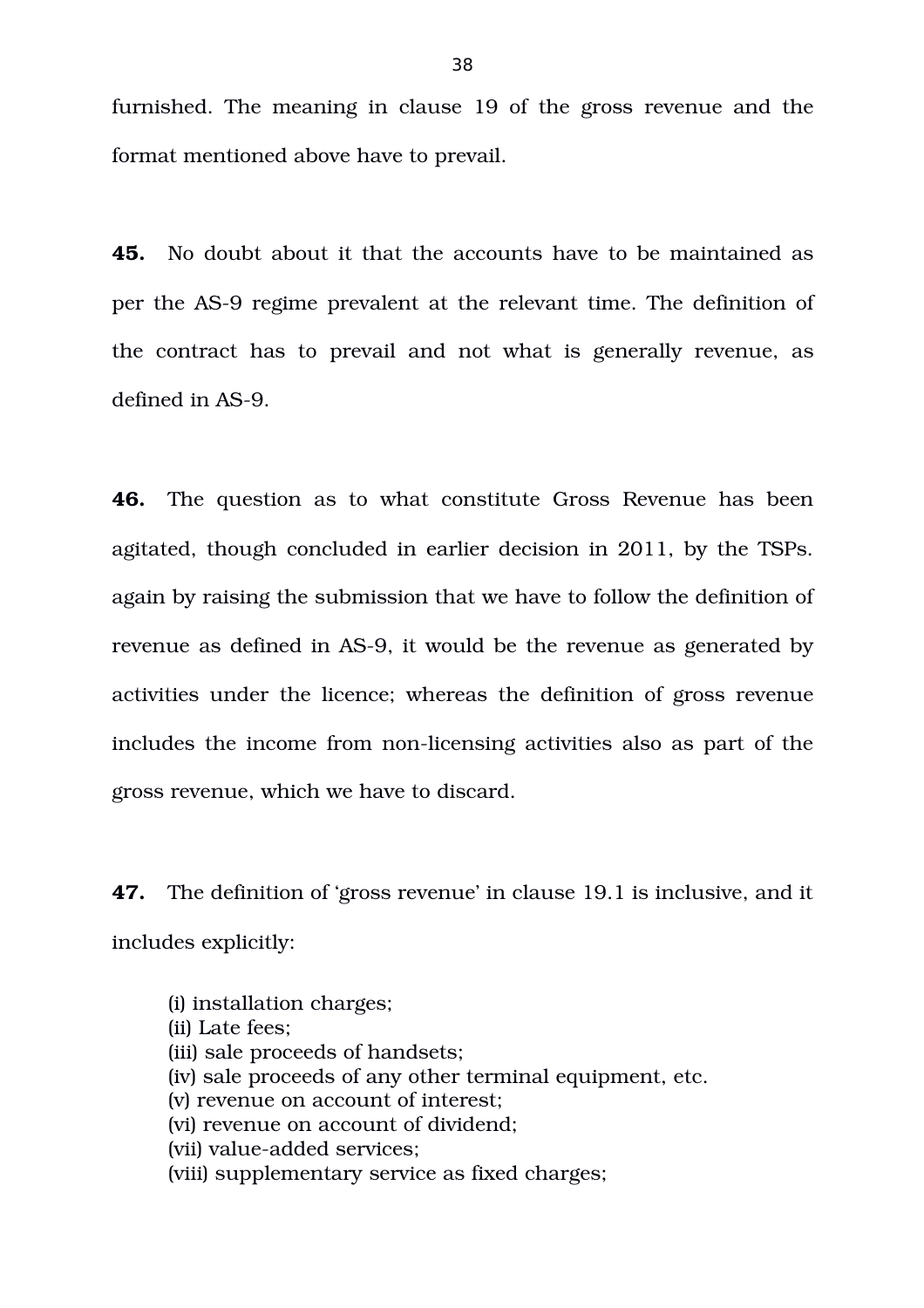furnished. The meaning in clause 19 of the gross revenue and the format mentioned above have to prevail.

**45.** No doubt about it that the accounts have to be maintained as per the AS-9 regime prevalent at the relevant time. The definition of the contract has to prevail and not what is generally revenue, as defined in AS-9.

**46.** The question as to what constitute Gross Revenue has been agitated, though concluded in earlier decision in 2011, by the TSPs. again by raising the submission that we have to follow the definition of revenue as defined in AS-9, it would be the revenue as generated by activities under the licence; whereas the definition of gross revenue includes the income from non-licensing activities also as part of the gross revenue, which we have to discard.

**47.** The definition of 'gross revenue' in clause 19.1 is inclusive, and it includes explicitly:

(i) installation charges;
(ii) Late fees;
(iii) sale proceeds of handsets;
(iv) sale proceeds of any other terminal equipment, etc.
(v) revenue on account of interest;
(vi) revenue on account of dividend;
(vii) value-added services;
(viii) supplementary service as fixed charges;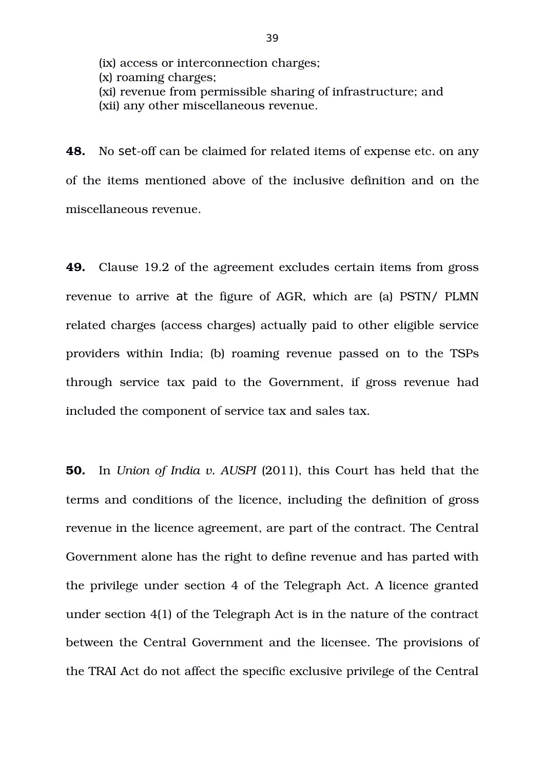(ix) access or interconnection charges;
(x) roaming charges;
(xi) revenue from permissible sharing of infrastructure; and
(xii) any other miscellaneous revenue.

**48.** No set-off can be claimed for related items of expense etc. on any of the items mentioned above of the inclusive definition and on the miscellaneous revenue.

**49.** Clause 19.2 of the agreement excludes certain items from gross revenue to arrive at the figure of AGR, which are (a) PSTN/ PLMN related charges (access charges) actually paid to other eligible service providers within India; (b) roaming revenue passed on to the TSPs through service tax paid to the Government, if gross revenue had included the component of service tax and sales tax.

**50.** In *Union of India v. AUSPI* (2011), this Court has held that the terms and conditions of the licence, including the definition of gross revenue in the licence agreement, are part of the contract. The Central Government alone has the right to define revenue and has parted with the privilege under section 4 of the Telegraph Act. A licence granted under section 4(1) of the Telegraph Act is in the nature of the contract between the Central Government and the licensee. The provisions of the TRAI Act do not affect the specific exclusive privilege of the Central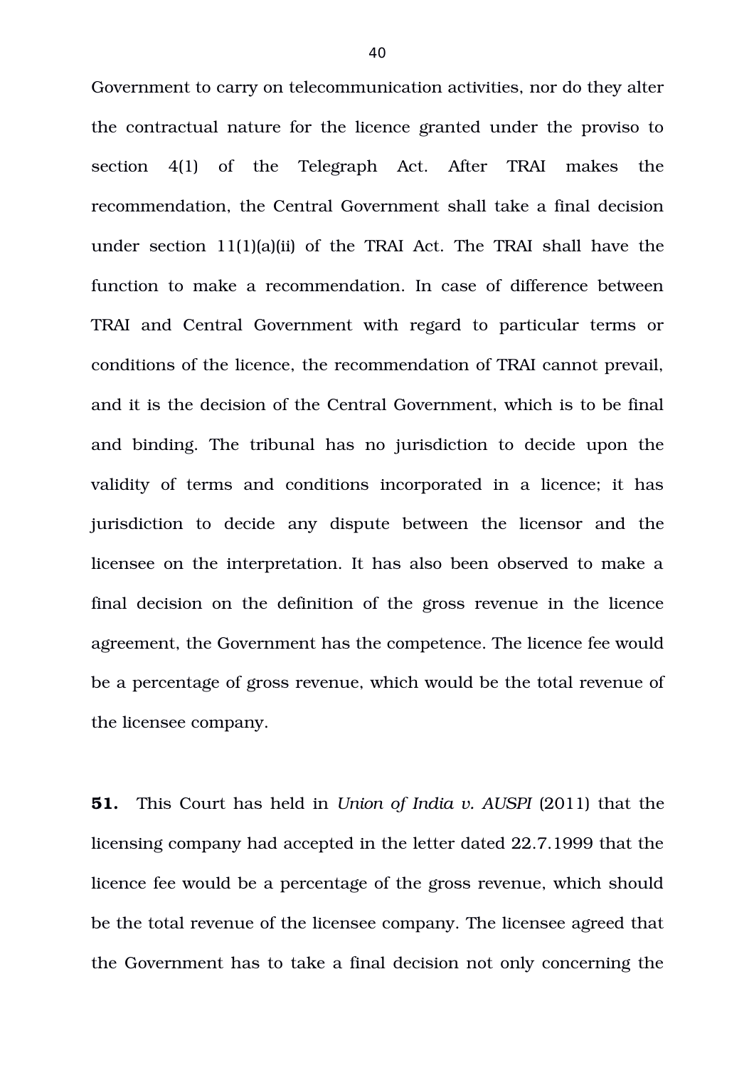Government to carry on telecommunication activities, nor do they alter the contractual nature for the licence granted under the proviso to section 4(1) of the Telegraph Act. After TRAI makes the recommendation, the Central Government shall take a final decision under section 11(1)(a)(ii) of the TRAI Act. The TRAI shall have the function to make a recommendation. In case of difference between TRAI and Central Government with regard to particular terms or conditions of the licence, the recommendation of TRAI cannot prevail, and it is the decision of the Central Government, which is to be final and binding. The tribunal has no jurisdiction to decide upon the validity of terms and conditions incorporated in a licence; it has jurisdiction to decide any dispute between the licensor and the licensee on the interpretation. It has also been observed to make a final decision on the definition of the gross revenue in the licence agreement, the Government has the competence. The licence fee would be a percentage of gross revenue, which would be the total revenue of the licensee company.

**51.** This Court has held in *Union of India v. AUSPI* (2011) that the licensing company had accepted in the letter dated 22.7.1999 that the licence fee would be a percentage of the gross revenue, which should be the total revenue of the licensee company. The licensee agreed that the Government has to take a final decision not only concerning the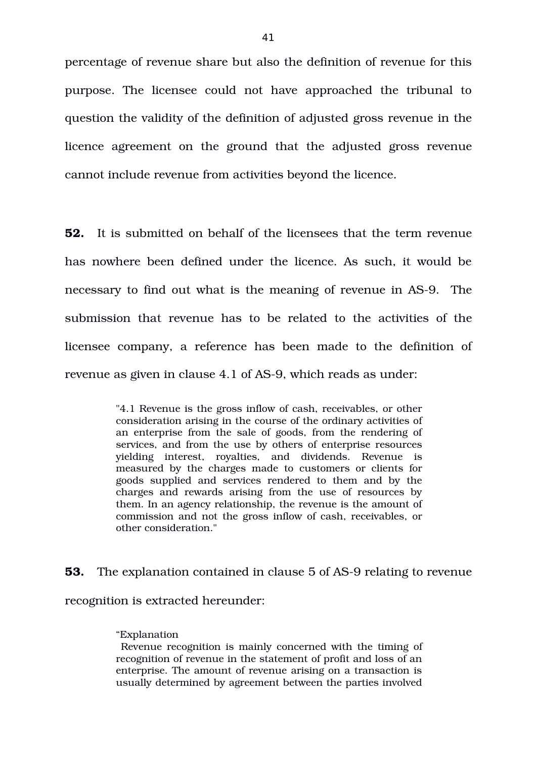percentage of revenue share but also the definition of revenue for this purpose. The licensee could not have approached the tribunal to question the validity of the definition of adjusted gross revenue in the licence agreement on the ground that the adjusted gross revenue cannot include revenue from activities beyond the licence.

**52.** It is submitted on behalf of the licensees that the term revenue has nowhere been defined under the licence. As such, it would be necessary to find out what is the meaning of revenue in AS-9. The submission that revenue has to be related to the activities of the licensee company, a reference has been made to the definition of revenue as given in clause 4.1 of AS-9, which reads as under:

> "4.1 Revenue is the gross inflow of cash, receivables, or other consideration arising in the course of the ordinary activities of an enterprise from the sale of goods, from the rendering of services, and from the use by others of enterprise resources yielding interest, royalties, and dividends. Revenue is measured by the charges made to customers or clients for goods supplied and services rendered to them and by the charges and rewards arising from the use of resources by them. In an agency relationship, the revenue is the amount of commission and not the gross inflow of cash, receivables, or other consideration."

**53.** The explanation contained in clause 5 of AS-9 relating to revenue recognition is extracted hereunder:

> "Explanation
> Revenue recognition is mainly concerned with the timing of recognition of revenue in the statement of profit and loss of an enterprise. The amount of revenue arising on a transaction is usually determined by agreement between the parties involved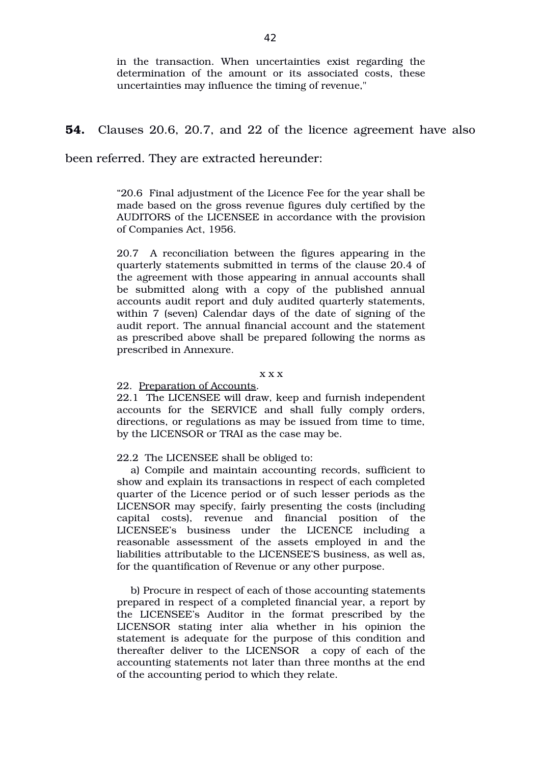in the transaction. When uncertainties exist regarding the determination of the amount or its associated costs, these uncertainties may influence the timing of revenue,"

**54.** Clauses 20.6, 20.7, and 22 of the licence agreement have also been referred. They are extracted hereunder:

> "20.6 Final adjustment of the Licence Fee for the year shall be made based on the gross revenue figures duly certified by the AUDITORS of the LICENSEE in accordance with the provision of Companies Act, 1956.
>
> 20.7 A reconciliation between the figures appearing in the quarterly statements submitted in terms of the clause 20.4 of the agreement with those appearing in annual accounts shall be submitted along with a copy of the published annual accounts audit report and duly audited quarterly statements, within 7 (seven) Calendar days of the date of signing of the audit report. The annual financial account and the statement as prescribed above shall be prepared following the norms as prescribed in Annexure.
>
> x x x
>
> 22. Preparation of Accounts.
>
> 22.1 The LICENSEE will draw, keep and furnish independent accounts for the SERVICE and shall fully comply orders, directions, or regulations as may be issued from time to time, by the LICENSOR or TRAI as the case may be.
>
> 22.2 The LICENSEE shall be obliged to:
>
> a) Compile and maintain accounting records, sufficient to show and explain its transactions in respect of each completed quarter of the Licence period or of such lesser periods as the LICENSOR may specify, fairly presenting the costs (including capital costs), revenue and financial position of the LICENSEE's business under the LICENCE including a reasonable assessment of the assets employed in and the liabilities attributable to the LICENSEE'S business, as well as, for the quantification of Revenue or any other purpose.
>
> b) Procure in respect of each of those accounting statements prepared in respect of a completed financial year, a report by the LICENSEE's Auditor in the format prescribed by the LICENSOR stating inter alia whether in his opinion the statement is adequate for the purpose of this condition and thereafter deliver to the LICENSOR a copy of each of the accounting statements not later than three months at the end of the accounting period to which they relate.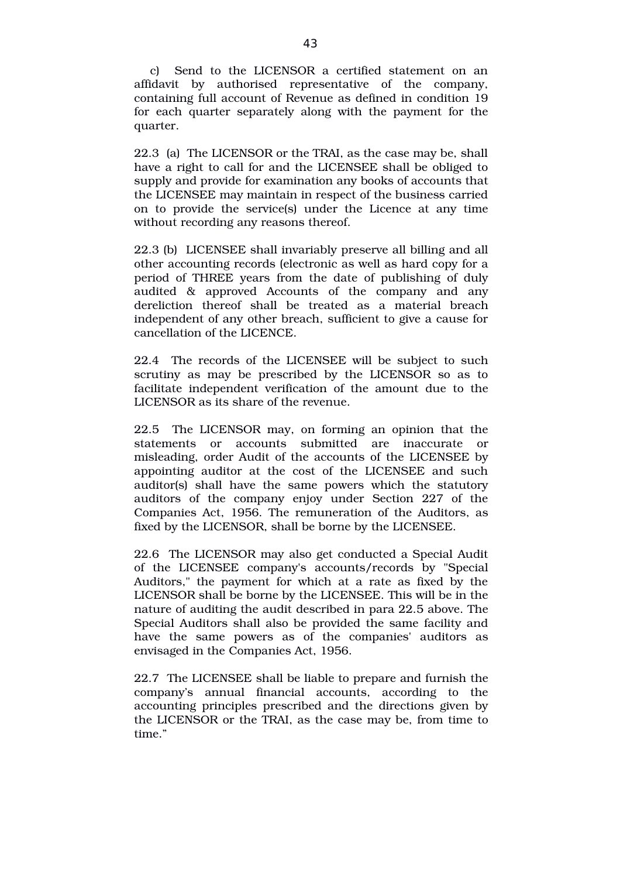c) Send to the LICENSOR a certified statement on an affidavit by authorised representative of the company, containing full account of Revenue as defined in condition 19 for each quarter separately along with the payment for the quarter.

22.3 (a) The LICENSOR or the TRAI, as the case may be, shall have a right to call for and the LICENSEE shall be obliged to supply and provide for examination any books of accounts that the LICENSEE may maintain in respect of the business carried on to provide the service(s) under the Licence at any time without recording any reasons thereof.

22.3 (b) LICENSEE shall invariably preserve all billing and all other accounting records (electronic as well as hard copy for a period of THREE years from the date of publishing of duly audited & approved Accounts of the company and any dereliction thereof shall be treated as a material breach independent of any other breach, sufficient to give a cause for cancellation of the LICENCE.

22.4 The records of the LICENSEE will be subject to such scrutiny as may be prescribed by the LICENSOR so as to facilitate independent verification of the amount due to the LICENSOR as its share of the revenue.

22.5 The LICENSOR may, on forming an opinion that the statements or accounts submitted are inaccurate or misleading, order Audit of the accounts of the LICENSEE by appointing auditor at the cost of the LICENSEE and such auditor(s) shall have the same powers which the statutory auditors of the company enjoy under Section 227 of the Companies Act, 1956. The remuneration of the Auditors, as fixed by the LICENSOR, shall be borne by the LICENSEE.

22.6 The LICENSOR may also get conducted a Special Audit of the LICENSEE company's accounts/records by "Special Auditors," the payment for which at a rate as fixed by the LICENSOR shall be borne by the LICENSEE. This will be in the nature of auditing the audit described in para 22.5 above. The Special Auditors shall also be provided the same facility and have the same powers as of the companies' auditors as envisaged in the Companies Act, 1956.

22.7 The LICENSEE shall be liable to prepare and furnish the company's annual financial accounts, according to the accounting principles prescribed and the directions given by the LICENSOR or the TRAI, as the case may be, from time to time."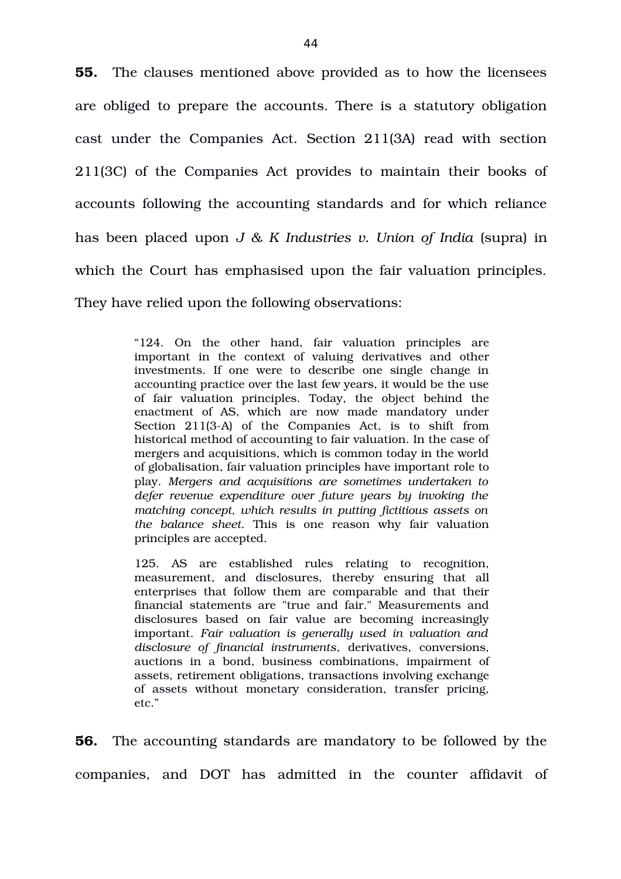**55.** The clauses mentioned above provided as to how the licensees are obliged to prepare the accounts. There is a statutory obligation cast under the Companies Act. Section 211(3A) read with section 211(3C) of the Companies Act provides to maintain their books of accounts following the accounting standards and for which reliance has been placed upon *J & K Industries v. Union of India* (supra) in which the Court has emphasised upon the fair valuation principles. They have relied upon the following observations:

> "124. On the other hand, fair valuation principles are important in the context of valuing derivatives and other investments. If one were to describe one single change in accounting practice over the last few years, it would be the use of fair valuation principles. Today, the object behind the enactment of AS, which are now made mandatory under Section 211(3-A) of the Companies Act, is to shift from historical method of accounting to fair valuation. In the case of mergers and acquisitions, which is common today in the world of globalisation, fair valuation principles have important role to play. *Mergers and acquisitions are sometimes undertaken to defer revenue expenditure over future years by invoking the matching concept, which results in putting fictitious assets on the balance sheet.* This is one reason why fair valuation principles are accepted.
>
> 125. AS are established rules relating to recognition, measurement, and disclosures, thereby ensuring that all enterprises that follow them are comparable and that their financial statements are "true and fair." Measurements and disclosures based on fair value are becoming increasingly important. *Fair valuation is generally used in valuation and disclosure of financial instruments*, derivatives, conversions, auctions in a bond, business combinations, impairment of assets, retirement obligations, transactions involving exchange of assets without monetary consideration, transfer pricing, etc."

**56.** The accounting standards are mandatory to be followed by the companies, and DOT has admitted in the counter affidavit of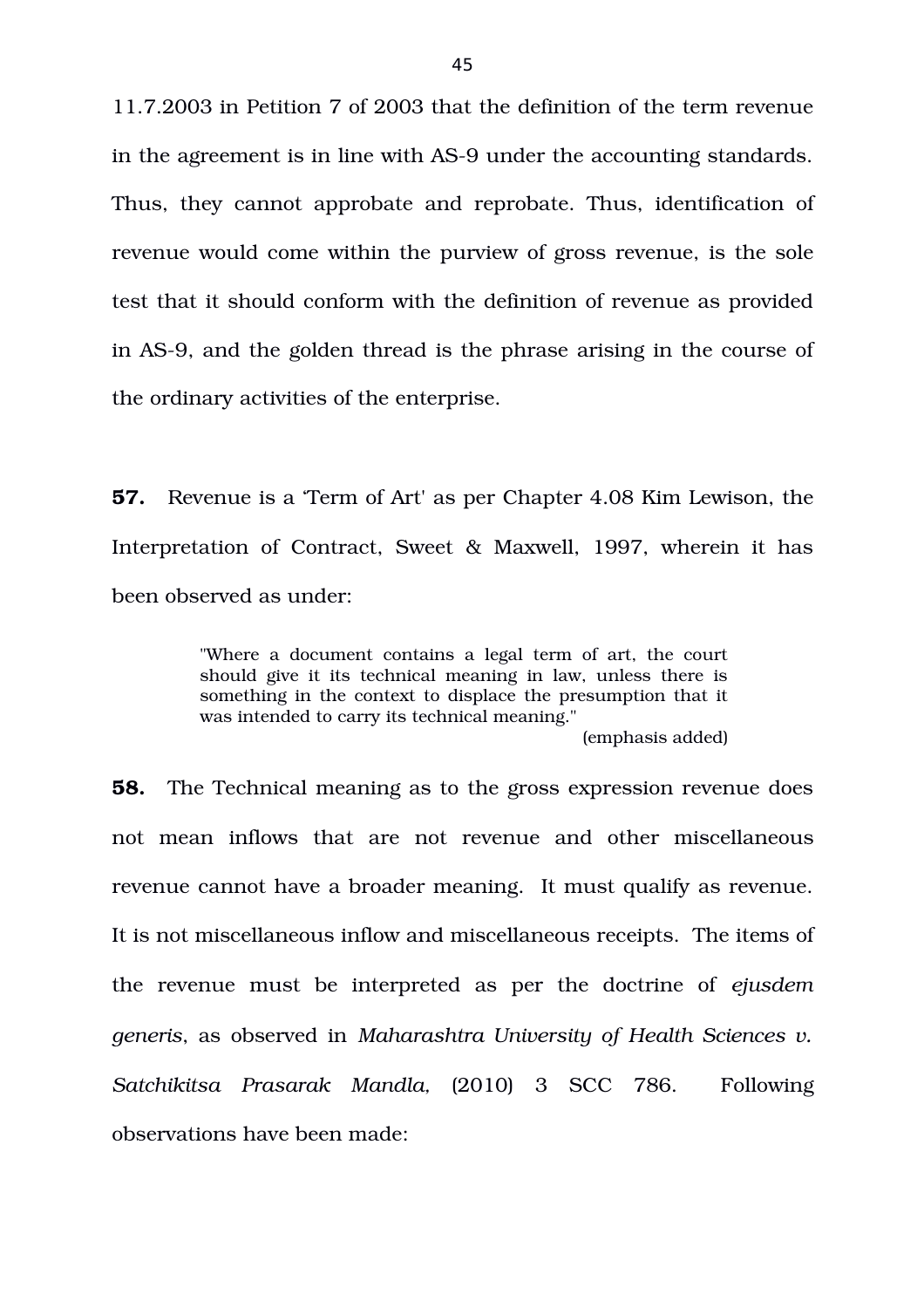11.7.2003 in Petition 7 of 2003 that the definition of the term revenue in the agreement is in line with AS-9 under the accounting standards. Thus, they cannot approbate and reprobate. Thus, identification of revenue would come within the purview of gross revenue, is the sole test that it should conform with the definition of revenue as provided in AS-9, and the golden thread is the phrase arising in the course of the ordinary activities of the enterprise.

**57.** Revenue is a 'Term of Art' as per Chapter 4.08 Kim Lewison, the Interpretation of Contract, Sweet & Maxwell, 1997, wherein it has been observed as under:

> "Where a document contains a legal term of art, the court should give it its technical meaning in law, unless there is something in the context to displace the presumption that it was intended to carry its technical meaning."
>
> (emphasis added)

**58.** The Technical meaning as to the gross expression revenue does not mean inflows that are not revenue and other miscellaneous revenue cannot have a broader meaning. It must qualify as revenue. It is not miscellaneous inflow and miscellaneous receipts. The items of the revenue must be interpreted as per the doctrine of *ejusdem generis*, as observed in *Maharashtra University of Health Sciences v. Satchikitsa Prasarak Mandla,* (2010) 3 SCC 786. Following observations have been made: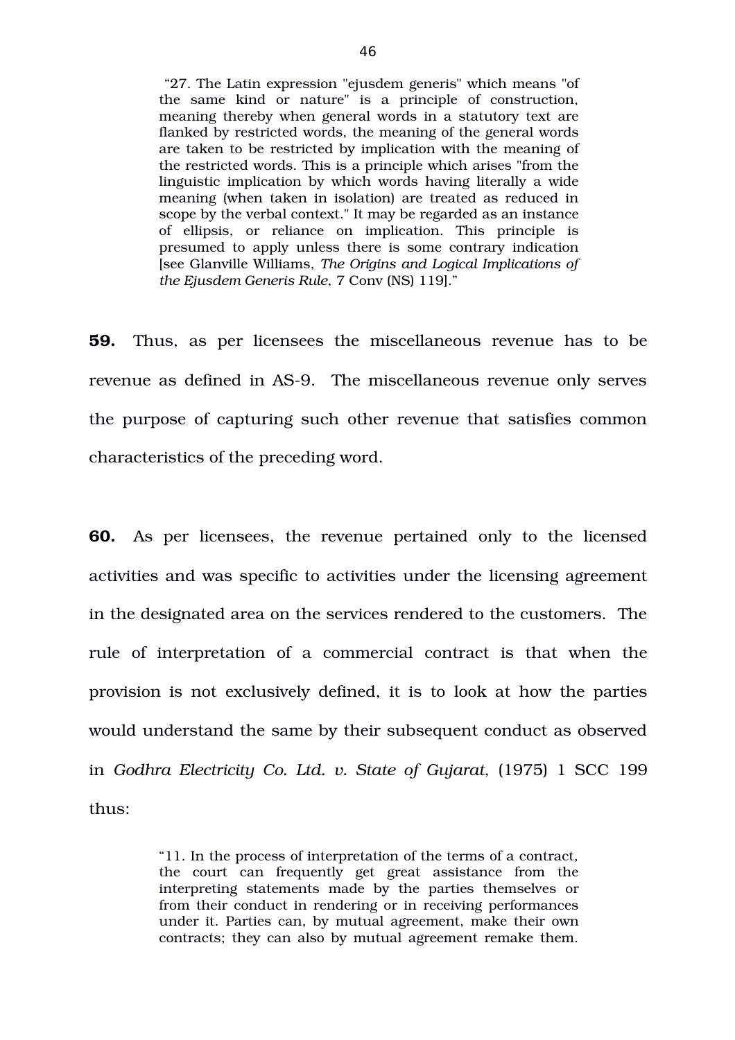> "27. The Latin expression "ejusdem generis" which means "of the same kind or nature" is a principle of construction, meaning thereby when general words in a statutory text are flanked by restricted words, the meaning of the general words are taken to be restricted by implication with the meaning of the restricted words. This is a principle which arises "from the linguistic implication by which words having literally a wide meaning (when taken in isolation) are treated as reduced in scope by the verbal context." It may be regarded as an instance of ellipsis, or reliance on implication. This principle is presumed to apply unless there is some contrary indication [see Glanville Williams, *The Origins and Logical Implications of the Ejusdem Generis Rule*, 7 Conv (NS) 119]."

**59.** Thus, as per licensees the miscellaneous revenue has to be revenue as defined in AS-9. The miscellaneous revenue only serves the purpose of capturing such other revenue that satisfies common characteristics of the preceding word.

**60.** As per licensees, the revenue pertained only to the licensed activities and was specific to activities under the licensing agreement in the designated area on the services rendered to the customers. The rule of interpretation of a commercial contract is that when the provision is not exclusively defined, it is to look at how the parties would understand the same by their subsequent conduct as observed in *Godhra Electricity Co. Ltd. v. State of Gujarat,* (1975) 1 SCC 199 thus:

> "11. In the process of interpretation of the terms of a contract, the court can frequently get great assistance from the interpreting statements made by the parties themselves or from their conduct in rendering or in receiving performances under it. Parties can, by mutual agreement, make their own contracts; they can also by mutual agreement remake them.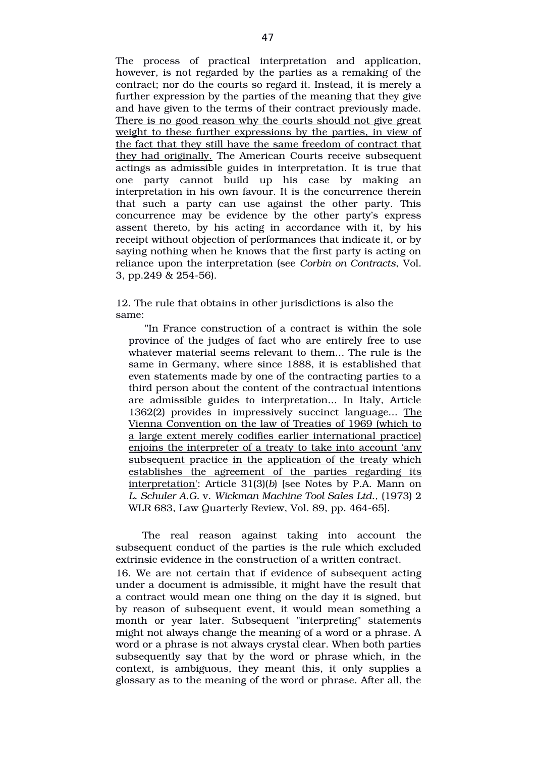The process of practical interpretation and application, however, is not regarded by the parties as a remaking of the contract; nor do the courts so regard it. Instead, it is merely a further expression by the parties of the meaning that they give and have given to the terms of their contract previously made. <u>There is no good reason why the courts should not give great weight to these further expressions by the parties, in view of the fact that they still have the same freedom of contract that they had originally.</u> The American Courts receive subsequent actings as admissible guides in interpretation. It is true that one party cannot build up his case by making an interpretation in his own favour. It is the concurrence therein that such a party can use against the other party. This concurrence may be evidence by the other party's express assent thereto, by his acting in accordance with it, by his receipt without objection of performances that indicate it, or by saying nothing when he knows that the first party is acting on reliance upon the interpretation (see *Corbin on Contracts*, Vol. 3, pp.249 & 254-56).

12. The rule that obtains in other jurisdictions is also the same:

> "In France construction of a contract is within the sole province of the judges of fact who are entirely free to use whatever material seems relevant to them... The rule is the same in Germany, where since 1888, it is established that even statements made by one of the contracting parties to a third person about the content of the contractual intentions are admissible guides to interpretation... In Italy, Article 1362(2) provides in impressively succinct language... <u>The Vienna Convention on the law of Treaties of 1969 (which to a large extent merely codifies earlier international practice) enjoins the interpreter of a treaty to take into account 'any subsequent practice in the application of the treaty which establishes the agreement of the parties regarding its interpretation'</u>: Article 31(3)(*b*) [see Notes by P.A. Mann on *L. Schuler A.G.* v. *Wickman Machine Tool Sales Ltd.*, (1973) 2 WLR 683, Law Quarterly Review, Vol. 89, pp. 464-65].

The real reason against taking into account the subsequent conduct of the parties is the rule which excluded extrinsic evidence in the construction of a written contract.

16. We are not certain that if evidence of subsequent acting under a document is admissible, it might have the result that a contract would mean one thing on the day it is signed, but by reason of subsequent event, it would mean something a month or year later. Subsequent "interpreting" statements might not always change the meaning of a word or a phrase. A word or a phrase is not always crystal clear. When both parties subsequently say that by the word or phrase which, in the context, is ambiguous, they meant this, it only supplies a glossary as to the meaning of the word or phrase. After all, the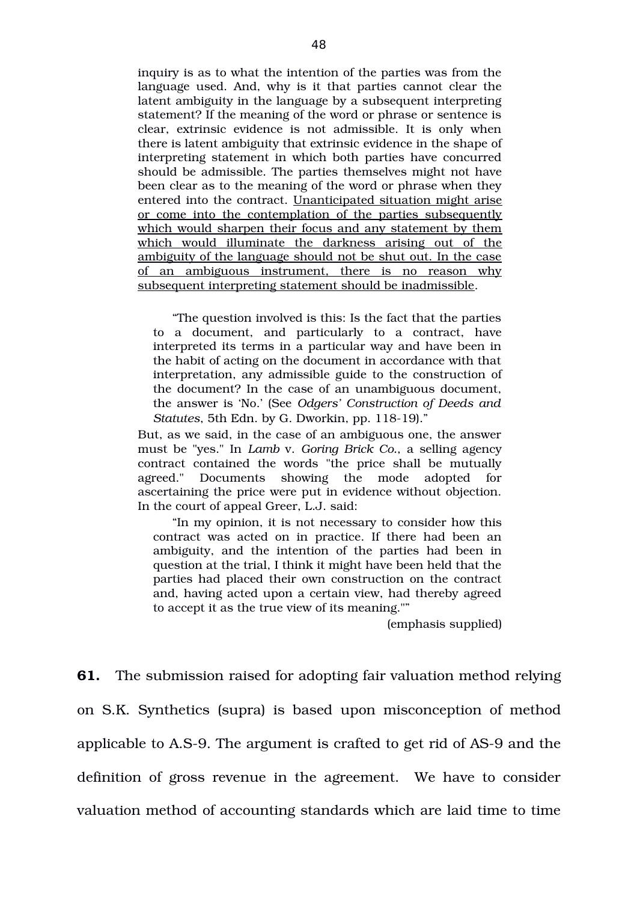inquiry is as to what the intention of the parties was from the language used. And, why is it that parties cannot clear the latent ambiguity in the language by a subsequent interpreting statement? If the meaning of the word or phrase or sentence is clear, extrinsic evidence is not admissible. It is only when there is latent ambiguity that extrinsic evidence in the shape of interpreting statement in which both parties have concurred should be admissible. The parties themselves might not have been clear as to the meaning of the word or phrase when they entered into the contract. <u>Unanticipated situation might arise or come into the contemplation of the parties subsequently which would sharpen their focus and any statement by them which would illuminate the darkness arising out of the ambiguity of the language should not be shut out. In the case of an ambiguous instrument, there is no reason why subsequent interpreting statement should be inadmissible</u>.

> "The question involved is this: Is the fact that the parties to a document, and particularly to a contract, have interpreted its terms in a particular way and have been in the habit of acting on the document in accordance with that interpretation, any admissible guide to the construction of the document? In the case of an unambiguous document, the answer is 'No.' (See *Odgers' Construction of Deeds and Statutes*, 5th Edn. by G. Dworkin, pp. 118-19)."

But, as we said, in the case of an ambiguous one, the answer must be "yes." In *Lamb* v. *Goring Brick Co.*, a selling agency contract contained the words "the price shall be mutually agreed." Documents showing the mode adopted for ascertaining the price were put in evidence without objection. In the court of appeal Greer, L.J. said:

> "In my opinion, it is not necessary to consider how this contract was acted on in practice. If there had been an ambiguity, and the intention of the parties had been in question at the trial, I think it might have been held that the parties had placed their own construction on the contract and, having acted upon a certain view, had thereby agreed to accept it as the true view of its meaning.""

(emphasis supplied)

**61.** The submission raised for adopting fair valuation method relying on S.K. Synthetics (supra) is based upon misconception of method applicable to A.S-9. The argument is crafted to get rid of AS-9 and the definition of gross revenue in the agreement. We have to consider valuation method of accounting standards which are laid time to time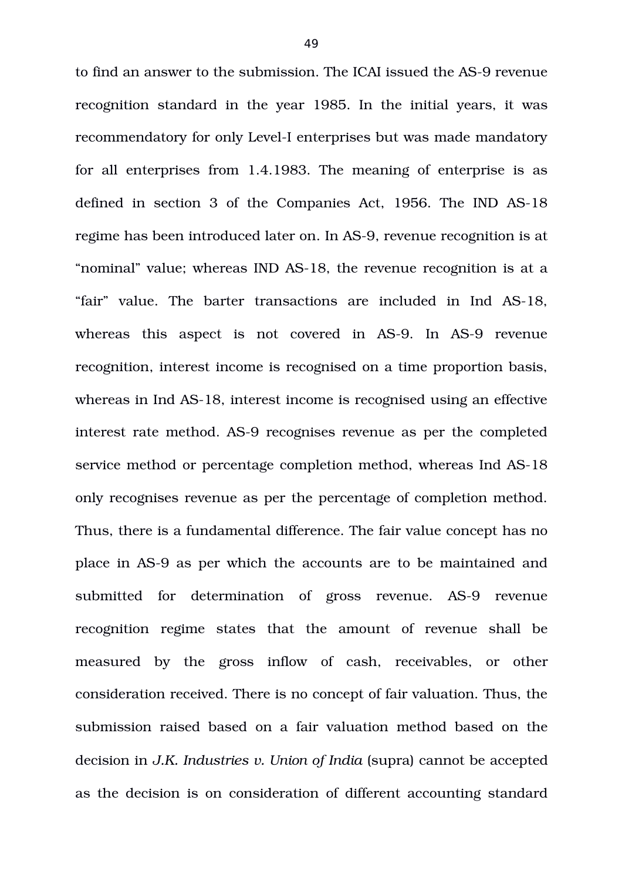to find an answer to the submission. The ICAI issued the AS-9 revenue recognition standard in the year 1985. In the initial years, it was recommendatory for only Level-I enterprises but was made mandatory for all enterprises from 1.4.1983. The meaning of enterprise is as defined in section 3 of the Companies Act, 1956. The IND AS-18 regime has been introduced later on. In AS-9, revenue recognition is at "nominal" value; whereas IND AS-18, the revenue recognition is at a "fair" value. The barter transactions are included in Ind AS-18, whereas this aspect is not covered in AS-9. In AS-9 revenue recognition, interest income is recognised on a time proportion basis, whereas in Ind AS-18, interest income is recognised using an effective interest rate method. AS-9 recognises revenue as per the completed service method or percentage completion method, whereas Ind AS-18 only recognises revenue as per the percentage of completion method. Thus, there is a fundamental difference. The fair value concept has no place in AS-9 as per which the accounts are to be maintained and submitted for determination of gross revenue. AS-9 revenue recognition regime states that the amount of revenue shall be measured by the gross inflow of cash, receivables, or other consideration received. There is no concept of fair valuation. Thus, the submission raised based on a fair valuation method based on the decision in *J.K. Industries v. Union of India* (supra) cannot be accepted as the decision is on consideration of different accounting standard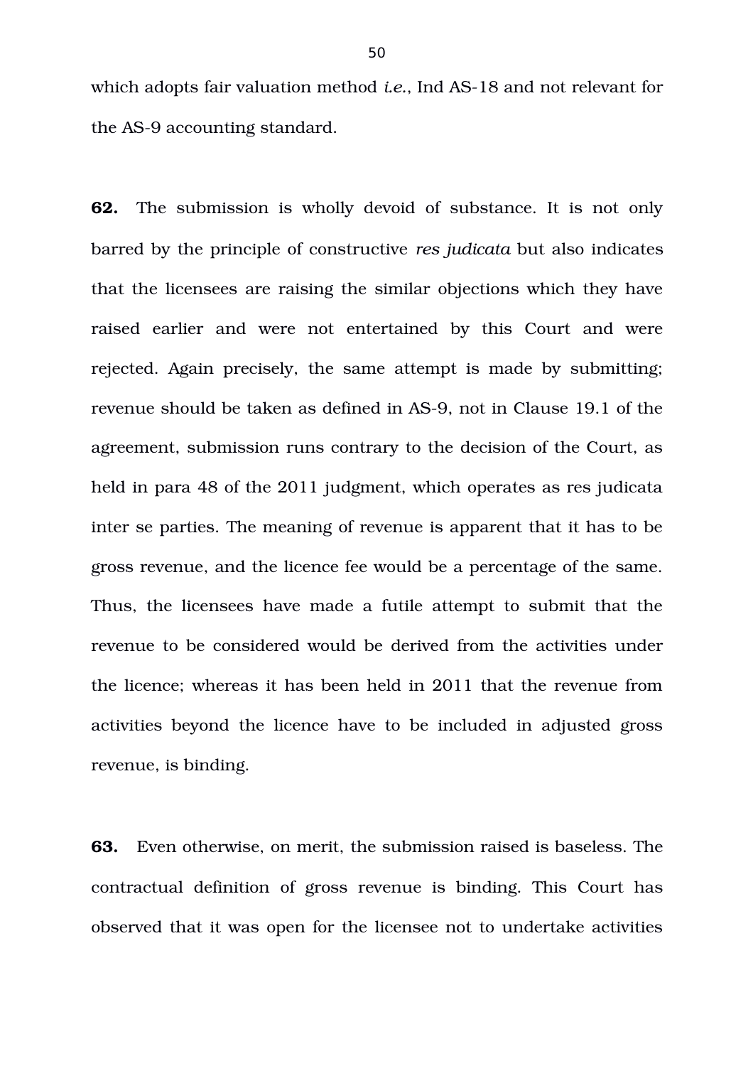which adopts fair valuation method *i.e.*, Ind AS-18 and not relevant for the AS-9 accounting standard.

**62.** The submission is wholly devoid of substance. It is not only barred by the principle of constructive *res judicata* but also indicates that the licensees are raising the similar objections which they have raised earlier and were not entertained by this Court and were rejected. Again precisely, the same attempt is made by submitting; revenue should be taken as defined in AS-9, not in Clause 19.1 of the agreement, submission runs contrary to the decision of the Court, as held in para 48 of the 2011 judgment, which operates as res judicata inter se parties. The meaning of revenue is apparent that it has to be gross revenue, and the licence fee would be a percentage of the same. Thus, the licensees have made a futile attempt to submit that the revenue to be considered would be derived from the activities under the licence; whereas it has been held in 2011 that the revenue from activities beyond the licence have to be included in adjusted gross revenue, is binding.

**63.** Even otherwise, on merit, the submission raised is baseless. The contractual definition of gross revenue is binding. This Court has observed that it was open for the licensee not to undertake activities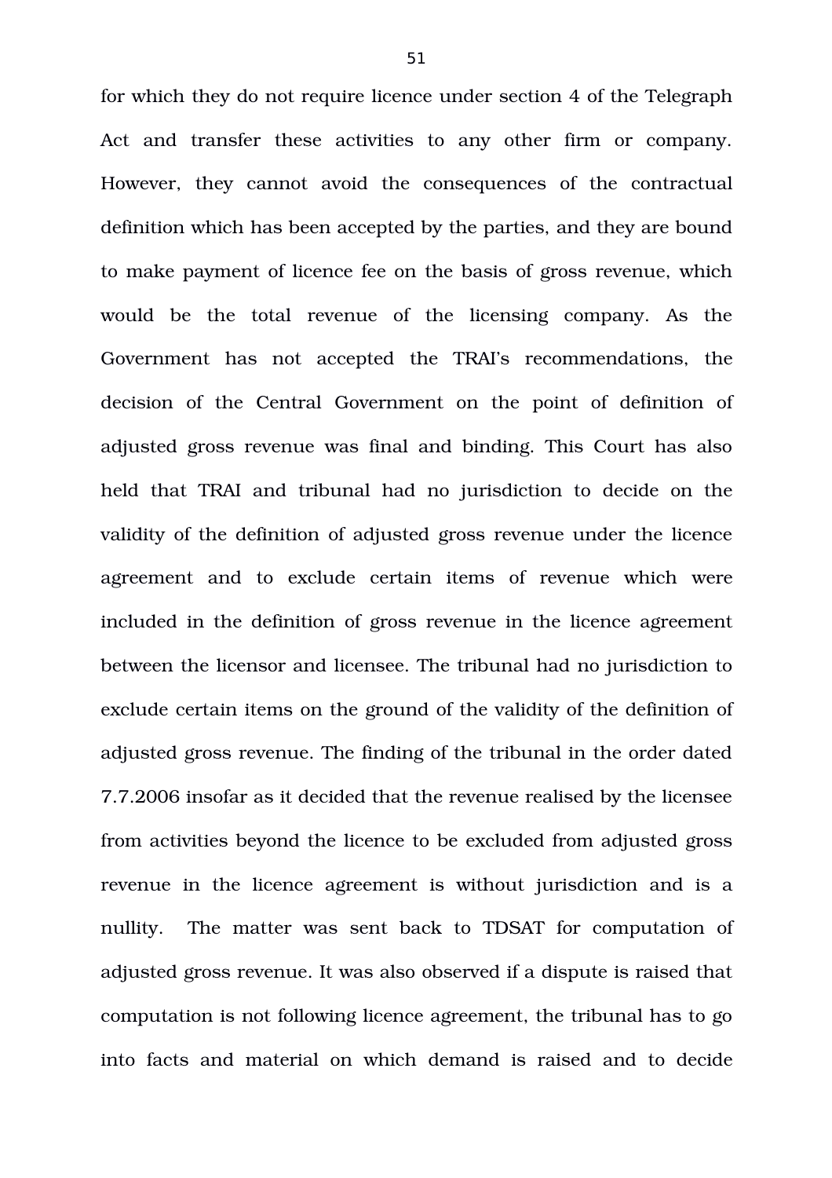for which they do not require licence under section 4 of the Telegraph Act and transfer these activities to any other firm or company. However, they cannot avoid the consequences of the contractual definition which has been accepted by the parties, and they are bound to make payment of licence fee on the basis of gross revenue, which would be the total revenue of the licensing company. As the Government has not accepted the TRAI's recommendations, the decision of the Central Government on the point of definition of adjusted gross revenue was final and binding. This Court has also held that TRAI and tribunal had no jurisdiction to decide on the validity of the definition of adjusted gross revenue under the licence agreement and to exclude certain items of revenue which were included in the definition of gross revenue in the licence agreement between the licensor and licensee. The tribunal had no jurisdiction to exclude certain items on the ground of the validity of the definition of adjusted gross revenue. The finding of the tribunal in the order dated 7.7.2006 insofar as it decided that the revenue realised by the licensee from activities beyond the licence to be excluded from adjusted gross revenue in the licence agreement is without jurisdiction and is a nullity. The matter was sent back to TDSAT for computation of adjusted gross revenue. It was also observed if a dispute is raised that computation is not following licence agreement, the tribunal has to go into facts and material on which demand is raised and to decide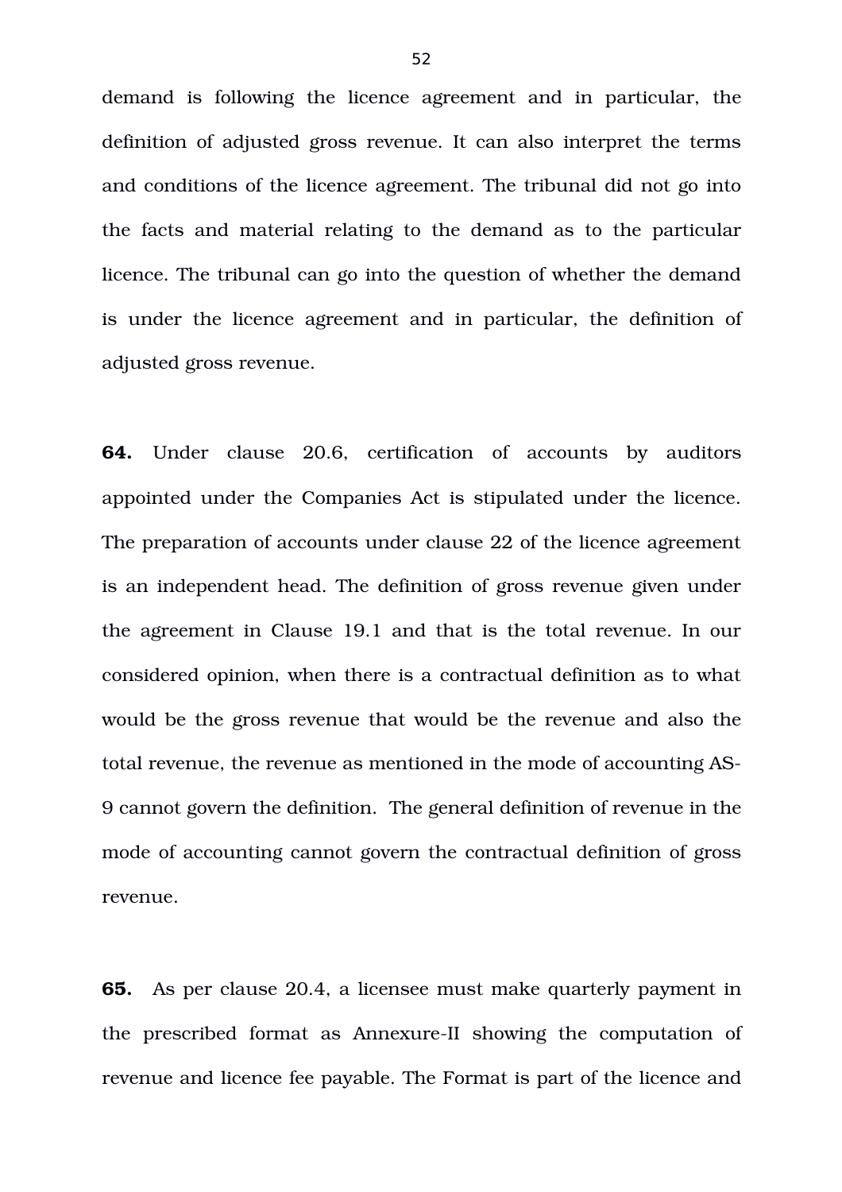demand is following the licence agreement and in particular, the definition of adjusted gross revenue. It can also interpret the terms and conditions of the licence agreement. The tribunal did not go into the facts and material relating to the demand as to the particular licence. The tribunal can go into the question of whether the demand is under the licence agreement and in particular, the definition of adjusted gross revenue.

**64.** Under clause 20.6, certification of accounts by auditors appointed under the Companies Act is stipulated under the licence. The preparation of accounts under clause 22 of the licence agreement is an independent head. The definition of gross revenue given under the agreement in Clause 19.1 and that is the total revenue. In our considered opinion, when there is a contractual definition as to what would be the gross revenue that would be the revenue and also the total revenue, the revenue as mentioned in the mode of accounting AS-9 cannot govern the definition. The general definition of revenue in the mode of accounting cannot govern the contractual definition of gross revenue.

**65.** As per clause 20.4, a licensee must make quarterly payment in the prescribed format as Annexure-II showing the computation of revenue and licence fee payable. The Format is part of the licence and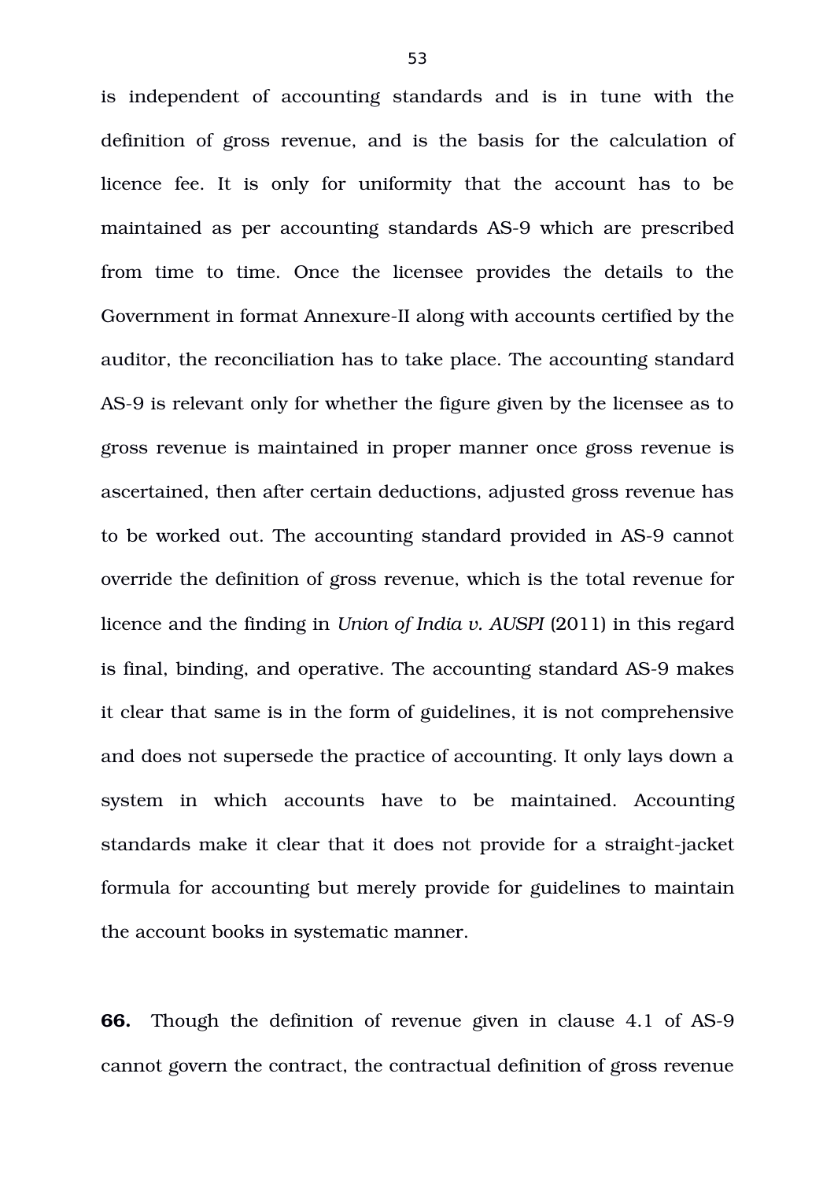is independent of accounting standards and is in tune with the definition of gross revenue, and is the basis for the calculation of licence fee. It is only for uniformity that the account has to be maintained as per accounting standards AS-9 which are prescribed from time to time. Once the licensee provides the details to the Government in format Annexure-II along with accounts certified by the auditor, the reconciliation has to take place. The accounting standard AS-9 is relevant only for whether the figure given by the licensee as to gross revenue is maintained in proper manner once gross revenue is ascertained, then after certain deductions, adjusted gross revenue has to be worked out. The accounting standard provided in AS-9 cannot override the definition of gross revenue, which is the total revenue for licence and the finding in *Union of India v. AUSPI* (2011) in this regard is final, binding, and operative. The accounting standard AS-9 makes it clear that same is in the form of guidelines, it is not comprehensive and does not supersede the practice of accounting. It only lays down a system in which accounts have to be maintained. Accounting standards make it clear that it does not provide for a straight-jacket formula for accounting but merely provide for guidelines to maintain the account books in systematic manner.

**66.** Though the definition of revenue given in clause 4.1 of AS-9 cannot govern the contract, the contractual definition of gross revenue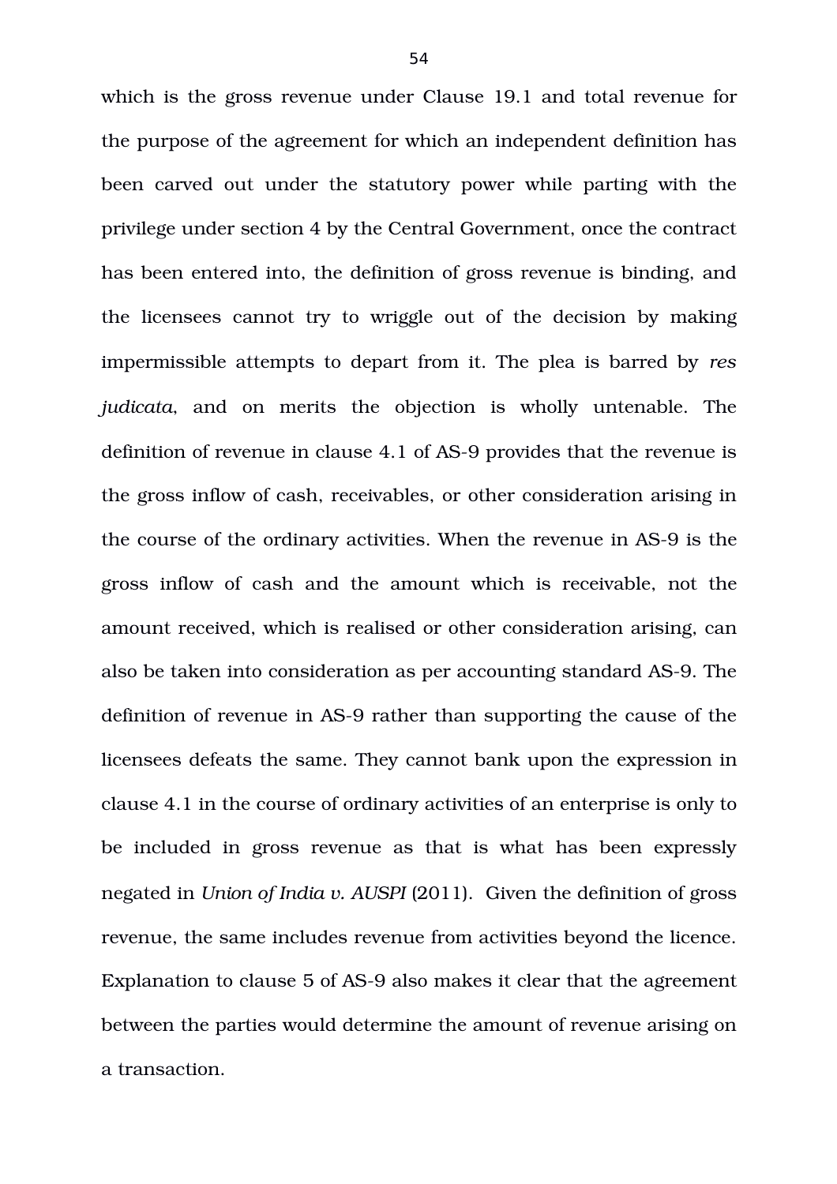which is the gross revenue under Clause 19.1 and total revenue for the purpose of the agreement for which an independent definition has been carved out under the statutory power while parting with the privilege under section 4 by the Central Government, once the contract has been entered into, the definition of gross revenue is binding, and the licensees cannot try to wriggle out of the decision by making impermissible attempts to depart from it. The plea is barred by *res judicata*, and on merits the objection is wholly untenable. The definition of revenue in clause 4.1 of AS-9 provides that the revenue is the gross inflow of cash, receivables, or other consideration arising in the course of the ordinary activities. When the revenue in AS-9 is the gross inflow of cash and the amount which is receivable, not the amount received, which is realised or other consideration arising, can also be taken into consideration as per accounting standard AS-9. The definition of revenue in AS-9 rather than supporting the cause of the licensees defeats the same. They cannot bank upon the expression in clause 4.1 in the course of ordinary activities of an enterprise is only to be included in gross revenue as that is what has been expressly negated in *Union of India v. AUSPI* (2011). Given the definition of gross revenue, the same includes revenue from activities beyond the licence. Explanation to clause 5 of AS-9 also makes it clear that the agreement between the parties would determine the amount of revenue arising on a transaction.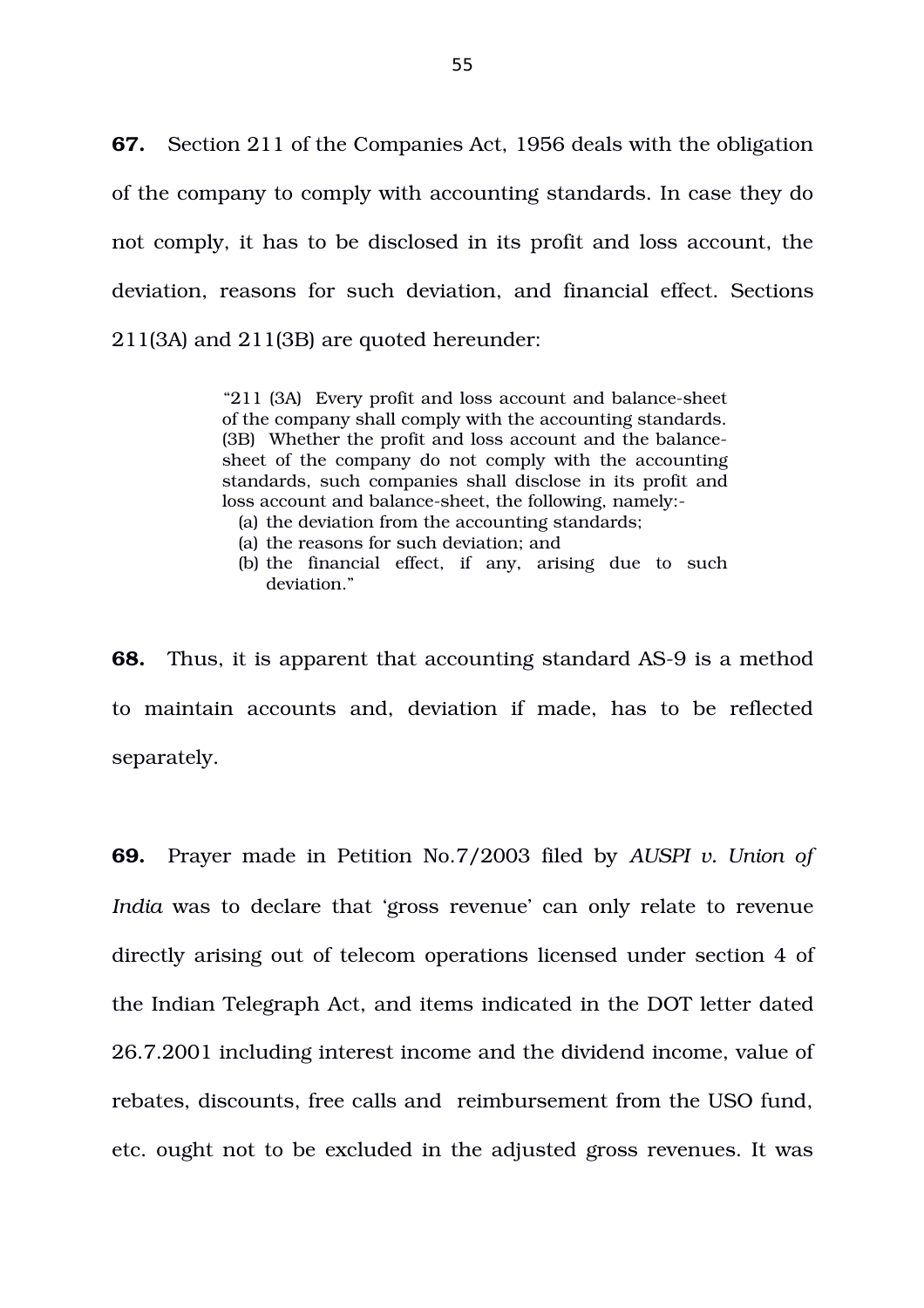**67.** Section 211 of the Companies Act, 1956 deals with the obligation of the company to comply with accounting standards. In case they do not comply, it has to be disclosed in its profit and loss account, the deviation, reasons for such deviation, and financial effect. Sections 211(3A) and 211(3B) are quoted hereunder:

> "211 (3A) Every profit and loss account and balance-sheet of the company shall comply with the accounting standards.
> (3B) Whether the profit and loss account and the balance-sheet of the company do not comply with the accounting standards, such companies shall disclose in its profit and loss account and balance-sheet, the following, namely:-
> (a) the deviation from the accounting standards;
> (a) the reasons for such deviation; and
> (b) the financial effect, if any, arising due to such deviation."

**68.** Thus, it is apparent that accounting standard AS-9 is a method to maintain accounts and, deviation if made, has to be reflected separately.

**69.** Prayer made in Petition No.7/2003 filed by *AUSPI v. Union of India* was to declare that 'gross revenue' can only relate to revenue directly arising out of telecom operations licensed under section 4 of the Indian Telegraph Act, and items indicated in the DOT letter dated 26.7.2001 including interest income and the dividend income, value of rebates, discounts, free calls and reimbursement from the USO fund, etc. ought not to be excluded in the adjusted gross revenues. It was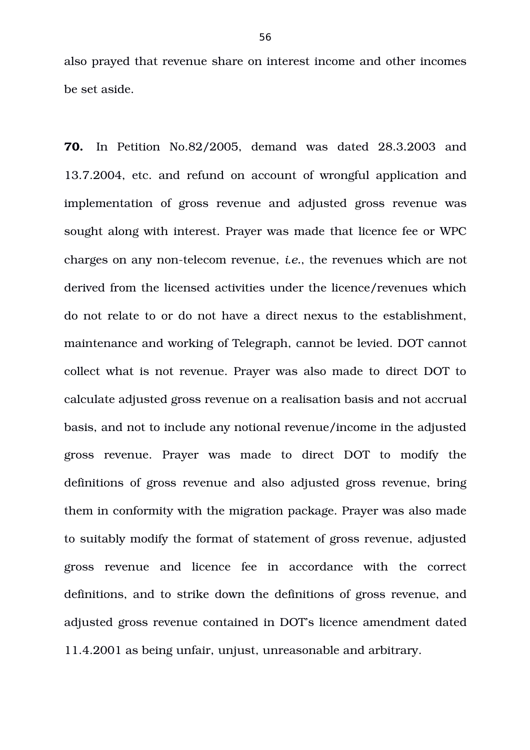also prayed that revenue share on interest income and other incomes be set aside.

**70.** In Petition No.82/2005, demand was dated 28.3.2003 and 13.7.2004, etc. and refund on account of wrongful application and implementation of gross revenue and adjusted gross revenue was sought along with interest. Prayer was made that licence fee or WPC charges on any non-telecom revenue, *i.e.*, the revenues which are not derived from the licensed activities under the licence/revenues which do not relate to or do not have a direct nexus to the establishment, maintenance and working of Telegraph, cannot be levied. DOT cannot collect what is not revenue. Prayer was also made to direct DOT to calculate adjusted gross revenue on a realisation basis and not accrual basis, and not to include any notional revenue/income in the adjusted gross revenue. Prayer was made to direct DOT to modify the definitions of gross revenue and also adjusted gross revenue, bring them in conformity with the migration package. Prayer was also made to suitably modify the format of statement of gross revenue, adjusted gross revenue and licence fee in accordance with the correct definitions, and to strike down the definitions of gross revenue, and adjusted gross revenue contained in DOT's licence amendment dated 11.4.2001 as being unfair, unjust, unreasonable and arbitrary.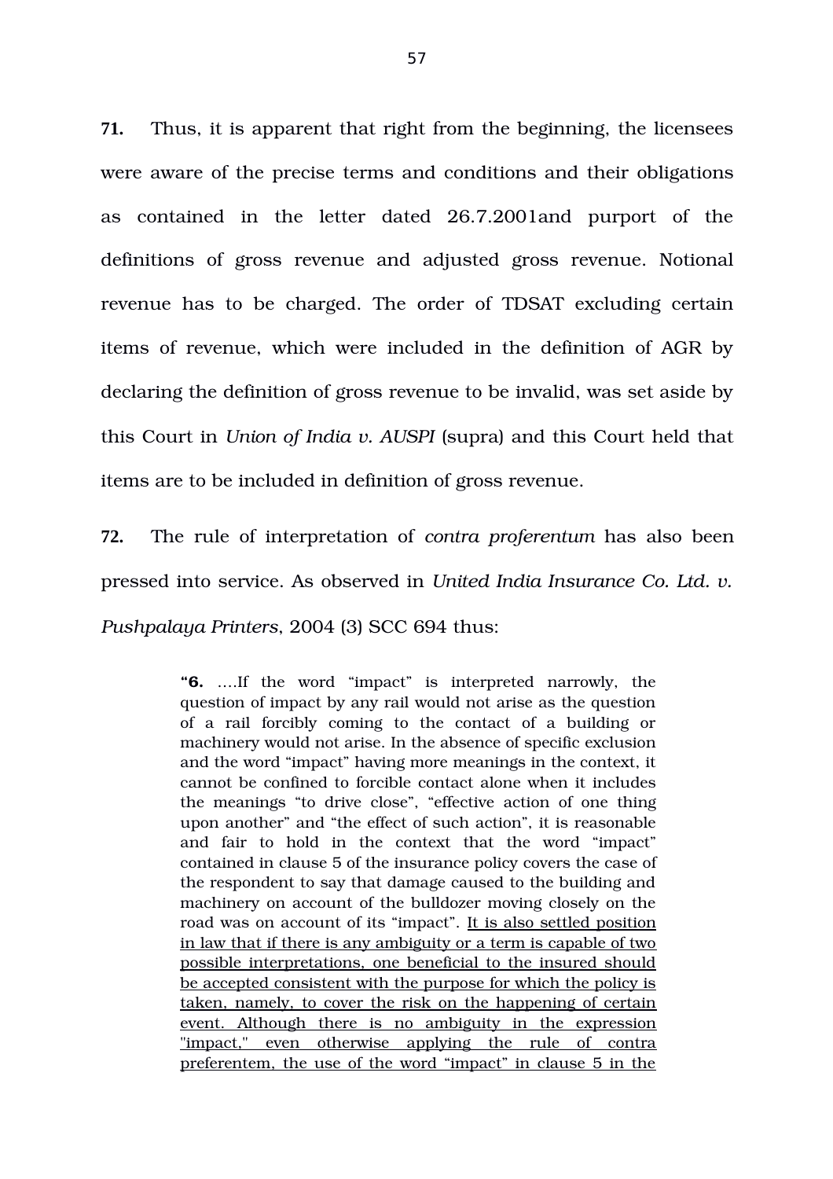**71.** Thus, it is apparent that right from the beginning, the licensees were aware of the precise terms and conditions and their obligations as contained in the letter dated 26.7.2001and purport of the definitions of gross revenue and adjusted gross revenue. Notional revenue has to be charged. The order of TDSAT excluding certain items of revenue, which were included in the definition of AGR by declaring the definition of gross revenue to be invalid, was set aside by this Court in *Union of India v. AUSPI* (supra) and this Court held that items are to be included in definition of gross revenue.

**72.** The rule of interpretation of *contra proferentum* has also been pressed into service. As observed in *United India Insurance Co. Ltd. v. Pushpalaya Printers*, 2004 (3) SCC 694 thus:

> **"6.** ….If the word "impact" is interpreted narrowly, the question of impact by any rail would not arise as the question of a rail forcibly coming to the contact of a building or machinery would not arise. In the absence of specific exclusion and the word "impact" having more meanings in the context, it cannot be confined to forcible contact alone when it includes the meanings "to drive close", "effective action of one thing upon another" and "the effect of such action", it is reasonable and fair to hold in the context that the word "impact" contained in clause 5 of the insurance policy covers the case of the respondent to say that damage caused to the building and machinery on account of the bulldozer moving closely on the road was on account of its "impact". <u>It is also settled position in law that if there is any ambiguity or a term is capable of two possible interpretations, one beneficial to the insured should be accepted consistent with the purpose for which the policy is taken, namely, to cover the risk on the happening of certain event. Although there is no ambiguity in the expression "impact," even otherwise applying the rule of contra preferentem, the use of the word "impact" in clause 5 in the</u>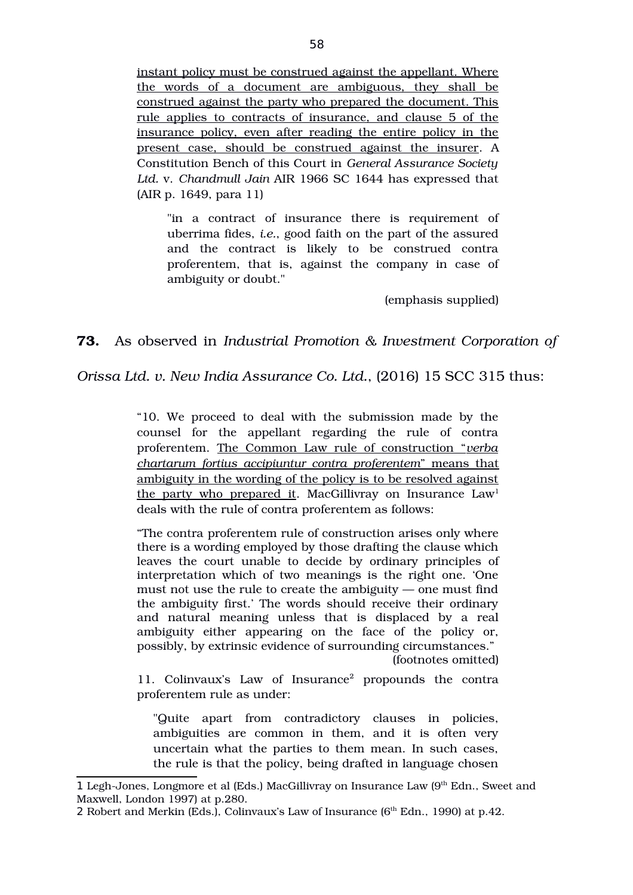instant policy must be construed against the appellant. Where the words of a document are ambiguous, they shall be construed against the party who prepared the document. This rule applies to contracts of insurance, and clause 5 of the insurance policy, even after reading the entire policy in the present case, should be construed against the insurer. A Constitution Bench of this Court in *General Assurance Society Ltd.* v. *Chandmull Jain* AIR 1966 SC 1644 has expressed that (AIR p. 1649, para 11)

> "in a contract of insurance there is requirement of uberrima fides, *i.e.*, good faith on the part of the assured and the contract is likely to be construed contra proferentem, that is, against the company in case of ambiguity or doubt."

(emphasis supplied)

**73.** As observed in *Industrial Promotion & Investment Corporation of Orissa Ltd. v. New India Assurance Co. Ltd.*, (2016) 15 SCC 315 thus:

> "10. We proceed to deal with the submission made by the counsel for the appellant regarding the rule of contra proferentem. The Common Law rule of construction "*verba chartarum fortius accipiuntur contra proferentem*" means that ambiguity in the wording of the policy is to be resolved against the party who prepared it. MacGillivray on Insurance Law[1] deals with the rule of contra proferentem as follows:
>
> "The contra proferentem rule of construction arises only where there is a wording employed by those drafting the clause which leaves the court unable to decide by ordinary principles of interpretation which of two meanings is the right one. 'One must not use the rule to create the ambiguity — one must find the ambiguity first.' The words should receive their ordinary and natural meaning unless that is displaced by a real ambiguity either appearing on the face of the policy or, possibly, by extrinsic evidence of surrounding circumstances."
>
> (footnotes omitted)
>
> 11. Colinvaux's Law of Insurance[2] propounds the contra proferentem rule as under:
>
> "Quite apart from contradictory clauses in policies, ambiguities are common in them, and it is often very uncertain what the parties to them mean. In such cases, the rule is that the policy, being drafted in language chosen

1 Legh-Jones, Longmore et al (Eds.) MacGillivray on Insurance Law (9th Edn., Sweet and Maxwell, London 1997) at p.280.

2 Robert and Merkin (Eds.), Colinvaux's Law of Insurance (6th Edn., 1990) at p.42.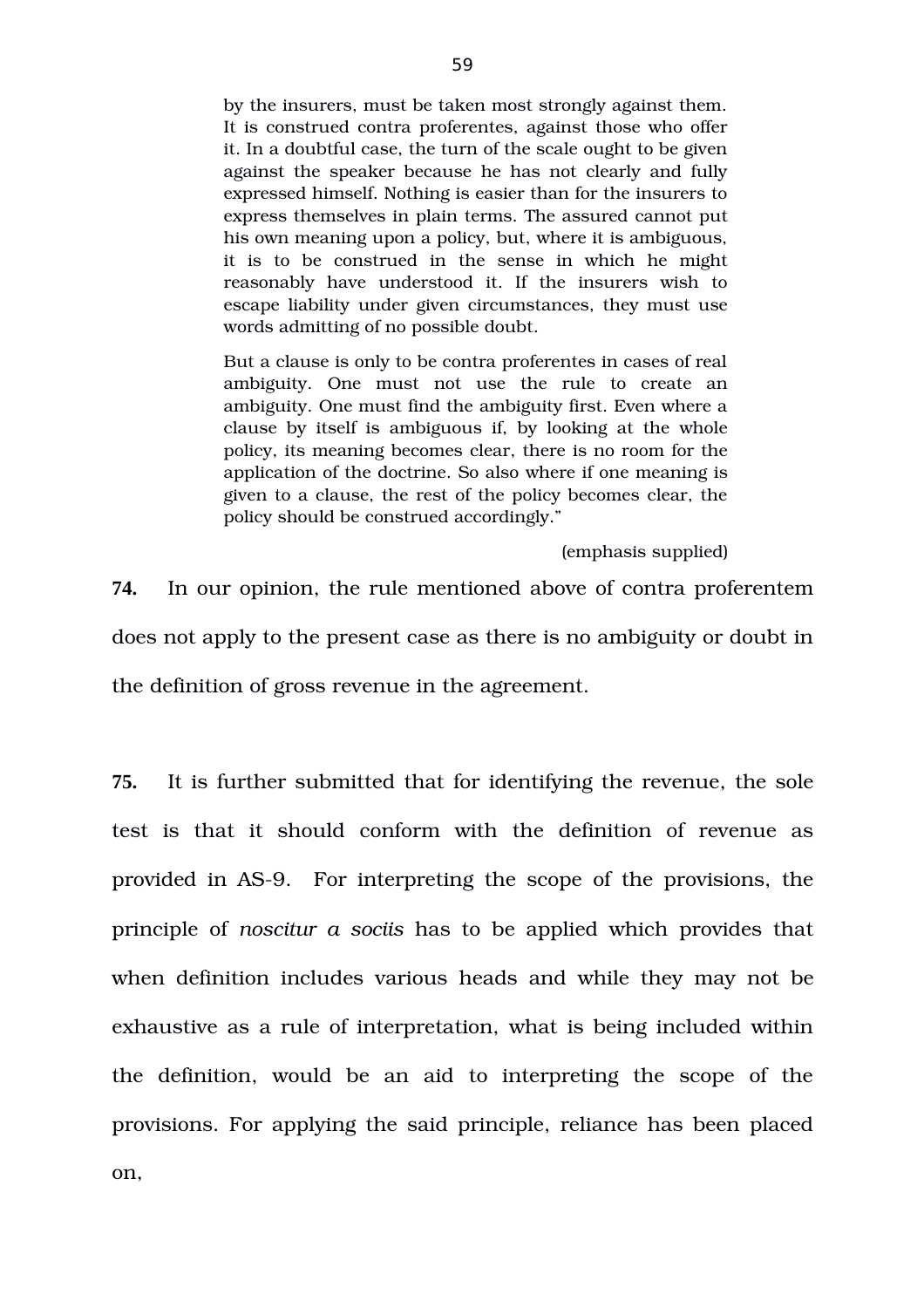> by the insurers, must be taken most strongly against them. It is construed contra proferentes, against those who offer it. In a doubtful case, the turn of the scale ought to be given against the speaker because he has not clearly and fully expressed himself. Nothing is easier than for the insurers to express themselves in plain terms. The assured cannot put his own meaning upon a policy, but, where it is ambiguous, it is to be construed in the sense in which he might reasonably have understood it. If the insurers wish to escape liability under given circumstances, they must use words admitting of no possible doubt.
>
> But a clause is only to be contra proferentes in cases of real ambiguity. One must not use the rule to create an ambiguity. One must find the ambiguity first. Even where a clause by itself is ambiguous if, by looking at the whole policy, its meaning becomes clear, there is no room for the application of the doctrine. So also where if one meaning is given to a clause, the rest of the policy becomes clear, the policy should be construed accordingly."
>
> (emphasis supplied)

**74.** In our opinion, the rule mentioned above of contra proferentem does not apply to the present case as there is no ambiguity or doubt in the definition of gross revenue in the agreement.

**75.** It is further submitted that for identifying the revenue, the sole test is that it should conform with the definition of revenue as provided in AS-9. For interpreting the scope of the provisions, the principle of *noscitur a sociis* has to be applied which provides that when definition includes various heads and while they may not be exhaustive as a rule of interpretation, what is being included within the definition, would be an aid to interpreting the scope of the provisions. For applying the said principle, reliance has been placed on,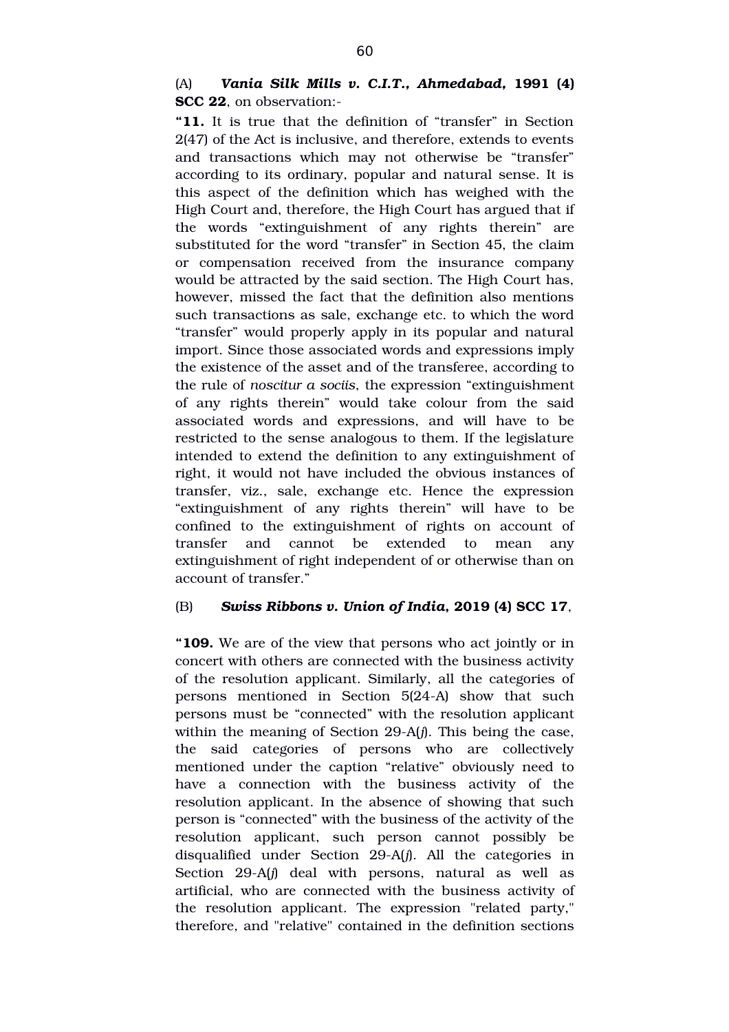(A) ***Vania Silk Mills v. C.I.T., Ahmedabad,* 1991 (4) SCC 22**, on observation:-

**"11.** It is true that the definition of "transfer" in Section 2(47) of the Act is inclusive, and therefore, extends to events and transactions which may not otherwise be "transfer" according to its ordinary, popular and natural sense. It is this aspect of the definition which has weighed with the High Court and, therefore, the High Court has argued that if the words "extinguishment of any rights therein" are substituted for the word "transfer" in Section 45, the claim or compensation received from the insurance company would be attracted by the said section. The High Court has, however, missed the fact that the definition also mentions such transactions as sale, exchange etc. to which the word "transfer" would properly apply in its popular and natural import. Since those associated words and expressions imply the existence of the asset and of the transferee, according to the rule of *noscitur a sociis*, the expression "extinguishment of any rights therein" would take colour from the said associated words and expressions, and will have to be restricted to the sense analogous to them. If the legislature intended to extend the definition to any extinguishment of right, it would not have included the obvious instances of transfer, viz., sale, exchange etc. Hence the expression "extinguishment of any rights therein" will have to be confined to the extinguishment of rights on account of transfer and cannot be extended to mean any extinguishment of right independent of or otherwise than on account of transfer."

(B) ***Swiss Ribbons v. Union of India*, 2019 (4) SCC 17**,

**"109.** We are of the view that persons who act jointly or in concert with others are connected with the business activity of the resolution applicant. Similarly, all the categories of persons mentioned in Section 5(24-A) show that such persons must be "connected" with the resolution applicant within the meaning of Section 29-A(*j*). This being the case, the said categories of persons who are collectively mentioned under the caption "relative" obviously need to have a connection with the business activity of the resolution applicant. In the absence of showing that such person is "connected" with the business of the activity of the resolution applicant, such person cannot possibly be disqualified under Section 29-A(*j*). All the categories in Section 29-A(*j*) deal with persons, natural as well as artificial, who are connected with the business activity of the resolution applicant. The expression "related party," therefore, and "relative" contained in the definition sections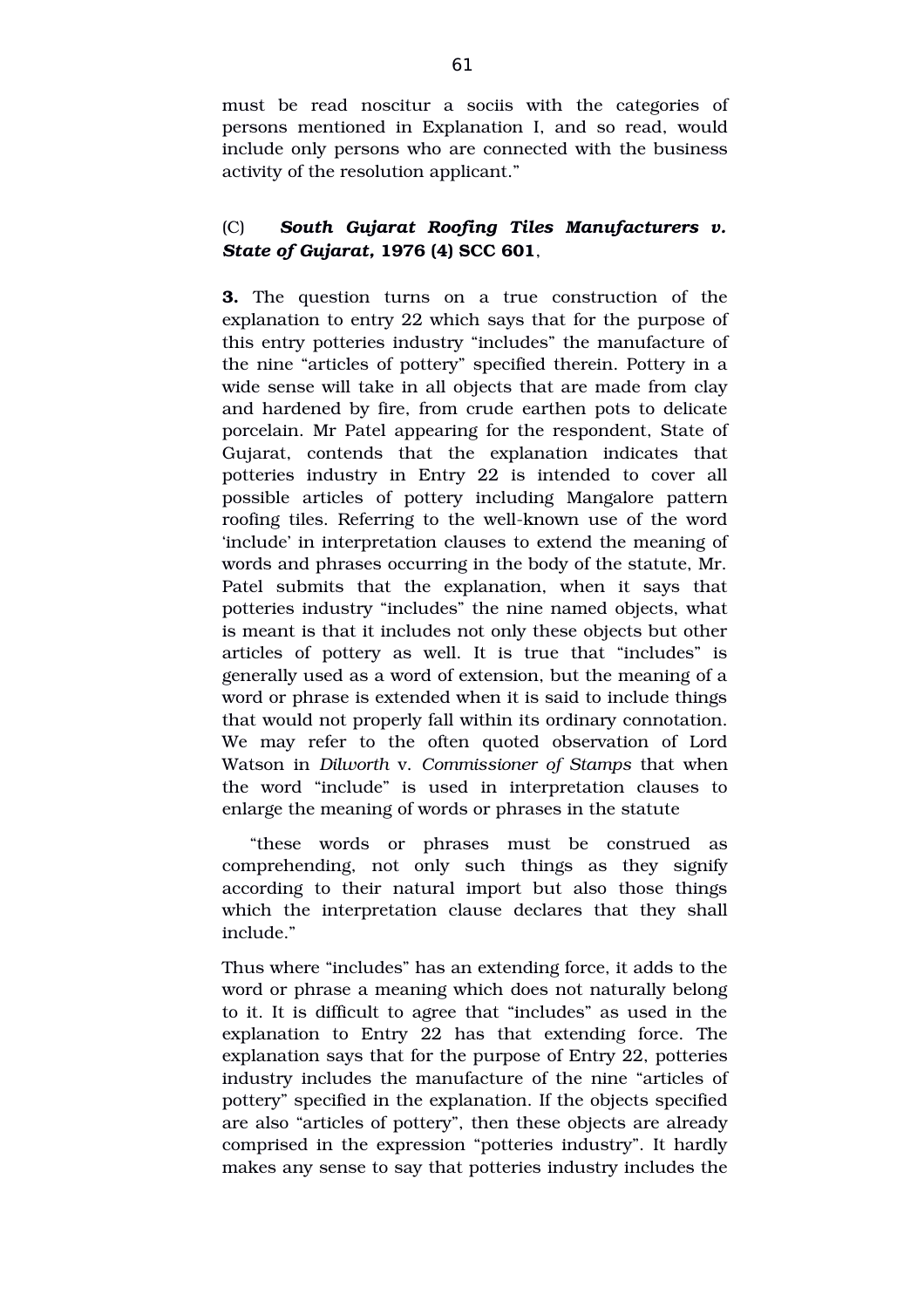must be read noscitur a sociis with the categories of persons mentioned in Explanation I, and so read, would include only persons who are connected with the business activity of the resolution applicant."

(C) ***South Gujarat Roofing Tiles Manufacturers v. State of Gujarat*, 1976 (4) SCC 601**,

**3.** The question turns on a true construction of the explanation to entry 22 which says that for the purpose of this entry potteries industry "includes" the manufacture of the nine "articles of pottery" specified therein. Pottery in a wide sense will take in all objects that are made from clay and hardened by fire, from crude earthen pots to delicate porcelain. Mr Patel appearing for the respondent, State of Gujarat, contends that the explanation indicates that potteries industry in Entry 22 is intended to cover all possible articles of pottery including Mangalore pattern roofing tiles. Referring to the well-known use of the word 'include' in interpretation clauses to extend the meaning of words and phrases occurring in the body of the statute, Mr. Patel submits that the explanation, when it says that potteries industry "includes" the nine named objects, what is meant is that it includes not only these objects but other articles of pottery as well. It is true that "includes" is generally used as a word of extension, but the meaning of a word or phrase is extended when it is said to include things that would not properly fall within its ordinary connotation. We may refer to the often quoted observation of Lord Watson in *Dilworth* v. *Commissioner of Stamps* that when the word "include" is used in interpretation clauses to enlarge the meaning of words or phrases in the statute

> "these words or phrases must be construed as comprehending, not only such things as they signify according to their natural import but also those things which the interpretation clause declares that they shall include."

Thus where "includes" has an extending force, it adds to the word or phrase a meaning which does not naturally belong to it. It is difficult to agree that "includes" as used in the explanation to Entry 22 has that extending force. The explanation says that for the purpose of Entry 22, potteries industry includes the manufacture of the nine "articles of pottery" specified in the explanation. If the objects specified are also "articles of pottery", then these objects are already comprised in the expression "potteries industry". It hardly makes any sense to say that potteries industry includes the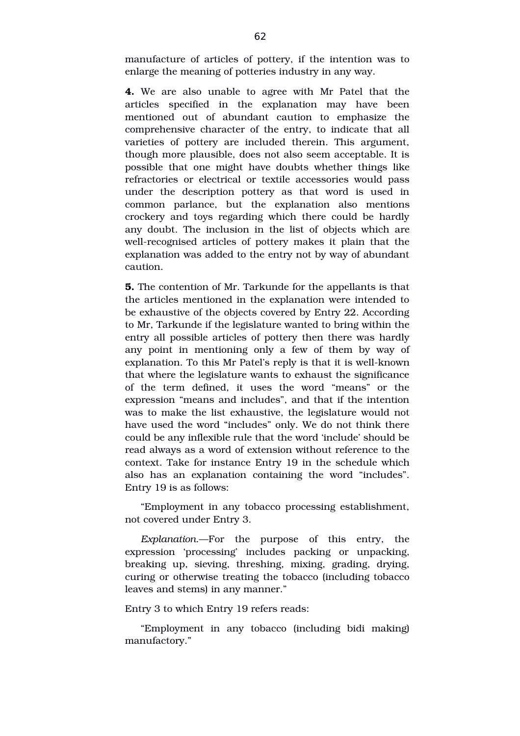manufacture of articles of pottery, if the intention was to enlarge the meaning of potteries industry in any way.

**4.** We are also unable to agree with Mr Patel that the articles specified in the explanation may have been mentioned out of abundant caution to emphasize the comprehensive character of the entry, to indicate that all varieties of pottery are included therein. This argument, though more plausible, does not also seem acceptable. It is possible that one might have doubts whether things like refractories or electrical or textile accessories would pass under the description pottery as that word is used in common parlance, but the explanation also mentions crockery and toys regarding which there could be hardly any doubt. The inclusion in the list of objects which are well-recognised articles of pottery makes it plain that the explanation was added to the entry not by way of abundant caution.

**5.** The contention of Mr. Tarkunde for the appellants is that the articles mentioned in the explanation were intended to be exhaustive of the objects covered by Entry 22. According to Mr, Tarkunde if the legislature wanted to bring within the entry all possible articles of pottery then there was hardly any point in mentioning only a few of them by way of explanation. To this Mr Patel's reply is that it is well-known that where the legislature wants to exhaust the significance of the term defined, it uses the word "means" or the expression "means and includes", and that if the intention was to make the list exhaustive, the legislature would not have used the word "includes" only. We do not think there could be any inflexible rule that the word 'include' should be read always as a word of extension without reference to the context. Take for instance Entry 19 in the schedule which also has an explanation containing the word "includes". Entry 19 is as follows:

"Employment in any tobacco processing establishment, not covered under Entry 3.

*Explanation*.—For the purpose of this entry, the expression 'processing' includes packing or unpacking, breaking up, sieving, threshing, mixing, grading, drying, curing or otherwise treating the tobacco (including tobacco leaves and stems) in any manner."

Entry 3 to which Entry 19 refers reads:

"Employment in any tobacco (including bidi making) manufactory."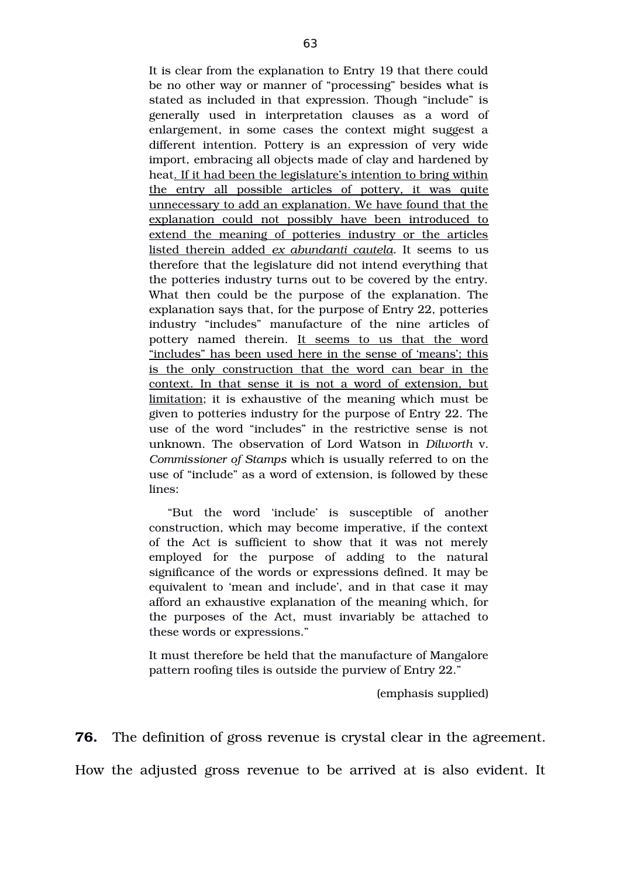> It is clear from the explanation to Entry 19 that there could be no other way or manner of "processing" besides what is stated as included in that expression. Though "include" is generally used in interpretation clauses as a word of enlargement, in some cases the context might suggest a different intention. Pottery is an expression of very wide import, embracing all objects made of clay and hardened by heat. <u>If it had been the legislature's intention to bring within the entry all possible articles of pottery, it was quite unnecessary to add an explanation. We have found that the explanation could not possibly have been introduced to extend the meaning of potteries industry or the articles listed therein added *ex abundanti cautela*.</u> It seems to us therefore that the legislature did not intend everything that the potteries industry turns out to be covered by the entry. What then could be the purpose of the explanation. The explanation says that, for the purpose of Entry 22, potteries industry "includes" manufacture of the nine articles of pottery named therein. <u>It seems to us that the word "includes" has been used here in the sense of 'means'; this is the only construction that the word can bear in the context. In that sense it is not a word of extension, but limitation</u>; it is exhaustive of the meaning which must be given to potteries industry for the purpose of Entry 22. The use of the word "includes" in the restrictive sense is not unknown. The observation of Lord Watson in *Dilworth* v. *Commissioner of Stamps* which is usually referred to on the use of "include" as a word of extension, is followed by these lines:
>
> "But the word 'include' is susceptible of another construction, which may become imperative, if the context of the Act is sufficient to show that it was not merely employed for the purpose of adding to the natural significance of the words or expressions defined. It may be equivalent to 'mean and include', and in that case it may afford an exhaustive explanation of the meaning which, for the purposes of the Act, must invariably be attached to these words or expressions."
>
> It must therefore be held that the manufacture of Mangalore pattern roofing tiles is outside the purview of Entry 22."
>
> (emphasis supplied)

**76.** The definition of gross revenue is crystal clear in the agreement. How the adjusted gross revenue to be arrived at is also evident. It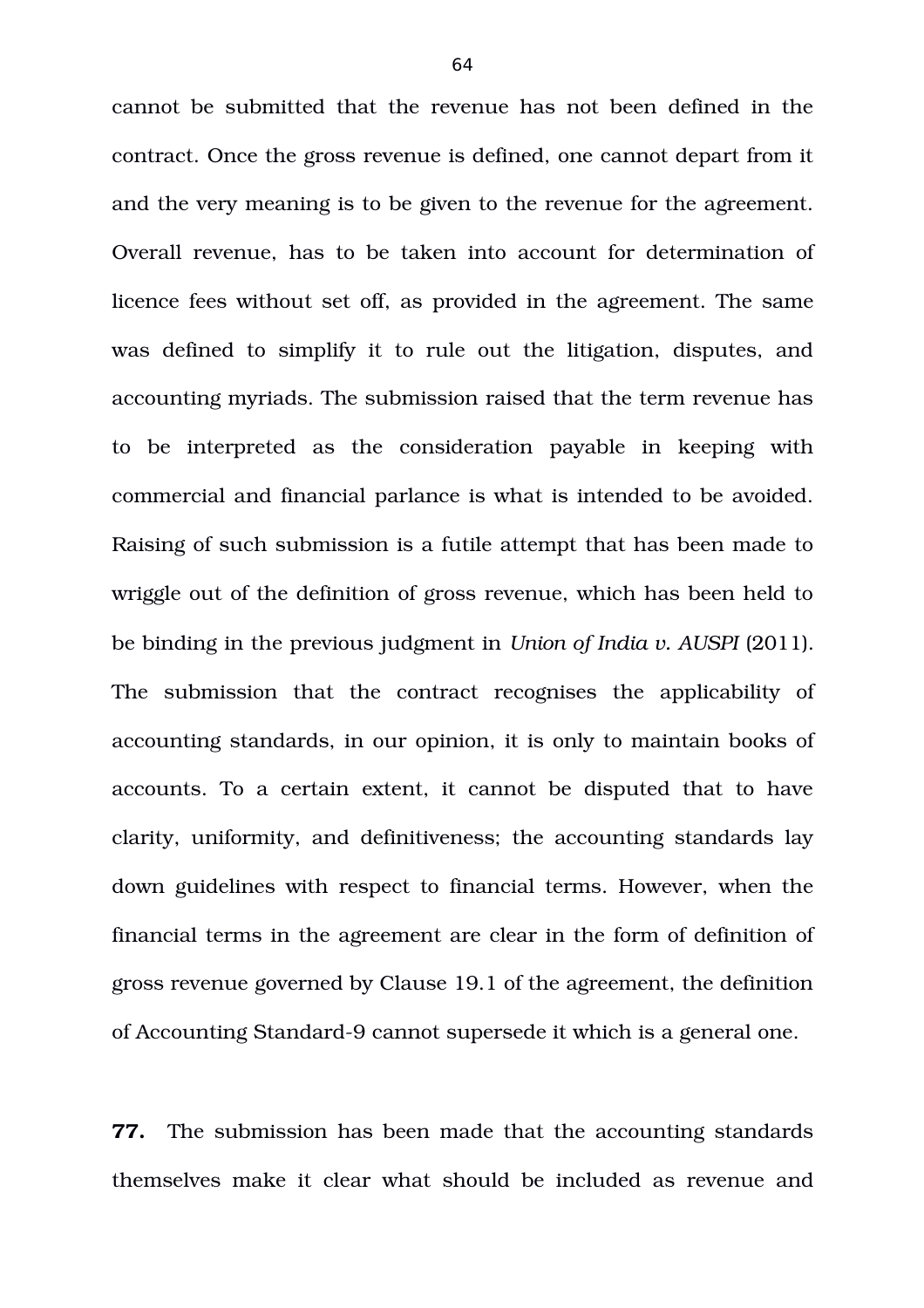cannot be submitted that the revenue has not been defined in the contract. Once the gross revenue is defined, one cannot depart from it and the very meaning is to be given to the revenue for the agreement. Overall revenue, has to be taken into account for determination of licence fees without set off, as provided in the agreement. The same was defined to simplify it to rule out the litigation, disputes, and accounting myriads. The submission raised that the term revenue has to be interpreted as the consideration payable in keeping with commercial and financial parlance is what is intended to be avoided. Raising of such submission is a futile attempt that has been made to wriggle out of the definition of gross revenue, which has been held to be binding in the previous judgment in *Union of India v. AUSPI* (2011). The submission that the contract recognises the applicability of accounting standards, in our opinion, it is only to maintain books of accounts. To a certain extent, it cannot be disputed that to have clarity, uniformity, and definitiveness; the accounting standards lay down guidelines with respect to financial terms. However, when the financial terms in the agreement are clear in the form of definition of gross revenue governed by Clause 19.1 of the agreement, the definition of Accounting Standard-9 cannot supersede it which is a general one.

**77.** The submission has been made that the accounting standards themselves make it clear what should be included as revenue and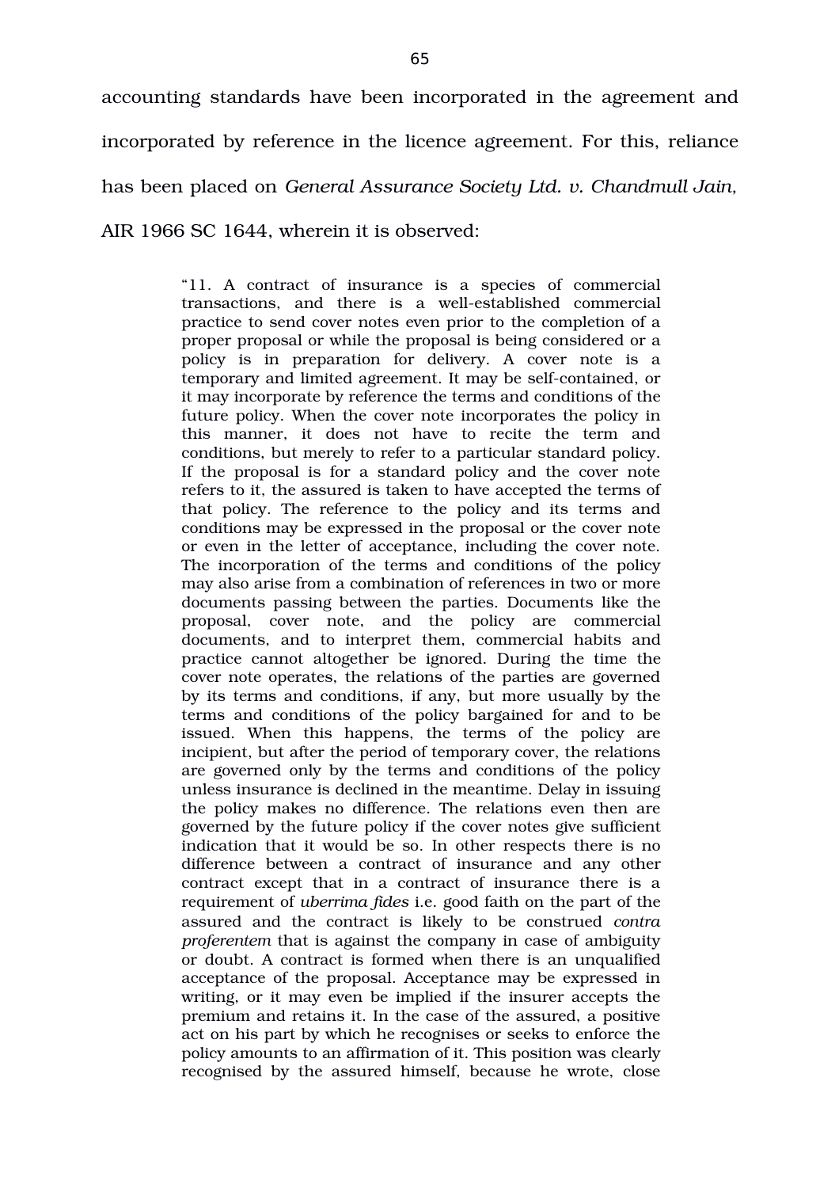accounting standards have been incorporated in the agreement and incorporated by reference in the licence agreement. For this, reliance has been placed on *General Assurance Society Ltd. v. Chandmull Jain*, AIR 1966 SC 1644, wherein it is observed:

> "11. A contract of insurance is a species of commercial transactions, and there is a well-established commercial practice to send cover notes even prior to the completion of a proper proposal or while the proposal is being considered or a policy is in preparation for delivery. A cover note is a temporary and limited agreement. It may be self-contained, or it may incorporate by reference the terms and conditions of the future policy. When the cover note incorporates the policy in this manner, it does not have to recite the term and conditions, but merely to refer to a particular standard policy. If the proposal is for a standard policy and the cover note refers to it, the assured is taken to have accepted the terms of that policy. The reference to the policy and its terms and conditions may be expressed in the proposal or the cover note or even in the letter of acceptance, including the cover note. The incorporation of the terms and conditions of the policy may also arise from a combination of references in two or more documents passing between the parties. Documents like the proposal, cover note, and the policy are commercial documents, and to interpret them, commercial habits and practice cannot altogether be ignored. During the time the cover note operates, the relations of the parties are governed by its terms and conditions, if any, but more usually by the terms and conditions of the policy bargained for and to be issued. When this happens, the terms of the policy are incipient, but after the period of temporary cover, the relations are governed only by the terms and conditions of the policy unless insurance is declined in the meantime. Delay in issuing the policy makes no difference. The relations even then are governed by the future policy if the cover notes give sufficient indication that it would be so. In other respects there is no difference between a contract of insurance and any other contract except that in a contract of insurance there is a requirement of *uberrima fides* i.e. good faith on the part of the assured and the contract is likely to be construed *contra proferentem* that is against the company in case of ambiguity or doubt. A contract is formed when there is an unqualified acceptance of the proposal. Acceptance may be expressed in writing, or it may even be implied if the insurer accepts the premium and retains it. In the case of the assured, a positive act on his part by which he recognises or seeks to enforce the policy amounts to an affirmation of it. This position was clearly recognised by the assured himself, because he wrote, close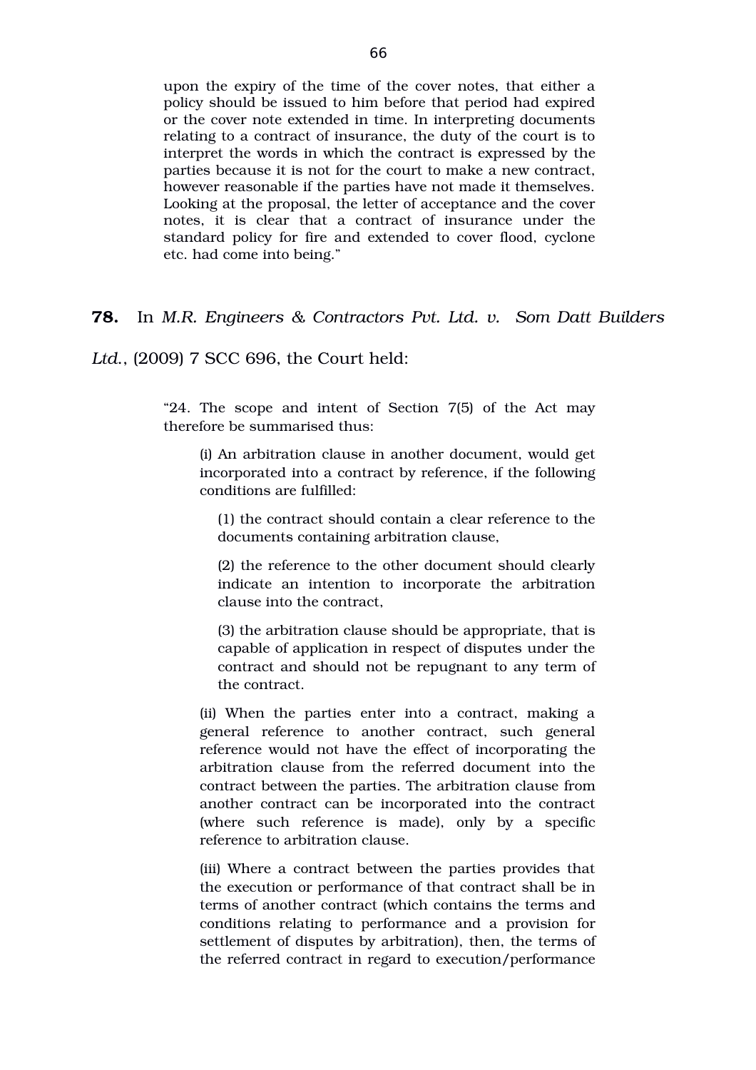> upon the expiry of the time of the cover notes, that either a policy should be issued to him before that period had expired or the cover note extended in time. In interpreting documents relating to a contract of insurance, the duty of the court is to interpret the words in which the contract is expressed by the parties because it is not for the court to make a new contract, however reasonable if the parties have not made it themselves. Looking at the proposal, the letter of acceptance and the cover notes, it is clear that a contract of insurance under the standard policy for fire and extended to cover flood, cyclone etc. had come into being."

**78.** In *M.R. Engineers & Contractors Pvt. Ltd. v. Som Datt Builders Ltd.*, (2009) 7 SCC 696, the Court held:

> "24. The scope and intent of Section 7(5) of the Act may therefore be summarised thus:
>
> (i) An arbitration clause in another document, would get incorporated into a contract by reference, if the following conditions are fulfilled:
>
> (1) the contract should contain a clear reference to the documents containing arbitration clause,
>
> (2) the reference to the other document should clearly indicate an intention to incorporate the arbitration clause into the contract,
>
> (3) the arbitration clause should be appropriate, that is capable of application in respect of disputes under the contract and should not be repugnant to any term of the contract.
>
> (ii) When the parties enter into a contract, making a general reference to another contract, such general reference would not have the effect of incorporating the arbitration clause from the referred document into the contract between the parties. The arbitration clause from another contract can be incorporated into the contract (where such reference is made), only by a specific reference to arbitration clause.
>
> (iii) Where a contract between the parties provides that the execution or performance of that contract shall be in terms of another contract (which contains the terms and conditions relating to performance and a provision for settlement of disputes by arbitration), then, the terms of the referred contract in regard to execution/performance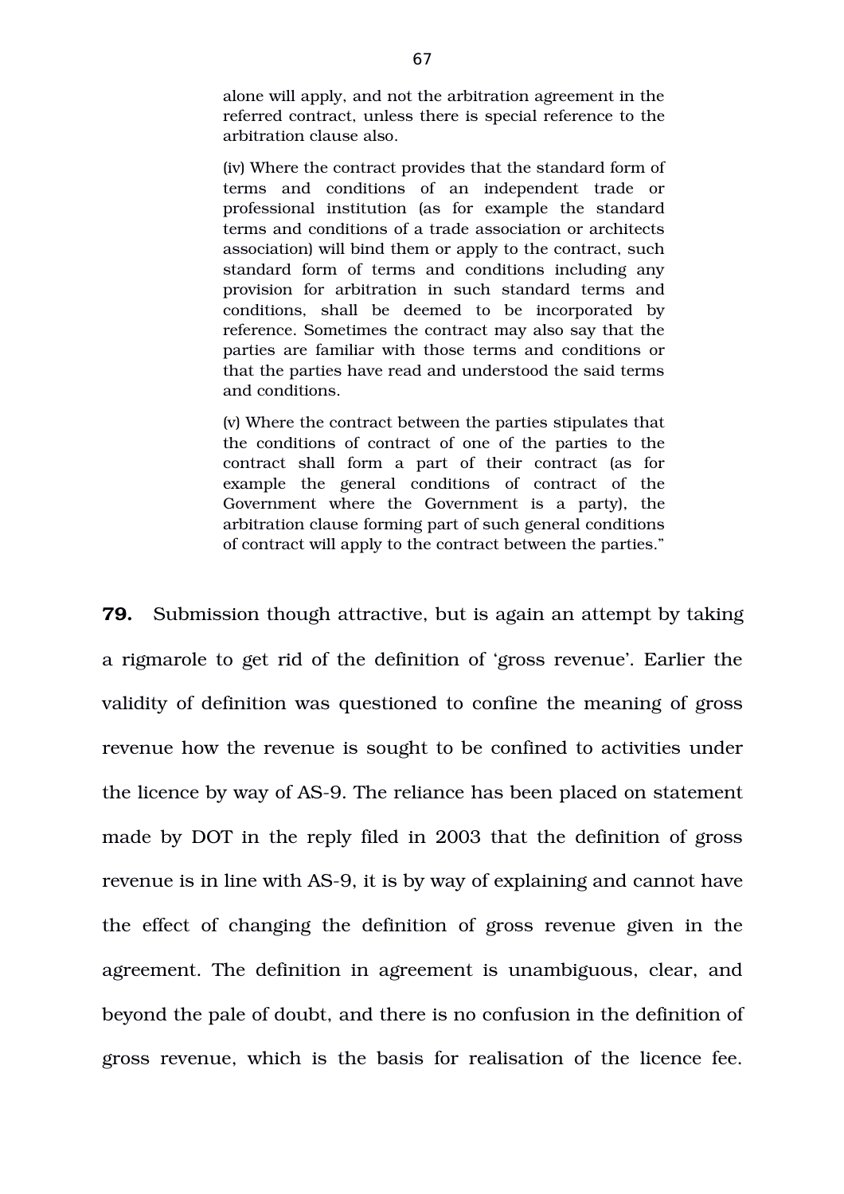> alone will apply, and not the arbitration agreement in the referred contract, unless there is special reference to the arbitration clause also.
>
> (iv) Where the contract provides that the standard form of terms and conditions of an independent trade or professional institution (as for example the standard terms and conditions of a trade association or architects association) will bind them or apply to the contract, such standard form of terms and conditions including any provision for arbitration in such standard terms and conditions, shall be deemed to be incorporated by reference. Sometimes the contract may also say that the parties are familiar with those terms and conditions or that the parties have read and understood the said terms and conditions.
>
> (v) Where the contract between the parties stipulates that the conditions of contract of one of the parties to the contract shall form a part of their contract (as for example the general conditions of contract of the Government where the Government is a party), the arbitration clause forming part of such general conditions of contract will apply to the contract between the parties."

**79.** Submission though attractive, but is again an attempt by taking a rigmarole to get rid of the definition of 'gross revenue'. Earlier the validity of definition was questioned to confine the meaning of gross revenue how the revenue is sought to be confined to activities under the licence by way of AS-9. The reliance has been placed on statement made by DOT in the reply filed in 2003 that the definition of gross revenue is in line with AS-9, it is by way of explaining and cannot have the effect of changing the definition of gross revenue given in the agreement. The definition in agreement is unambiguous, clear, and beyond the pale of doubt, and there is no confusion in the definition of gross revenue, which is the basis for realisation of the licence fee.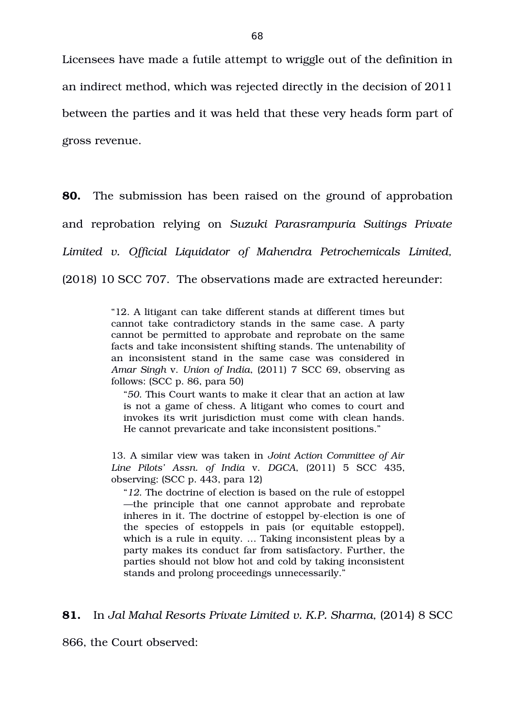Licensees have made a futile attempt to wriggle out of the definition in an indirect method, which was rejected directly in the decision of 2011 between the parties and it was held that these very heads form part of gross revenue.

**80.** The submission has been raised on the ground of approbation and reprobation relying on *Suzuki Parasrampuria Suitings Private Limited v. Official Liquidator of Mahendra Petrochemicals Limited,* (2018) 10 SCC 707. The observations made are extracted hereunder:

> "12. A litigant can take different stands at different times but cannot take contradictory stands in the same case. A party cannot be permitted to approbate and reprobate on the same facts and take inconsistent shifting stands. The untenability of an inconsistent stand in the same case was considered in *Amar Singh* v. *Union of India*, (2011) 7 SCC 69, observing as follows: (SCC p. 86, para 50)
>
> > "*50.* This Court wants to make it clear that an action at law is not a game of chess. A litigant who comes to court and invokes its writ jurisdiction must come with clean hands. He cannot prevaricate and take inconsistent positions."
>
> 13. A similar view was taken in *Joint Action Committee of Air Line Pilots' Assn. of India* v. *DGCA*, (2011) 5 SCC 435, observing: (SCC p. 443, para 12)
>
> > "*12.* The doctrine of election is based on the rule of estoppel—the principle that one cannot approbate and reprobate inheres in it. The doctrine of estoppel by-election is one of the species of estoppels in pais (or equitable estoppel), which is a rule in equity. ... Taking inconsistent pleas by a party makes its conduct far from satisfactory. Further, the parties should not blow hot and cold by taking inconsistent stands and prolong proceedings unnecessarily."

**81.** In *Jal Mahal Resorts Private Limited v. K.P. Sharma,* (2014) 8 SCC 866, the Court observed: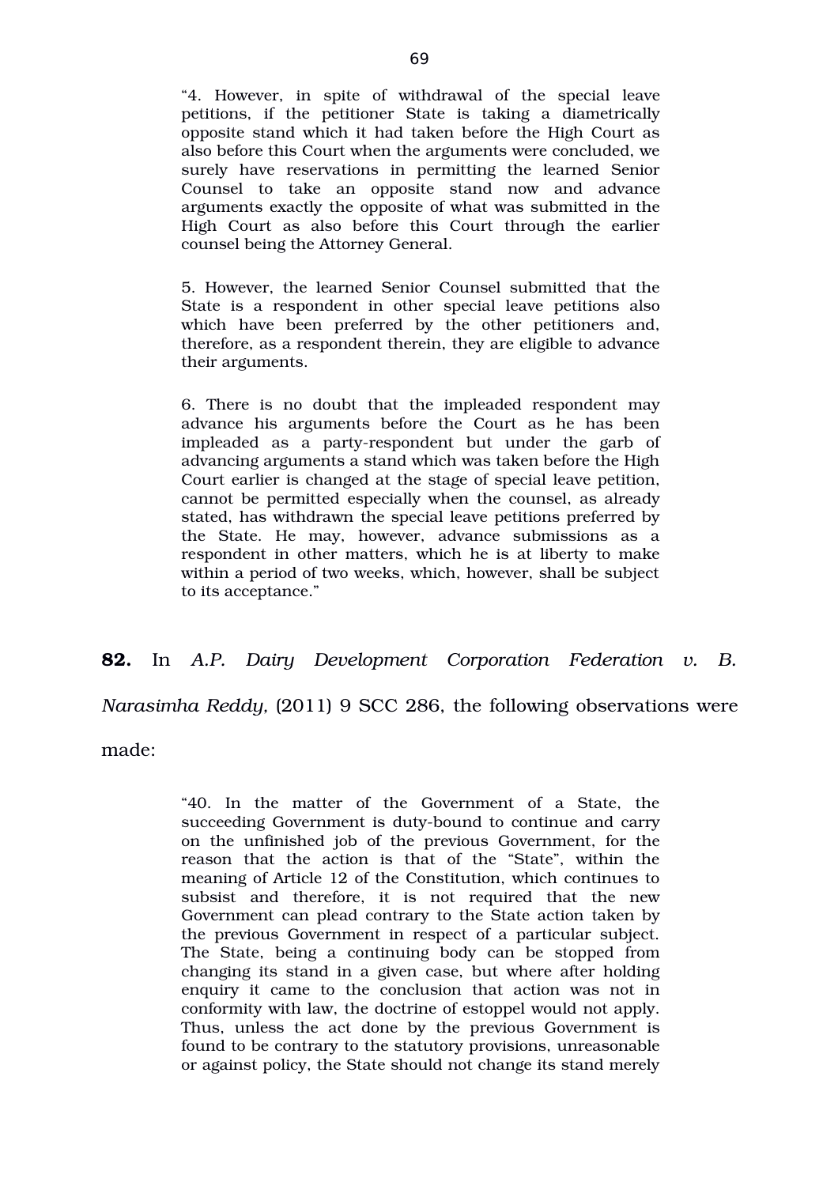> "4. However, in spite of withdrawal of the special leave petitions, if the petitioner State is taking a diametrically opposite stand which it had taken before the High Court as also before this Court when the arguments were concluded, we surely have reservations in permitting the learned Senior Counsel to take an opposite stand now and advance arguments exactly the opposite of what was submitted in the High Court as also before this Court through the earlier counsel being the Attorney General.
>
> 5. However, the learned Senior Counsel submitted that the State is a respondent in other special leave petitions also which have been preferred by the other petitioners and, therefore, as a respondent therein, they are eligible to advance their arguments.
>
> 6. There is no doubt that the impleaded respondent may advance his arguments before the Court as he has been impleaded as a party-respondent but under the garb of advancing arguments a stand which was taken before the High Court earlier is changed at the stage of special leave petition, cannot be permitted especially when the counsel, as already stated, has withdrawn the special leave petitions preferred by the State. He may, however, advance submissions as a respondent in other matters, which he is at liberty to make within a period of two weeks, which, however, shall be subject to its acceptance."

**82.** In *A.P. Dairy Development Corporation Federation v. B. Narasimha Reddy,* (2011) 9 SCC 286, the following observations were made:

> "40. In the matter of the Government of a State, the succeeding Government is duty-bound to continue and carry on the unfinished job of the previous Government, for the reason that the action is that of the "State", within the meaning of Article 12 of the Constitution, which continues to subsist and therefore, it is not required that the new Government can plead contrary to the State action taken by the previous Government in respect of a particular subject. The State, being a continuing body can be stopped from changing its stand in a given case, but where after holding enquiry it came to the conclusion that action was not in conformity with law, the doctrine of estoppel would not apply. Thus, unless the act done by the previous Government is found to be contrary to the statutory provisions, unreasonable or against policy, the State should not change its stand merely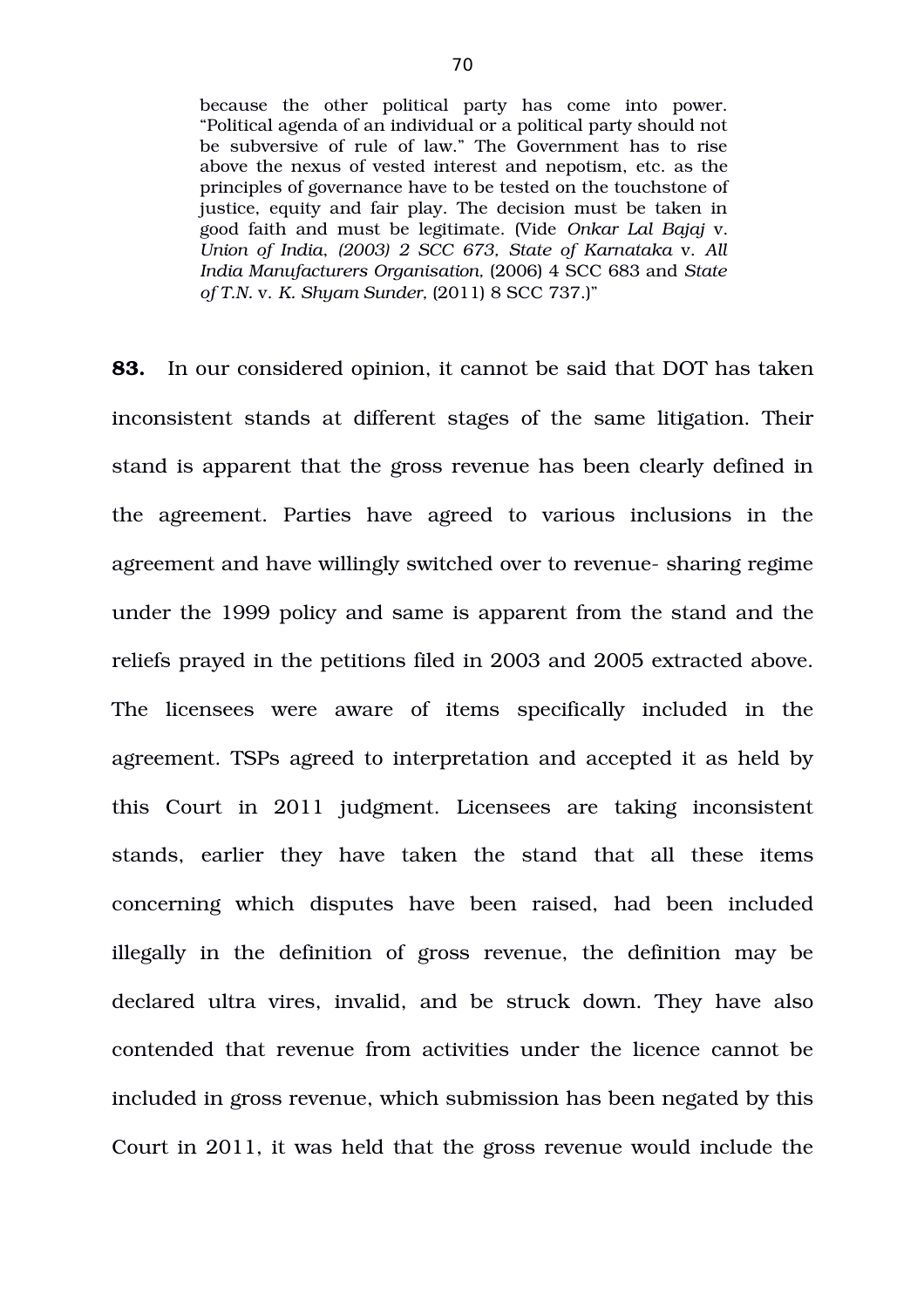> because the other political party has come into power. "Political agenda of an individual or a political party should not be subversive of rule of law." The Government has to rise above the nexus of vested interest and nepotism, etc. as the principles of governance have to be tested on the touchstone of justice, equity and fair play. The decision must be taken in good faith and must be legitimate. (Vide *Onkar Lal Bajaj* v. *Union of India, (2003) 2 SCC 673, State of Karnataka* v. *All India Manufacturers Organisation,* (2006) 4 SCC 683 and *State of T.N.* v. *K. Shyam Sunder,* (2011) 8 SCC 737.)"

**83.** In our considered opinion, it cannot be said that DOT has taken inconsistent stands at different stages of the same litigation. Their stand is apparent that the gross revenue has been clearly defined in the agreement. Parties have agreed to various inclusions in the agreement and have willingly switched over to revenue- sharing regime under the 1999 policy and same is apparent from the stand and the reliefs prayed in the petitions filed in 2003 and 2005 extracted above. The licensees were aware of items specifically included in the agreement. TSPs agreed to interpretation and accepted it as held by this Court in 2011 judgment. Licensees are taking inconsistent stands, earlier they have taken the stand that all these items concerning which disputes have been raised, had been included illegally in the definition of gross revenue, the definition may be declared ultra vires, invalid, and be struck down. They have also contended that revenue from activities under the licence cannot be included in gross revenue, which submission has been negated by this Court in 2011, it was held that the gross revenue would include the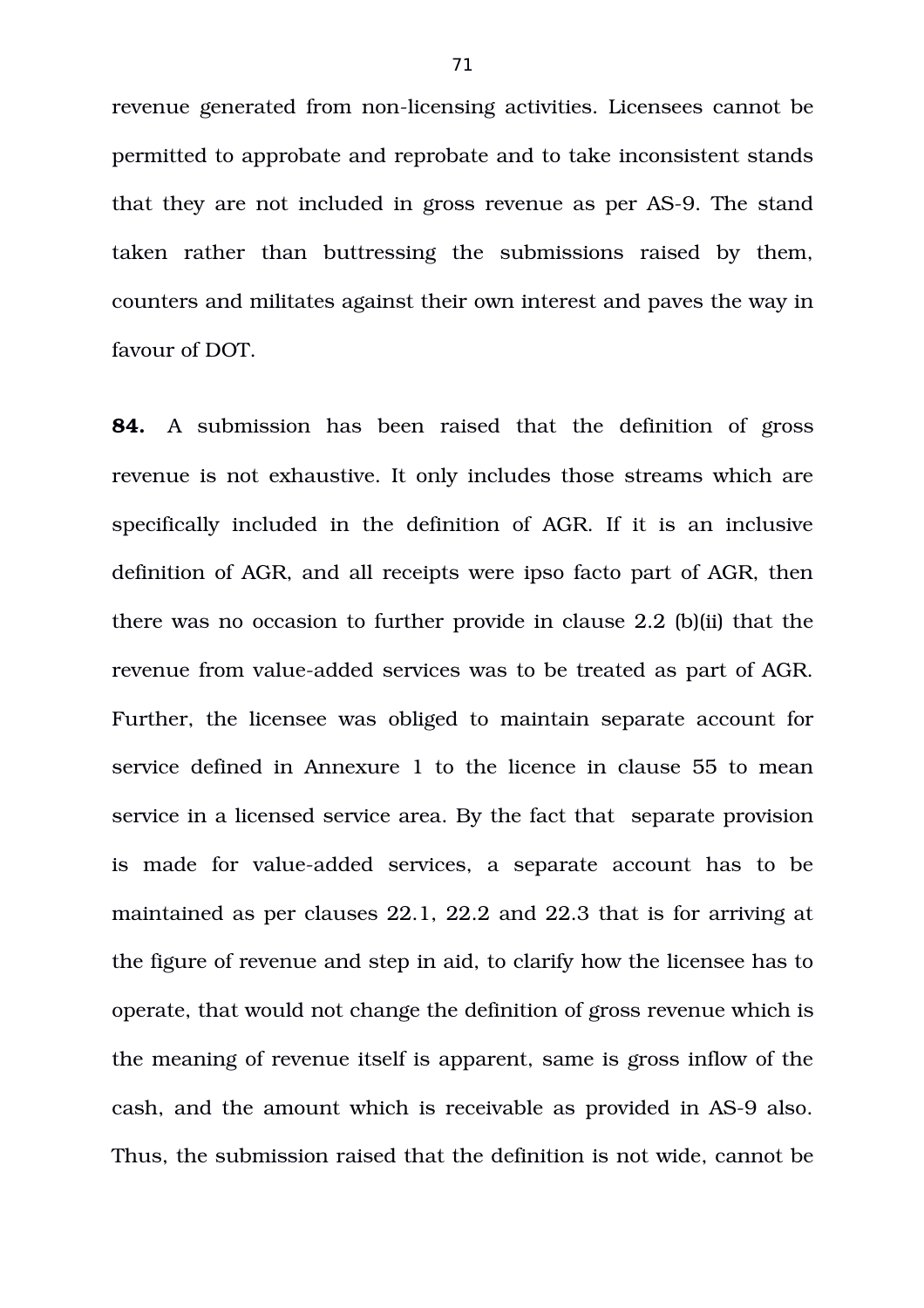revenue generated from non-licensing activities. Licensees cannot be permitted to approbate and reprobate and to take inconsistent stands that they are not included in gross revenue as per AS-9. The stand taken rather than buttressing the submissions raised by them, counters and militates against their own interest and paves the way in favour of DOT.

**84.** A submission has been raised that the definition of gross revenue is not exhaustive. It only includes those streams which are specifically included in the definition of AGR. If it is an inclusive definition of AGR, and all receipts were ipso facto part of AGR, then there was no occasion to further provide in clause 2.2 (b)(ii) that the revenue from value-added services was to be treated as part of AGR. Further, the licensee was obliged to maintain separate account for service defined in Annexure 1 to the licence in clause 55 to mean service in a licensed service area. By the fact that separate provision is made for value-added services, a separate account has to be maintained as per clauses 22.1, 22.2 and 22.3 that is for arriving at the figure of revenue and step in aid, to clarify how the licensee has to operate, that would not change the definition of gross revenue which is the meaning of revenue itself is apparent, same is gross inflow of the cash, and the amount which is receivable as provided in AS-9 also. Thus, the submission raised that the definition is not wide, cannot be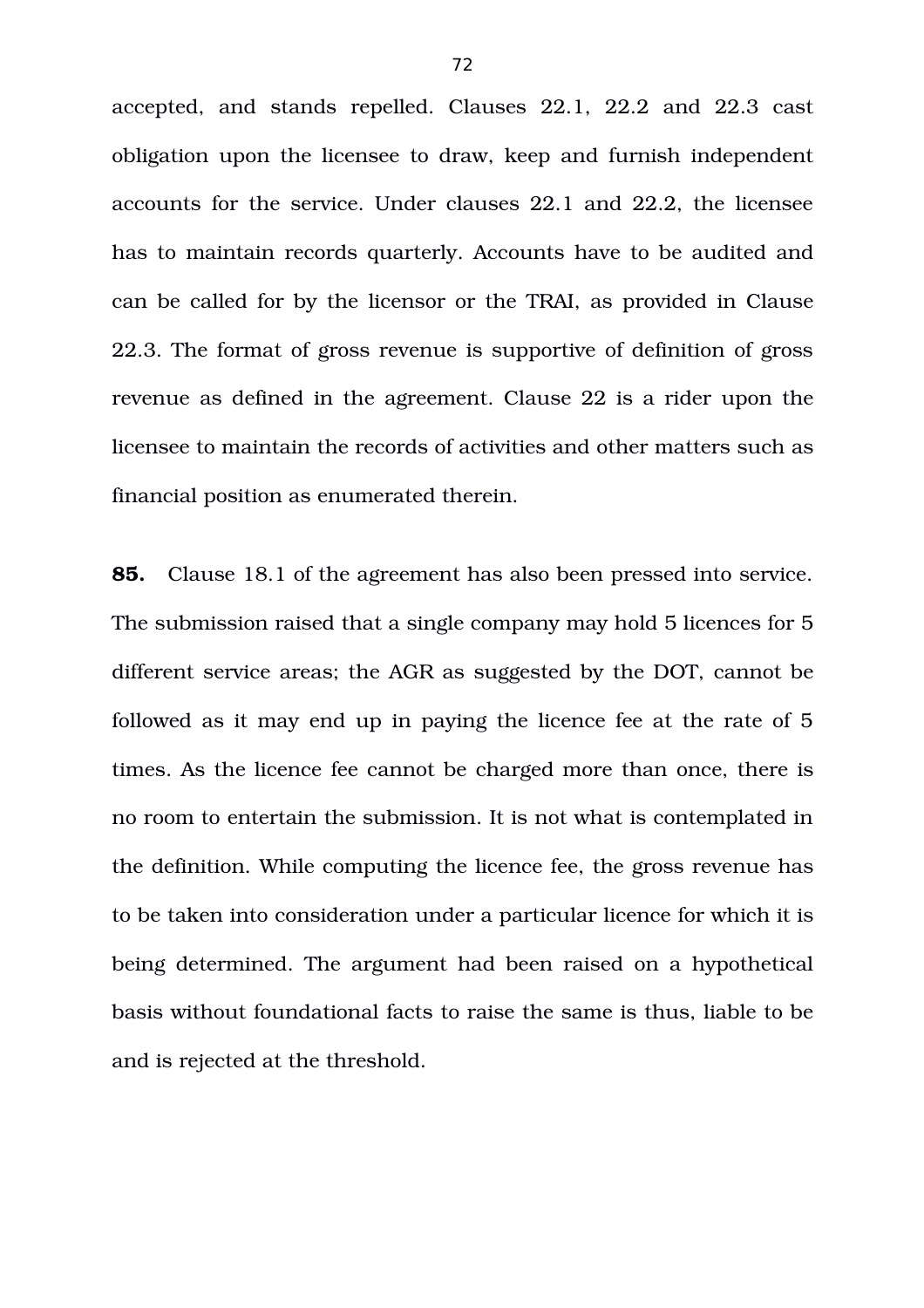accepted, and stands repelled. Clauses 22.1, 22.2 and 22.3 cast obligation upon the licensee to draw, keep and furnish independent accounts for the service. Under clauses 22.1 and 22.2, the licensee has to maintain records quarterly. Accounts have to be audited and can be called for by the licensor or the TRAI, as provided in Clause 22.3. The format of gross revenue is supportive of definition of gross revenue as defined in the agreement. Clause 22 is a rider upon the licensee to maintain the records of activities and other matters such as financial position as enumerated therein.

**85.** Clause 18.1 of the agreement has also been pressed into service. The submission raised that a single company may hold 5 licences for 5 different service areas; the AGR as suggested by the DOT, cannot be followed as it may end up in paying the licence fee at the rate of 5 times. As the licence fee cannot be charged more than once, there is no room to entertain the submission. It is not what is contemplated in the definition. While computing the licence fee, the gross revenue has to be taken into consideration under a particular licence for which it is being determined. The argument had been raised on a hypothetical basis without foundational facts to raise the same is thus, liable to be and is rejected at the threshold.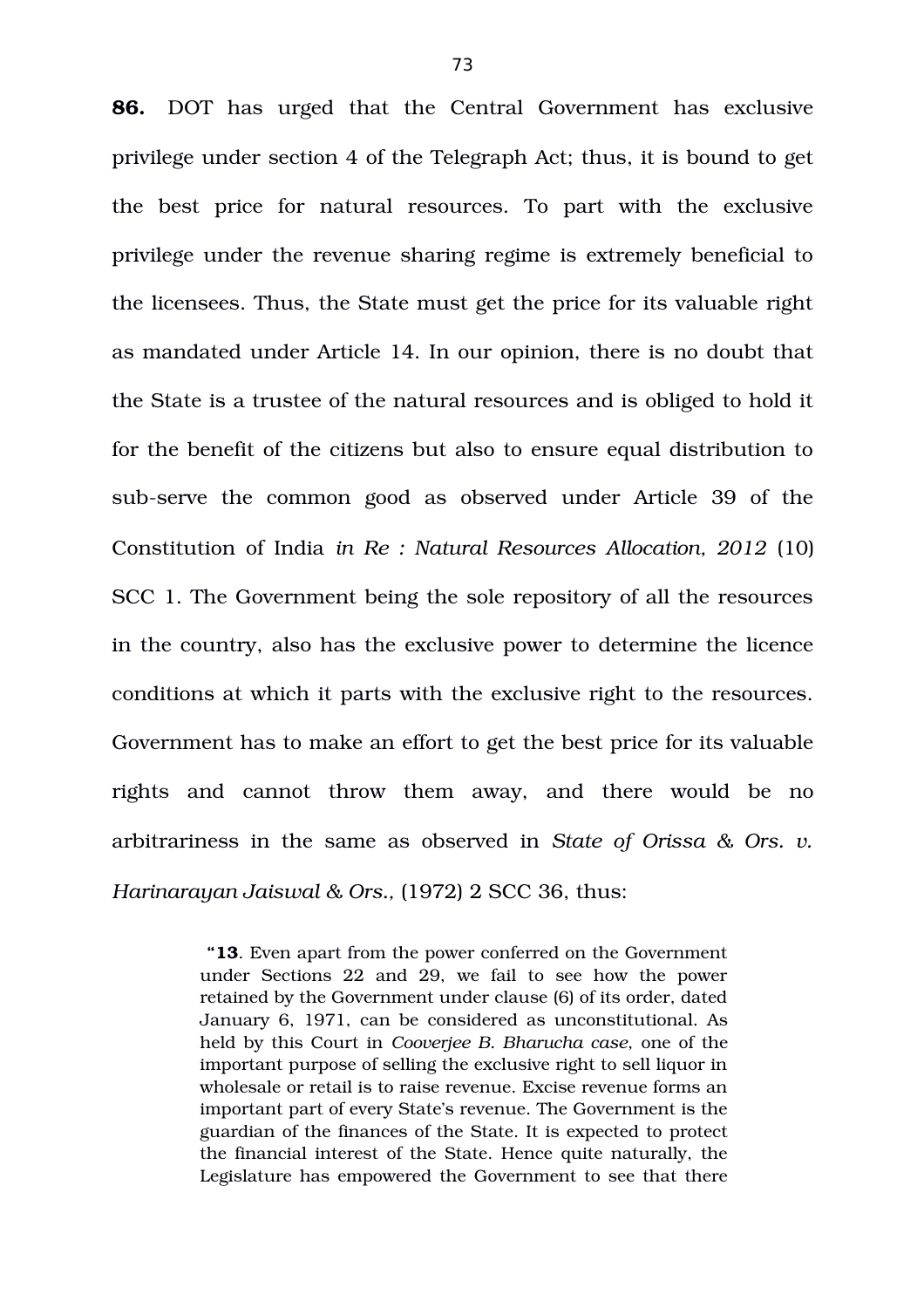**86.** DOT has urged that the Central Government has exclusive privilege under section 4 of the Telegraph Act; thus, it is bound to get the best price for natural resources. To part with the exclusive privilege under the revenue sharing regime is extremely beneficial to the licensees. Thus, the State must get the price for its valuable right as mandated under Article 14. In our opinion, there is no doubt that the State is a trustee of the natural resources and is obliged to hold it for the benefit of the citizens but also to ensure equal distribution to sub-serve the common good as observed under Article 39 of the Constitution of India *in Re : Natural Resources Allocation, 2012* (10) SCC 1. The Government being the sole repository of all the resources in the country, also has the exclusive power to determine the licence conditions at which it parts with the exclusive right to the resources. Government has to make an effort to get the best price for its valuable rights and cannot throw them away, and there would be no arbitrariness in the same as observed in *State of Orissa & Ors. v. Harinarayan Jaiswal & Ors.,* (1972) 2 SCC 36, thus:

> "**13**. Even apart from the power conferred on the Government under Sections 22 and 29, we fail to see how the power retained by the Government under clause (6) of its order, dated January 6, 1971, can be considered as unconstitutional. As held by this Court in *Cooverjee B. Bharucha case*, one of the important purpose of selling the exclusive right to sell liquor in wholesale or retail is to raise revenue. Excise revenue forms an important part of every State's revenue. The Government is the guardian of the finances of the State. It is expected to protect the financial interest of the State. Hence quite naturally, the Legislature has empowered the Government to see that there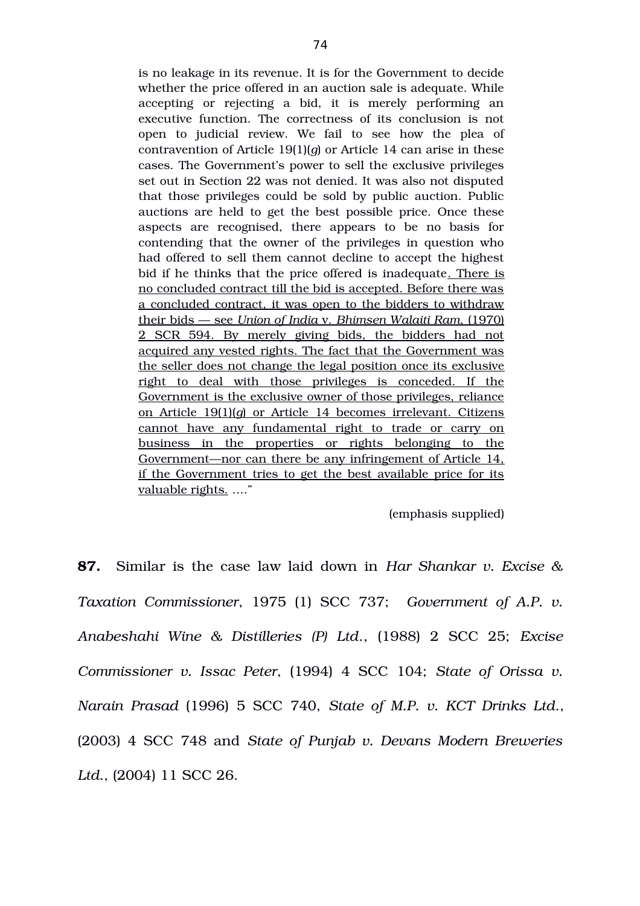> is no leakage in its revenue. It is for the Government to decide whether the price offered in an auction sale is adequate. While accepting or rejecting a bid, it is merely performing an executive function. The correctness of its conclusion is not open to judicial review. We fail to see how the plea of contravention of Article 19(1)(*g*) or Article 14 can arise in these cases. The Government's power to sell the exclusive privileges set out in Section 22 was not denied. It was also not disputed that those privileges could be sold by public auction. Public auctions are held to get the best possible price. Once these aspects are recognised, there appears to be no basis for contending that the owner of the privileges in question who had offered to sell them cannot decline to accept the highest bid if he thinks that the price offered is inadequate<u>. There is no concluded contract till the bid is accepted. Before there was a concluded contract, it was open to the bidders to withdraw their bids — see *Union of India* v. *Bhimsen Walaiti Ram*, (1970) 2 SCR 594. By merely giving bids, the bidders had not acquired any vested rights. The fact that the Government was the seller does not change the legal position once its exclusive right to deal with those privileges is conceded. If the Government is the exclusive owner of those privileges, reliance on Article 19(1)(*g*) or Article 14 becomes irrelevant. Citizens cannot have any fundamental right to trade or carry on business in the properties or rights belonging to the Government—nor can there be any infringement of Article 14, if the Government tries to get the best available price for its valuable rights.</u> ...."
>
> (emphasis supplied)

**87.** Similar is the case law laid down in *Har Shankar v. Excise & Taxation Commissioner*, 1975 (1) SCC 737; *Government of A.P. v. Anabeshahi Wine & Distilleries (P) Ltd.*, (1988) 2 SCC 25; *Excise Commissioner v. Issac Peter*, (1994) 4 SCC 104; *State of Orissa v. Narain Prasad* (1996) 5 SCC 740, *State of M.P. v. KCT Drinks Ltd.*, (2003) 4 SCC 748 and *State of Punjab v. Devans Modern Breweries Ltd.*, (2004) 11 SCC 26.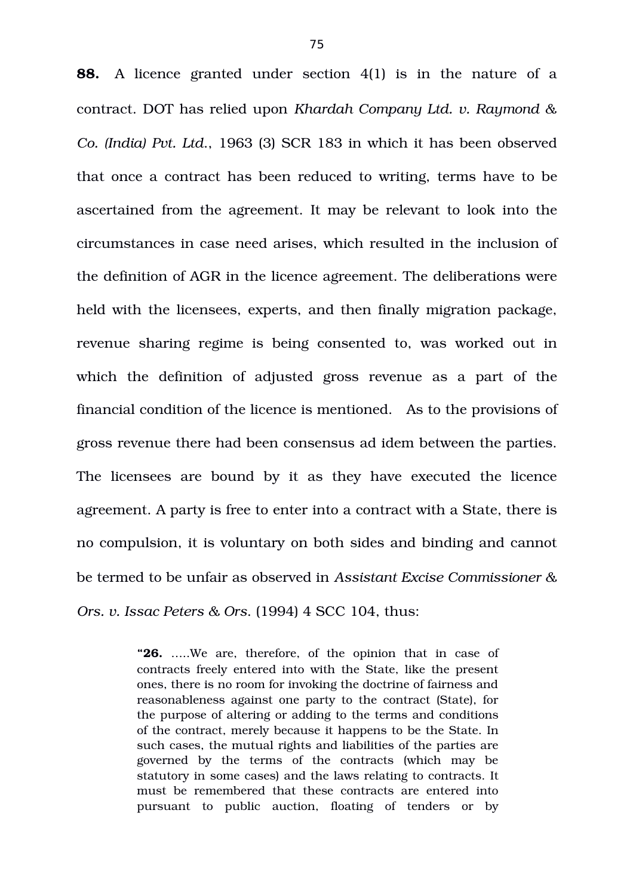**88.** A licence granted under section 4(1) is in the nature of a contract. DOT has relied upon *Khardah Company Ltd. v. Raymond & Co. (India) Pvt. Ltd.*, 1963 (3) SCR 183 in which it has been observed that once a contract has been reduced to writing, terms have to be ascertained from the agreement. It may be relevant to look into the circumstances in case need arises, which resulted in the inclusion of the definition of AGR in the licence agreement. The deliberations were held with the licensees, experts, and then finally migration package, revenue sharing regime is being consented to, was worked out in which the definition of adjusted gross revenue as a part of the financial condition of the licence is mentioned. As to the provisions of gross revenue there had been consensus ad idem between the parties. The licensees are bound by it as they have executed the licence agreement. A party is free to enter into a contract with a State, there is no compulsion, it is voluntary on both sides and binding and cannot be termed to be unfair as observed in *Assistant Excise Commissioner & Ors. v. Issac Peters & Ors.* (1994) 4 SCC 104, thus:

> "**26.** .....We are, therefore, of the opinion that in case of contracts freely entered into with the State, like the present ones, there is no room for invoking the doctrine of fairness and reasonableness against one party to the contract (State), for the purpose of altering or adding to the terms and conditions of the contract, merely because it happens to be the State. In such cases, the mutual rights and liabilities of the parties are governed by the terms of the contracts (which may be statutory in some cases) and the laws relating to contracts. It must be remembered that these contracts are entered into pursuant to public auction, floating of tenders or by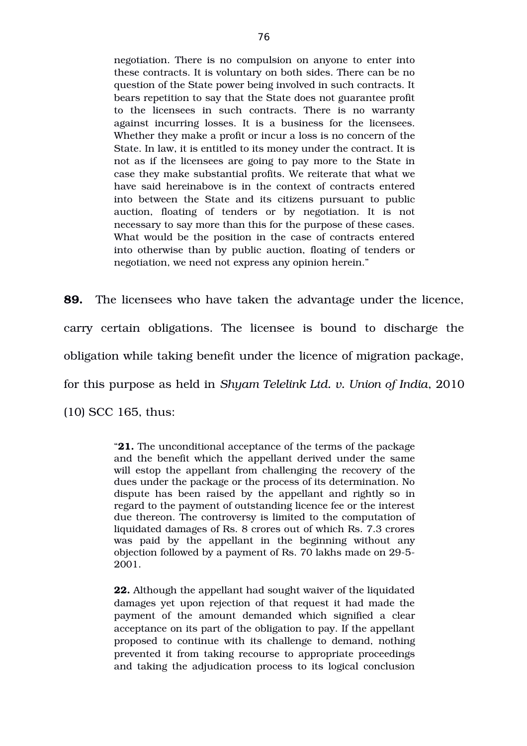> negotiation. There is no compulsion on anyone to enter into these contracts. It is voluntary on both sides. There can be no question of the State power being involved in such contracts. It bears repetition to say that the State does not guarantee profit to the licensees in such contracts. There is no warranty against incurring losses. It is a business for the licensees. Whether they make a profit or incur a loss is no concern of the State. In law, it is entitled to its money under the contract. It is not as if the licensees are going to pay more to the State in case they make substantial profits. We reiterate that what we have said hereinabove is in the context of contracts entered into between the State and its citizens pursuant to public auction, floating of tenders or by negotiation. It is not necessary to say more than this for the purpose of these cases. What would be the position in the case of contracts entered into otherwise than by public auction, floating of tenders or negotiation, we need not express any opinion herein."

**89.** The licensees who have taken the advantage under the licence, carry certain obligations. The licensee is bound to discharge the obligation while taking benefit under the licence of migration package, for this purpose as held in *Shyam Telelink Ltd. v. Union of India*, 2010 (10) SCC 165, thus:

> "**21.** The unconditional acceptance of the terms of the package and the benefit which the appellant derived under the same will estop the appellant from challenging the recovery of the dues under the package or the process of its determination. No dispute has been raised by the appellant and rightly so in regard to the payment of outstanding licence fee or the interest due thereon. The controversy is limited to the computation of liquidated damages of Rs. 8 crores out of which Rs. 7.3 crores was paid by the appellant in the beginning without any objection followed by a payment of Rs. 70 lakhs made on 29-5-2001.
>
> **22.** Although the appellant had sought waiver of the liquidated damages yet upon rejection of that request it had made the payment of the amount demanded which signified a clear acceptance on its part of the obligation to pay. If the appellant proposed to continue with its challenge to demand, nothing prevented it from taking recourse to appropriate proceedings and taking the adjudication process to its logical conclusion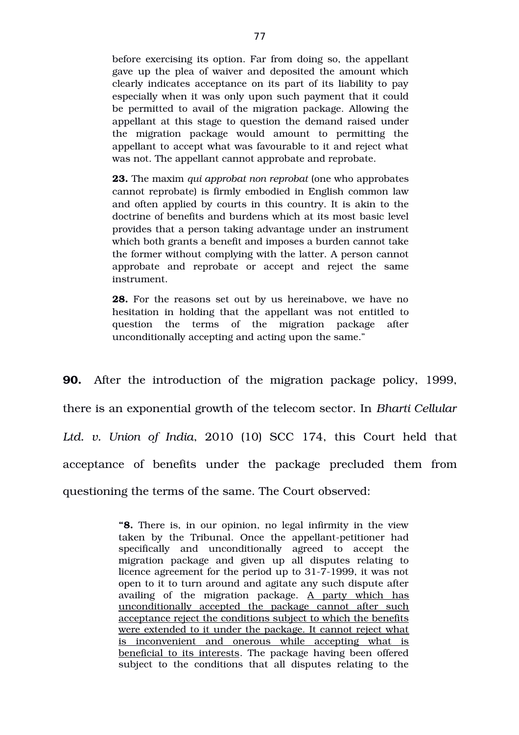> before exercising its option. Far from doing so, the appellant gave up the plea of waiver and deposited the amount which clearly indicates acceptance on its part of its liability to pay especially when it was only upon such payment that it could be permitted to avail of the migration package. Allowing the appellant at this stage to question the demand raised under the migration package would amount to permitting the appellant to accept what was favourable to it and reject what was not. The appellant cannot approbate and reprobate.
>
> **23.** The maxim *qui approbat non reprobat* (one who approbates cannot reprobate) is firmly embodied in English common law and often applied by courts in this country. It is akin to the doctrine of benefits and burdens which at its most basic level provides that a person taking advantage under an instrument which both grants a benefit and imposes a burden cannot take the former without complying with the latter. A person cannot approbate and reprobate or accept and reject the same instrument.
>
> **28.** For the reasons set out by us hereinabove, we have no hesitation in holding that the appellant was not entitled to question the terms of the migration package after unconditionally accepting and acting upon the same."

**90.** After the introduction of the migration package policy, 1999, there is an exponential growth of the telecom sector. In *Bharti Cellular Ltd. v. Union of India*, 2010 (10) SCC 174, this Court held that acceptance of benefits under the package precluded them from questioning the terms of the same. The Court observed:

> "**8.** There is, in our opinion, no legal infirmity in the view taken by the Tribunal. Once the appellant-petitioner had specifically and unconditionally agreed to accept the migration package and given up all disputes relating to licence agreement for the period up to 31-7-1999, it was not open to it to turn around and agitate any such dispute after availing of the migration package. <u>A party which has unconditionally accepted the package cannot after such acceptance reject the conditions subject to which the benefits were extended to it under the package. It cannot reject what is inconvenient and onerous while accepting what is beneficial to its interests</u>. The package having been offered subject to the conditions that all disputes relating to the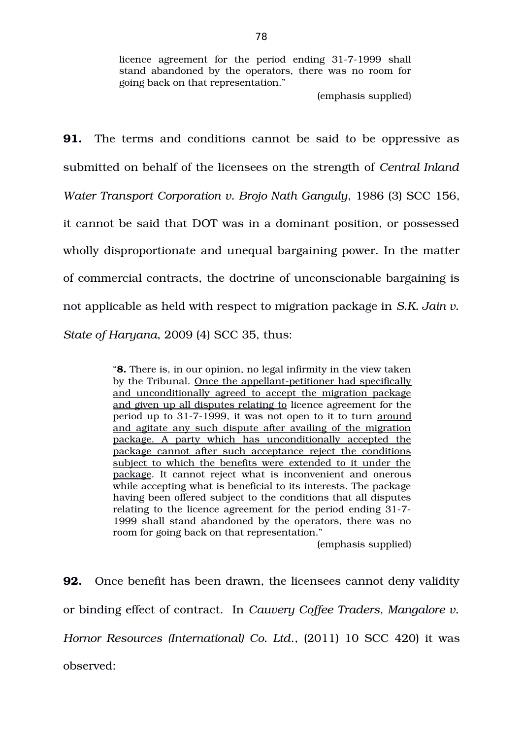> licence agreement for the period ending 31-7-1999 shall stand abandoned by the operators, there was no room for going back on that representation."
>
> (emphasis supplied)

**91.** The terms and conditions cannot be said to be oppressive as submitted on behalf of the licensees on the strength of *Central Inland Water Transport Corporation v. Brojo Nath Ganguly*, 1986 (3) SCC 156, it cannot be said that DOT was in a dominant position, or possessed wholly disproportionate and unequal bargaining power. In the matter of commercial contracts, the doctrine of unconscionable bargaining is not applicable as held with respect to migration package in *S.K. Jain v. State of Haryana*, 2009 (4) SCC 35, thus:

> "**8.** There is, in our opinion, no legal infirmity in the view taken by the Tribunal. <u>Once the appellant-petitioner had specifically and unconditionally agreed to accept the migration package and given up all disputes relating to</u> licence agreement for the period up to 31-7-1999, it was not open to it to turn <u>around and agitate any such dispute after availing of the migration package. A party which has unconditionally accepted the package cannot after such acceptance reject the conditions subject to which the benefits were extended to it under the package</u>. It cannot reject what is inconvenient and onerous while accepting what is beneficial to its interests. The package having been offered subject to the conditions that all disputes relating to the licence agreement for the period ending 31-7-1999 shall stand abandoned by the operators, there was no room for going back on that representation."
>
> (emphasis supplied)

**92.** Once benefit has been drawn, the licensees cannot deny validity or binding effect of contract. In *Cauvery Coffee Traders, Mangalore v. Hornor Resources (International) Co. Ltd.*, (2011) 10 SCC 420) it was observed: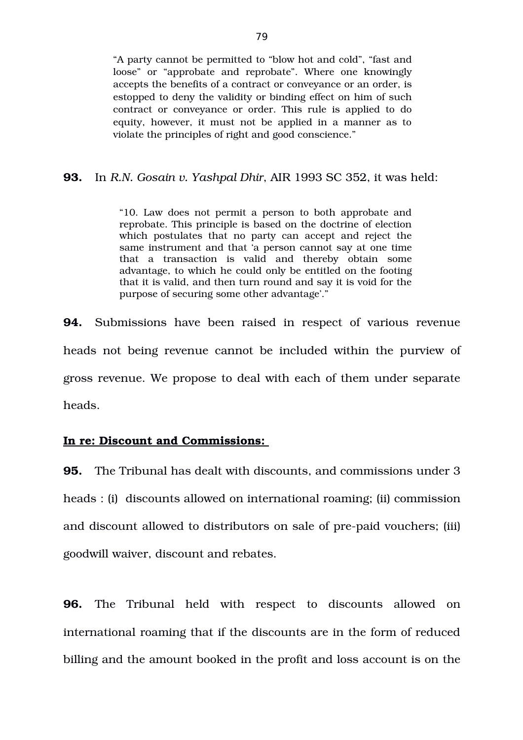> "A party cannot be permitted to "blow hot and cold", "fast and loose" or "approbate and reprobate". Where one knowingly accepts the benefits of a contract or conveyance or an order, is estopped to deny the validity or binding effect on him of such contract or conveyance or order. This rule is applied to do equity, however, it must not be applied in a manner as to violate the principles of right and good conscience."

**93.** In *R.N. Gosain v. Yashpal Dhir*, AIR 1993 SC 352, it was held:

> "10. Law does not permit a person to both approbate and reprobate. This principle is based on the doctrine of election which postulates that no party can accept and reject the same instrument and that 'a person cannot say at one time that a transaction is valid and thereby obtain some advantage, to which he could only be entitled on the footing that it is valid, and then turn round and say it is void for the purpose of securing some other advantage'."

**94.** Submissions have been raised in respect of various revenue heads not being revenue cannot be included within the purview of gross revenue. We propose to deal with each of them under separate heads.

**<u>In re: Discount and Commissions:</u>**

**95.** The Tribunal has dealt with discounts, and commissions under 3 heads : (i) discounts allowed on international roaming; (ii) commission and discount allowed to distributors on sale of pre-paid vouchers; (iii) goodwill waiver, discount and rebates.

**96.** The Tribunal held with respect to discounts allowed on international roaming that if the discounts are in the form of reduced billing and the amount booked in the profit and loss account is on the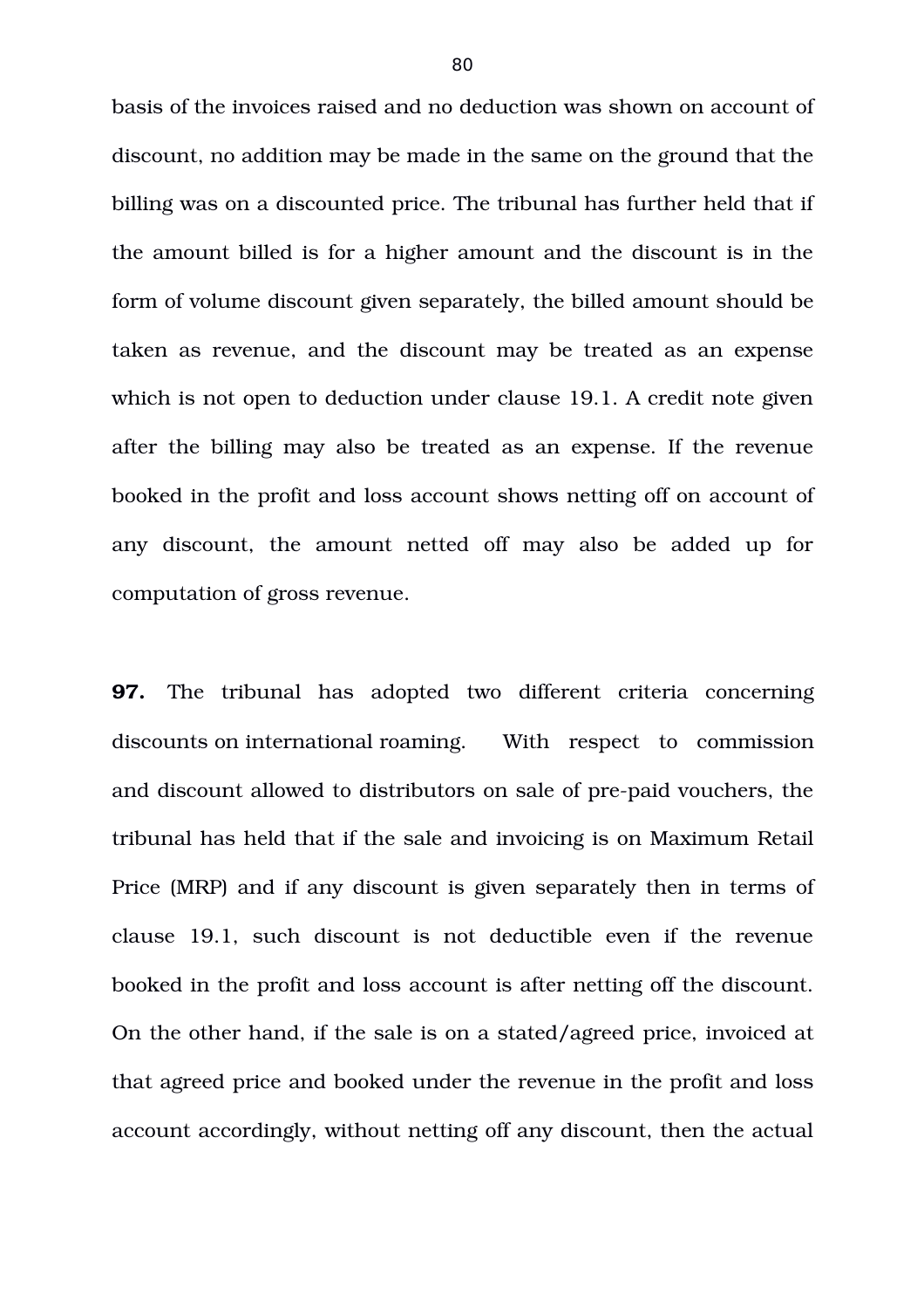basis of the invoices raised and no deduction was shown on account of discount, no addition may be made in the same on the ground that the billing was on a discounted price. The tribunal has further held that if the amount billed is for a higher amount and the discount is in the form of volume discount given separately, the billed amount should be taken as revenue, and the discount may be treated as an expense which is not open to deduction under clause 19.1. A credit note given after the billing may also be treated as an expense. If the revenue booked in the profit and loss account shows netting off on account of any discount, the amount netted off may also be added up for computation of gross revenue.

**97.** The tribunal has adopted two different criteria concerning discounts on international roaming. With respect to commission and discount allowed to distributors on sale of pre-paid vouchers, the tribunal has held that if the sale and invoicing is on Maximum Retail Price (MRP) and if any discount is given separately then in terms of clause 19.1, such discount is not deductible even if the revenue booked in the profit and loss account is after netting off the discount. On the other hand, if the sale is on a stated/agreed price, invoiced at that agreed price and booked under the revenue in the profit and loss account accordingly, without netting off any discount, then the actual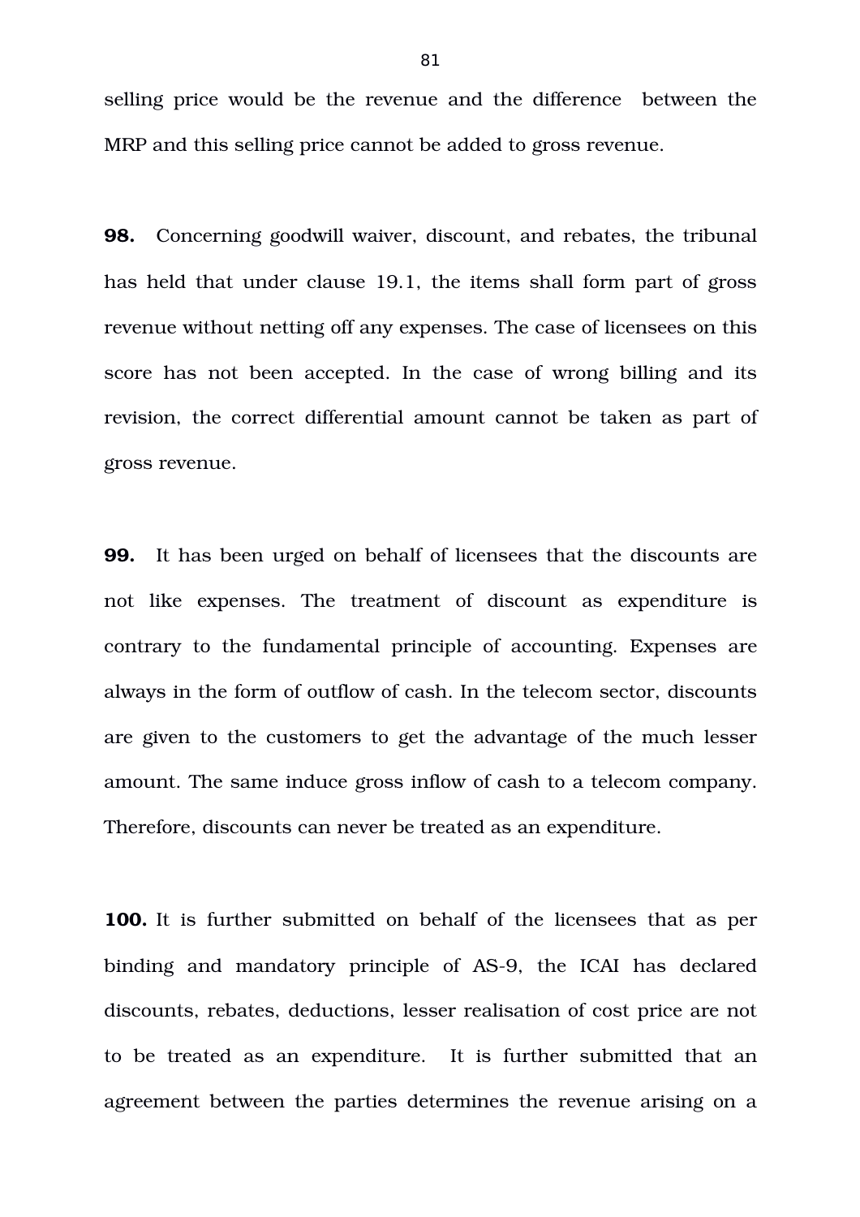selling price would be the revenue and the difference between the MRP and this selling price cannot be added to gross revenue.

**98.** Concerning goodwill waiver, discount, and rebates, the tribunal has held that under clause 19.1, the items shall form part of gross revenue without netting off any expenses. The case of licensees on this score has not been accepted. In the case of wrong billing and its revision, the correct differential amount cannot be taken as part of gross revenue.

**99.** It has been urged on behalf of licensees that the discounts are not like expenses. The treatment of discount as expenditure is contrary to the fundamental principle of accounting. Expenses are always in the form of outflow of cash. In the telecom sector, discounts are given to the customers to get the advantage of the much lesser amount. The same induce gross inflow of cash to a telecom company. Therefore, discounts can never be treated as an expenditure.

**100.** It is further submitted on behalf of the licensees that as per binding and mandatory principle of AS-9, the ICAI has declared discounts, rebates, deductions, lesser realisation of cost price are not to be treated as an expenditure. It is further submitted that an agreement between the parties determines the revenue arising on a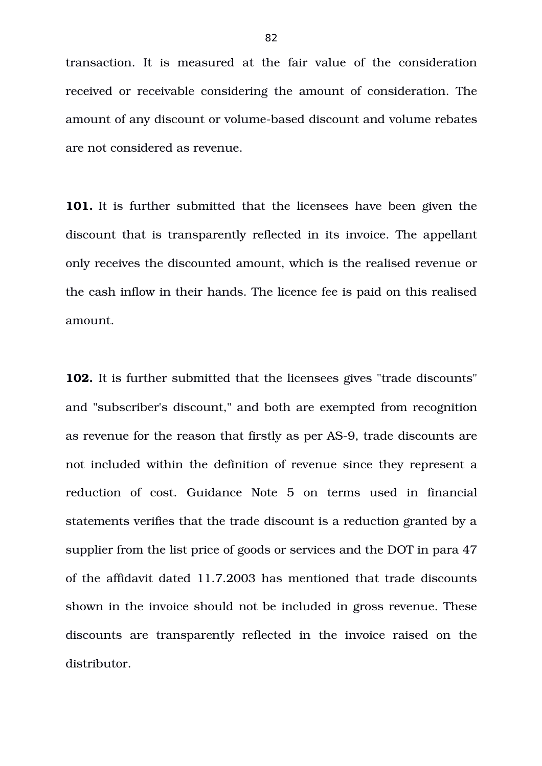transaction. It is measured at the fair value of the consideration received or receivable considering the amount of consideration. The amount of any discount or volume-based discount and volume rebates are not considered as revenue.

**101.** It is further submitted that the licensees have been given the discount that is transparently reflected in its invoice. The appellant only receives the discounted amount, which is the realised revenue or the cash inflow in their hands. The licence fee is paid on this realised amount.

**102.** It is further submitted that the licensees gives "trade discounts" and "subscriber's discount," and both are exempted from recognition as revenue for the reason that firstly as per AS-9, trade discounts are not included within the definition of revenue since they represent a reduction of cost. Guidance Note 5 on terms used in financial statements verifies that the trade discount is a reduction granted by a supplier from the list price of goods or services and the DOT in para 47 of the affidavit dated 11.7.2003 has mentioned that trade discounts shown in the invoice should not be included in gross revenue. These discounts are transparently reflected in the invoice raised on the distributor.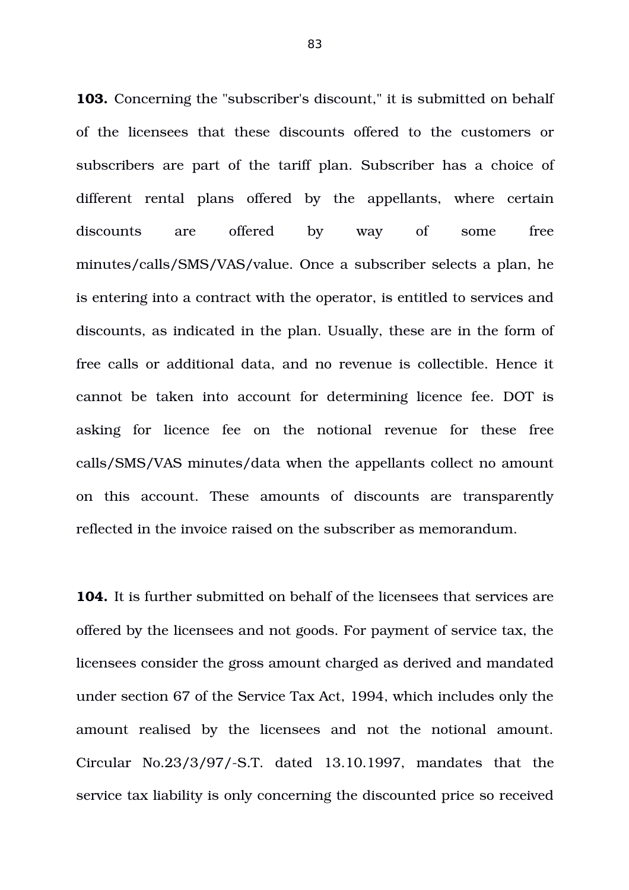**103.** Concerning the "subscriber's discount," it is submitted on behalf of the licensees that these discounts offered to the customers or subscribers are part of the tariff plan. Subscriber has a choice of different rental plans offered by the appellants, where certain discounts are offered by way of some free minutes/calls/SMS/VAS/value. Once a subscriber selects a plan, he is entering into a contract with the operator, is entitled to services and discounts, as indicated in the plan. Usually, these are in the form of free calls or additional data, and no revenue is collectible. Hence it cannot be taken into account for determining licence fee. DOT is asking for licence fee on the notional revenue for these free calls/SMS/VAS minutes/data when the appellants collect no amount on this account. These amounts of discounts are transparently reflected in the invoice raised on the subscriber as memorandum.

**104.** It is further submitted on behalf of the licensees that services are offered by the licensees and not goods. For payment of service tax, the licensees consider the gross amount charged as derived and mandated under section 67 of the Service Tax Act, 1994, which includes only the amount realised by the licensees and not the notional amount. Circular No.23/3/97/-S.T. dated 13.10.1997, mandates that the service tax liability is only concerning the discounted price so received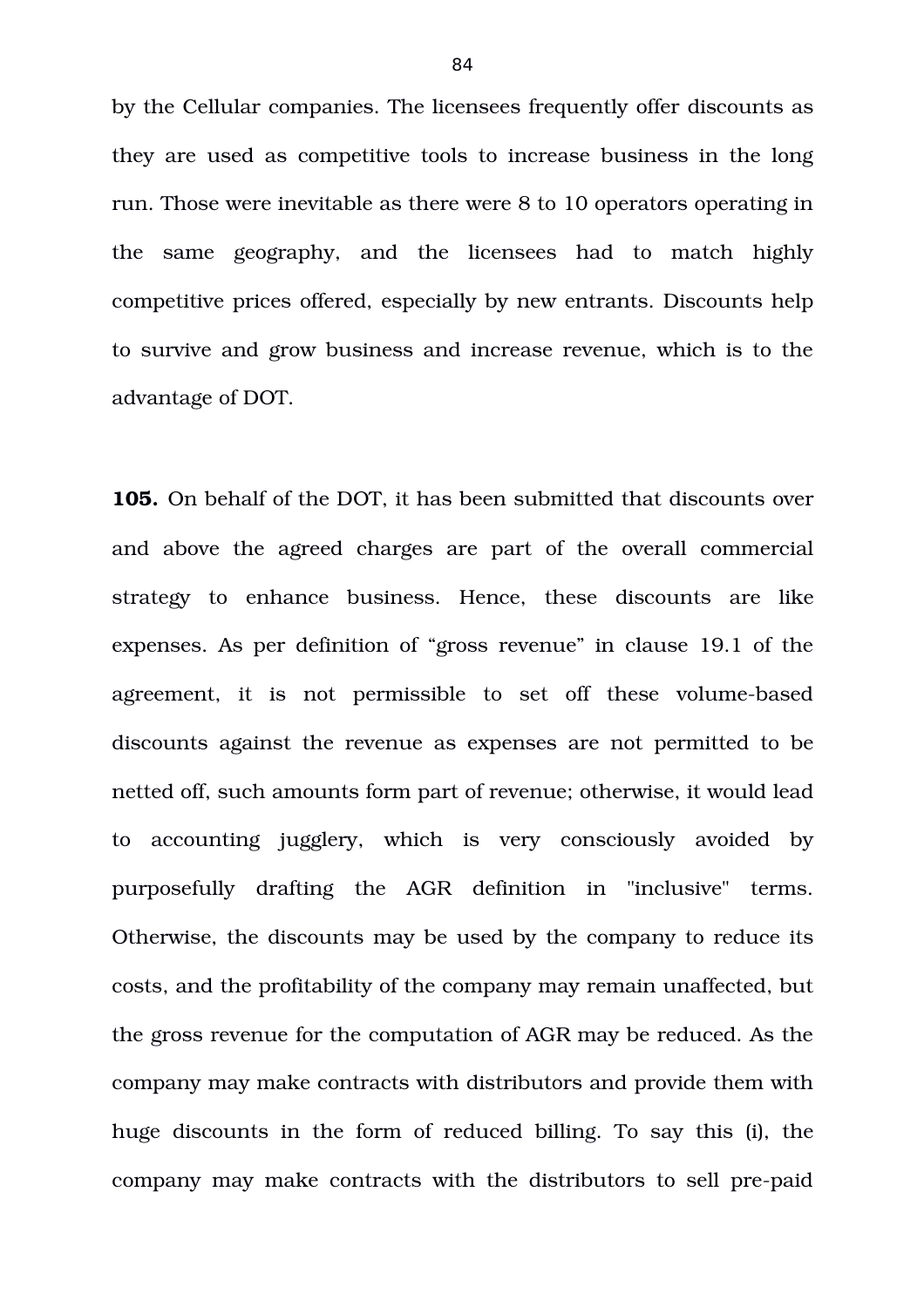by the Cellular companies. The licensees frequently offer discounts as they are used as competitive tools to increase business in the long run. Those were inevitable as there were 8 to 10 operators operating in the same geography, and the licensees had to match highly competitive prices offered, especially by new entrants. Discounts help to survive and grow business and increase revenue, which is to the advantage of DOT.

**105.** On behalf of the DOT, it has been submitted that discounts over and above the agreed charges are part of the overall commercial strategy to enhance business. Hence, these discounts are like expenses. As per definition of “gross revenue” in clause 19.1 of the agreement, it is not permissible to set off these volume-based discounts against the revenue as expenses are not permitted to be netted off, such amounts form part of revenue; otherwise, it would lead to accounting jugglery, which is very consciously avoided by purposefully drafting the AGR definition in "inclusive" terms. Otherwise, the discounts may be used by the company to reduce its costs, and the profitability of the company may remain unaffected, but the gross revenue for the computation of AGR may be reduced. As the company may make contracts with distributors and provide them with huge discounts in the form of reduced billing. To say this (i), the company may make contracts with the distributors to sell pre-paid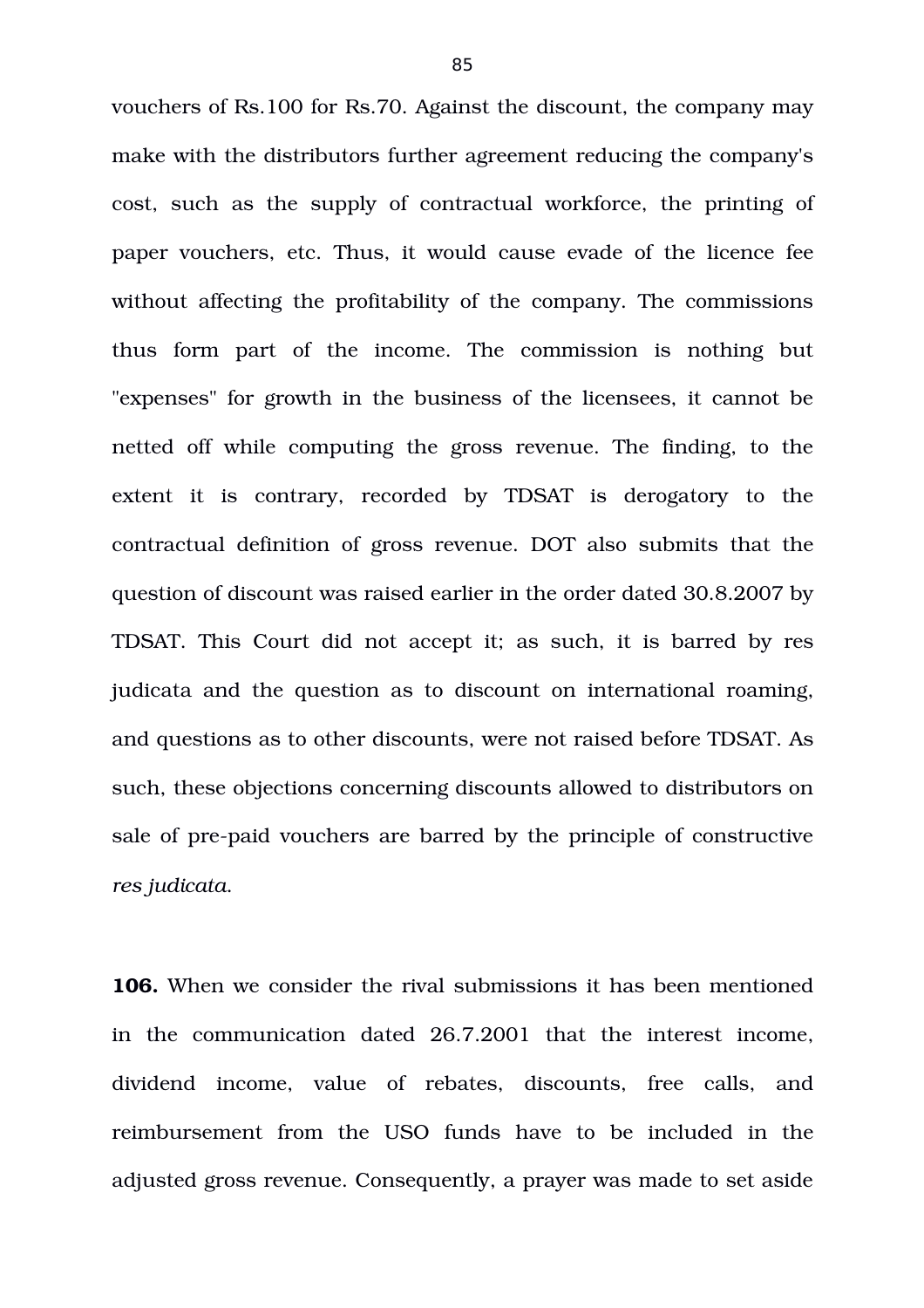vouchers of Rs.100 for Rs.70. Against the discount, the company may make with the distributors further agreement reducing the company's cost, such as the supply of contractual workforce, the printing of paper vouchers, etc. Thus, it would cause evade of the licence fee without affecting the profitability of the company. The commissions thus form part of the income. The commission is nothing but "expenses" for growth in the business of the licensees, it cannot be netted off while computing the gross revenue. The finding, to the extent it is contrary, recorded by TDSAT is derogatory to the contractual definition of gross revenue. DOT also submits that the question of discount was raised earlier in the order dated 30.8.2007 by TDSAT. This Court did not accept it; as such, it is barred by res judicata and the question as to discount on international roaming, and questions as to other discounts, were not raised before TDSAT. As such, these objections concerning discounts allowed to distributors on sale of pre-paid vouchers are barred by the principle of constructive *res judicata*.

**106.** When we consider the rival submissions it has been mentioned in the communication dated 26.7.2001 that the interest income, dividend income, value of rebates, discounts, free calls, and reimbursement from the USO funds have to be included in the adjusted gross revenue. Consequently, a prayer was made to set aside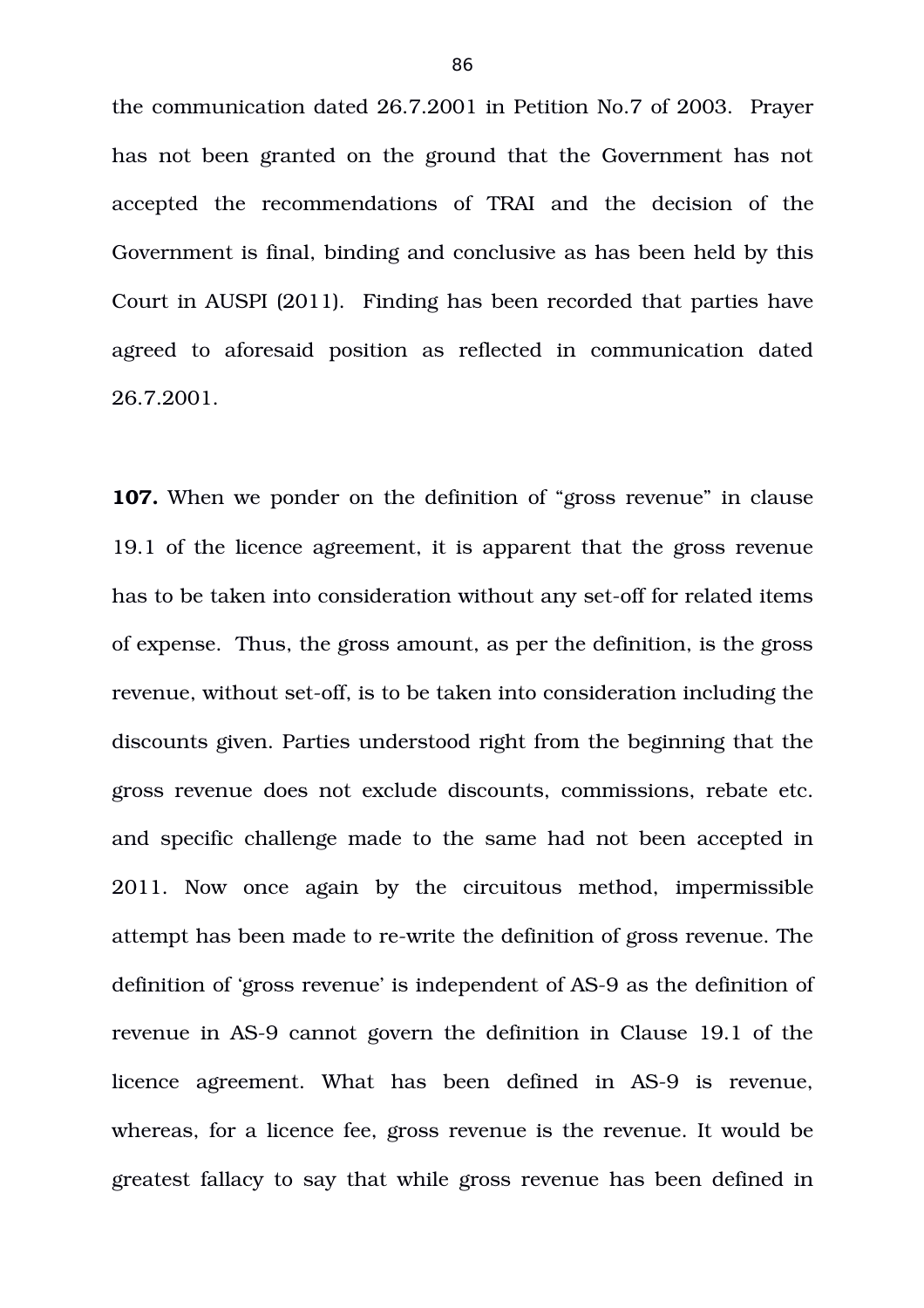the communication dated 26.7.2001 in Petition No.7 of 2003. Prayer has not been granted on the ground that the Government has not accepted the recommendations of TRAI and the decision of the Government is final, binding and conclusive as has been held by this Court in AUSPI (2011). Finding has been recorded that parties have agreed to aforesaid position as reflected in communication dated 26.7.2001.

**107.** When we ponder on the definition of "gross revenue" in clause 19.1 of the licence agreement, it is apparent that the gross revenue has to be taken into consideration without any set-off for related items of expense. Thus, the gross amount, as per the definition, is the gross revenue, without set-off, is to be taken into consideration including the discounts given. Parties understood right from the beginning that the gross revenue does not exclude discounts, commissions, rebate etc. and specific challenge made to the same had not been accepted in 2011. Now once again by the circuitous method, impermissible attempt has been made to re-write the definition of gross revenue. The definition of 'gross revenue' is independent of AS-9 as the definition of revenue in AS-9 cannot govern the definition in Clause 19.1 of the licence agreement. What has been defined in AS-9 is revenue, whereas, for a licence fee, gross revenue is the revenue. It would be greatest fallacy to say that while gross revenue has been defined in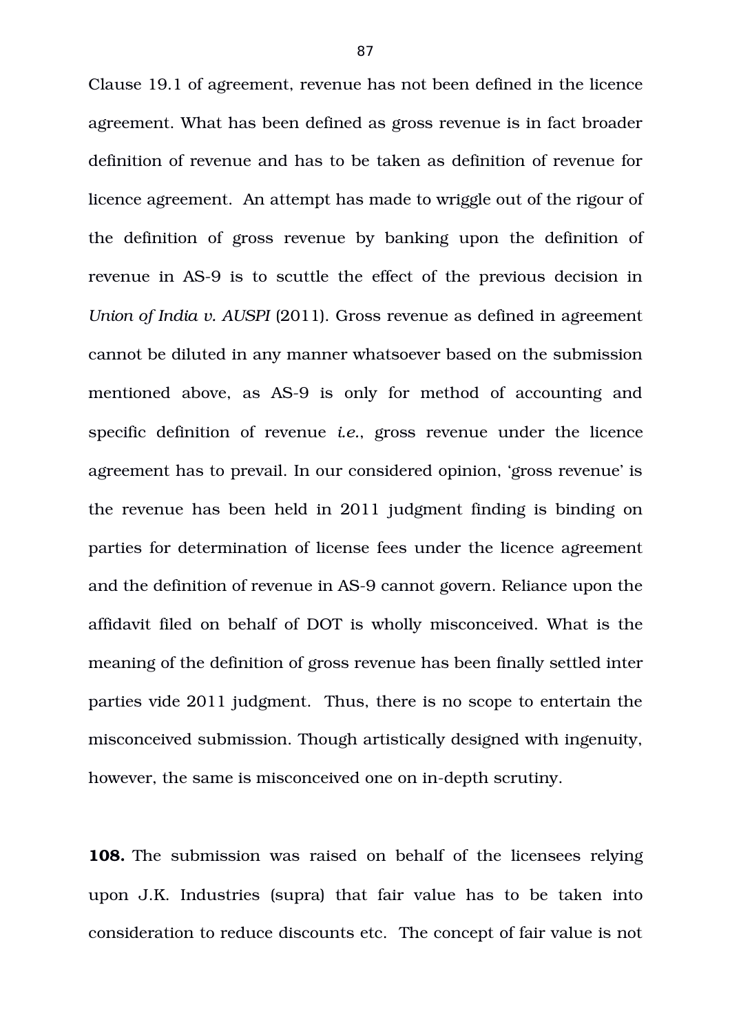Clause 19.1 of agreement, revenue has not been defined in the licence agreement. What has been defined as gross revenue is in fact broader definition of revenue and has to be taken as definition of revenue for licence agreement. An attempt has made to wriggle out of the rigour of the definition of gross revenue by banking upon the definition of revenue in AS-9 is to scuttle the effect of the previous decision in *Union of India v. AUSPI* (2011). Gross revenue as defined in agreement cannot be diluted in any manner whatsoever based on the submission mentioned above, as AS-9 is only for method of accounting and specific definition of revenue *i.e.*, gross revenue under the licence agreement has to prevail. In our considered opinion, 'gross revenue' is the revenue has been held in 2011 judgment finding is binding on parties for determination of license fees under the licence agreement and the definition of revenue in AS-9 cannot govern. Reliance upon the affidavit filed on behalf of DOT is wholly misconceived. What is the meaning of the definition of gross revenue has been finally settled inter parties vide 2011 judgment. Thus, there is no scope to entertain the misconceived submission. Though artistically designed with ingenuity, however, the same is misconceived one on in-depth scrutiny.

**108.** The submission was raised on behalf of the licensees relying upon J.K. Industries (supra) that fair value has to be taken into consideration to reduce discounts etc. The concept of fair value is not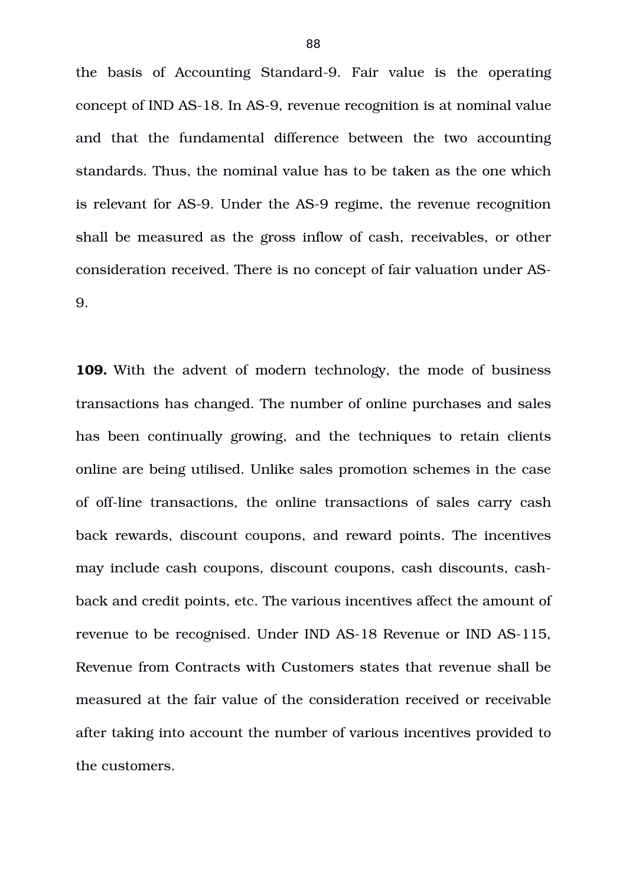the basis of Accounting Standard-9. Fair value is the operating concept of IND AS-18. In AS-9, revenue recognition is at nominal value and that the fundamental difference between the two accounting standards. Thus, the nominal value has to be taken as the one which is relevant for AS-9. Under the AS-9 regime, the revenue recognition shall be measured as the gross inflow of cash, receivables, or other consideration received. There is no concept of fair valuation under AS-9.

**109.** With the advent of modern technology, the mode of business transactions has changed. The number of online purchases and sales has been continually growing, and the techniques to retain clients online are being utilised. Unlike sales promotion schemes in the case of off-line transactions, the online transactions of sales carry cash back rewards, discount coupons, and reward points. The incentives may include cash coupons, discount coupons, cash discounts, cash-back and credit points, etc. The various incentives affect the amount of revenue to be recognised. Under IND AS-18 Revenue or IND AS-115, Revenue from Contracts with Customers states that revenue shall be measured at the fair value of the consideration received or receivable after taking into account the number of various incentives provided to the customers.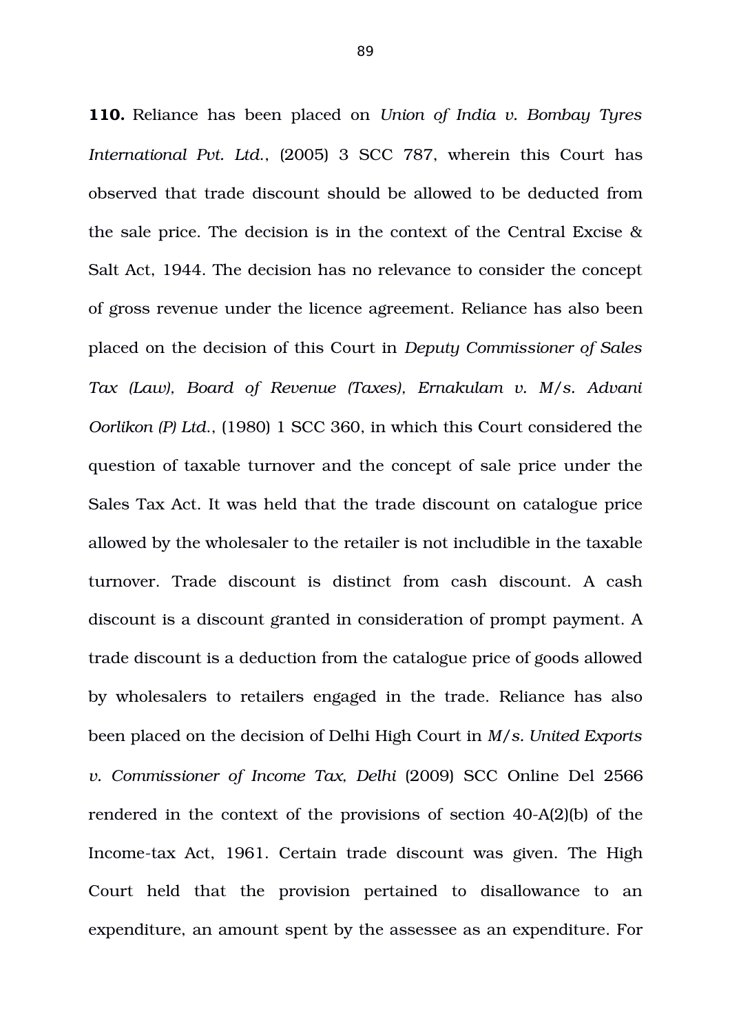**110.** Reliance has been placed on *Union of India v. Bombay Tyres International Pvt. Ltd.*, (2005) 3 SCC 787, wherein this Court has observed that trade discount should be allowed to be deducted from the sale price. The decision is in the context of the Central Excise & Salt Act, 1944. The decision has no relevance to consider the concept of gross revenue under the licence agreement. Reliance has also been placed on the decision of this Court in *Deputy Commissioner of Sales Tax (Law), Board of Revenue (Taxes), Ernakulam v. M/s. Advani Oorlikon (P) Ltd.*, (1980) 1 SCC 360, in which this Court considered the question of taxable turnover and the concept of sale price under the Sales Tax Act. It was held that the trade discount on catalogue price allowed by the wholesaler to the retailer is not includible in the taxable turnover. Trade discount is distinct from cash discount. A cash discount is a discount granted in consideration of prompt payment. A trade discount is a deduction from the catalogue price of goods allowed by wholesalers to retailers engaged in the trade. Reliance has also been placed on the decision of Delhi High Court in *M/s. United Exports v. Commissioner of Income Tax, Delhi* (2009) SCC Online Del 2566 rendered in the context of the provisions of section 40-A(2)(b) of the Income-tax Act, 1961. Certain trade discount was given. The High Court held that the provision pertained to disallowance to an expenditure, an amount spent by the assessee as an expenditure. For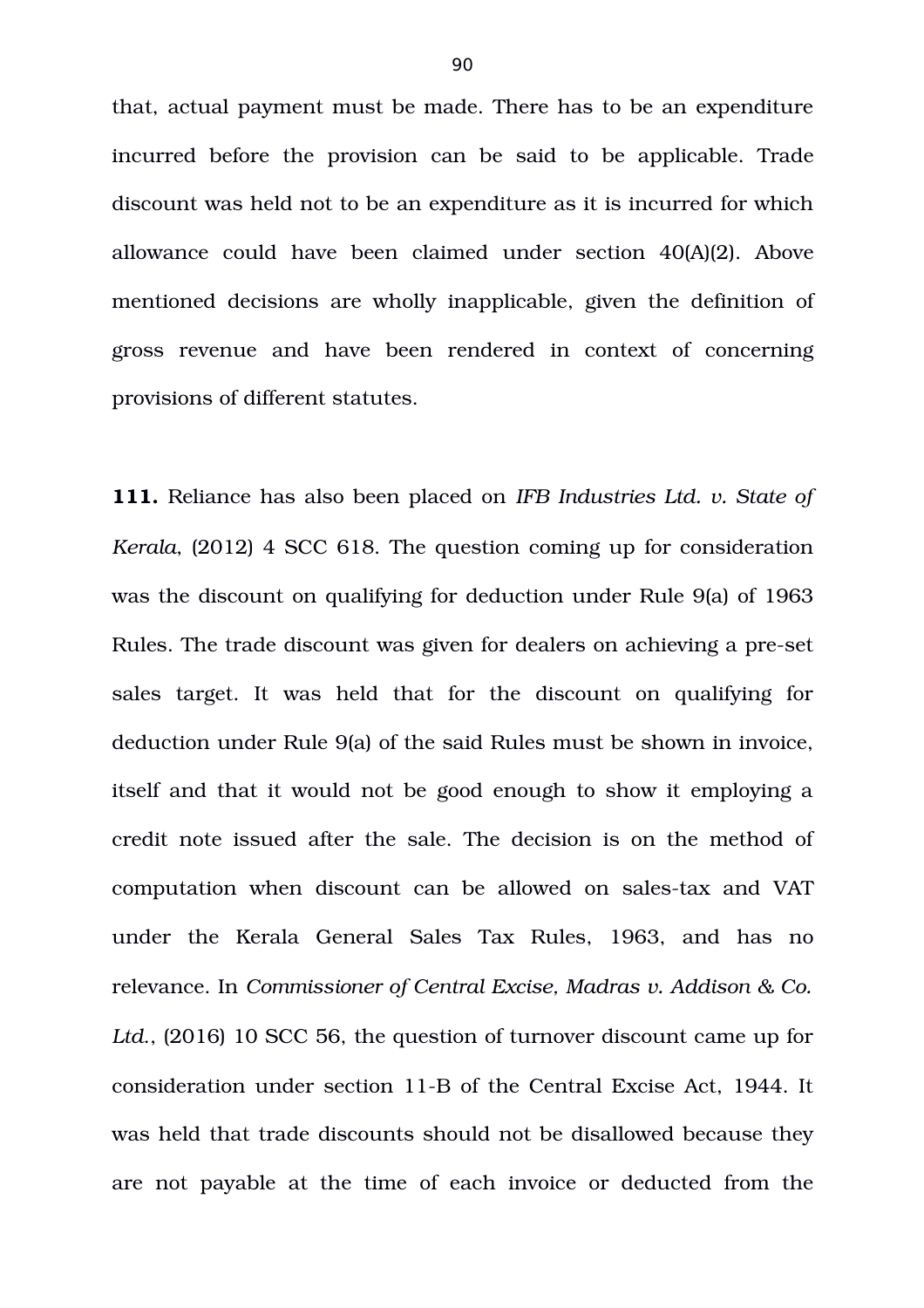that, actual payment must be made. There has to be an expenditure incurred before the provision can be said to be applicable. Trade discount was held not to be an expenditure as it is incurred for which allowance could have been claimed under section 40(A)(2). Above mentioned decisions are wholly inapplicable, given the definition of gross revenue and have been rendered in context of concerning provisions of different statutes.

**111.** Reliance has also been placed on *IFB Industries Ltd. v. State of Kerala*, (2012) 4 SCC 618. The question coming up for consideration was the discount on qualifying for deduction under Rule 9(a) of 1963 Rules. The trade discount was given for dealers on achieving a pre-set sales target. It was held that for the discount on qualifying for deduction under Rule 9(a) of the said Rules must be shown in invoice, itself and that it would not be good enough to show it employing a credit note issued after the sale. The decision is on the method of computation when discount can be allowed on sales-tax and VAT under the Kerala General Sales Tax Rules, 1963, and has no relevance. In *Commissioner of Central Excise, Madras v. Addison & Co. Ltd.*, (2016) 10 SCC 56, the question of turnover discount came up for consideration under section 11-B of the Central Excise Act, 1944. It was held that trade discounts should not be disallowed because they are not payable at the time of each invoice or deducted from the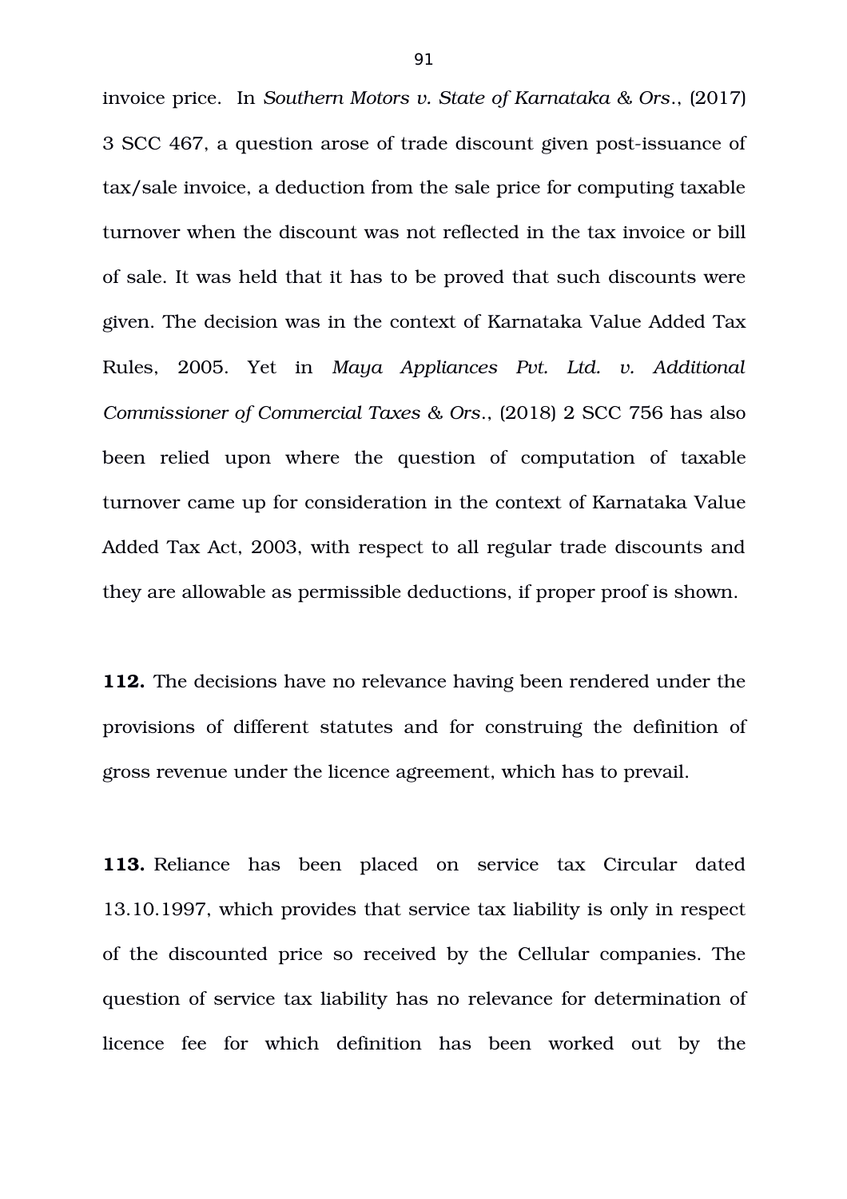invoice price. In *Southern Motors v. State of Karnataka & Ors.*, (2017) 3 SCC 467, a question arose of trade discount given post-issuance of tax/sale invoice, a deduction from the sale price for computing taxable turnover when the discount was not reflected in the tax invoice or bill of sale. It was held that it has to be proved that such discounts were given. The decision was in the context of Karnataka Value Added Tax Rules, 2005. Yet in *Maya Appliances Pvt. Ltd. v. Additional Commissioner of Commercial Taxes & Ors.*, (2018) 2 SCC 756 has also been relied upon where the question of computation of taxable turnover came up for consideration in the context of Karnataka Value Added Tax Act, 2003, with respect to all regular trade discounts and they are allowable as permissible deductions, if proper proof is shown.

**112.** The decisions have no relevance having been rendered under the provisions of different statutes and for construing the definition of gross revenue under the licence agreement, which has to prevail.

**113.** Reliance has been placed on service tax Circular dated 13.10.1997, which provides that service tax liability is only in respect of the discounted price so received by the Cellular companies. The question of service tax liability has no relevance for determination of licence fee for which definition has been worked out by the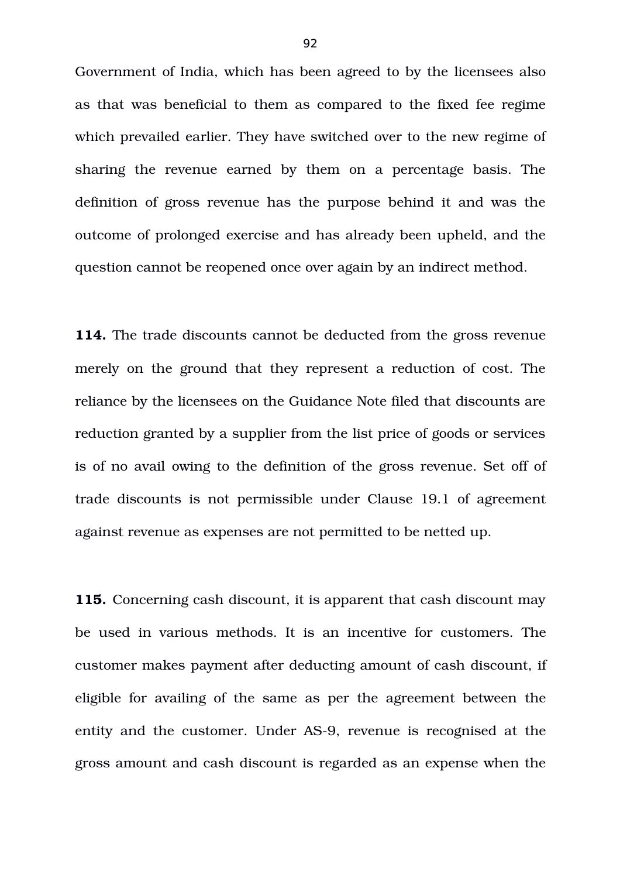Government of India, which has been agreed to by the licensees also as that was beneficial to them as compared to the fixed fee regime which prevailed earlier. They have switched over to the new regime of sharing the revenue earned by them on a percentage basis. The definition of gross revenue has the purpose behind it and was the outcome of prolonged exercise and has already been upheld, and the question cannot be reopened once over again by an indirect method.

**114.** The trade discounts cannot be deducted from the gross revenue merely on the ground that they represent a reduction of cost. The reliance by the licensees on the Guidance Note filed that discounts are reduction granted by a supplier from the list price of goods or services is of no avail owing to the definition of the gross revenue. Set off of trade discounts is not permissible under Clause 19.1 of agreement against revenue as expenses are not permitted to be netted up.

**115.** Concerning cash discount, it is apparent that cash discount may be used in various methods. It is an incentive for customers. The customer makes payment after deducting amount of cash discount, if eligible for availing of the same as per the agreement between the entity and the customer. Under AS-9, revenue is recognised at the gross amount and cash discount is regarded as an expense when the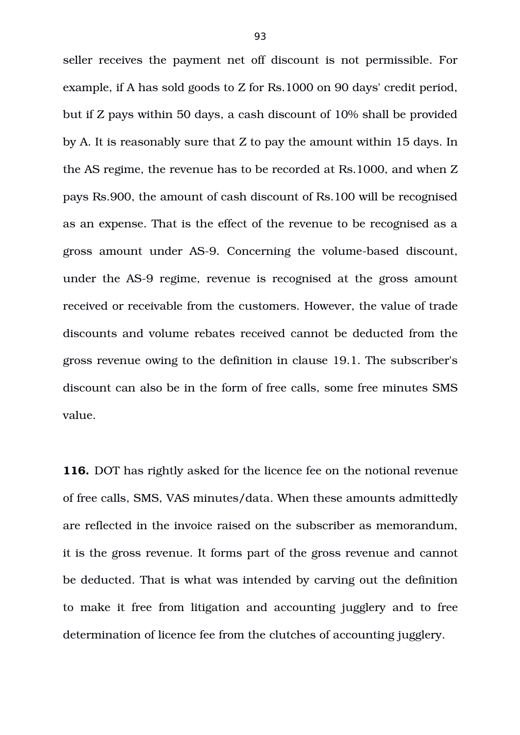seller receives the payment net off discount is not permissible. For example, if A has sold goods to Z for Rs.1000 on 90 days' credit period, but if Z pays within 50 days, a cash discount of 10% shall be provided by A. It is reasonably sure that Z to pay the amount within 15 days. In the AS regime, the revenue has to be recorded at Rs.1000, and when Z pays Rs.900, the amount of cash discount of Rs.100 will be recognised as an expense. That is the effect of the revenue to be recognised as a gross amount under AS-9. Concerning the volume-based discount, under the AS-9 regime, revenue is recognised at the gross amount received or receivable from the customers. However, the value of trade discounts and volume rebates received cannot be deducted from the gross revenue owing to the definition in clause 19.1. The subscriber's discount can also be in the form of free calls, some free minutes SMS value.

**116.** DOT has rightly asked for the licence fee on the notional revenue of free calls, SMS, VAS minutes/data. When these amounts admittedly are reflected in the invoice raised on the subscriber as memorandum, it is the gross revenue. It forms part of the gross revenue and cannot be deducted. That is what was intended by carving out the definition to make it free from litigation and accounting jugglery and to free determination of licence fee from the clutches of accounting jugglery.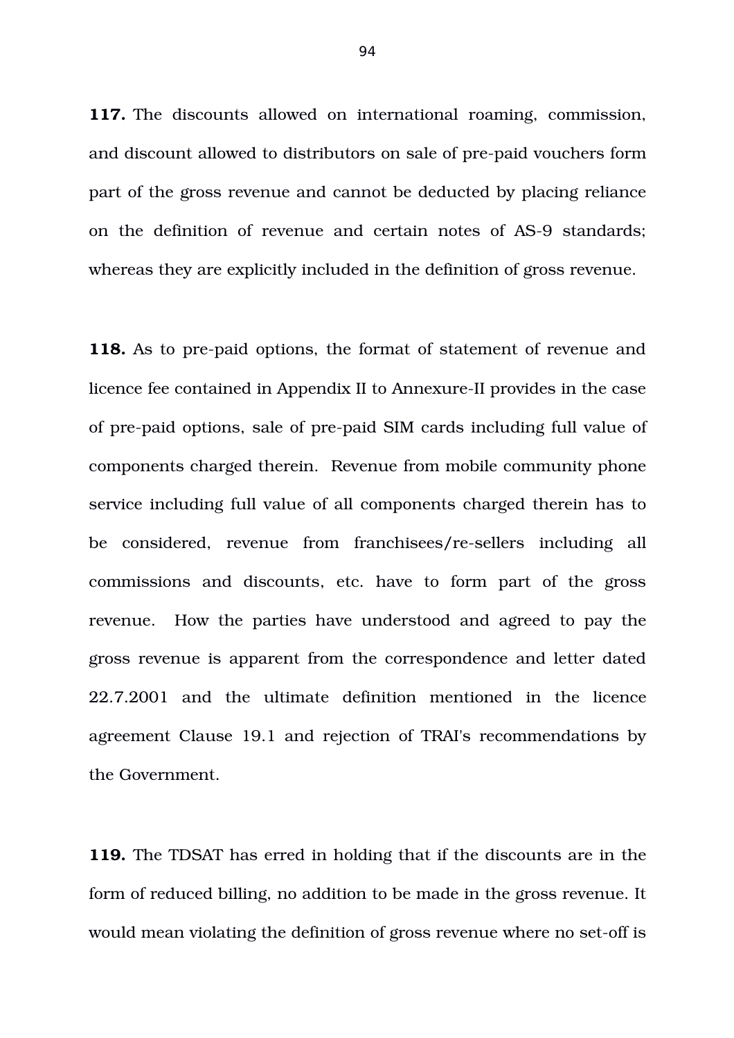**117.** The discounts allowed on international roaming, commission, and discount allowed to distributors on sale of pre-paid vouchers form part of the gross revenue and cannot be deducted by placing reliance on the definition of revenue and certain notes of AS-9 standards; whereas they are explicitly included in the definition of gross revenue.

**118.** As to pre-paid options, the format of statement of revenue and licence fee contained in Appendix II to Annexure-II provides in the case of pre-paid options, sale of pre-paid SIM cards including full value of components charged therein. Revenue from mobile community phone service including full value of all components charged therein has to be considered, revenue from franchisees/re-sellers including all commissions and discounts, etc. have to form part of the gross revenue. How the parties have understood and agreed to pay the gross revenue is apparent from the correspondence and letter dated 22.7.2001 and the ultimate definition mentioned in the licence agreement Clause 19.1 and rejection of TRAI's recommendations by the Government.

**119.** The TDSAT has erred in holding that if the discounts are in the form of reduced billing, no addition to be made in the gross revenue. It would mean violating the definition of gross revenue where no set-off is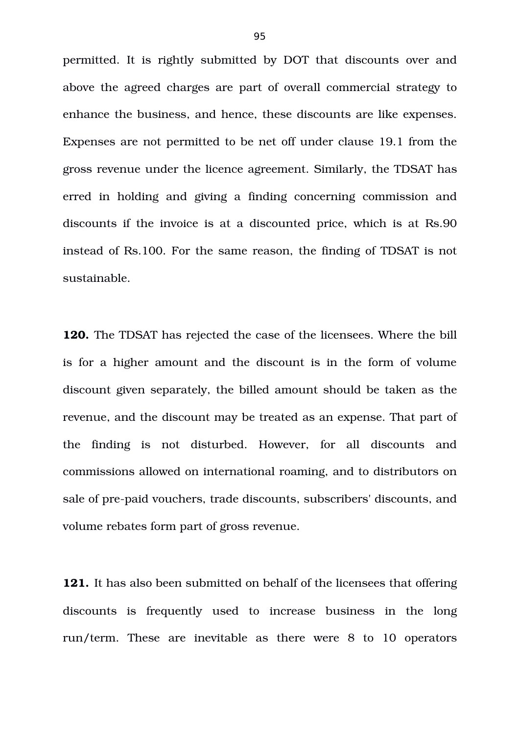permitted. It is rightly submitted by DOT that discounts over and above the agreed charges are part of overall commercial strategy to enhance the business, and hence, these discounts are like expenses. Expenses are not permitted to be net off under clause 19.1 from the gross revenue under the licence agreement. Similarly, the TDSAT has erred in holding and giving a finding concerning commission and discounts if the invoice is at a discounted price, which is at Rs.90 instead of Rs.100. For the same reason, the finding of TDSAT is not sustainable.

**120.** The TDSAT has rejected the case of the licensees. Where the bill is for a higher amount and the discount is in the form of volume discount given separately, the billed amount should be taken as the revenue, and the discount may be treated as an expense. That part of the finding is not disturbed. However, for all discounts and commissions allowed on international roaming, and to distributors on sale of pre-paid vouchers, trade discounts, subscribers' discounts, and volume rebates form part of gross revenue.

**121.** It has also been submitted on behalf of the licensees that offering discounts is frequently used to increase business in the long run/term. These are inevitable as there were 8 to 10 operators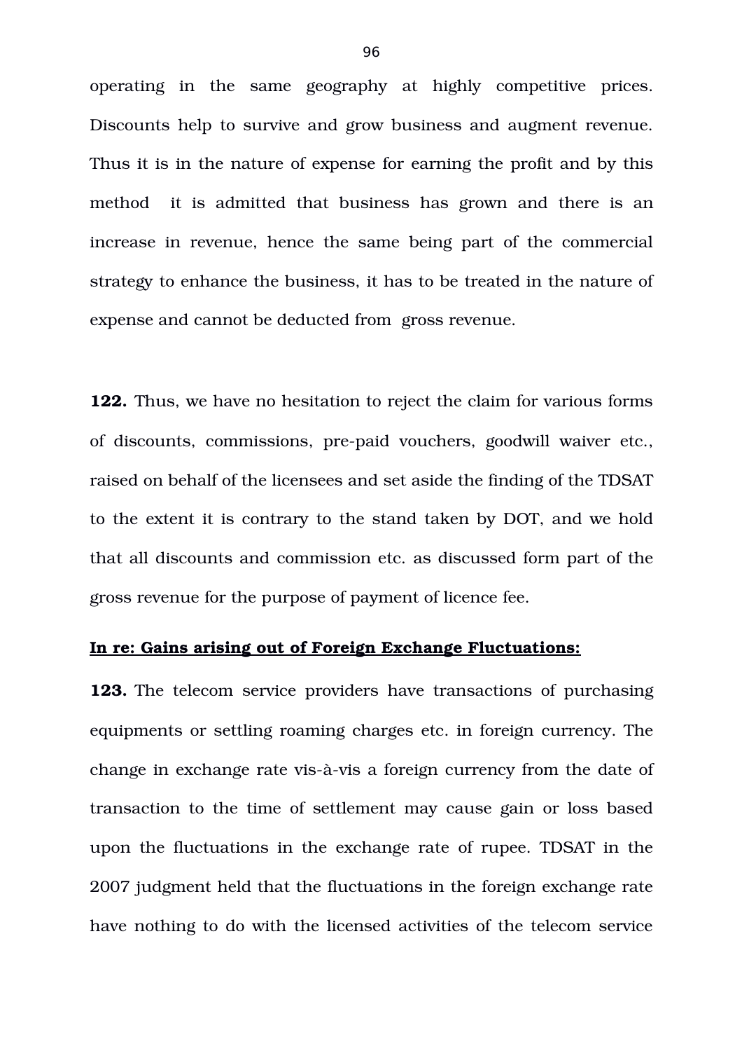operating in the same geography at highly competitive prices. Discounts help to survive and grow business and augment revenue. Thus it is in the nature of expense for earning the profit and by this method it is admitted that business has grown and there is an increase in revenue, hence the same being part of the commercial strategy to enhance the business, it has to be treated in the nature of expense and cannot be deducted from gross revenue.

**122.** Thus, we have no hesitation to reject the claim for various forms of discounts, commissions, pre-paid vouchers, goodwill waiver etc., raised on behalf of the licensees and set aside the finding of the TDSAT to the extent it is contrary to the stand taken by DOT, and we hold that all discounts and commission etc. as discussed form part of the gross revenue for the purpose of payment of licence fee.

**<u>In re: Gains arising out of Foreign Exchange Fluctuations:</u>**

**123.** The telecom service providers have transactions of purchasing equipments or settling roaming charges etc. in foreign currency. The change in exchange rate vis-à-vis a foreign currency from the date of transaction to the time of settlement may cause gain or loss based upon the fluctuations in the exchange rate of rupee. TDSAT in the 2007 judgment held that the fluctuations in the foreign exchange rate have nothing to do with the licensed activities of the telecom service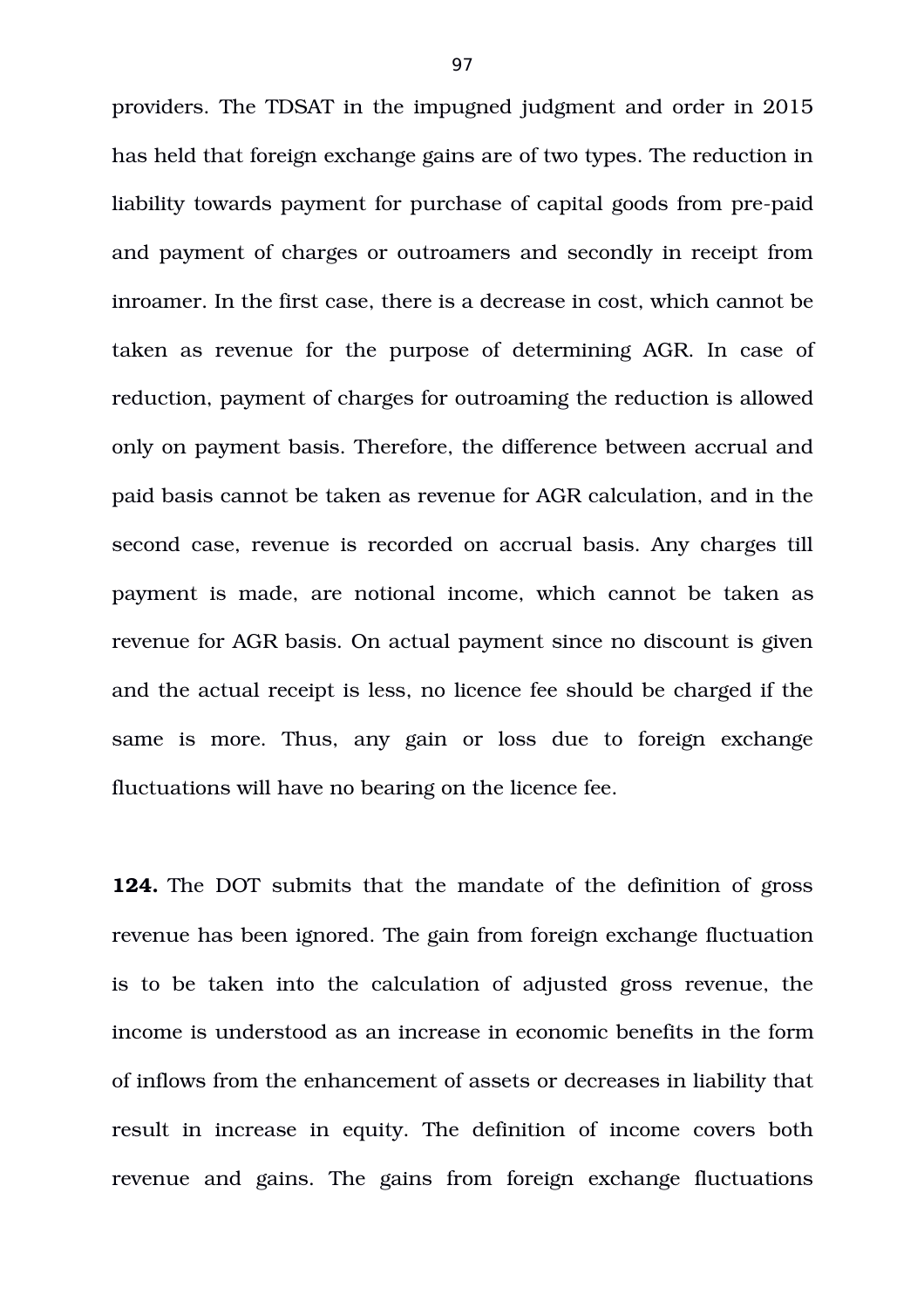providers. The TDSAT in the impugned judgment and order in 2015 has held that foreign exchange gains are of two types. The reduction in liability towards payment for purchase of capital goods from pre-paid and payment of charges or outroamers and secondly in receipt from inroamer. In the first case, there is a decrease in cost, which cannot be taken as revenue for the purpose of determining AGR. In case of reduction, payment of charges for outroaming the reduction is allowed only on payment basis. Therefore, the difference between accrual and paid basis cannot be taken as revenue for AGR calculation, and in the second case, revenue is recorded on accrual basis. Any charges till payment is made, are notional income, which cannot be taken as revenue for AGR basis. On actual payment since no discount is given and the actual receipt is less, no licence fee should be charged if the same is more. Thus, any gain or loss due to foreign exchange fluctuations will have no bearing on the licence fee.

**124.** The DOT submits that the mandate of the definition of gross revenue has been ignored. The gain from foreign exchange fluctuation is to be taken into the calculation of adjusted gross revenue, the income is understood as an increase in economic benefits in the form of inflows from the enhancement of assets or decreases in liability that result in increase in equity. The definition of income covers both revenue and gains. The gains from foreign exchange fluctuations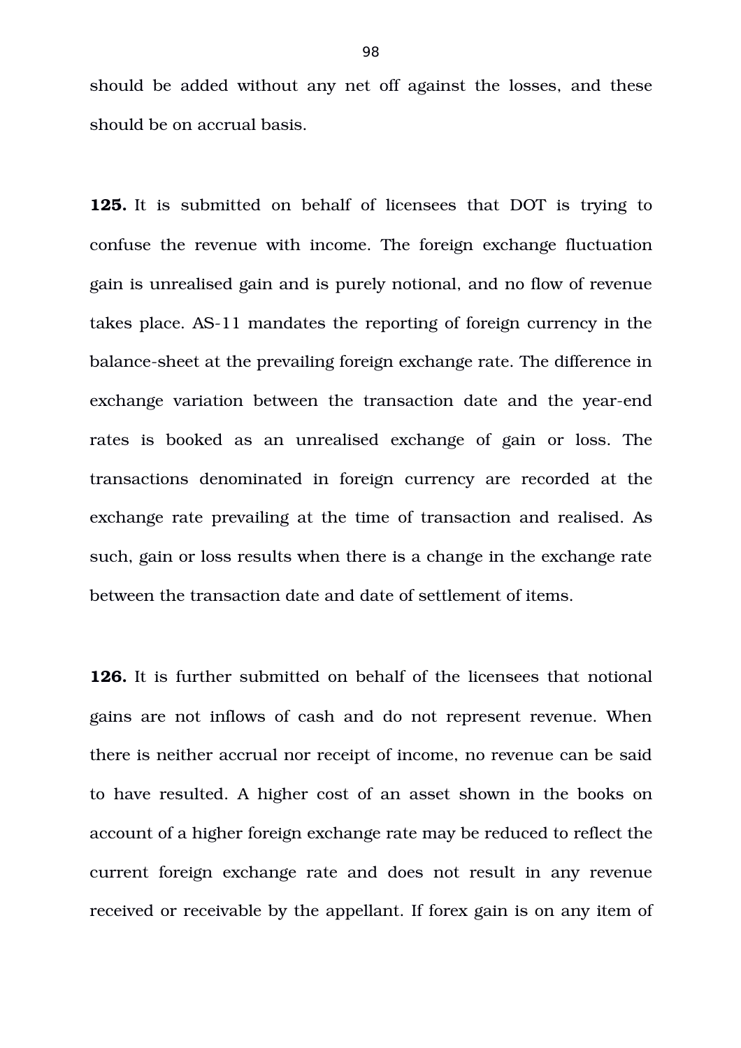should be added without any net off against the losses, and these should be on accrual basis.

**125.** It is submitted on behalf of licensees that DOT is trying to confuse the revenue with income. The foreign exchange fluctuation gain is unrealised gain and is purely notional, and no flow of revenue takes place. AS-11 mandates the reporting of foreign currency in the balance-sheet at the prevailing foreign exchange rate. The difference in exchange variation between the transaction date and the year-end rates is booked as an unrealised exchange of gain or loss. The transactions denominated in foreign currency are recorded at the exchange rate prevailing at the time of transaction and realised. As such, gain or loss results when there is a change in the exchange rate between the transaction date and date of settlement of items.

**126.** It is further submitted on behalf of the licensees that notional gains are not inflows of cash and do not represent revenue. When there is neither accrual nor receipt of income, no revenue can be said to have resulted. A higher cost of an asset shown in the books on account of a higher foreign exchange rate may be reduced to reflect the current foreign exchange rate and does not result in any revenue received or receivable by the appellant. If forex gain is on any item of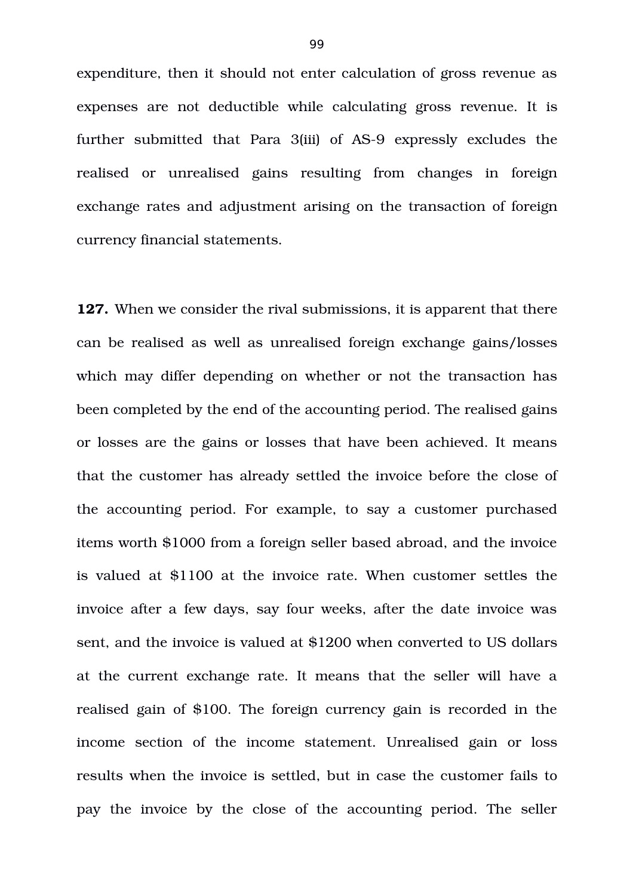expenditure, then it should not enter calculation of gross revenue as expenses are not deductible while calculating gross revenue. It is further submitted that Para 3(iii) of AS-9 expressly excludes the realised or unrealised gains resulting from changes in foreign exchange rates and adjustment arising on the transaction of foreign currency financial statements.

**127.** When we consider the rival submissions, it is apparent that there can be realised as well as unrealised foreign exchange gains/losses which may differ depending on whether or not the transaction has been completed by the end of the accounting period. The realised gains or losses are the gains or losses that have been achieved. It means that the customer has already settled the invoice before the close of the accounting period. For example, to say a customer purchased items worth $1000 from a foreign seller based abroad, and the invoice is valued at $1100 at the invoice rate. When customer settles the invoice after a few days, say four weeks, after the date invoice was sent, and the invoice is valued at $1200 when converted to US dollars at the current exchange rate. It means that the seller will have a realised gain of $100. The foreign currency gain is recorded in the income section of the income statement. Unrealised gain or loss results when the invoice is settled, but in case the customer fails to pay the invoice by the close of the accounting period. The seller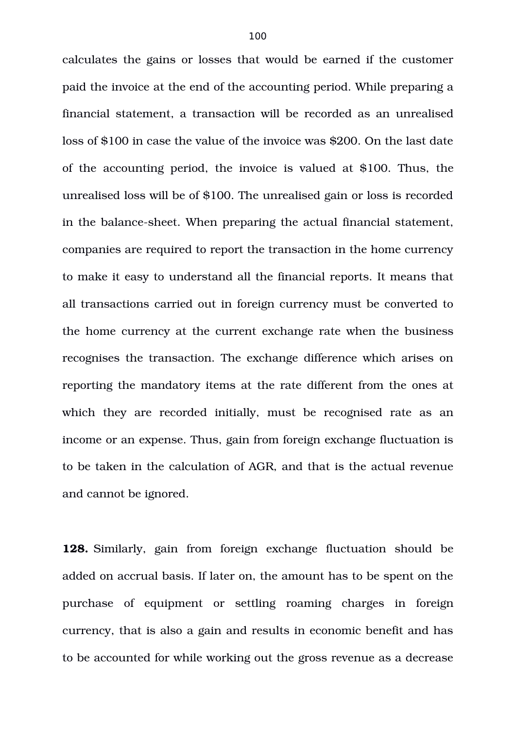calculates the gains or losses that would be earned if the customer paid the invoice at the end of the accounting period. While preparing a financial statement, a transaction will be recorded as an unrealised loss of $100 in case the value of the invoice was $200. On the last date of the accounting period, the invoice is valued at $100. Thus, the unrealised loss will be of $100. The unrealised gain or loss is recorded in the balance-sheet. When preparing the actual financial statement, companies are required to report the transaction in the home currency to make it easy to understand all the financial reports. It means that all transactions carried out in foreign currency must be converted to the home currency at the current exchange rate when the business recognises the transaction. The exchange difference which arises on reporting the mandatory items at the rate different from the ones at which they are recorded initially, must be recognised rate as an income or an expense. Thus, gain from foreign exchange fluctuation is to be taken in the calculation of AGR, and that is the actual revenue and cannot be ignored.

**128.** Similarly, gain from foreign exchange fluctuation should be added on accrual basis. If later on, the amount has to be spent on the purchase of equipment or settling roaming charges in foreign currency, that is also a gain and results in economic benefit and has to be accounted for while working out the gross revenue as a decrease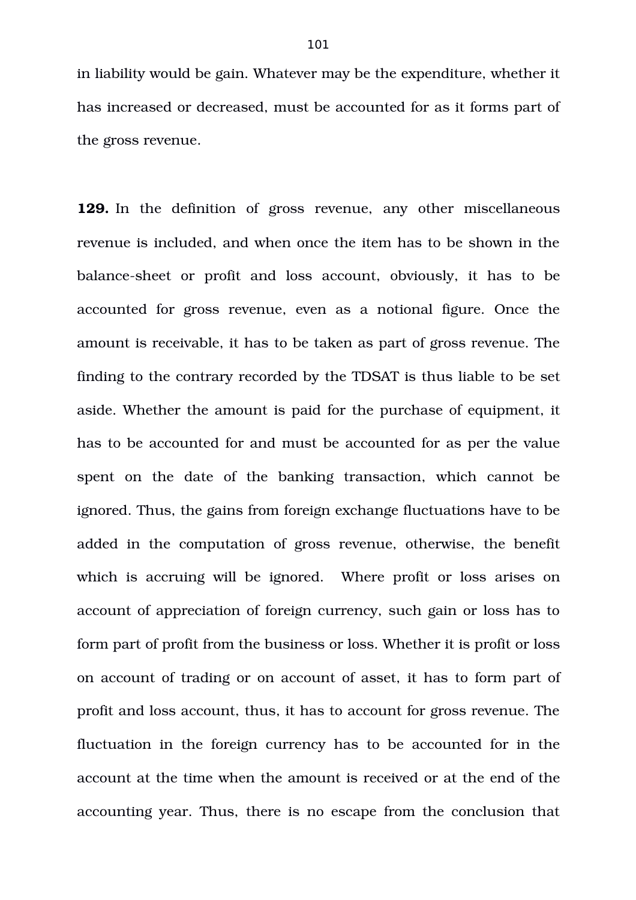in liability would be gain. Whatever may be the expenditure, whether it has increased or decreased, must be accounted for as it forms part of the gross revenue.

**129.** In the definition of gross revenue, any other miscellaneous revenue is included, and when once the item has to be shown in the balance-sheet or profit and loss account, obviously, it has to be accounted for gross revenue, even as a notional figure. Once the amount is receivable, it has to be taken as part of gross revenue. The finding to the contrary recorded by the TDSAT is thus liable to be set aside. Whether the amount is paid for the purchase of equipment, it has to be accounted for and must be accounted for as per the value spent on the date of the banking transaction, which cannot be ignored. Thus, the gains from foreign exchange fluctuations have to be added in the computation of gross revenue, otherwise, the benefit which is accruing will be ignored. Where profit or loss arises on account of appreciation of foreign currency, such gain or loss has to form part of profit from the business or loss. Whether it is profit or loss on account of trading or on account of asset, it has to form part of profit and loss account, thus, it has to account for gross revenue. The fluctuation in the foreign currency has to be accounted for in the account at the time when the amount is received or at the end of the accounting year. Thus, there is no escape from the conclusion that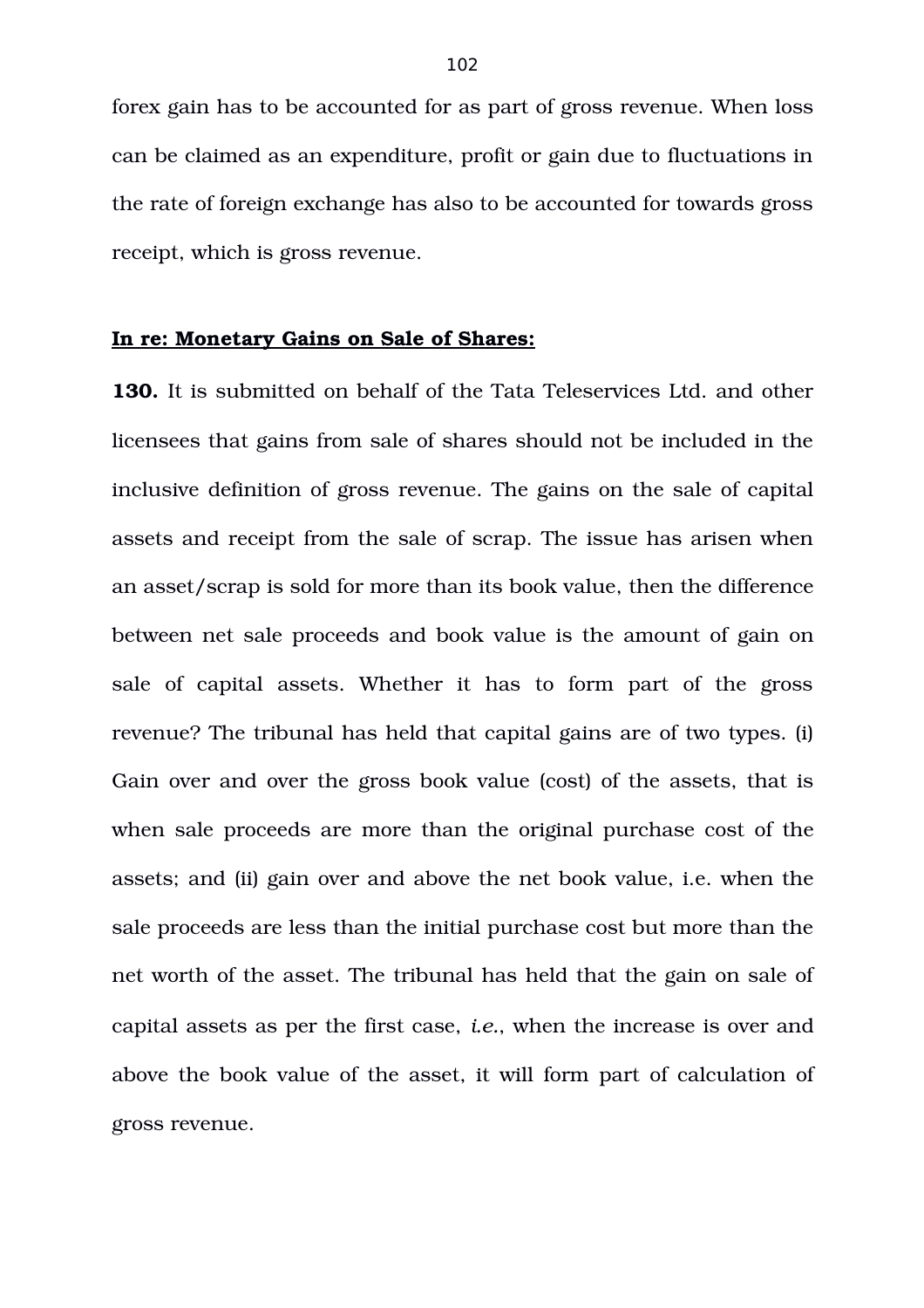forex gain has to be accounted for as part of gross revenue. When loss can be claimed as an expenditure, profit or gain due to fluctuations in the rate of foreign exchange has also to be accounted for towards gross receipt, which is gross revenue.

**In re: Monetary Gains on Sale of Shares:**

**130.** It is submitted on behalf of the Tata Teleservices Ltd. and other licensees that gains from sale of shares should not be included in the inclusive definition of gross revenue. The gains on the sale of capital assets and receipt from the sale of scrap. The issue has arisen when an asset/scrap is sold for more than its book value, then the difference between net sale proceeds and book value is the amount of gain on sale of capital assets. Whether it has to form part of the gross revenue? The tribunal has held that capital gains are of two types. (i) Gain over and over the gross book value (cost) of the assets, that is when sale proceeds are more than the original purchase cost of the assets; and (ii) gain over and above the net book value, i.e. when the sale proceeds are less than the initial purchase cost but more than the net worth of the asset. The tribunal has held that the gain on sale of capital assets as per the first case, *i.e.*, when the increase is over and above the book value of the asset, it will form part of calculation of gross revenue.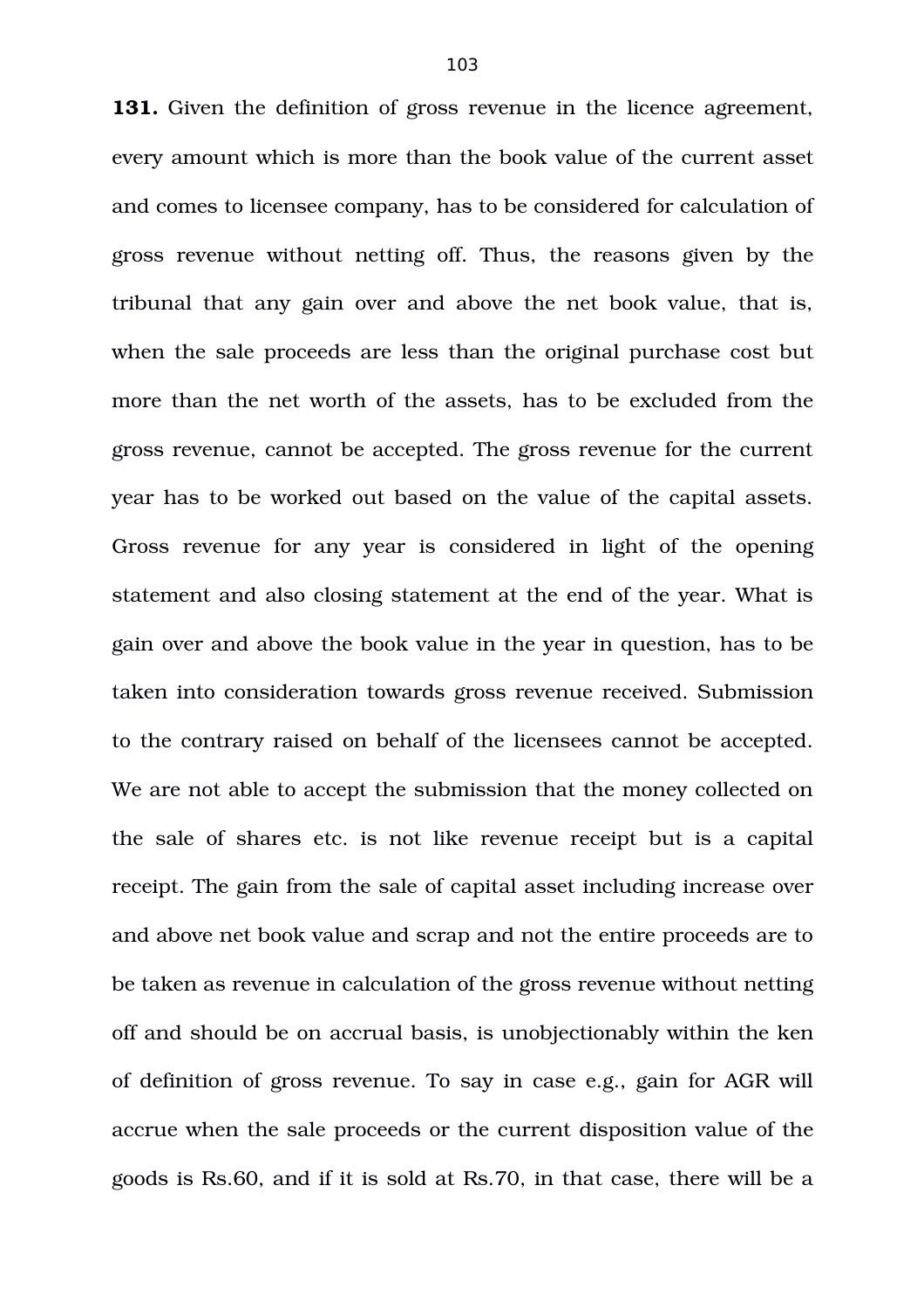**131.** Given the definition of gross revenue in the licence agreement, every amount which is more than the book value of the current asset and comes to licensee company, has to be considered for calculation of gross revenue without netting off. Thus, the reasons given by the tribunal that any gain over and above the net book value, that is, when the sale proceeds are less than the original purchase cost but more than the net worth of the assets, has to be excluded from the gross revenue, cannot be accepted. The gross revenue for the current year has to be worked out based on the value of the capital assets. Gross revenue for any year is considered in light of the opening statement and also closing statement at the end of the year. What is gain over and above the book value in the year in question, has to be taken into consideration towards gross revenue received. Submission to the contrary raised on behalf of the licensees cannot be accepted. We are not able to accept the submission that the money collected on the sale of shares etc. is not like revenue receipt but is a capital receipt. The gain from the sale of capital asset including increase over and above net book value and scrap and not the entire proceeds are to be taken as revenue in calculation of the gross revenue without netting off and should be on accrual basis, is unobjectionably within the ken of definition of gross revenue. To say in case e.g., gain for AGR will accrue when the sale proceeds or the current disposition value of the goods is Rs.60, and if it is sold at Rs.70, in that case, there will be a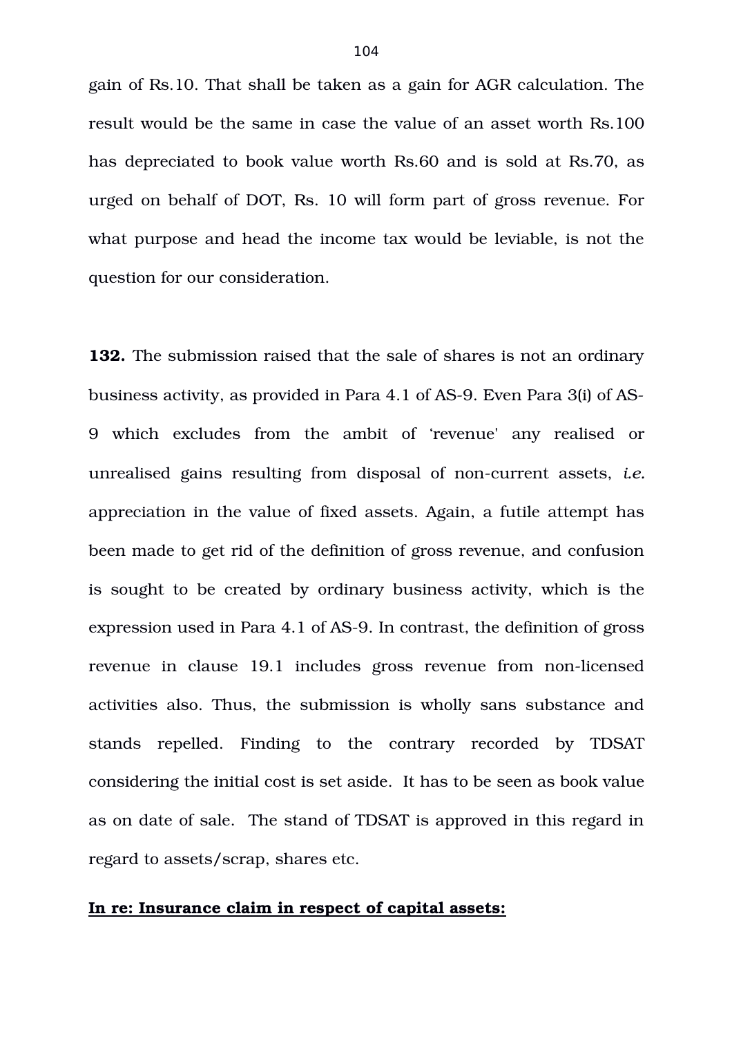gain of Rs.10. That shall be taken as a gain for AGR calculation. The result would be the same in case the value of an asset worth Rs.100 has depreciated to book value worth Rs.60 and is sold at Rs.70, as urged on behalf of DOT, Rs. 10 will form part of gross revenue. For what purpose and head the income tax would be leviable, is not the question for our consideration.

**132.** The submission raised that the sale of shares is not an ordinary business activity, as provided in Para 4.1 of AS-9. Even Para 3(i) of AS-9 which excludes from the ambit of 'revenue' any realised or unrealised gains resulting from disposal of non-current assets, *i.e.* appreciation in the value of fixed assets. Again, a futile attempt has been made to get rid of the definition of gross revenue, and confusion is sought to be created by ordinary business activity, which is the expression used in Para 4.1 of AS-9. In contrast, the definition of gross revenue in clause 19.1 includes gross revenue from non-licensed activities also. Thus, the submission is wholly sans substance and stands repelled. Finding to the contrary recorded by TDSAT considering the initial cost is set aside. It has to be seen as book value as on date of sale. The stand of TDSAT is approved in this regard in regard to assets/scrap, shares etc.

**<u>In re: Insurance claim in respect of capital assets:</u>**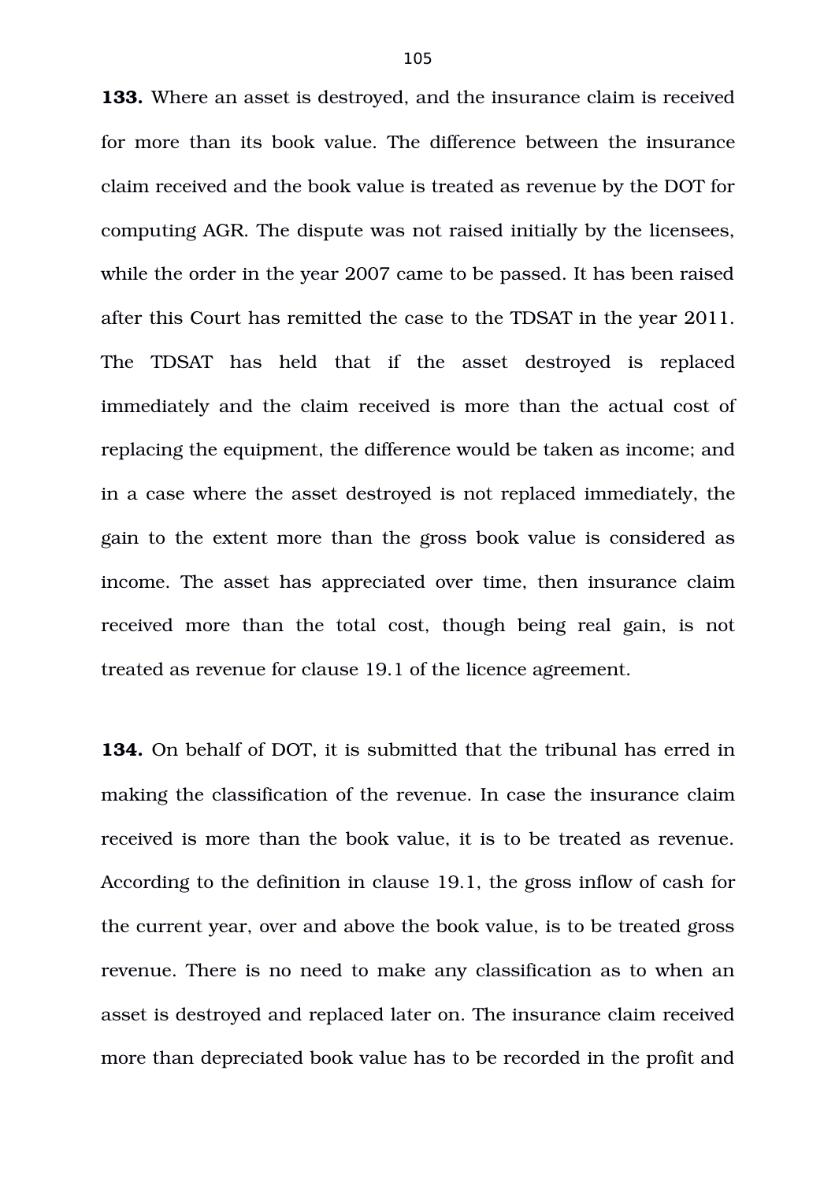**133.** Where an asset is destroyed, and the insurance claim is received for more than its book value. The difference between the insurance claim received and the book value is treated as revenue by the DOT for computing AGR. The dispute was not raised initially by the licensees, while the order in the year 2007 came to be passed. It has been raised after this Court has remitted the case to the TDSAT in the year 2011. The TDSAT has held that if the asset destroyed is replaced immediately and the claim received is more than the actual cost of replacing the equipment, the difference would be taken as income; and in a case where the asset destroyed is not replaced immediately, the gain to the extent more than the gross book value is considered as income. The asset has appreciated over time, then insurance claim received more than the total cost, though being real gain, is not treated as revenue for clause 19.1 of the licence agreement.

**134.** On behalf of DOT, it is submitted that the tribunal has erred in making the classification of the revenue. In case the insurance claim received is more than the book value, it is to be treated as revenue. According to the definition in clause 19.1, the gross inflow of cash for the current year, over and above the book value, is to be treated gross revenue. There is no need to make any classification as to when an asset is destroyed and replaced later on. The insurance claim received more than depreciated book value has to be recorded in the profit and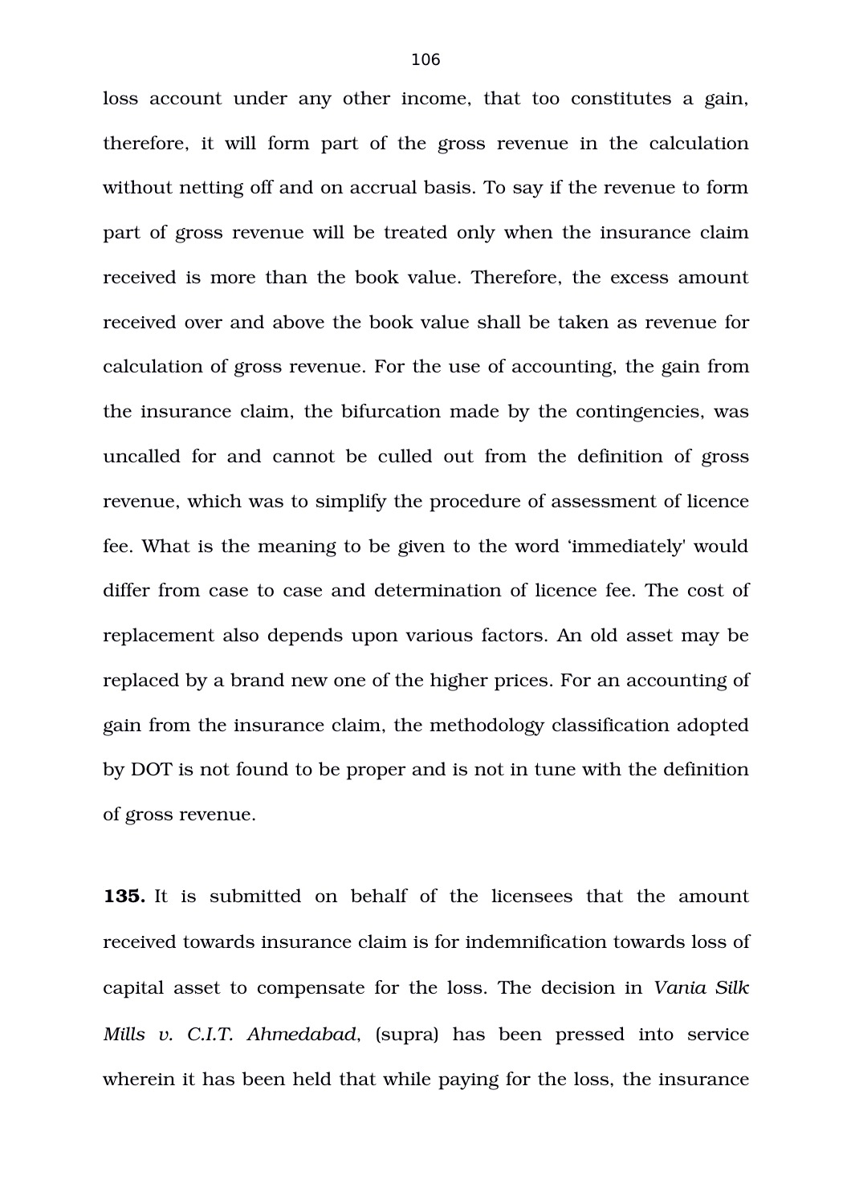loss account under any other income, that too constitutes a gain, therefore, it will form part of the gross revenue in the calculation without netting off and on accrual basis. To say if the revenue to form part of gross revenue will be treated only when the insurance claim received is more than the book value. Therefore, the excess amount received over and above the book value shall be taken as revenue for calculation of gross revenue. For the use of accounting, the gain from the insurance claim, the bifurcation made by the contingencies, was uncalled for and cannot be culled out from the definition of gross revenue, which was to simplify the procedure of assessment of licence fee. What is the meaning to be given to the word 'immediately' would differ from case to case and determination of licence fee. The cost of replacement also depends upon various factors. An old asset may be replaced by a brand new one of the higher prices. For an accounting of gain from the insurance claim, the methodology classification adopted by DOT is not found to be proper and is not in tune with the definition of gross revenue.

**135.** It is submitted on behalf of the licensees that the amount received towards insurance claim is for indemnification towards loss of capital asset to compensate for the loss. The decision in *Vania Silk Mills v. C.I.T. Ahmedabad*, (supra) has been pressed into service wherein it has been held that while paying for the loss, the insurance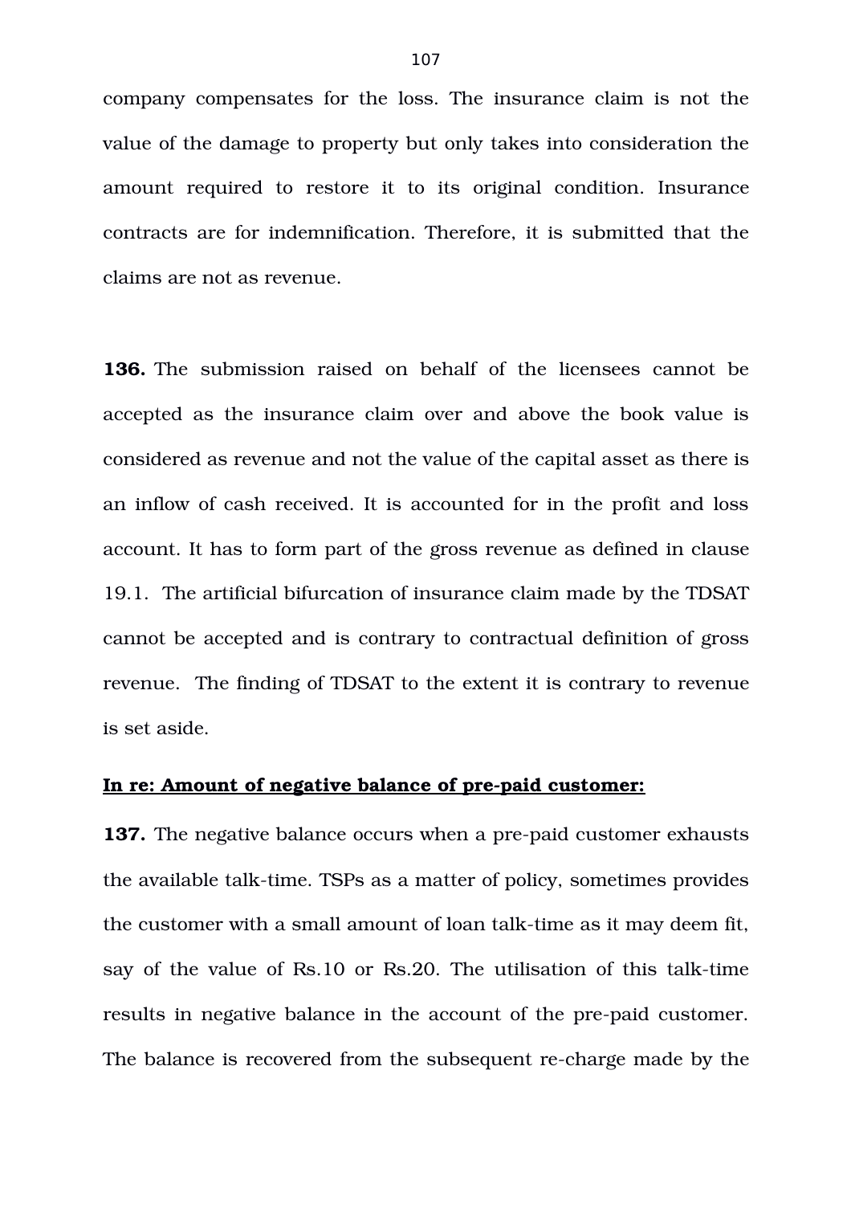company compensates for the loss. The insurance claim is not the value of the damage to property but only takes into consideration the amount required to restore it to its original condition. Insurance contracts are for indemnification. Therefore, it is submitted that the claims are not as revenue.

**136.** The submission raised on behalf of the licensees cannot be accepted as the insurance claim over and above the book value is considered as revenue and not the value of the capital asset as there is an inflow of cash received. It is accounted for in the profit and loss account. It has to form part of the gross revenue as defined in clause 19.1. The artificial bifurcation of insurance claim made by the TDSAT cannot be accepted and is contrary to contractual definition of gross revenue. The finding of TDSAT to the extent it is contrary to revenue is set aside.

**<u>In re: Amount of negative balance of pre-paid customer:</u>**

**137.** The negative balance occurs when a pre-paid customer exhausts the available talk-time. TSPs as a matter of policy, sometimes provides the customer with a small amount of loan talk-time as it may deem fit, say of the value of Rs.10 or Rs.20. The utilisation of this talk-time results in negative balance in the account of the pre-paid customer. The balance is recovered from the subsequent re-charge made by the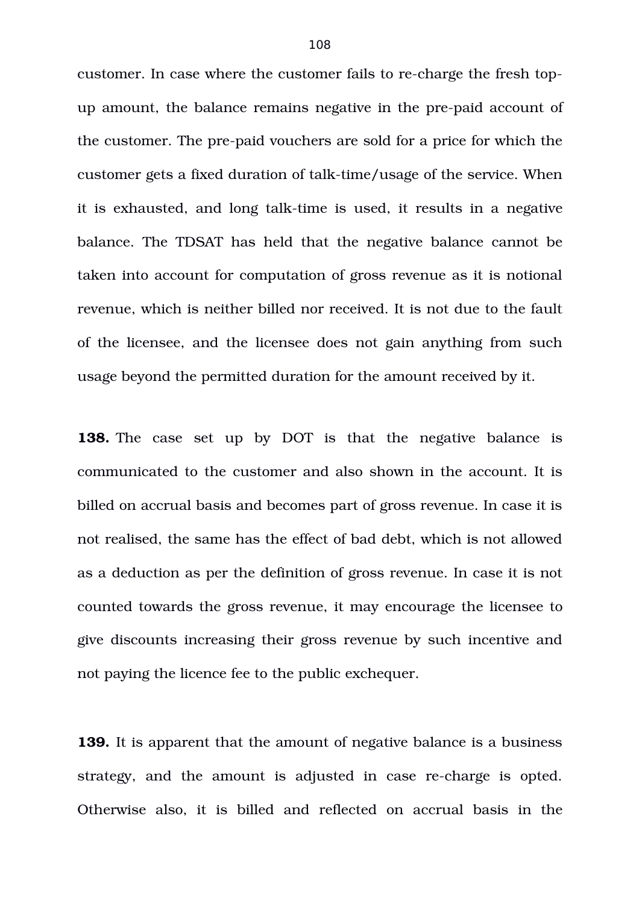customer. In case where the customer fails to re-charge the fresh top-up amount, the balance remains negative in the pre-paid account of the customer. The pre-paid vouchers are sold for a price for which the customer gets a fixed duration of talk-time/usage of the service. When it is exhausted, and long talk-time is used, it results in a negative balance. The TDSAT has held that the negative balance cannot be taken into account for computation of gross revenue as it is notional revenue, which is neither billed nor received. It is not due to the fault of the licensee, and the licensee does not gain anything from such usage beyond the permitted duration for the amount received by it.

**138.** The case set up by DOT is that the negative balance is communicated to the customer and also shown in the account. It is billed on accrual basis and becomes part of gross revenue. In case it is not realised, the same has the effect of bad debt, which is not allowed as a deduction as per the definition of gross revenue. In case it is not counted towards the gross revenue, it may encourage the licensee to give discounts increasing their gross revenue by such incentive and not paying the licence fee to the public exchequer.

**139.** It is apparent that the amount of negative balance is a business strategy, and the amount is adjusted in case re-charge is opted. Otherwise also, it is billed and reflected on accrual basis in the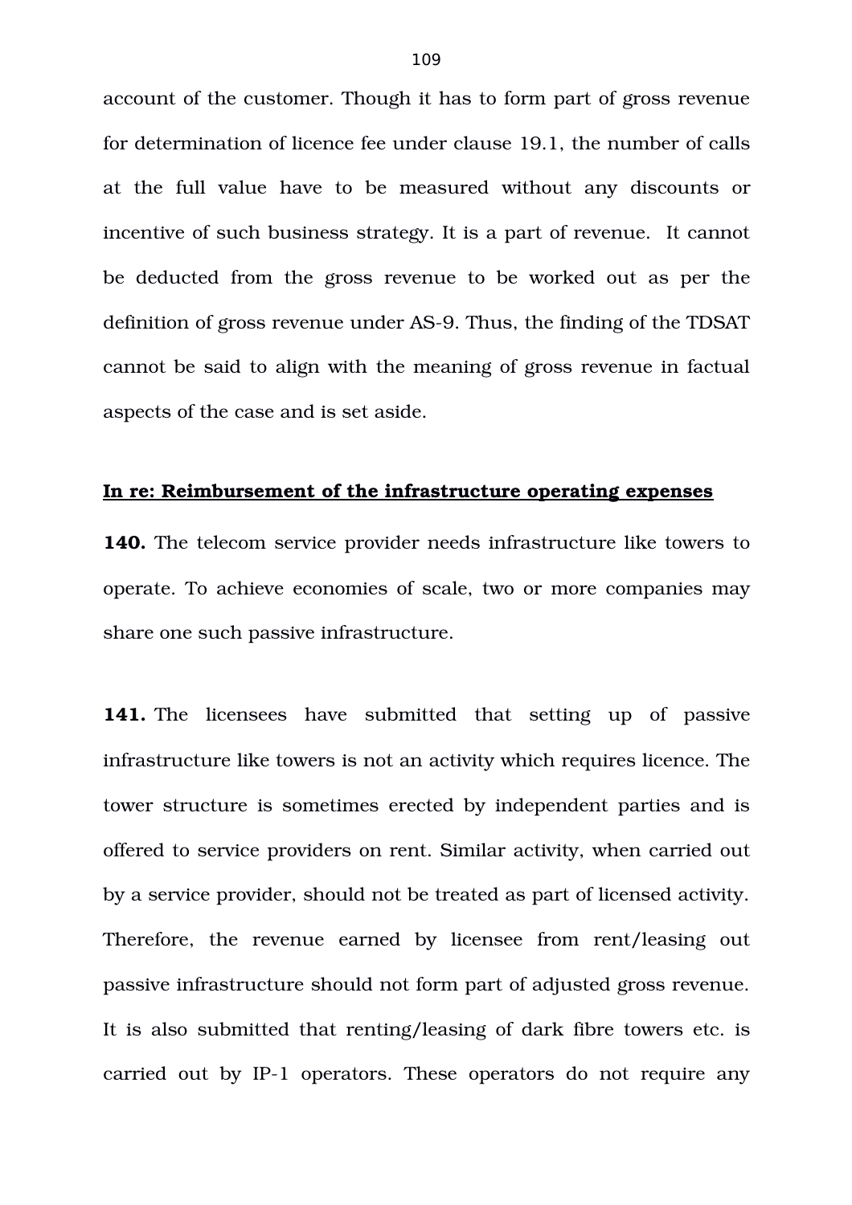account of the customer. Though it has to form part of gross revenue for determination of licence fee under clause 19.1, the number of calls at the full value have to be measured without any discounts or incentive of such business strategy. It is a part of revenue. It cannot be deducted from the gross revenue to be worked out as per the definition of gross revenue under AS-9. Thus, the finding of the TDSAT cannot be said to align with the meaning of gross revenue in factual aspects of the case and is set aside.

**In re: Reimbursement of the infrastructure operating expenses**

**140.** The telecom service provider needs infrastructure like towers to operate. To achieve economies of scale, two or more companies may share one such passive infrastructure.

**141.** The licensees have submitted that setting up of passive infrastructure like towers is not an activity which requires licence. The tower structure is sometimes erected by independent parties and is offered to service providers on rent. Similar activity, when carried out by a service provider, should not be treated as part of licensed activity. Therefore, the revenue earned by licensee from rent/leasing out passive infrastructure should not form part of adjusted gross revenue. It is also submitted that renting/leasing of dark fibre towers etc. is carried out by IP-1 operators. These operators do not require any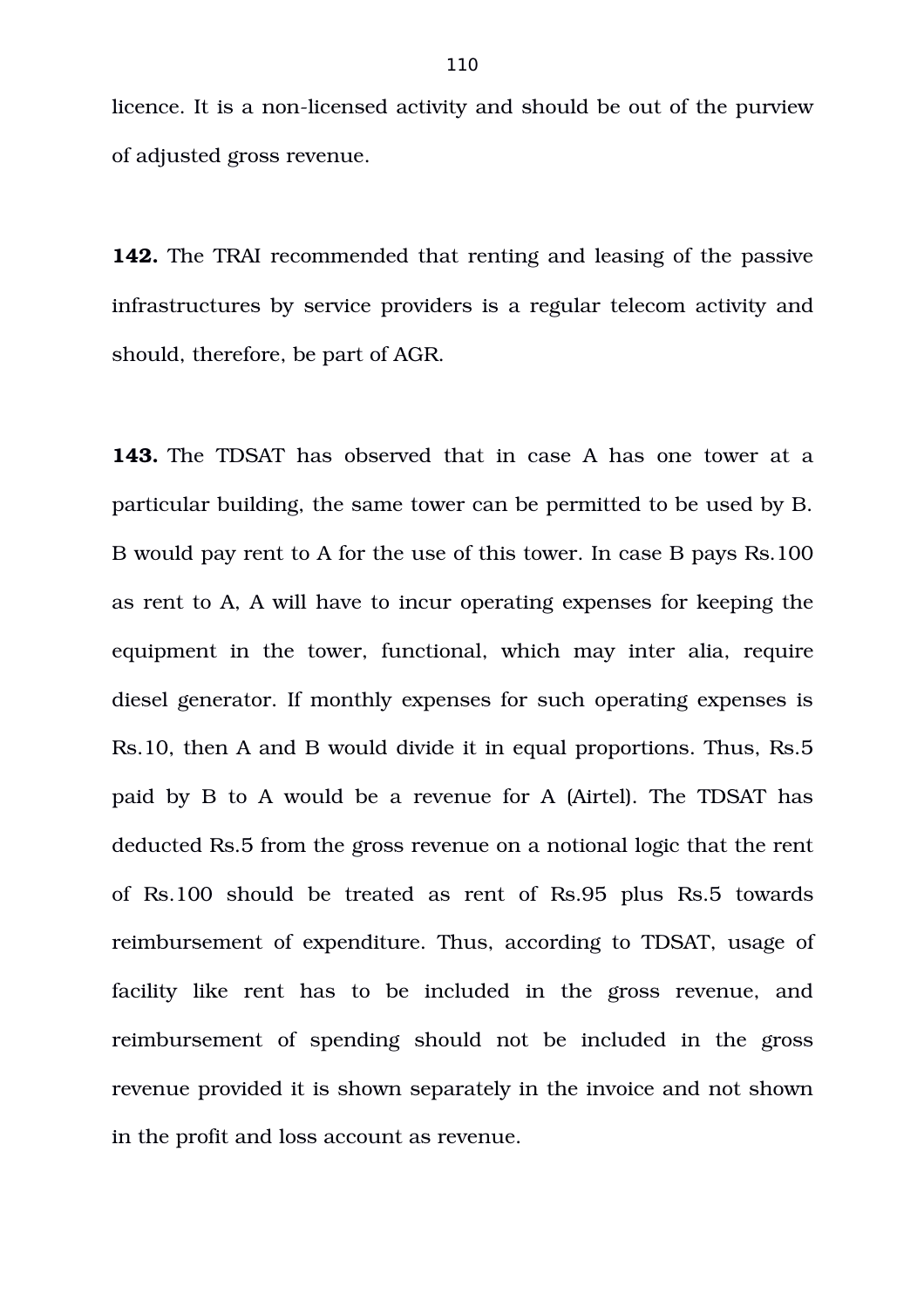licence. It is a non-licensed activity and should be out of the purview of adjusted gross revenue.

**142.** The TRAI recommended that renting and leasing of the passive infrastructures by service providers is a regular telecom activity and should, therefore, be part of AGR.

**143.** The TDSAT has observed that in case A has one tower at a particular building, the same tower can be permitted to be used by B. B would pay rent to A for the use of this tower. In case B pays Rs.100 as rent to A, A will have to incur operating expenses for keeping the equipment in the tower, functional, which may inter alia, require diesel generator. If monthly expenses for such operating expenses is Rs.10, then A and B would divide it in equal proportions. Thus, Rs.5 paid by B to A would be a revenue for A (Airtel). The TDSAT has deducted Rs.5 from the gross revenue on a notional logic that the rent of Rs.100 should be treated as rent of Rs.95 plus Rs.5 towards reimbursement of expenditure. Thus, according to TDSAT, usage of facility like rent has to be included in the gross revenue, and reimbursement of spending should not be included in the gross revenue provided it is shown separately in the invoice and not shown in the profit and loss account as revenue.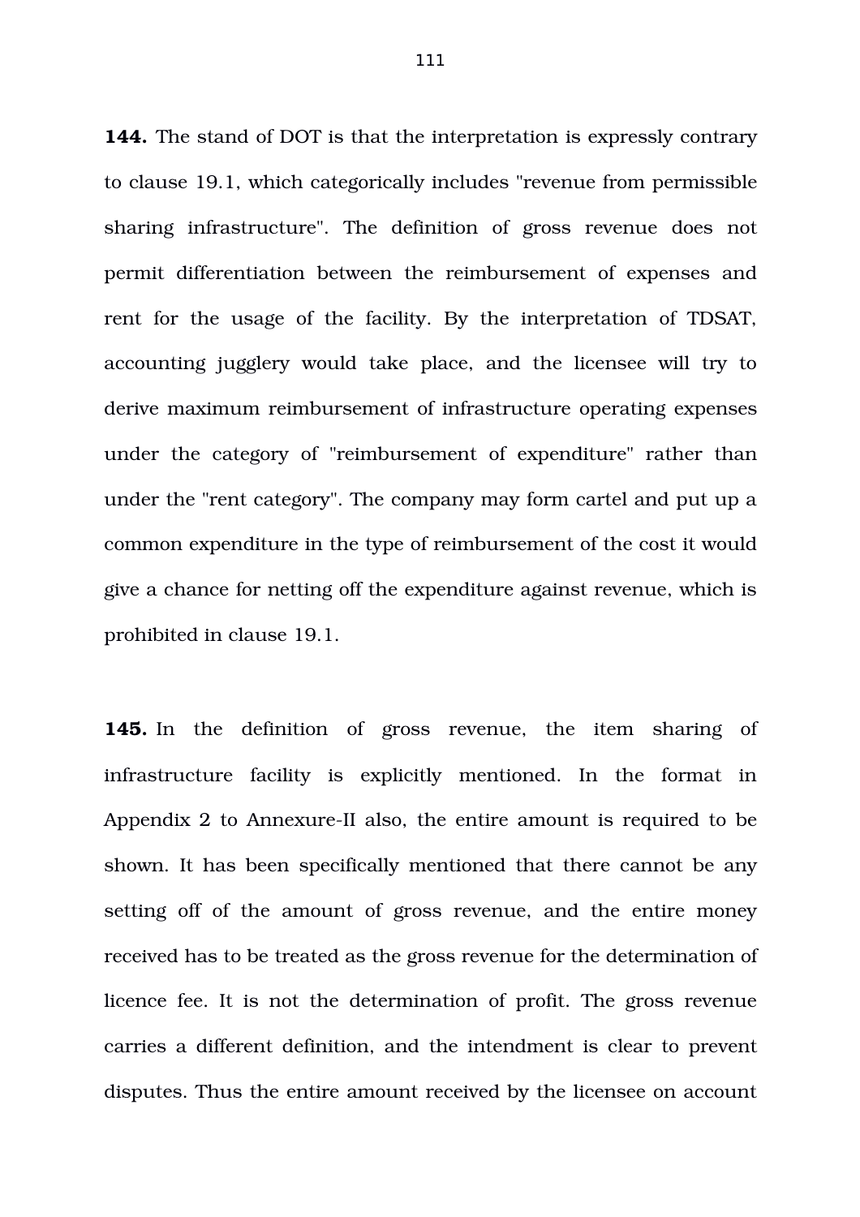**144.** The stand of DOT is that the interpretation is expressly contrary to clause 19.1, which categorically includes "revenue from permissible sharing infrastructure". The definition of gross revenue does not permit differentiation between the reimbursement of expenses and rent for the usage of the facility. By the interpretation of TDSAT, accounting jugglery would take place, and the licensee will try to derive maximum reimbursement of infrastructure operating expenses under the category of "reimbursement of expenditure" rather than under the "rent category". The company may form cartel and put up a common expenditure in the type of reimbursement of the cost it would give a chance for netting off the expenditure against revenue, which is prohibited in clause 19.1.

**145.** In the definition of gross revenue, the item sharing of infrastructure facility is explicitly mentioned. In the format in Appendix 2 to Annexure-II also, the entire amount is required to be shown. It has been specifically mentioned that there cannot be any setting off of the amount of gross revenue, and the entire money received has to be treated as the gross revenue for the determination of licence fee. It is not the determination of profit. The gross revenue carries a different definition, and the intendment is clear to prevent disputes. Thus the entire amount received by the licensee on account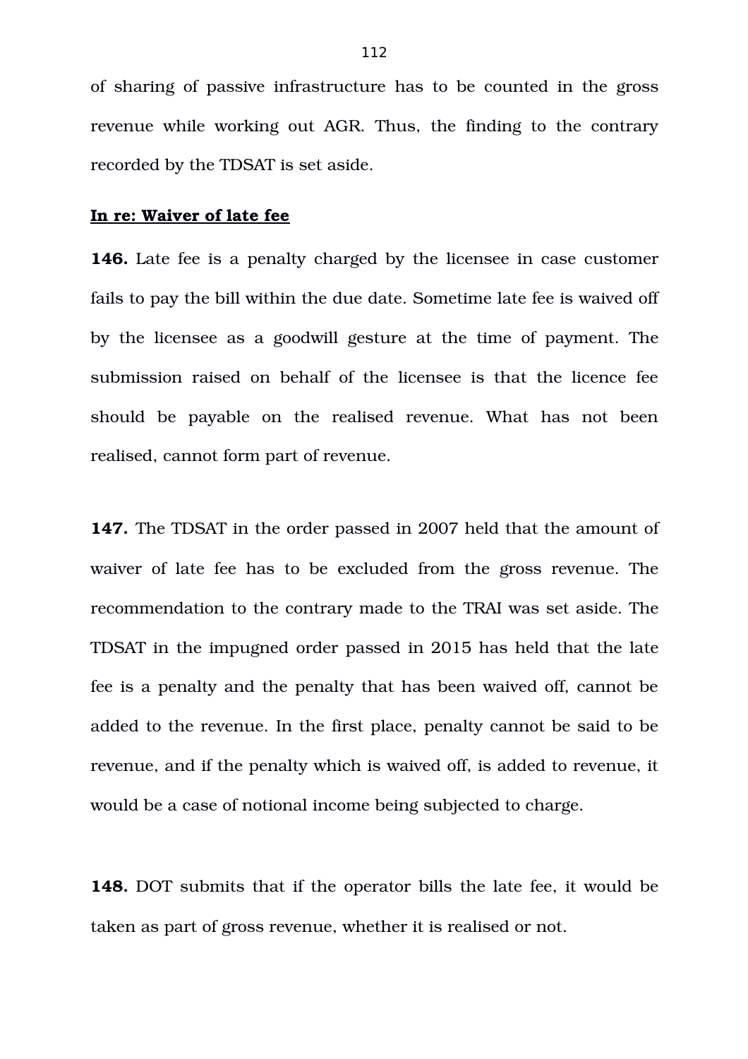of sharing of passive infrastructure has to be counted in the gross revenue while working out AGR. Thus, the finding to the contrary recorded by the TDSAT is set aside.

**In re: Waiver of late fee**

**146.** Late fee is a penalty charged by the licensee in case customer fails to pay the bill within the due date. Sometime late fee is waived off by the licensee as a goodwill gesture at the time of payment. The submission raised on behalf of the licensee is that the licence fee should be payable on the realised revenue. What has not been realised, cannot form part of revenue.

**147.** The TDSAT in the order passed in 2007 held that the amount of waiver of late fee has to be excluded from the gross revenue. The recommendation to the contrary made to the TRAI was set aside. The TDSAT in the impugned order passed in 2015 has held that the late fee is a penalty and the penalty that has been waived off, cannot be added to the revenue. In the first place, penalty cannot be said to be revenue, and if the penalty which is waived off, is added to revenue, it would be a case of notional income being subjected to charge.

**148.** DOT submits that if the operator bills the late fee, it would be taken as part of gross revenue, whether it is realised or not.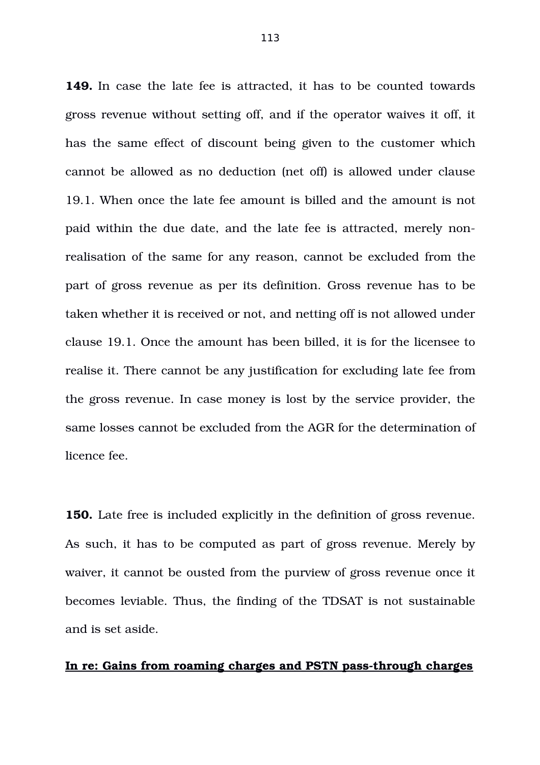**149.** In case the late fee is attracted, it has to be counted towards gross revenue without setting off, and if the operator waives it off, it has the same effect of discount being given to the customer which cannot be allowed as no deduction (net off) is allowed under clause 19.1. When once the late fee amount is billed and the amount is not paid within the due date, and the late fee is attracted, merely non-realisation of the same for any reason, cannot be excluded from the part of gross revenue as per its definition. Gross revenue has to be taken whether it is received or not, and netting off is not allowed under clause 19.1. Once the amount has been billed, it is for the licensee to realise it. There cannot be any justification for excluding late fee from the gross revenue. In case money is lost by the service provider, the same losses cannot be excluded from the AGR for the determination of licence fee.

**150.** Late free is included explicitly in the definition of gross revenue. As such, it has to be computed as part of gross revenue. Merely by waiver, it cannot be ousted from the purview of gross revenue once it becomes leviable. Thus, the finding of the TDSAT is not sustainable and is set aside.

**In re: Gains from roaming charges and PSTN pass-through charges**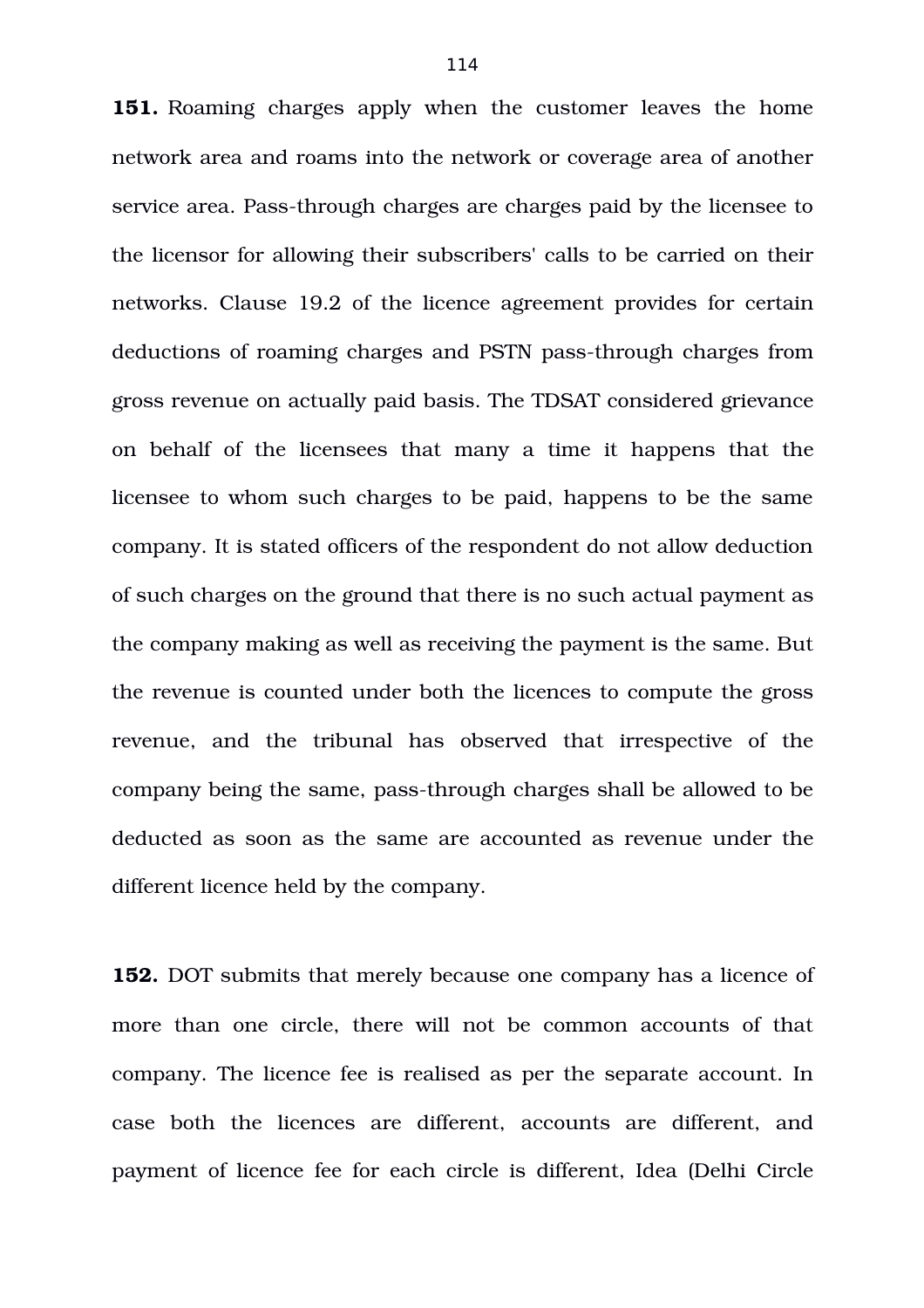**151.** Roaming charges apply when the customer leaves the home network area and roams into the network or coverage area of another service area. Pass-through charges are charges paid by the licensee to the licensor for allowing their subscribers' calls to be carried on their networks. Clause 19.2 of the licence agreement provides for certain deductions of roaming charges and PSTN pass-through charges from gross revenue on actually paid basis. The TDSAT considered grievance on behalf of the licensees that many a time it happens that the licensee to whom such charges to be paid, happens to be the same company. It is stated officers of the respondent do not allow deduction of such charges on the ground that there is no such actual payment as the company making as well as receiving the payment is the same. But the revenue is counted under both the licences to compute the gross revenue, and the tribunal has observed that irrespective of the company being the same, pass-through charges shall be allowed to be deducted as soon as the same are accounted as revenue under the different licence held by the company.

**152.** DOT submits that merely because one company has a licence of more than one circle, there will not be common accounts of that company. The licence fee is realised as per the separate account. In case both the licences are different, accounts are different, and payment of licence fee for each circle is different, Idea (Delhi Circle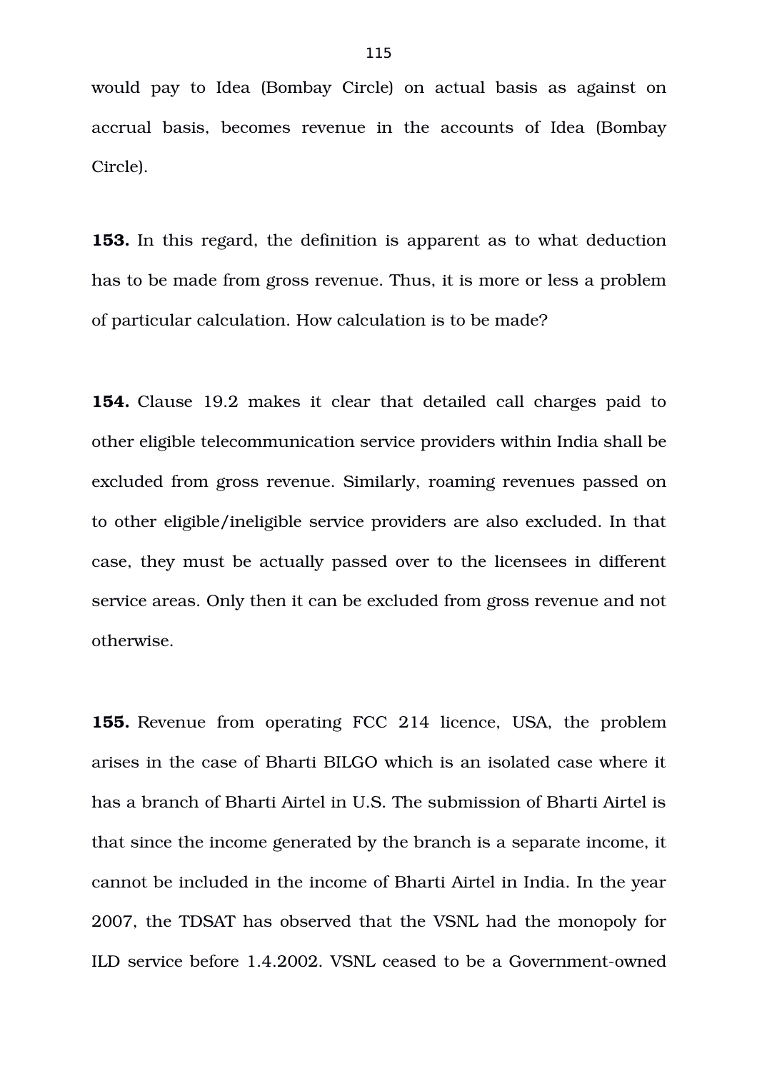would pay to Idea (Bombay Circle) on actual basis as against on accrual basis, becomes revenue in the accounts of Idea (Bombay Circle).

**153.** In this regard, the definition is apparent as to what deduction has to be made from gross revenue. Thus, it is more or less a problem of particular calculation. How calculation is to be made?

**154.** Clause 19.2 makes it clear that detailed call charges paid to other eligible telecommunication service providers within India shall be excluded from gross revenue. Similarly, roaming revenues passed on to other eligible/ineligible service providers are also excluded. In that case, they must be actually passed over to the licensees in different service areas. Only then it can be excluded from gross revenue and not otherwise.

**155.** Revenue from operating FCC 214 licence, USA, the problem arises in the case of Bharti BILGO which is an isolated case where it has a branch of Bharti Airtel in U.S. The submission of Bharti Airtel is that since the income generated by the branch is a separate income, it cannot be included in the income of Bharti Airtel in India. In the year 2007, the TDSAT has observed that the VSNL had the monopoly for ILD service before 1.4.2002. VSNL ceased to be a Government-owned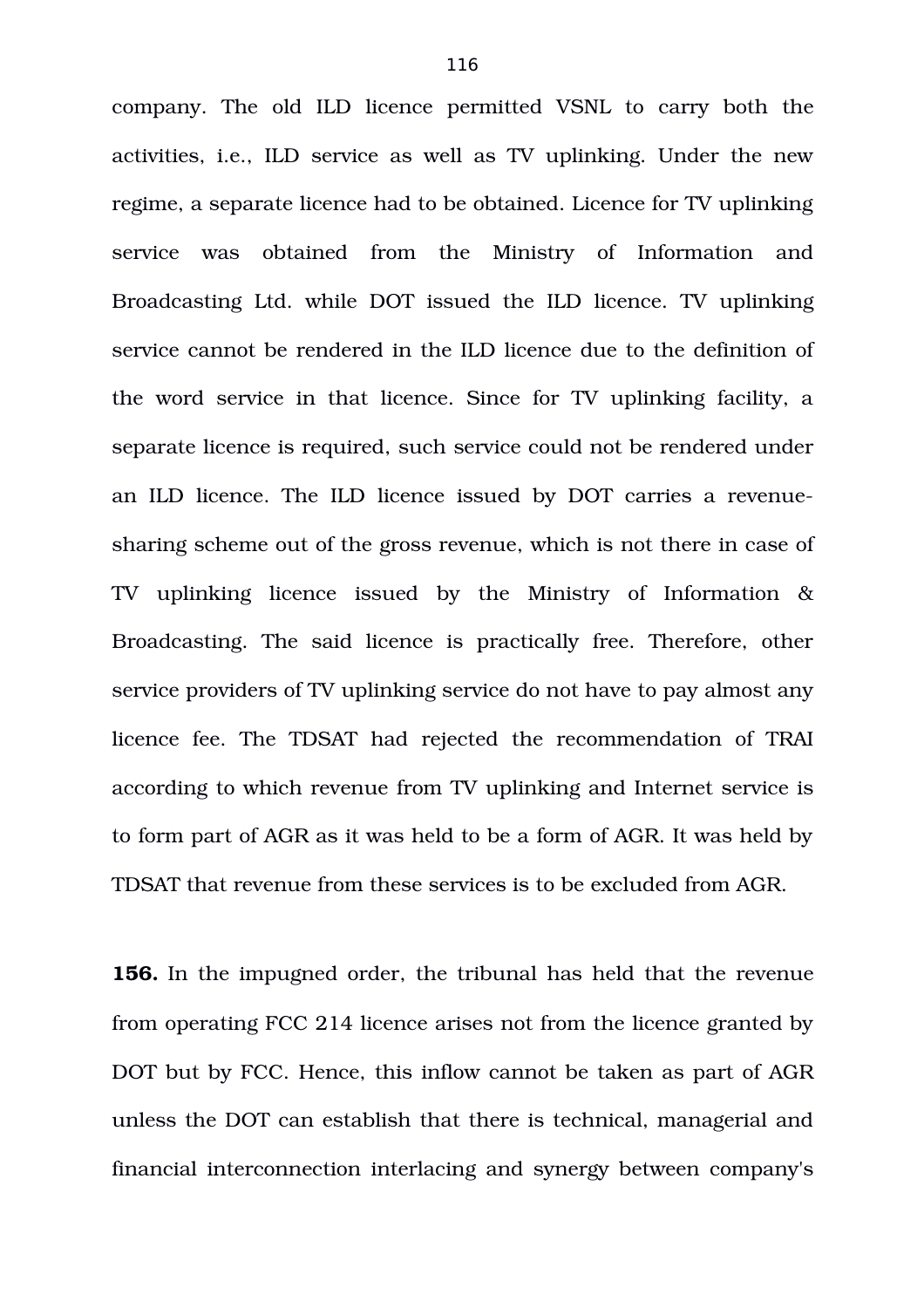company. The old ILD licence permitted VSNL to carry both the activities, i.e., ILD service as well as TV uplinking. Under the new regime, a separate licence had to be obtained. Licence for TV uplinking service was obtained from the Ministry of Information and Broadcasting Ltd. while DOT issued the ILD licence. TV uplinking service cannot be rendered in the ILD licence due to the definition of the word service in that licence. Since for TV uplinking facility, a separate licence is required, such service could not be rendered under an ILD licence. The ILD licence issued by DOT carries a revenue-sharing scheme out of the gross revenue, which is not there in case of TV uplinking licence issued by the Ministry of Information & Broadcasting. The said licence is practically free. Therefore, other service providers of TV uplinking service do not have to pay almost any licence fee. The TDSAT had rejected the recommendation of TRAI according to which revenue from TV uplinking and Internet service is to form part of AGR as it was held to be a form of AGR. It was held by TDSAT that revenue from these services is to be excluded from AGR.

**156.** In the impugned order, the tribunal has held that the revenue from operating FCC 214 licence arises not from the licence granted by DOT but by FCC. Hence, this inflow cannot be taken as part of AGR unless the DOT can establish that there is technical, managerial and financial interconnection interlacing and synergy between company's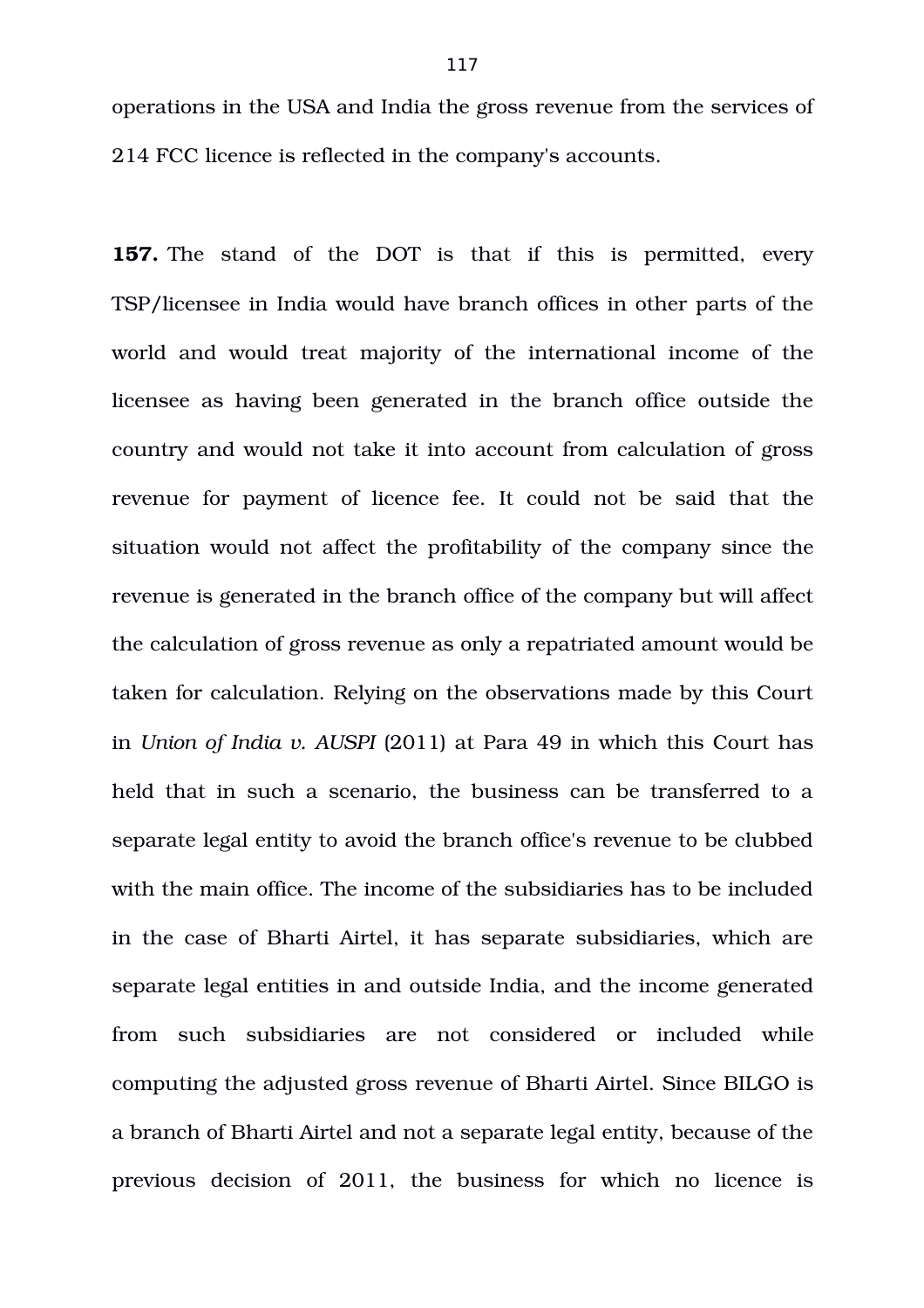operations in the USA and India the gross revenue from the services of 214 FCC licence is reflected in the company's accounts.

**157.** The stand of the DOT is that if this is permitted, every TSP/licensee in India would have branch offices in other parts of the world and would treat majority of the international income of the licensee as having been generated in the branch office outside the country and would not take it into account from calculation of gross revenue for payment of licence fee. It could not be said that the situation would not affect the profitability of the company since the revenue is generated in the branch office of the company but will affect the calculation of gross revenue as only a repatriated amount would be taken for calculation. Relying on the observations made by this Court in *Union of India v. AUSPI* (2011) at Para 49 in which this Court has held that in such a scenario, the business can be transferred to a separate legal entity to avoid the branch office's revenue to be clubbed with the main office. The income of the subsidiaries has to be included in the case of Bharti Airtel, it has separate subsidiaries, which are separate legal entities in and outside India, and the income generated from such subsidiaries are not considered or included while computing the adjusted gross revenue of Bharti Airtel. Since BILGO is a branch of Bharti Airtel and not a separate legal entity, because of the previous decision of 2011, the business for which no licence is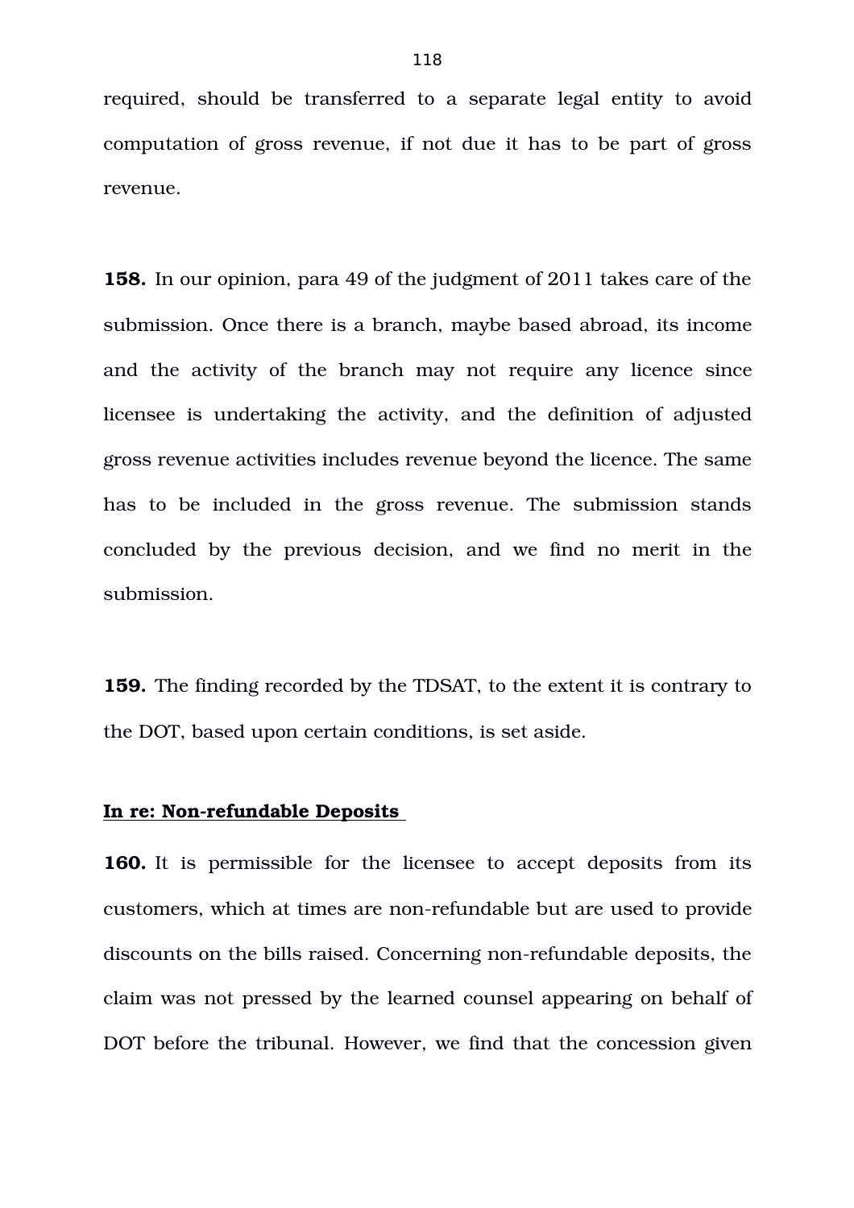required, should be transferred to a separate legal entity to avoid computation of gross revenue, if not due it has to be part of gross revenue.

**158.** In our opinion, para 49 of the judgment of 2011 takes care of the submission. Once there is a branch, maybe based abroad, its income and the activity of the branch may not require any licence since licensee is undertaking the activity, and the definition of adjusted gross revenue activities includes revenue beyond the licence. The same has to be included in the gross revenue. The submission stands concluded by the previous decision, and we find no merit in the submission.

**159.** The finding recorded by the TDSAT, to the extent it is contrary to the DOT, based upon certain conditions, is set aside.

**In re: Non-refundable Deposits**

**160.** It is permissible for the licensee to accept deposits from its customers, which at times are non-refundable but are used to provide discounts on the bills raised. Concerning non-refundable deposits, the claim was not pressed by the learned counsel appearing on behalf of DOT before the tribunal. However, we find that the concession given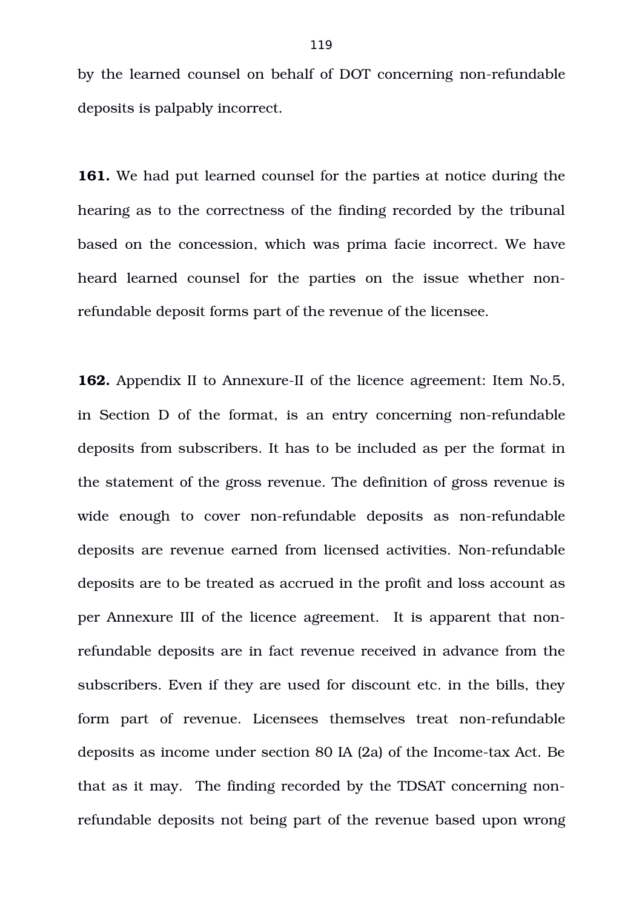by the learned counsel on behalf of DOT concerning non-refundable deposits is palpably incorrect.

**161.** We had put learned counsel for the parties at notice during the hearing as to the correctness of the finding recorded by the tribunal based on the concession, which was prima facie incorrect. We have heard learned counsel for the parties on the issue whether non-refundable deposit forms part of the revenue of the licensee.

**162.** Appendix II to Annexure-II of the licence agreement: Item No.5, in Section D of the format, is an entry concerning non-refundable deposits from subscribers. It has to be included as per the format in the statement of the gross revenue. The definition of gross revenue is wide enough to cover non-refundable deposits as non-refundable deposits are revenue earned from licensed activities. Non-refundable deposits are to be treated as accrued in the profit and loss account as per Annexure III of the licence agreement. It is apparent that non-refundable deposits are in fact revenue received in advance from the subscribers. Even if they are used for discount etc. in the bills, they form part of revenue. Licensees themselves treat non-refundable deposits as income under section 80 IA (2a) of the Income-tax Act. Be that as it may. The finding recorded by the TDSAT concerning non-refundable deposits not being part of the revenue based upon wrong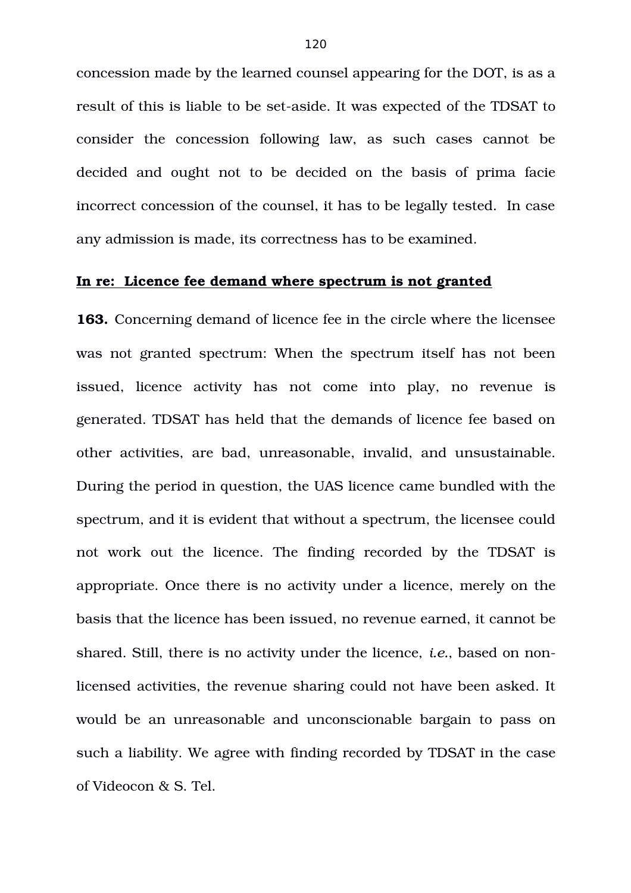concession made by the learned counsel appearing for the DOT, is as a result of this is liable to be set-aside. It was expected of the TDSAT to consider the concession following law, as such cases cannot be decided and ought not to be decided on the basis of prima facie incorrect concession of the counsel, it has to be legally tested. In case any admission is made, its correctness has to be examined.

**In re: Licence fee demand where spectrum is not granted**

**163.** Concerning demand of licence fee in the circle where the licensee was not granted spectrum: When the spectrum itself has not been issued, licence activity has not come into play, no revenue is generated. TDSAT has held that the demands of licence fee based on other activities, are bad, unreasonable, invalid, and unsustainable. During the period in question, the UAS licence came bundled with the spectrum, and it is evident that without a spectrum, the licensee could not work out the licence. The finding recorded by the TDSAT is appropriate. Once there is no activity under a licence, merely on the basis that the licence has been issued, no revenue earned, it cannot be shared. Still, there is no activity under the licence, *i.e.*, based on non-licensed activities, the revenue sharing could not have been asked. It would be an unreasonable and unconscionable bargain to pass on such a liability. We agree with finding recorded by TDSAT in the case of Videocon & S. Tel.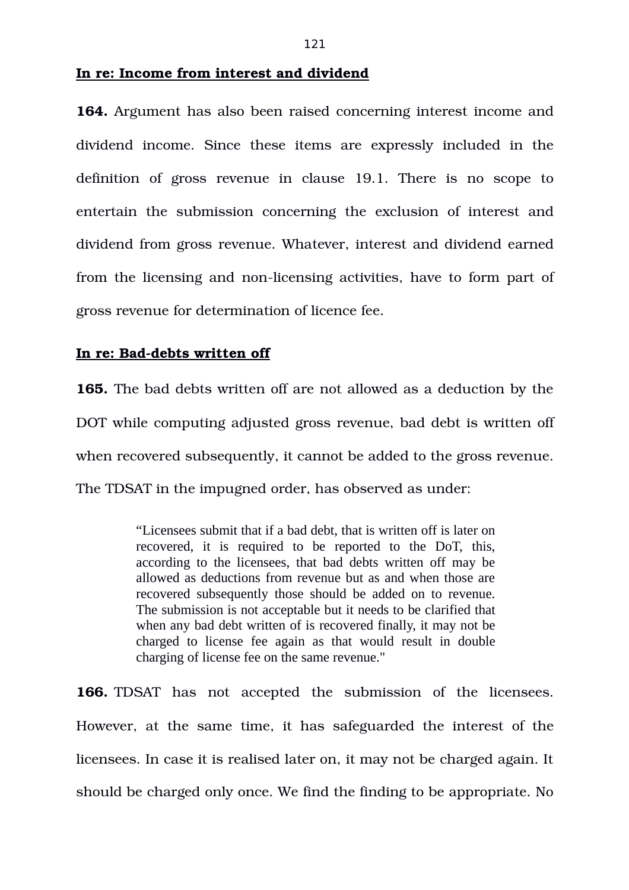**In re: Income from interest and dividend**

**164.** Argument has also been raised concerning interest income and dividend income. Since these items are expressly included in the definition of gross revenue in clause 19.1. There is no scope to entertain the submission concerning the exclusion of interest and dividend from gross revenue. Whatever, interest and dividend earned from the licensing and non-licensing activities, have to form part of gross revenue for determination of licence fee.

**In re: Bad-debts written off**

**165.** The bad debts written off are not allowed as a deduction by the DOT while computing adjusted gross revenue, bad debt is written off when recovered subsequently, it cannot be added to the gross revenue. The TDSAT in the impugned order, has observed as under:

> "Licensees submit that if a bad debt, that is written off is later on recovered, it is required to be reported to the DoT, this, according to the licensees, that bad debts written off may be allowed as deductions from revenue but as and when those are recovered subsequently those should be added on to revenue. The submission is not acceptable but it needs to be clarified that when any bad debt written of is recovered finally, it may not be charged to license fee again as that would result in double charging of license fee on the same revenue."

**166.** TDSAT has not accepted the submission of the licensees. However, at the same time, it has safeguarded the interest of the licensees. In case it is realised later on, it may not be charged again. It should be charged only once. We find the finding to be appropriate. No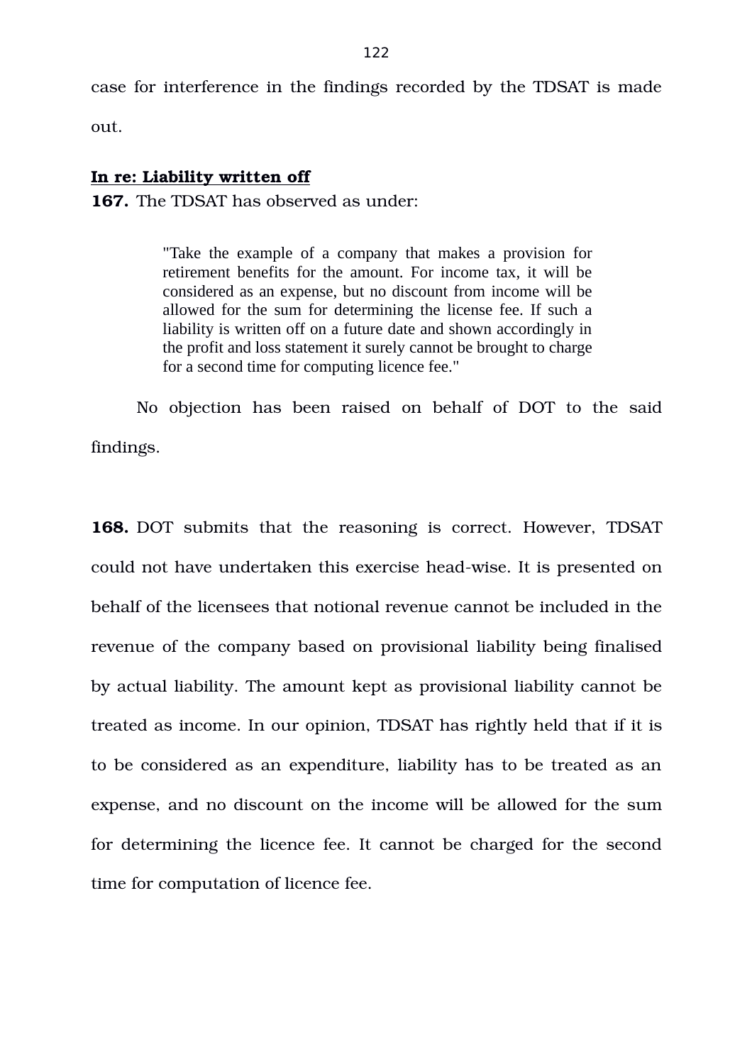case for interference in the findings recorded by the TDSAT is made out.

**In re: Liability written off**

**167.** The TDSAT has observed as under:

> "Take the example of a company that makes a provision for retirement benefits for the amount. For income tax, it will be considered as an expense, but no discount from income will be allowed for the sum for determining the license fee. If such a liability is written off on a future date and shown accordingly in the profit and loss statement it surely cannot be brought to charge for a second time for computing licence fee."

No objection has been raised on behalf of DOT to the said findings.

**168.** DOT submits that the reasoning is correct. However, TDSAT could not have undertaken this exercise head-wise. It is presented on behalf of the licensees that notional revenue cannot be included in the revenue of the company based on provisional liability being finalised by actual liability. The amount kept as provisional liability cannot be treated as income. In our opinion, TDSAT has rightly held that if it is to be considered as an expenditure, liability has to be treated as an expense, and no discount on the income will be allowed for the sum for determining the licence fee. It cannot be charged for the second time for computation of licence fee.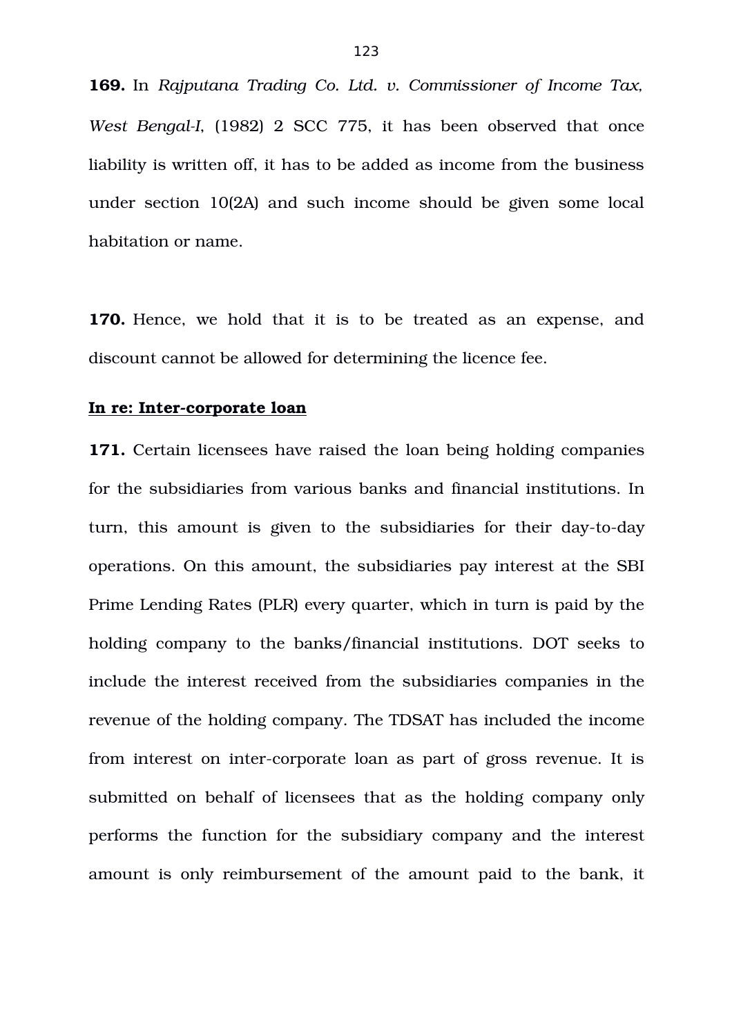**169.** In *Rajputana Trading Co. Ltd. v. Commissioner of Income Tax, West Bengal-I*, (1982) 2 SCC 775, it has been observed that once liability is written off, it has to be added as income from the business under section 10(2A) and such income should be given some local habitation or name.

**170.** Hence, we hold that it is to be treated as an expense, and discount cannot be allowed for determining the licence fee.

**<u>In re: Inter-corporate loan</u>**

**171.** Certain licensees have raised the loan being holding companies for the subsidiaries from various banks and financial institutions. In turn, this amount is given to the subsidiaries for their day-to-day operations. On this amount, the subsidiaries pay interest at the SBI Prime Lending Rates (PLR) every quarter, which in turn is paid by the holding company to the banks/financial institutions. DOT seeks to include the interest received from the subsidiaries companies in the revenue of the holding company. The TDSAT has included the income from interest on inter-corporate loan as part of gross revenue. It is submitted on behalf of licensees that as the holding company only performs the function for the subsidiary company and the interest amount is only reimbursement of the amount paid to the bank, it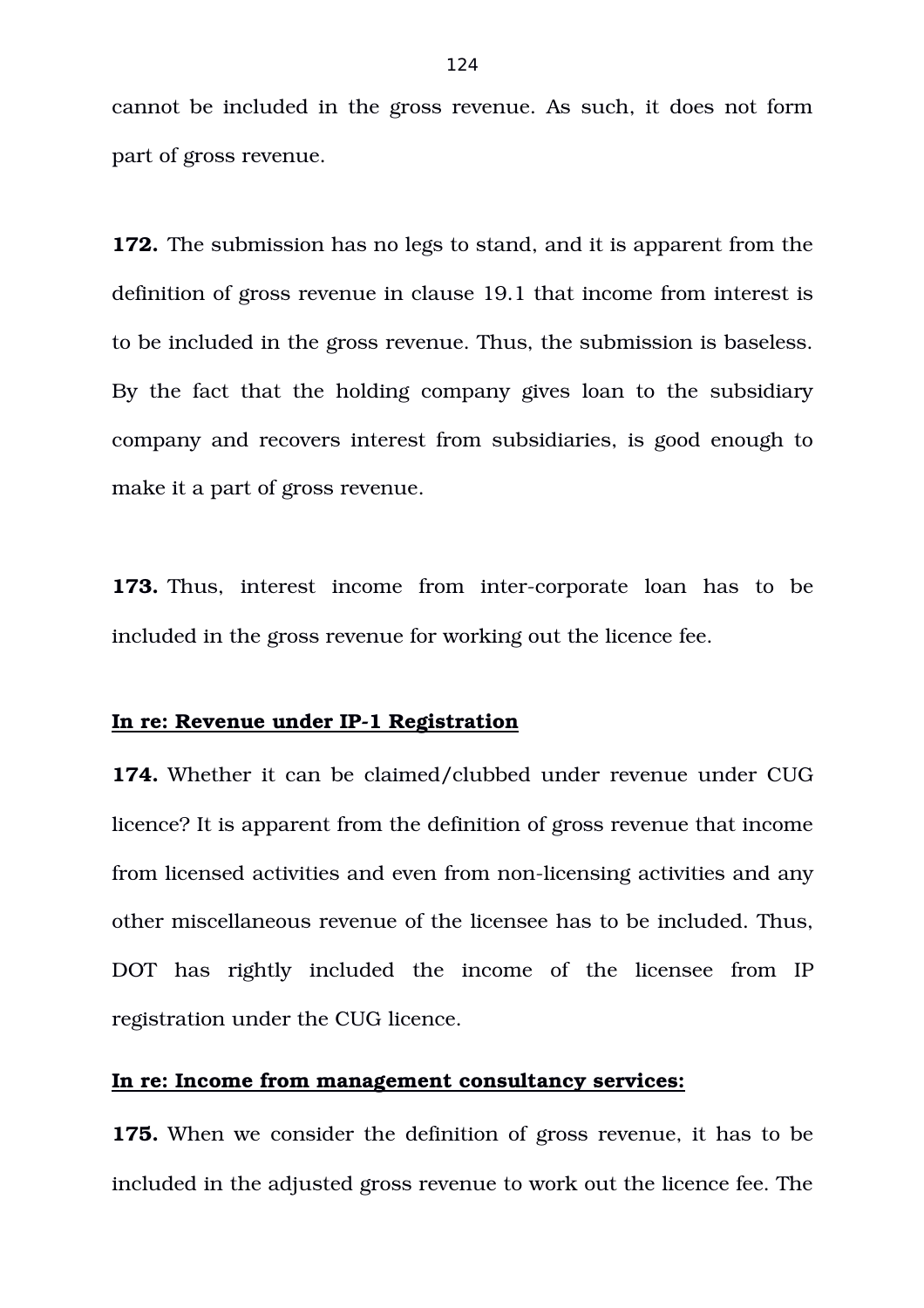cannot be included in the gross revenue. As such, it does not form part of gross revenue.

**172.** The submission has no legs to stand, and it is apparent from the definition of gross revenue in clause 19.1 that income from interest is to be included in the gross revenue. Thus, the submission is baseless. By the fact that the holding company gives loan to the subsidiary company and recovers interest from subsidiaries, is good enough to make it a part of gross revenue.

**173.** Thus, interest income from inter-corporate loan has to be included in the gross revenue for working out the licence fee.

**<u>In re: Revenue under IP-1 Registration</u>**

**174.** Whether it can be claimed/clubbed under revenue under CUG licence? It is apparent from the definition of gross revenue that income from licensed activities and even from non-licensing activities and any other miscellaneous revenue of the licensee has to be included. Thus, DOT has rightly included the income of the licensee from IP registration under the CUG licence.

**<u>In re: Income from management consultancy services:</u>**

**175.** When we consider the definition of gross revenue, it has to be included in the adjusted gross revenue to work out the licence fee. The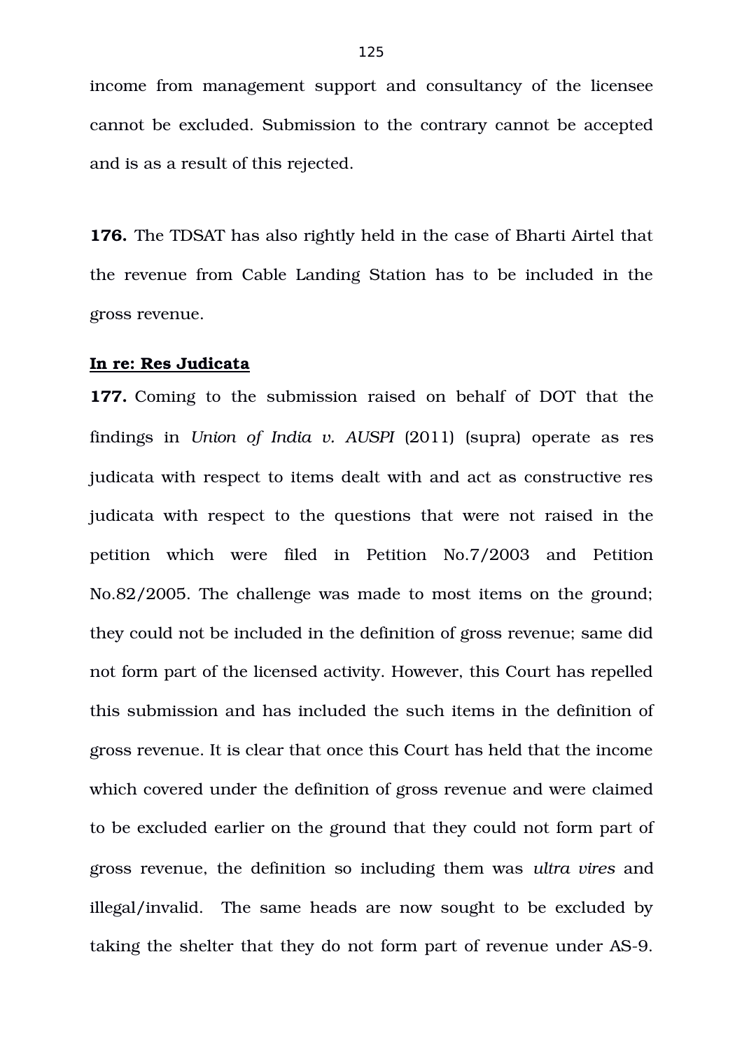income from management support and consultancy of the licensee cannot be excluded. Submission to the contrary cannot be accepted and is as a result of this rejected.

**176.** The TDSAT has also rightly held in the case of Bharti Airtel that the revenue from Cable Landing Station has to be included in the gross revenue.

**In re: Res Judicata**

**177.** Coming to the submission raised on behalf of DOT that the findings in *Union of India v. AUSPI* (2011) (supra) operate as res judicata with respect to items dealt with and act as constructive res judicata with respect to the questions that were not raised in the petition which were filed in Petition No.7/2003 and Petition No.82/2005. The challenge was made to most items on the ground; they could not be included in the definition of gross revenue; same did not form part of the licensed activity. However, this Court has repelled this submission and has included the such items in the definition of gross revenue. It is clear that once this Court has held that the income which covered under the definition of gross revenue and were claimed to be excluded earlier on the ground that they could not form part of gross revenue, the definition so including them was *ultra vires* and illegal/invalid. The same heads are now sought to be excluded by taking the shelter that they do not form part of revenue under AS-9.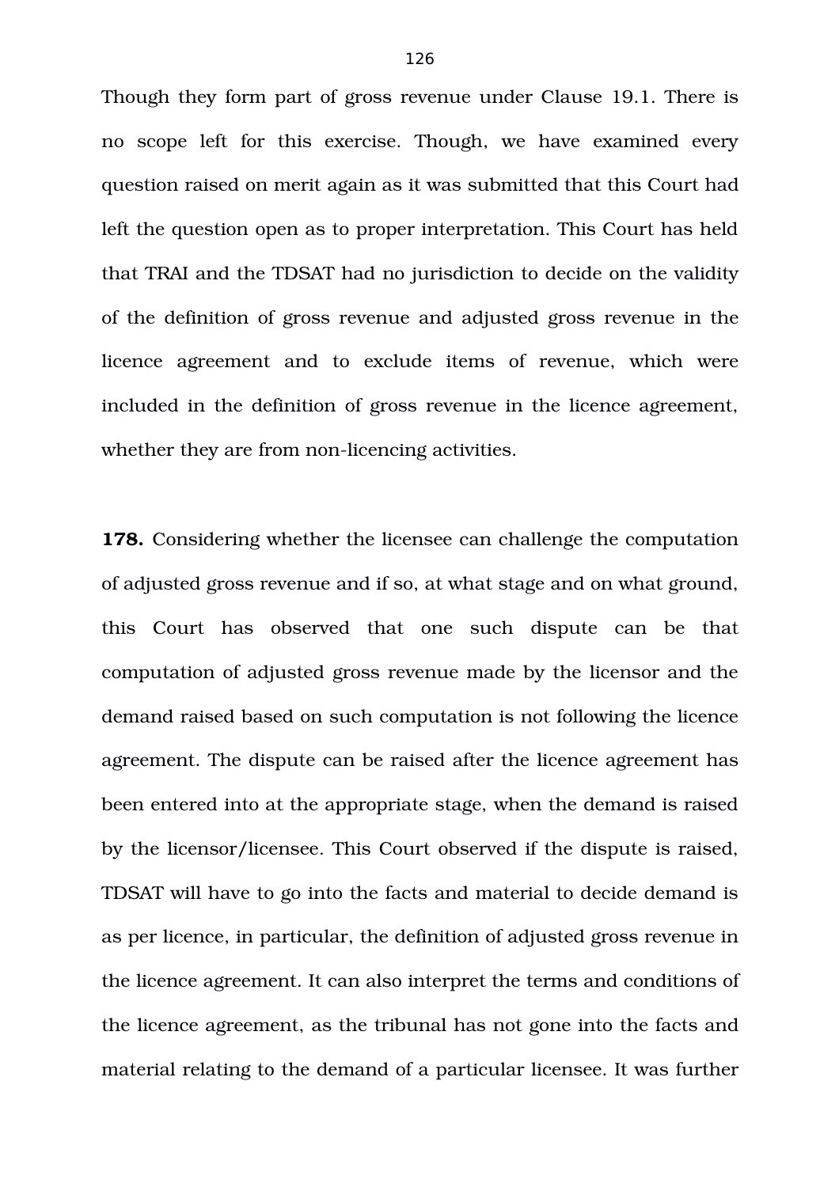Though they form part of gross revenue under Clause 19.1. There is no scope left for this exercise. Though, we have examined every question raised on merit again as it was submitted that this Court had left the question open as to proper interpretation. This Court has held that TRAI and the TDSAT had no jurisdiction to decide on the validity of the definition of gross revenue and adjusted gross revenue in the licence agreement and to exclude items of revenue, which were included in the definition of gross revenue in the licence agreement, whether they are from non-licencing activities.

**178.** Considering whether the licensee can challenge the computation of adjusted gross revenue and if so, at what stage and on what ground, this Court has observed that one such dispute can be that computation of adjusted gross revenue made by the licensor and the demand raised based on such computation is not following the licence agreement. The dispute can be raised after the licence agreement has been entered into at the appropriate stage, when the demand is raised by the licensor/licensee. This Court observed if the dispute is raised, TDSAT will have to go into the facts and material to decide demand is as per licence, in particular, the definition of adjusted gross revenue in the licence agreement. It can also interpret the terms and conditions of the licence agreement, as the tribunal has not gone into the facts and material relating to the demand of a particular licensee. It was further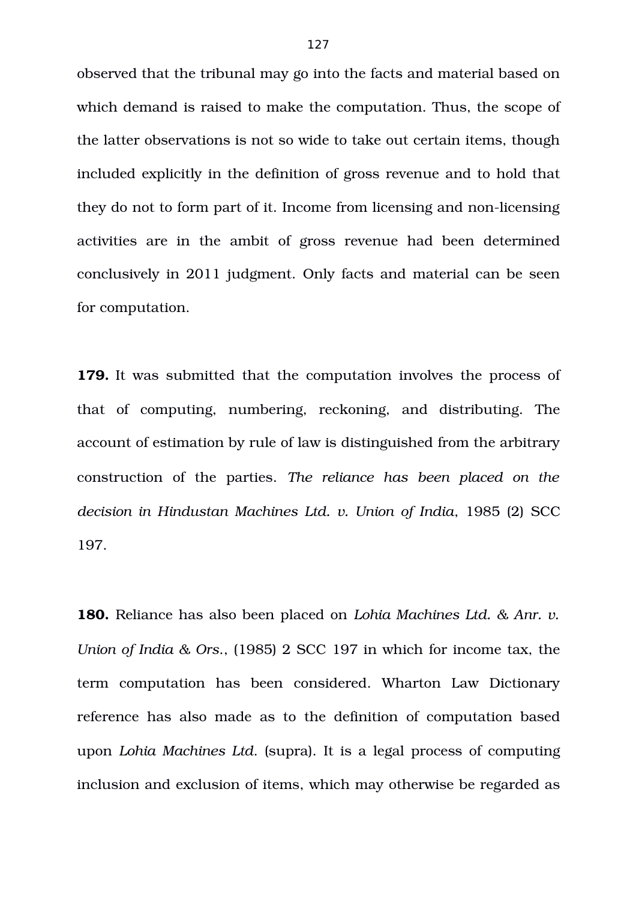observed that the tribunal may go into the facts and material based on which demand is raised to make the computation. Thus, the scope of the latter observations is not so wide to take out certain items, though included explicitly in the definition of gross revenue and to hold that they do not to form part of it. Income from licensing and non-licensing activities are in the ambit of gross revenue had been determined conclusively in 2011 judgment. Only facts and material can be seen for computation.

**179.** It was submitted that the computation involves the process of that of computing, numbering, reckoning, and distributing. The account of estimation by rule of law is distinguished from the arbitrary construction of the parties. *The reliance has been placed on the decision in Hindustan Machines Ltd. v. Union of India*, 1985 (2) SCC 197.

**180.** Reliance has also been placed on *Lohia Machines Ltd. & Anr. v. Union of India & Ors.*, (1985) 2 SCC 197 in which for income tax, the term computation has been considered. Wharton Law Dictionary reference has also made as to the definition of computation based upon *Lohia Machines Ltd.* (supra). It is a legal process of computing inclusion and exclusion of items, which may otherwise be regarded as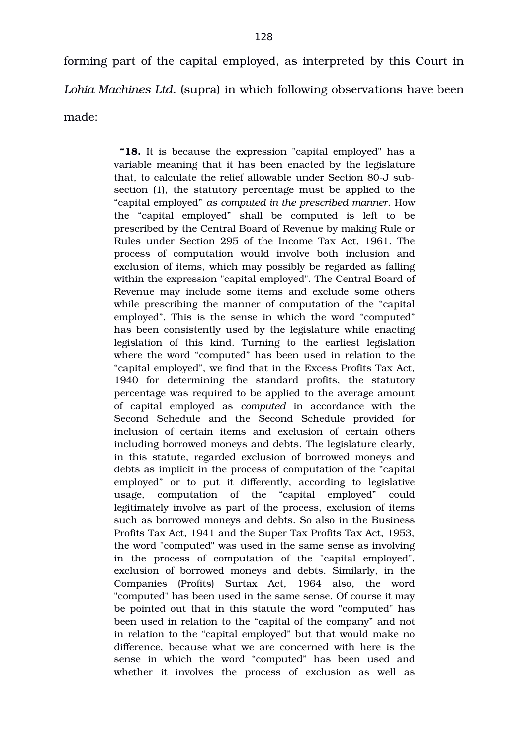forming part of the capital employed, as interpreted by this Court in *Lohia Machines Ltd.* (supra) in which following observations have been made:

> "**18.** It is because the expression "capital employed" has a variable meaning that it has been enacted by the legislature that, to calculate the relief allowable under Section 80-J sub-section (1), the statutory percentage must be applied to the "capital employed" *as computed in the prescribed manner*. How the "capital employed" shall be computed is left to be prescribed by the Central Board of Revenue by making Rule or Rules under Section 295 of the Income Tax Act, 1961. The process of computation would involve both inclusion and exclusion of items, which may possibly be regarded as falling within the expression "capital employed". The Central Board of Revenue may include some items and exclude some others while prescribing the manner of computation of the "capital employed". This is the sense in which the word "computed" has been consistently used by the legislature while enacting legislation of this kind. Turning to the earliest legislation where the word "computed" has been used in relation to the "capital employed", we find that in the Excess Profits Tax Act, 1940 for determining the standard profits, the statutory percentage was required to be applied to the average amount of capital employed as *computed* in accordance with the Second Schedule and the Second Schedule provided for inclusion of certain items and exclusion of certain others including borrowed moneys and debts. The legislature clearly, in this statute, regarded exclusion of borrowed moneys and debts as implicit in the process of computation of the "capital employed" or to put it differently, according to legislative usage, computation of the "capital employed" could legitimately involve as part of the process, exclusion of items such as borrowed moneys and debts. So also in the Business Profits Tax Act, 1941 and the Super Tax Profits Tax Act, 1953, the word "computed" was used in the same sense as involving in the process of computation of the "capital employed", exclusion of borrowed moneys and debts. Similarly, in the Companies (Profits) Surtax Act, 1964 also, the word "computed" has been used in the same sense. Of course it may be pointed out that in this statute the word "computed" has been used in relation to the "capital of the company" and not in relation to the "capital employed" but that would make no difference, because what we are concerned with here is the sense in which the word "computed" has been used and whether it involves the process of exclusion as well as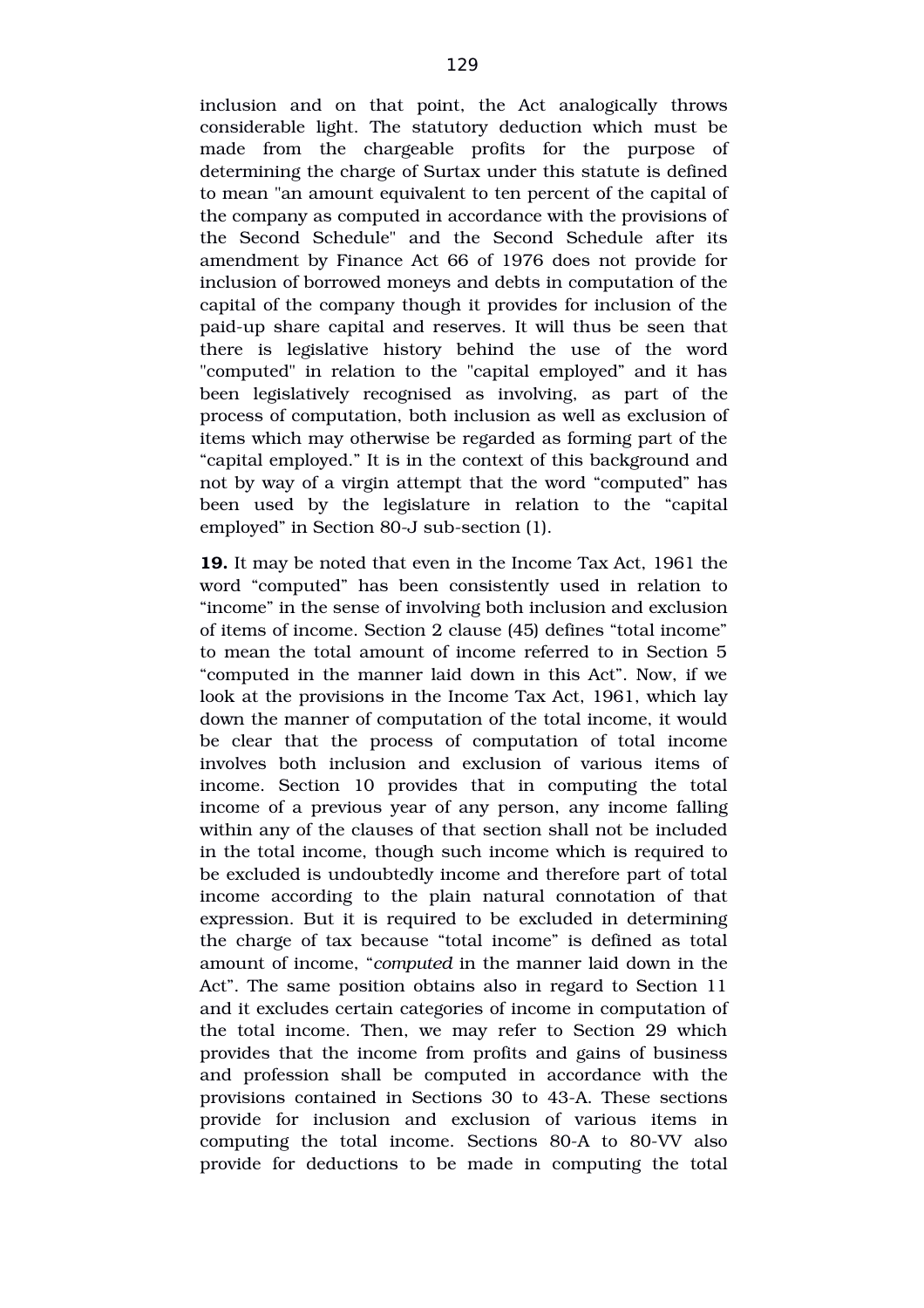inclusion and on that point, the Act analogically throws considerable light. The statutory deduction which must be made from the chargeable profits for the purpose of determining the charge of Surtax under this statute is defined to mean "an amount equivalent to ten percent of the capital of the company as computed in accordance with the provisions of the Second Schedule" and the Second Schedule after its amendment by Finance Act 66 of 1976 does not provide for inclusion of borrowed moneys and debts in computation of the capital of the company though it provides for inclusion of the paid-up share capital and reserves. It will thus be seen that there is legislative history behind the use of the word "computed" in relation to the "capital employed" and it has been legislatively recognised as involving, as part of the process of computation, both inclusion as well as exclusion of items which may otherwise be regarded as forming part of the "capital employed." It is in the context of this background and not by way of a virgin attempt that the word "computed" has been used by the legislature in relation to the "capital employed" in Section 80-J sub-section (1).

**19.** It may be noted that even in the Income Tax Act, 1961 the word "computed" has been consistently used in relation to "income" in the sense of involving both inclusion and exclusion of items of income. Section 2 clause (45) defines "total income" to mean the total amount of income referred to in Section 5 "computed in the manner laid down in this Act". Now, if we look at the provisions in the Income Tax Act, 1961, which lay down the manner of computation of the total income, it would be clear that the process of computation of total income involves both inclusion and exclusion of various items of income. Section 10 provides that in computing the total income of a previous year of any person, any income falling within any of the clauses of that section shall not be included in the total income, though such income which is required to be excluded is undoubtedly income and therefore part of total income according to the plain natural connotation of that expression. But it is required to be excluded in determining the charge of tax because "total income" is defined as total amount of income, "*computed* in the manner laid down in the Act". The same position obtains also in regard to Section 11 and it excludes certain categories of income in computation of the total income. Then, we may refer to Section 29 which provides that the income from profits and gains of business and profession shall be computed in accordance with the provisions contained in Sections 30 to 43-A. These sections provide for inclusion and exclusion of various items in computing the total income. Sections 80-A to 80-VV also provide for deductions to be made in computing the total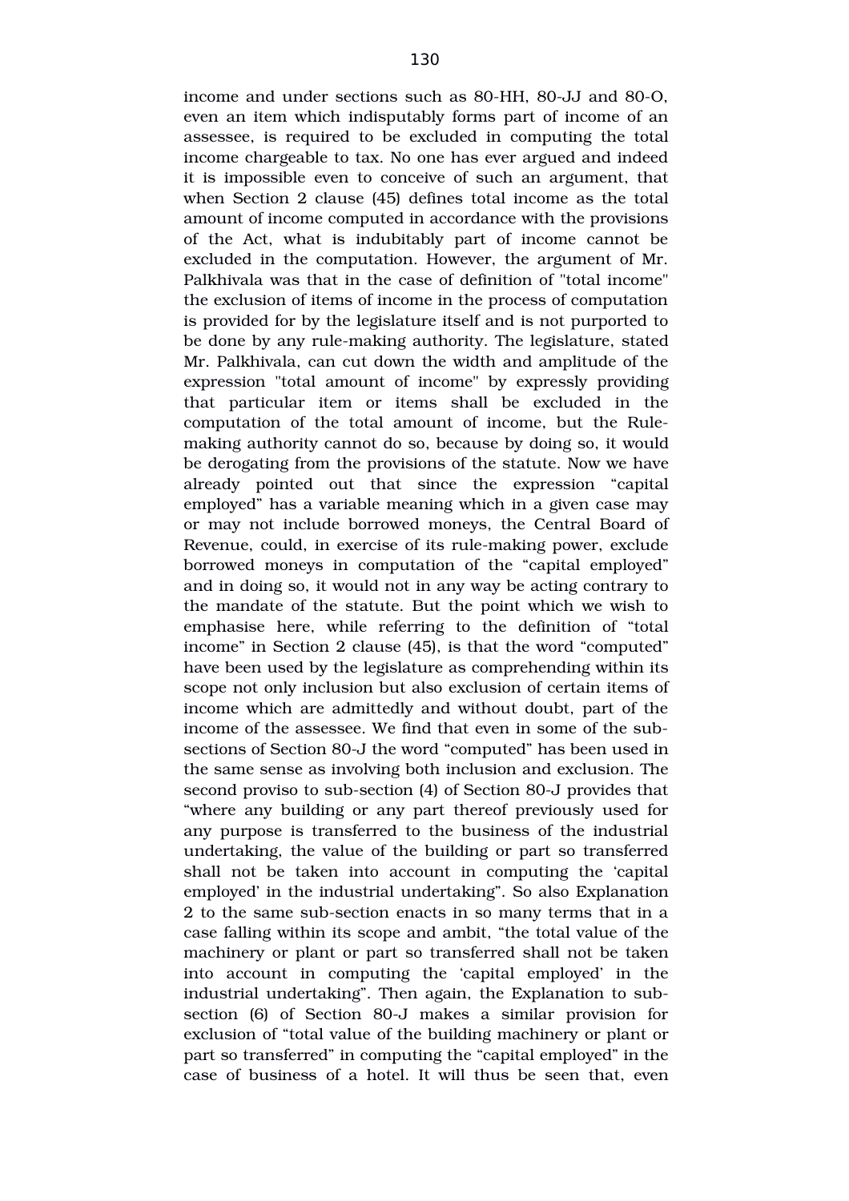income and under sections such as 80-HH, 80-JJ and 80-O, even an item which indisputably forms part of income of an assessee, is required to be excluded in computing the total income chargeable to tax. No one has ever argued and indeed it is impossible even to conceive of such an argument, that when Section 2 clause (45) defines total income as the total amount of income computed in accordance with the provisions of the Act, what is indubitably part of income cannot be excluded in the computation. However, the argument of Mr. Palkhivala was that in the case of definition of "total income" the exclusion of items of income in the process of computation is provided for by the legislature itself and is not purported to be done by any rule-making authority. The legislature, stated Mr. Palkhivala, can cut down the width and amplitude of the expression "total amount of income" by expressly providing that particular item or items shall be excluded in the computation of the total amount of income, but the Rule-making authority cannot do so, because by doing so, it would be derogating from the provisions of the statute. Now we have already pointed out that since the expression "capital employed" has a variable meaning which in a given case may or may not include borrowed moneys, the Central Board of Revenue, could, in exercise of its rule-making power, exclude borrowed moneys in computation of the "capital employed" and in doing so, it would not in any way be acting contrary to the mandate of the statute. But the point which we wish to emphasise here, while referring to the definition of "total income" in Section 2 clause (45), is that the word "computed" have been used by the legislature as comprehending within its scope not only inclusion but also exclusion of certain items of income which are admittedly and without doubt, part of the income of the assessee. We find that even in some of the sub-sections of Section 80-J the word "computed" has been used in the same sense as involving both inclusion and exclusion. The second proviso to sub-section (4) of Section 80-J provides that "where any building or any part thereof previously used for any purpose is transferred to the business of the industrial undertaking, the value of the building or part so transferred shall not be taken into account in computing the 'capital employed' in the industrial undertaking". So also Explanation 2 to the same sub-section enacts in so many terms that in a case falling within its scope and ambit, "the total value of the machinery or plant or part so transferred shall not be taken into account in computing the 'capital employed' in the industrial undertaking". Then again, the Explanation to sub-section (6) of Section 80-J makes a similar provision for exclusion of "total value of the building machinery or plant or part so transferred" in computing the "capital employed" in the case of business of a hotel. It will thus be seen that, even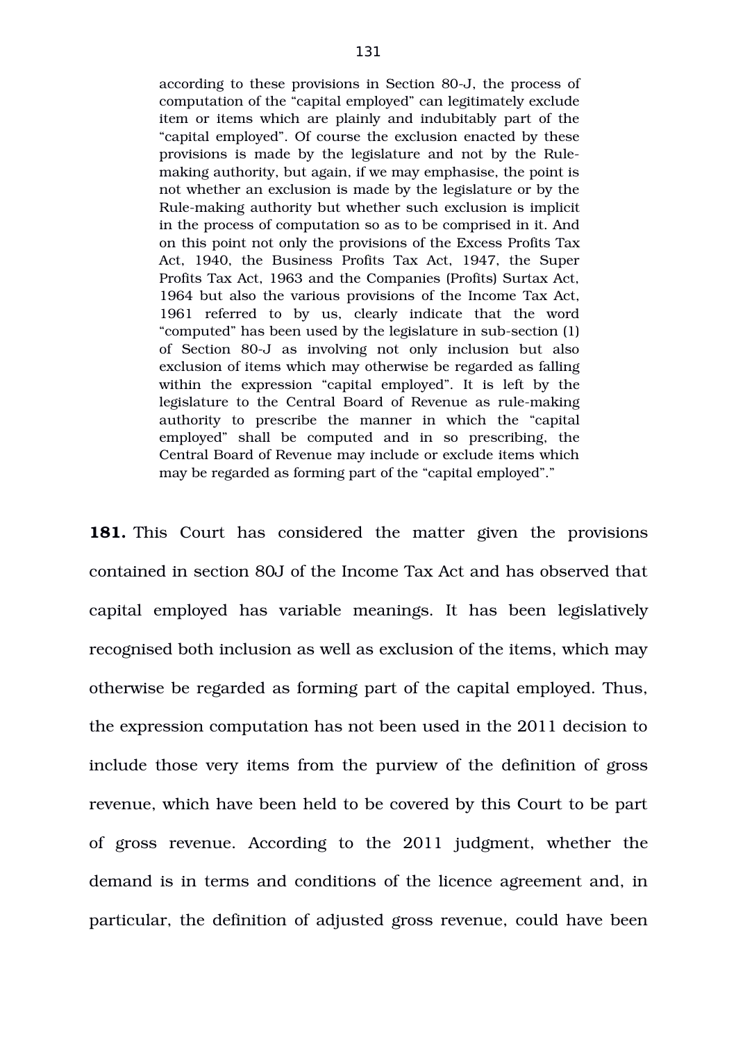> according to these provisions in Section 80-J, the process of computation of the "capital employed" can legitimately exclude item or items which are plainly and indubitably part of the "capital employed". Of course the exclusion enacted by these provisions is made by the legislature and not by the Rule-making authority, but again, if we may emphasise, the point is not whether an exclusion is made by the legislature or by the Rule-making authority but whether such exclusion is implicit in the process of computation so as to be comprised in it. And on this point not only the provisions of the Excess Profits Tax Act, 1940, the Business Profits Tax Act, 1947, the Super Profits Tax Act, 1963 and the Companies (Profits) Surtax Act, 1964 but also the various provisions of the Income Tax Act, 1961 referred to by us, clearly indicate that the word "computed" has been used by the legislature in sub-section (1) of Section 80-J as involving not only inclusion but also exclusion of items which may otherwise be regarded as falling within the expression "capital employed". It is left by the legislature to the Central Board of Revenue as rule-making authority to prescribe the manner in which the "capital employed" shall be computed and in so prescribing, the Central Board of Revenue may include or exclude items which may be regarded as forming part of the "capital employed"."

**181.** This Court has considered the matter given the provisions contained in section 80J of the Income Tax Act and has observed that capital employed has variable meanings. It has been legislatively recognised both inclusion as well as exclusion of the items, which may otherwise be regarded as forming part of the capital employed. Thus, the expression computation has not been used in the 2011 decision to include those very items from the purview of the definition of gross revenue, which have been held to be covered by this Court to be part of gross revenue. According to the 2011 judgment, whether the demand is in terms and conditions of the licence agreement and, in particular, the definition of adjusted gross revenue, could have been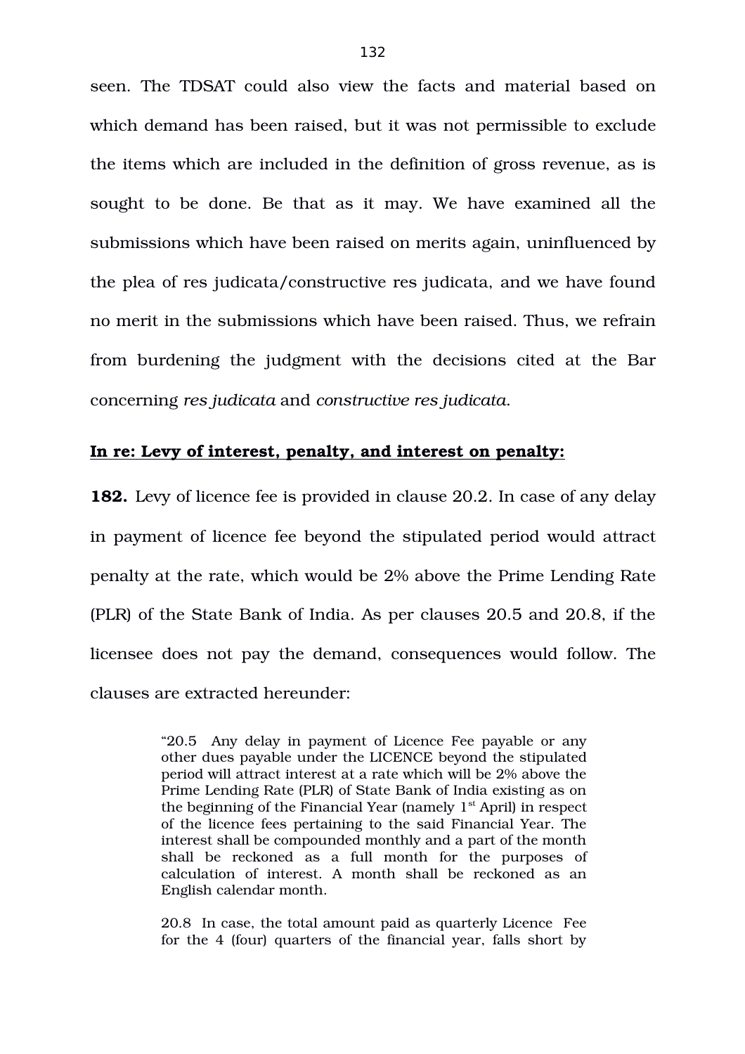seen. The TDSAT could also view the facts and material based on which demand has been raised, but it was not permissible to exclude the items which are included in the definition of gross revenue, as is sought to be done. Be that as it may. We have examined all the submissions which have been raised on merits again, uninfluenced by the plea of res judicata/constructive res judicata, and we have found no merit in the submissions which have been raised. Thus, we refrain from burdening the judgment with the decisions cited at the Bar concerning *res judicata* and *constructive res judicata.*

**In re: Levy of interest, penalty, and interest on penalty:**

**182.** Levy of licence fee is provided in clause 20.2. In case of any delay in payment of licence fee beyond the stipulated period would attract penalty at the rate, which would be 2% above the Prime Lending Rate (PLR) of the State Bank of India. As per clauses 20.5 and 20.8, if the licensee does not pay the demand, consequences would follow. The clauses are extracted hereunder:

> "20.5 Any delay in payment of Licence Fee payable or any other dues payable under the LICENCE beyond the stipulated period will attract interest at a rate which will be 2% above the Prime Lending Rate (PLR) of State Bank of India existing as on the beginning of the Financial Year (namely 1st April) in respect of the licence fees pertaining to the said Financial Year. The interest shall be compounded monthly and a part of the month shall be reckoned as a full month for the purposes of calculation of interest. A month shall be reckoned as an English calendar month.
>
> 20.8 In case, the total amount paid as quarterly Licence Fee for the 4 (four) quarters of the financial year, falls short by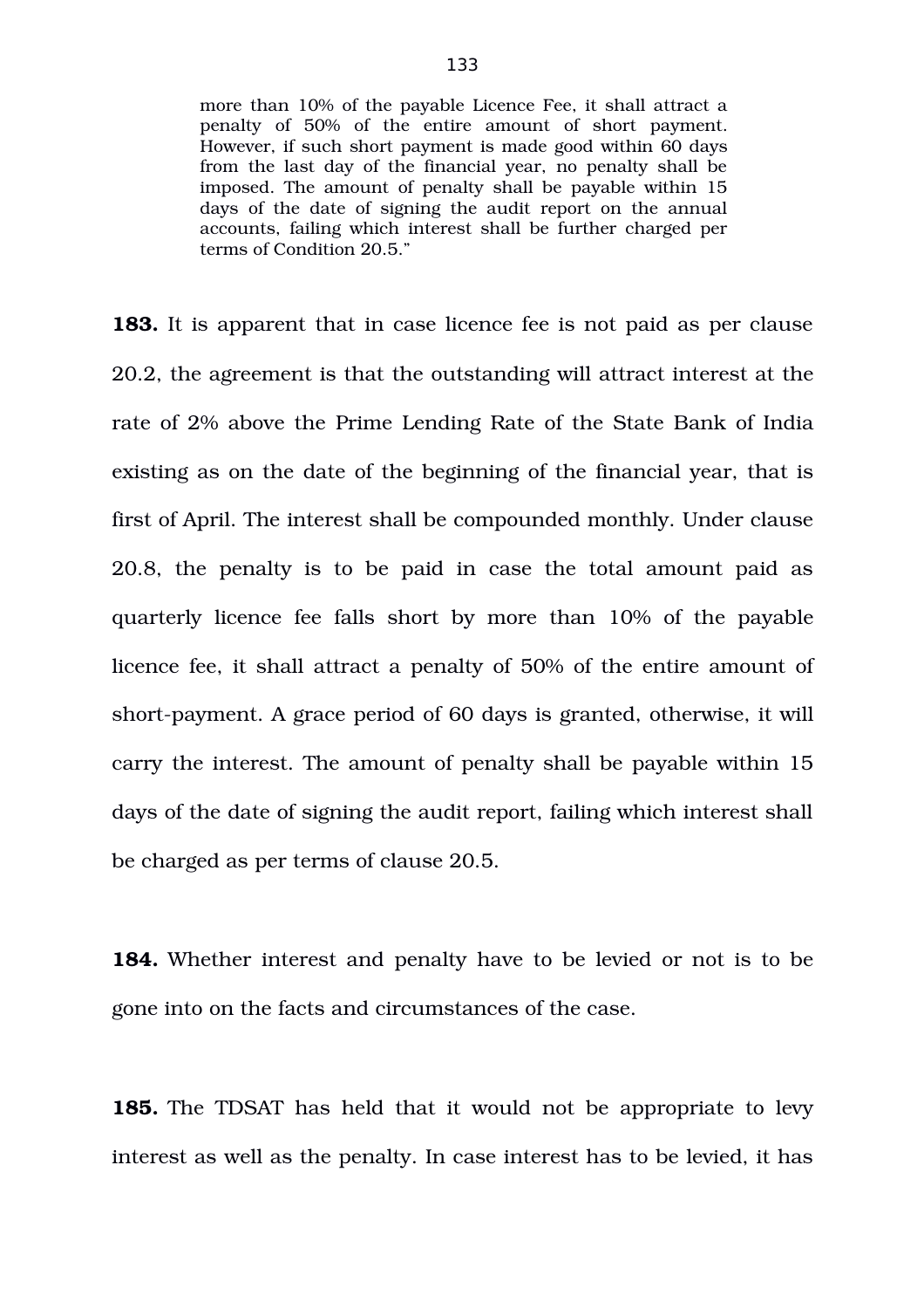> more than 10% of the payable Licence Fee, it shall attract a penalty of 50% of the entire amount of short payment. However, if such short payment is made good within 60 days from the last day of the financial year, no penalty shall be imposed. The amount of penalty shall be payable within 15 days of the date of signing the audit report on the annual accounts, failing which interest shall be further charged per terms of Condition 20.5."

**183.** It is apparent that in case licence fee is not paid as per clause 20.2, the agreement is that the outstanding will attract interest at the rate of 2% above the Prime Lending Rate of the State Bank of India existing as on the date of the beginning of the financial year, that is first of April. The interest shall be compounded monthly. Under clause 20.8, the penalty is to be paid in case the total amount paid as quarterly licence fee falls short by more than 10% of the payable licence fee, it shall attract a penalty of 50% of the entire amount of short-payment. A grace period of 60 days is granted, otherwise, it will carry the interest. The amount of penalty shall be payable within 15 days of the date of signing the audit report, failing which interest shall be charged as per terms of clause 20.5.

**184.** Whether interest and penalty have to be levied or not is to be gone into on the facts and circumstances of the case.

**185.** The TDSAT has held that it would not be appropriate to levy interest as well as the penalty. In case interest has to be levied, it has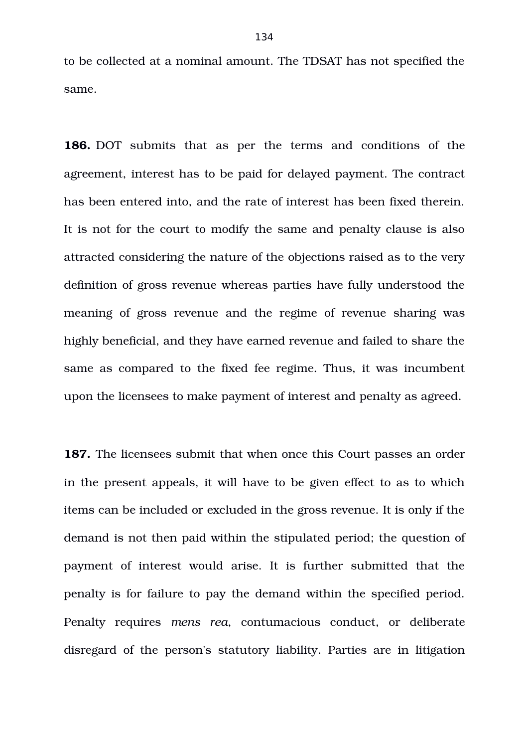to be collected at a nominal amount. The TDSAT has not specified the same.

**186.** DOT submits that as per the terms and conditions of the agreement, interest has to be paid for delayed payment. The contract has been entered into, and the rate of interest has been fixed therein. It is not for the court to modify the same and penalty clause is also attracted considering the nature of the objections raised as to the very definition of gross revenue whereas parties have fully understood the meaning of gross revenue and the regime of revenue sharing was highly beneficial, and they have earned revenue and failed to share the same as compared to the fixed fee regime. Thus, it was incumbent upon the licensees to make payment of interest and penalty as agreed.

**187.** The licensees submit that when once this Court passes an order in the present appeals, it will have to be given effect to as to which items can be included or excluded in the gross revenue. It is only if the demand is not then paid within the stipulated period; the question of payment of interest would arise. It is further submitted that the penalty is for failure to pay the demand within the specified period. Penalty requires *mens rea*, contumacious conduct, or deliberate disregard of the person's statutory liability. Parties are in litigation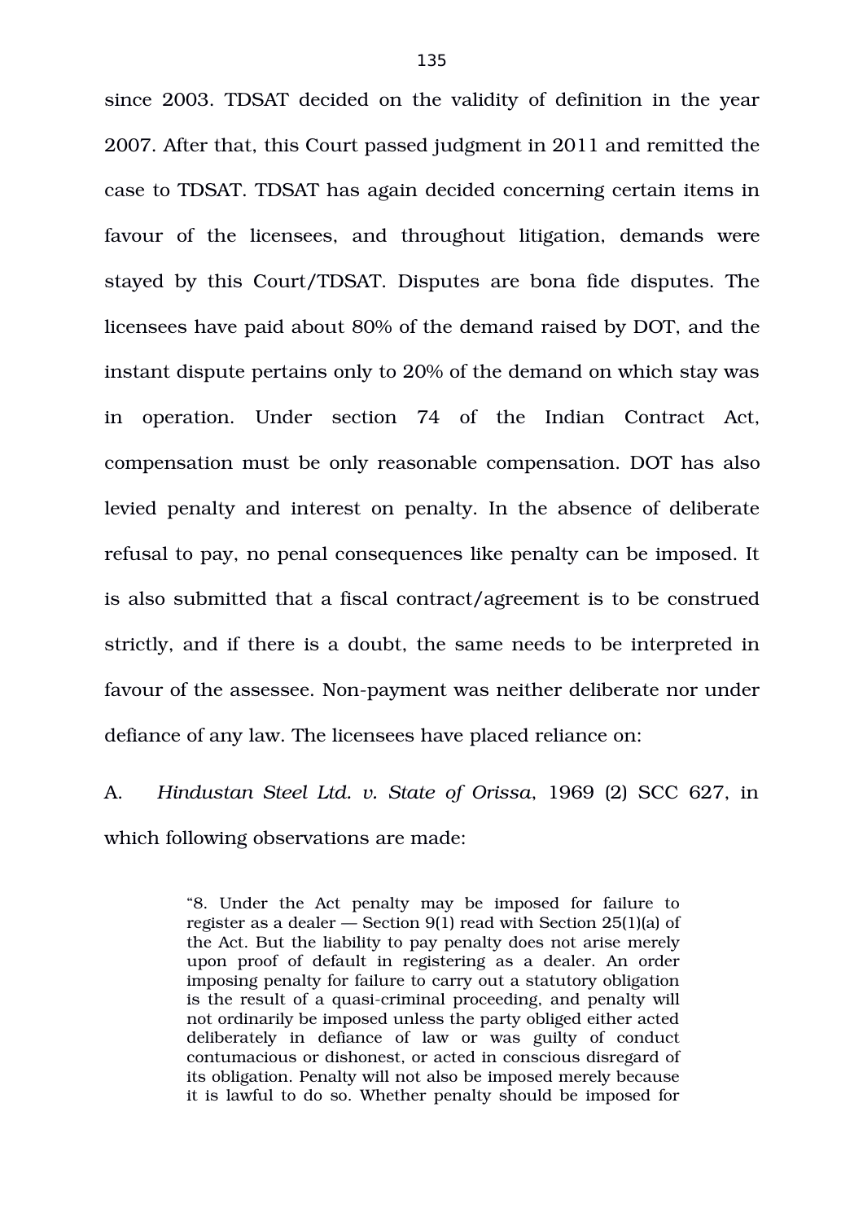since 2003. TDSAT decided on the validity of definition in the year 2007. After that, this Court passed judgment in 2011 and remitted the case to TDSAT. TDSAT has again decided concerning certain items in favour of the licensees, and throughout litigation, demands were stayed by this Court/TDSAT. Disputes are bona fide disputes. The licensees have paid about 80% of the demand raised by DOT, and the instant dispute pertains only to 20% of the demand on which stay was in operation. Under section 74 of the Indian Contract Act, compensation must be only reasonable compensation. DOT has also levied penalty and interest on penalty. In the absence of deliberate refusal to pay, no penal consequences like penalty can be imposed. It is also submitted that a fiscal contract/agreement is to be construed strictly, and if there is a doubt, the same needs to be interpreted in favour of the assessee. Non-payment was neither deliberate nor under defiance of any law. The licensees have placed reliance on:

A. *Hindustan Steel Ltd. v. State of Orissa*, 1969 (2) SCC 627, in which following observations are made:

> "8. Under the Act penalty may be imposed for failure to register as a dealer — Section 9(1) read with Section 25(1)(a) of the Act. But the liability to pay penalty does not arise merely upon proof of default in registering as a dealer. An order imposing penalty for failure to carry out a statutory obligation is the result of a quasi-criminal proceeding, and penalty will not ordinarily be imposed unless the party obliged either acted deliberately in defiance of law or was guilty of conduct contumacious or dishonest, or acted in conscious disregard of its obligation. Penalty will not also be imposed merely because it is lawful to do so. Whether penalty should be imposed for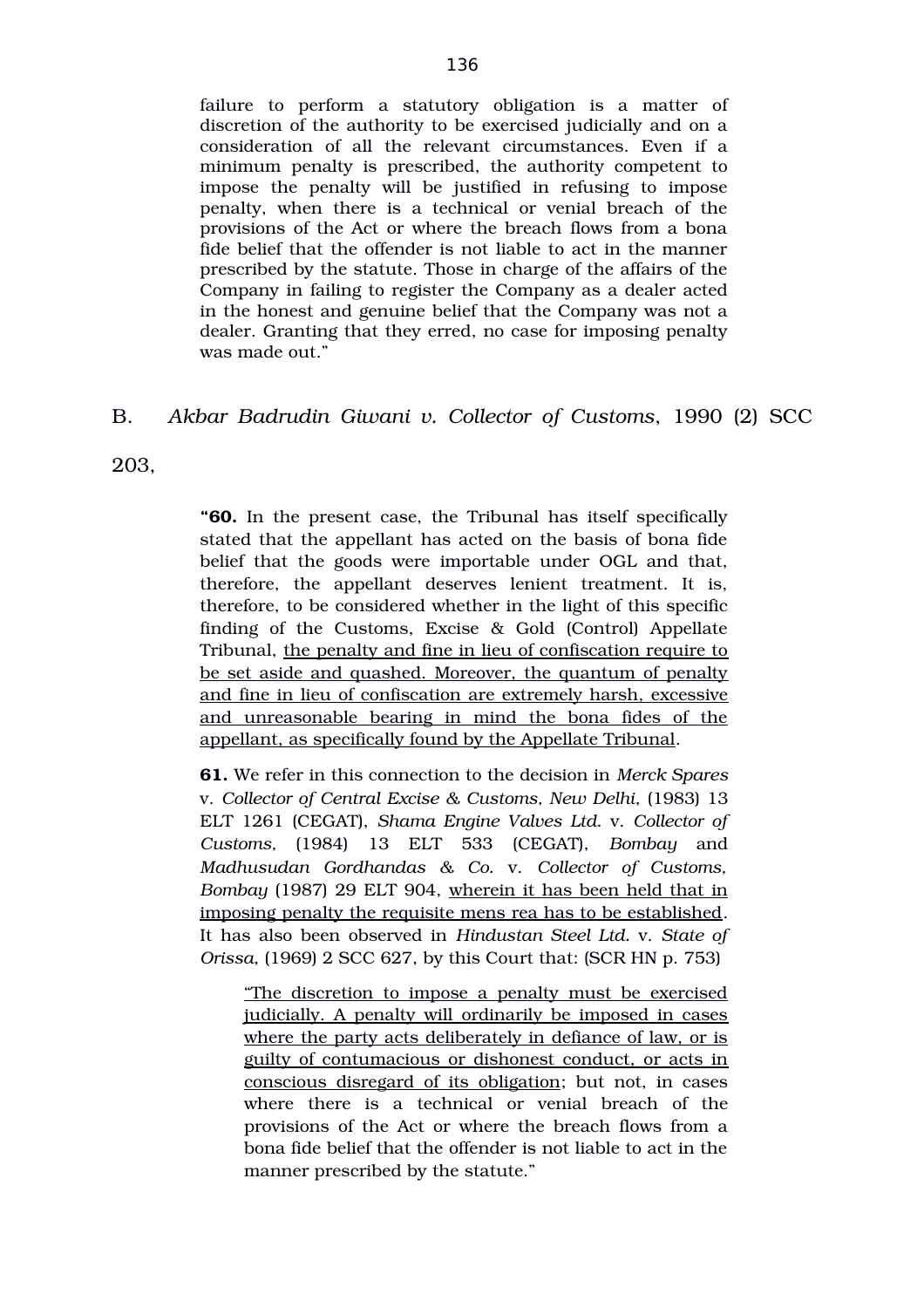failure to perform a statutory obligation is a matter of discretion of the authority to be exercised judicially and on a consideration of all the relevant circumstances. Even if a minimum penalty is prescribed, the authority competent to impose the penalty will be justified in refusing to impose penalty, when there is a technical or venial breach of the provisions of the Act or where the breach flows from a bona fide belief that the offender is not liable to act in the manner prescribed by the statute. Those in charge of the affairs of the Company in failing to register the Company as a dealer acted in the honest and genuine belief that the Company was not a dealer. Granting that they erred, no case for imposing penalty was made out."

B. *Akbar Badrudin Giwani v. Collector of Customs*, 1990 (2) SCC 203,

> **"60.** In the present case, the Tribunal has itself specifically stated that the appellant has acted on the basis of bona fide belief that the goods were importable under OGL and that, therefore, the appellant deserves lenient treatment. It is, therefore, to be considered whether in the light of this specific finding of the Customs, Excise & Gold (Control) Appellate Tribunal, <u>the penalty and fine in lieu of confiscation require to be set aside and quashed. Moreover, the quantum of penalty and fine in lieu of confiscation are extremely harsh, excessive and unreasonable bearing in mind the bona fides of the appellant, as specifically found by the Appellate Tribunal</u>.
>
> **61.** We refer in this connection to the decision in *Merck Spares* v. *Collector of Central Excise & Customs, New Delhi*, (1983) 13 ELT 1261 (CEGAT), *Shama Engine Valves Ltd.* v. *Collector of Customs,* (1984) 13 ELT 533 (CEGAT), *Bombay* and *Madhusudan Gordhandas & Co.* v. *Collector of Customs, Bombay* (1987) 29 ELT 904, <u>wherein it has been held that in imposing penalty the requisite mens rea has to be established</u>. It has also been observed in *Hindustan Steel Ltd.* v. *State of Orissa*, (1969) 2 SCC 627, by this Court that: (SCR HN p. 753)
>
> > "<u>The discretion to impose a penalty must be exercised judicially. A penalty will ordinarily be imposed in cases where the party acts deliberately in defiance of law, or is guilty of contumacious or dishonest conduct, or acts in conscious disregard of its obligation</u>; but not, in cases where there is a technical or venial breach of the provisions of the Act or where the breach flows from a bona fide belief that the offender is not liable to act in the manner prescribed by the statute."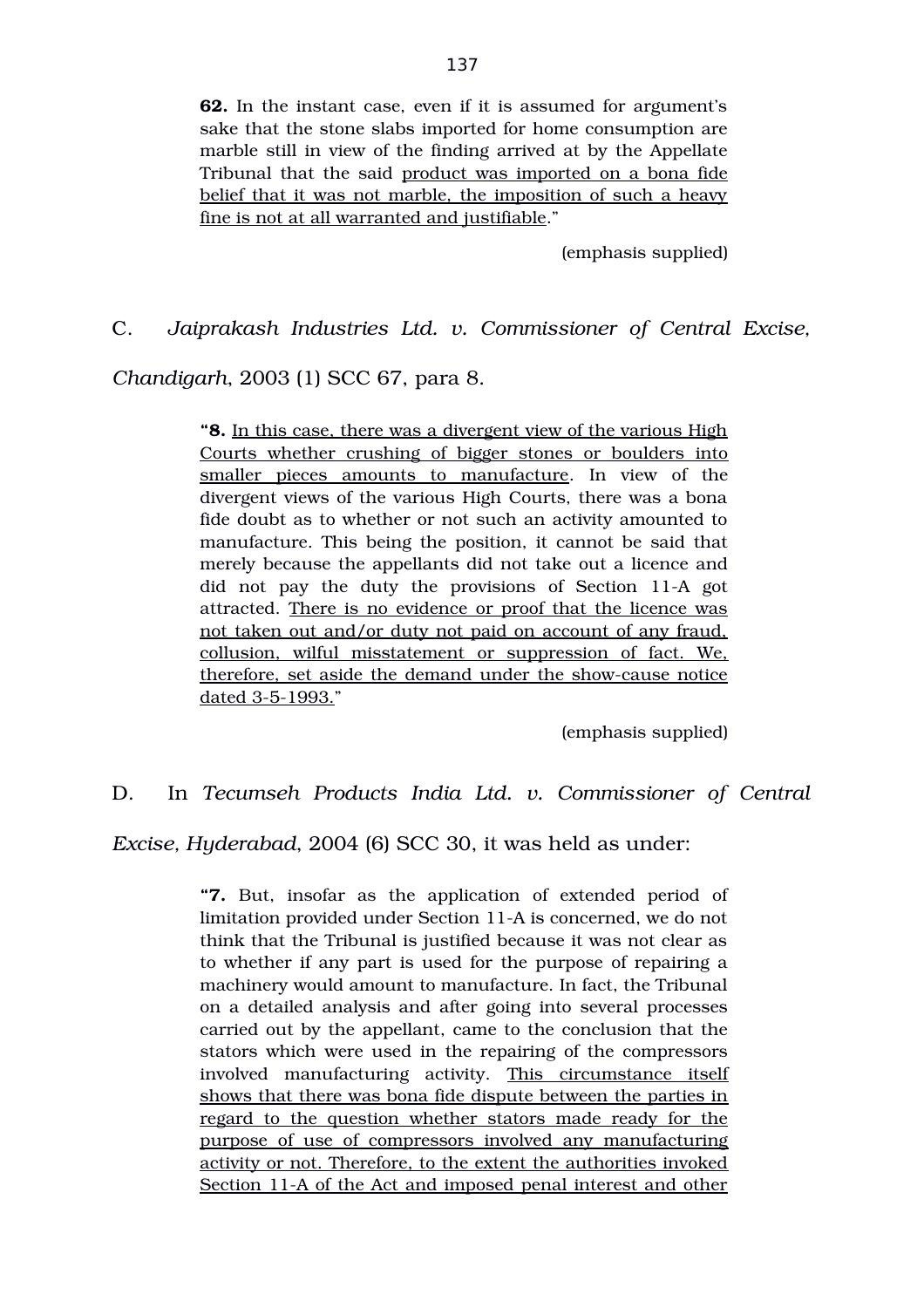> **62.** In the instant case, even if it is assumed for argument's sake that the stone slabs imported for home consumption are marble still in view of the finding arrived at by the Appellate Tribunal that the said <u>product was imported on a bona fide belief that it was not marble, the imposition of such a heavy fine is not at all warranted and justifiable</u>."
>
> (emphasis supplied)

C. *Jaiprakash Industries Ltd. v. Commissioner of Central Excise, Chandigarh*, 2003 (1) SCC 67, para 8.

> "**8.** <u>In this case, there was a divergent view of the various High Courts whether crushing of bigger stones or boulders into smaller pieces amounts to manufacture</u>. In view of the divergent views of the various High Courts, there was a bona fide doubt as to whether or not such an activity amounted to manufacture. This being the position, it cannot be said that merely because the appellants did not take out a licence and did not pay the duty the provisions of Section 11-A got attracted. <u>There is no evidence or proof that the licence was not taken out and/or duty not paid on account of any fraud, collusion, wilful misstatement or suppression of fact. We, therefore, set aside the demand under the show-cause notice dated 3-5-1993.</u>"
>
> (emphasis supplied)

D. In *Tecumseh Products India Ltd. v. Commissioner of Central Excise, Hyderabad*, 2004 (6) SCC 30, it was held as under:

> "**7.** But, insofar as the application of extended period of limitation provided under Section 11-A is concerned, we do not think that the Tribunal is justified because it was not clear as to whether if any part is used for the purpose of repairing a machinery would amount to manufacture. In fact, the Tribunal on a detailed analysis and after going into several processes carried out by the appellant, came to the conclusion that the stators which were used in the repairing of the compressors involved manufacturing activity. <u>This circumstance itself shows that there was bona fide dispute between the parties in regard to the question whether stators made ready for the purpose of use of compressors involved any manufacturing activity or not. Therefore, to the extent the authorities invoked Section 11-A of the Act and imposed penal interest and other</u>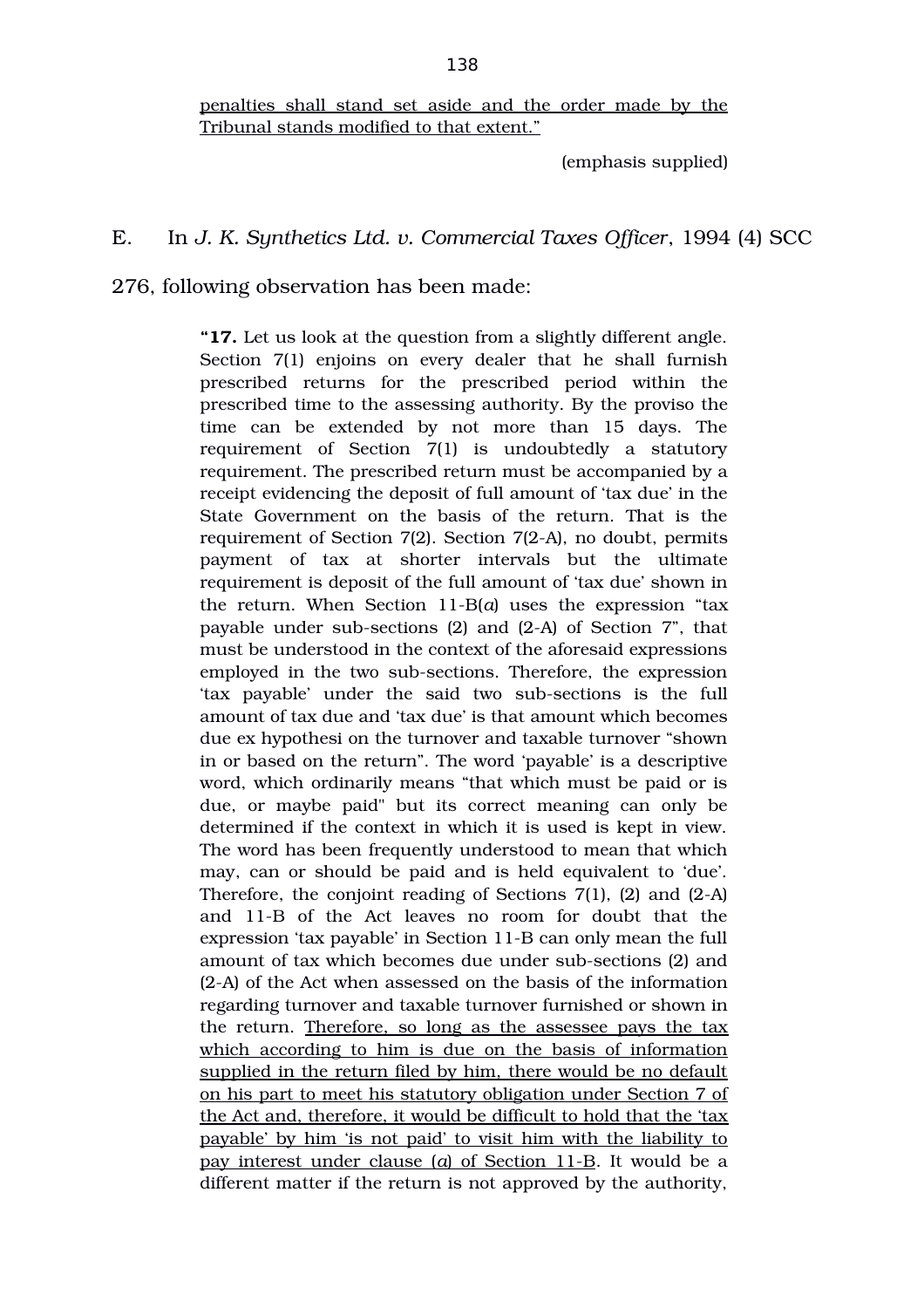<u>penalties shall stand set aside and the order made by the Tribunal stands modified to that extent."</u>

(emphasis supplied)

E. In *J. K. Synthetics Ltd. v. Commercial Taxes Officer*, 1994 (4) SCC 276, following observation has been made:

> "**17.** Let us look at the question from a slightly different angle. Section 7(1) enjoins on every dealer that he shall furnish prescribed returns for the prescribed period within the prescribed time to the assessing authority. By the proviso the time can be extended by not more than 15 days. The requirement of Section 7(1) is undoubtedly a statutory requirement. The prescribed return must be accompanied by a receipt evidencing the deposit of full amount of 'tax due' in the State Government on the basis of the return. That is the requirement of Section 7(2). Section 7(2-A), no doubt, permits payment of tax at shorter intervals but the ultimate requirement is deposit of the full amount of 'tax due' shown in the return. When Section 11-B(*a*) uses the expression "tax payable under sub-sections (2) and (2-A) of Section 7", that must be understood in the context of the aforesaid expressions employed in the two sub-sections. Therefore, the expression 'tax payable' under the said two sub-sections is the full amount of tax due and 'tax due' is that amount which becomes due ex hypothesi on the turnover and taxable turnover "shown in or based on the return". The word 'payable' is a descriptive word, which ordinarily means "that which must be paid or is due, or maybe paid" but its correct meaning can only be determined if the context in which it is used is kept in view. The word has been frequently understood to mean that which may, can or should be paid and is held equivalent to 'due'. Therefore, the conjoint reading of Sections 7(1), (2) and (2-A) and 11-B of the Act leaves no room for doubt that the expression 'tax payable' in Section 11-B can only mean the full amount of tax which becomes due under sub-sections (2) and (2-A) of the Act when assessed on the basis of the information regarding turnover and taxable turnover furnished or shown in the return. <u>Therefore, so long as the assessee pays the tax which according to him is due on the basis of information supplied in the return filed by him, there would be no default on his part to meet his statutory obligation under Section 7 of the Act and, therefore, it would be difficult to hold that the 'tax payable' by him 'is not paid' to visit him with the liability to pay interest under clause (*a*) of Section 11-B</u>. It would be a different matter if the return is not approved by the authority,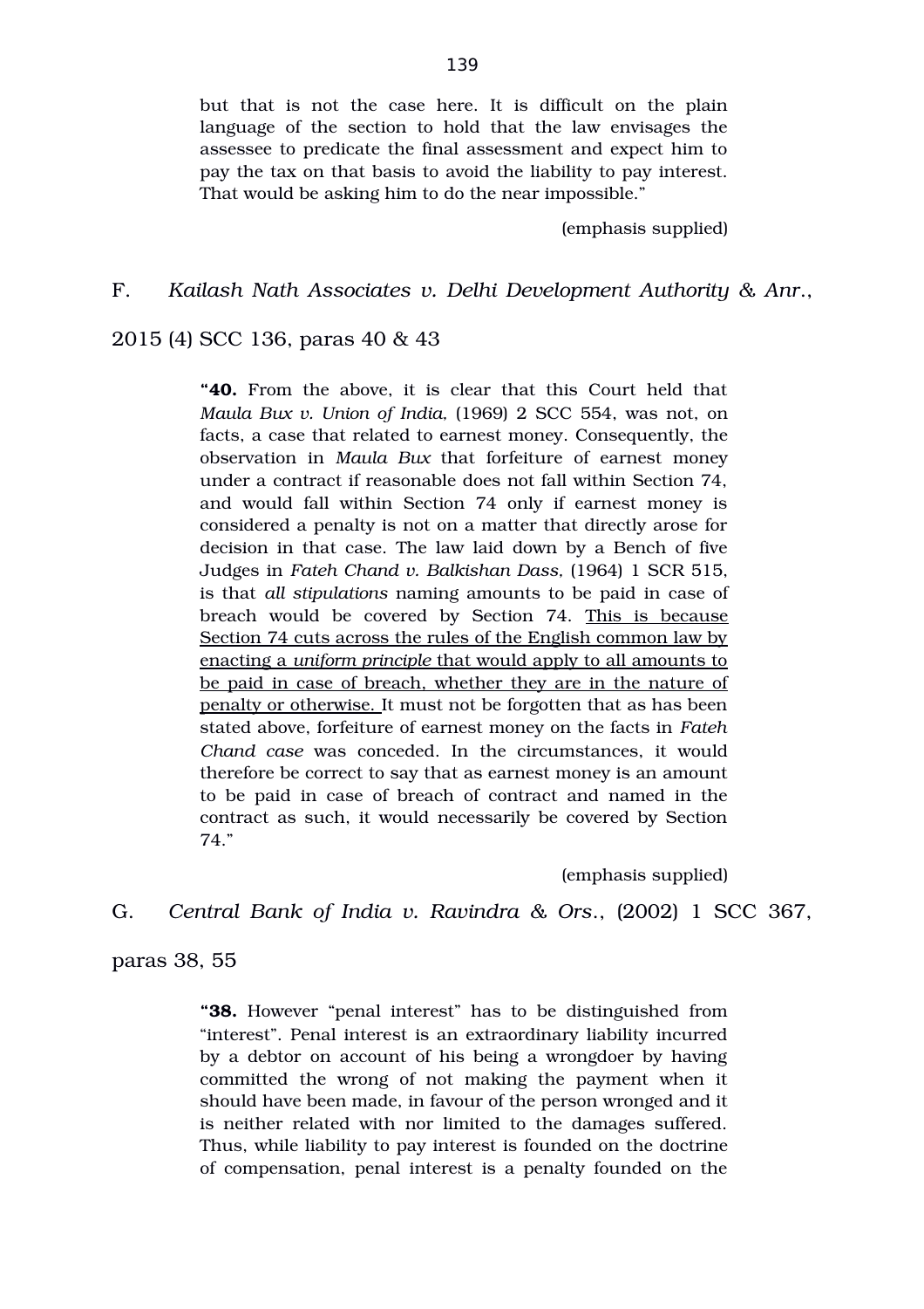but that is not the case here. It is difficult on the plain language of the section to hold that the law envisages the assessee to predicate the final assessment and expect him to pay the tax on that basis to avoid the liability to pay interest. That would be asking him to do the near impossible."

(emphasis supplied)

F. *Kailash Nath Associates v. Delhi Development Authority & Anr.*, 2015 (4) SCC 136, paras 40 & 43

> **"40.** From the above, it is clear that this Court held that *Maula Bux v. Union of India,* (1969) 2 SCC 554, was not, on facts, a case that related to earnest money. Consequently, the observation in *Maula Bux* that forfeiture of earnest money under a contract if reasonable does not fall within Section 74, and would fall within Section 74 only if earnest money is considered a penalty is not on a matter that directly arose for decision in that case. The law laid down by a Bench of five Judges in *Fateh Chand v. Balkishan Dass,* (1964) 1 SCR 515, is that *all stipulations* naming amounts to be paid in case of breach would be covered by Section 74. <u>This is because Section 74 cuts across the rules of the English common law by enacting a *uniform principle* that would apply to all amounts to be paid in case of breach, whether they are in the nature of penalty or otherwise.</u> It must not be forgotten that as has been stated above, forfeiture of earnest money on the facts in *Fateh Chand case* was conceded. In the circumstances, it would therefore be correct to say that as earnest money is an amount to be paid in case of breach of contract and named in the contract as such, it would necessarily be covered by Section 74."

(emphasis supplied)

G. *Central Bank of India v. Ravindra & Ors.*, (2002) 1 SCC 367, paras 38, 55

> **"38.** However "penal interest" has to be distinguished from "interest". Penal interest is an extraordinary liability incurred by a debtor on account of his being a wrongdoer by having committed the wrong of not making the payment when it should have been made, in favour of the person wronged and it is neither related with nor limited to the damages suffered. Thus, while liability to pay interest is founded on the doctrine of compensation, penal interest is a penalty founded on the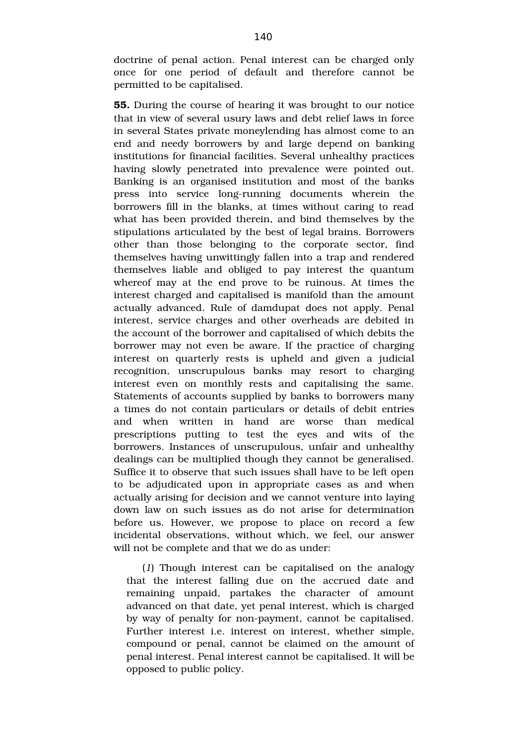doctrine of penal action. Penal interest can be charged only once for one period of default and therefore cannot be permitted to be capitalised.

**55.** During the course of hearing it was brought to our notice that in view of several usury laws and debt relief laws in force in several States private moneylending has almost come to an end and needy borrowers by and large depend on banking institutions for financial facilities. Several unhealthy practices having slowly penetrated into prevalence were pointed out. Banking is an organised institution and most of the banks press into service long-running documents wherein the borrowers fill in the blanks, at times without caring to read what has been provided therein, and bind themselves by the stipulations articulated by the best of legal brains. Borrowers other than those belonging to the corporate sector, find themselves having unwittingly fallen into a trap and rendered themselves liable and obliged to pay interest the quantum whereof may at the end prove to be ruinous. At times the interest charged and capitalised is manifold than the amount actually advanced. Rule of damdupat does not apply. Penal interest, service charges and other overheads are debited in the account of the borrower and capitalised of which debits the borrower may not even be aware. If the practice of charging interest on quarterly rests is upheld and given a judicial recognition, unscrupulous banks may resort to charging interest even on monthly rests and capitalising the same. Statements of accounts supplied by banks to borrowers many a times do not contain particulars or details of debit entries and when written in hand are worse than medical prescriptions putting to test the eyes and wits of the borrowers. Instances of unscrupulous, unfair and unhealthy dealings can be multiplied though they cannot be generalised. Suffice it to observe that such issues shall have to be left open to be adjudicated upon in appropriate cases as and when actually arising for decision and we cannot venture into laying down law on such issues as do not arise for determination before us. However, we propose to place on record a few incidental observations, without which, we feel, our answer will not be complete and that we do as under:

(*1*) Though interest can be capitalised on the analogy that the interest falling due on the accrued date and remaining unpaid, partakes the character of amount advanced on that date, yet penal interest, which is charged by way of penalty for non-payment, cannot be capitalised. Further interest i.e. interest on interest, whether simple, compound or penal, cannot be claimed on the amount of penal interest. Penal interest cannot be capitalised. It will be opposed to public policy.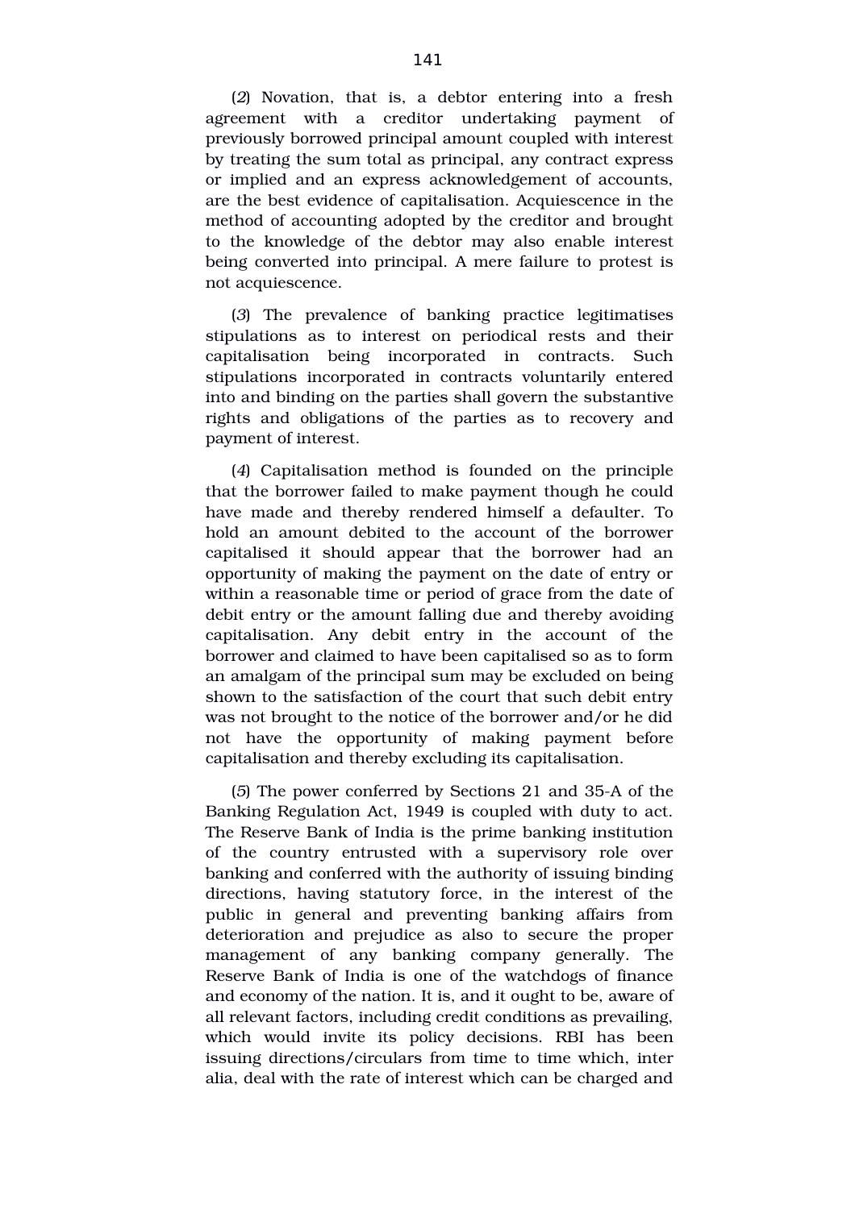(*2*) Novation, that is, a debtor entering into a fresh agreement with a creditor undertaking payment of previously borrowed principal amount coupled with interest by treating the sum total as principal, any contract express or implied and an express acknowledgement of accounts, are the best evidence of capitalisation. Acquiescence in the method of accounting adopted by the creditor and brought to the knowledge of the debtor may also enable interest being converted into principal. A mere failure to protest is not acquiescence.

(*3*) The prevalence of banking practice legitimatises stipulations as to interest on periodical rests and their capitalisation being incorporated in contracts. Such stipulations incorporated in contracts voluntarily entered into and binding on the parties shall govern the substantive rights and obligations of the parties as to recovery and payment of interest.

(*4*) Capitalisation method is founded on the principle that the borrower failed to make payment though he could have made and thereby rendered himself a defaulter. To hold an amount debited to the account of the borrower capitalised it should appear that the borrower had an opportunity of making the payment on the date of entry or within a reasonable time or period of grace from the date of debit entry or the amount falling due and thereby avoiding capitalisation. Any debit entry in the account of the borrower and claimed to have been capitalised so as to form an amalgam of the principal sum may be excluded on being shown to the satisfaction of the court that such debit entry was not brought to the notice of the borrower and/or he did not have the opportunity of making payment before capitalisation and thereby excluding its capitalisation.

(*5*) The power conferred by Sections 21 and 35-A of the Banking Regulation Act, 1949 is coupled with duty to act. The Reserve Bank of India is the prime banking institution of the country entrusted with a supervisory role over banking and conferred with the authority of issuing binding directions, having statutory force, in the interest of the public in general and preventing banking affairs from deterioration and prejudice as also to secure the proper management of any banking company generally. The Reserve Bank of India is one of the watchdogs of finance and economy of the nation. It is, and it ought to be, aware of all relevant factors, including credit conditions as prevailing, which would invite its policy decisions. RBI has been issuing directions/circulars from time to time which, inter alia, deal with the rate of interest which can be charged and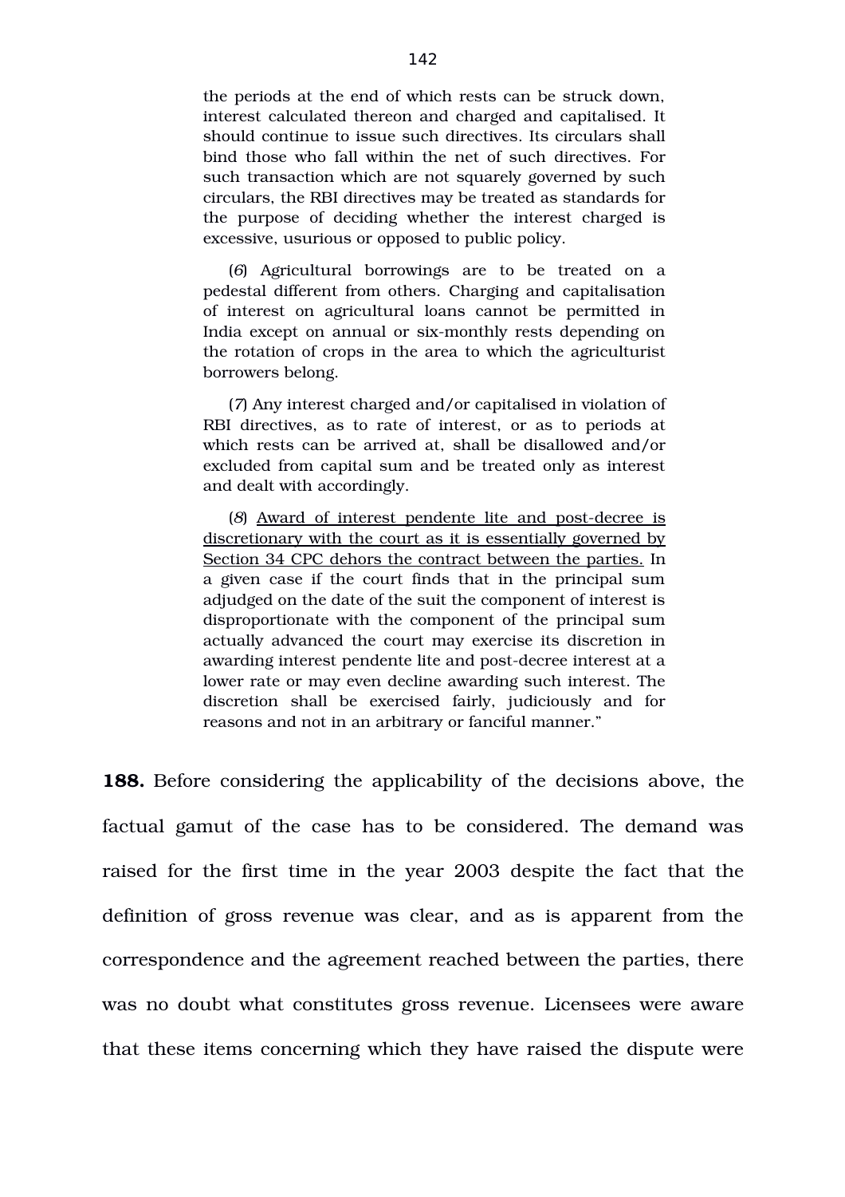> the periods at the end of which rests can be struck down, interest calculated thereon and charged and capitalised. It should continue to issue such directives. Its circulars shall bind those who fall within the net of such directives. For such transaction which are not squarely governed by such circulars, the RBI directives may be treated as standards for the purpose of deciding whether the interest charged is excessive, usurious or opposed to public policy.
>
> (*6*) Agricultural borrowings are to be treated on a pedestal different from others. Charging and capitalisation of interest on agricultural loans cannot be permitted in India except on annual or six-monthly rests depending on the rotation of crops in the area to which the agriculturist borrowers belong.
>
> (*7*) Any interest charged and/or capitalised in violation of RBI directives, as to rate of interest, or as to periods at which rests can be arrived at, shall be disallowed and/or excluded from capital sum and be treated only as interest and dealt with accordingly.
>
> (*8*) <u>Award of interest pendente lite and post-decree is discretionary with the court as it is essentially governed by Section 34 CPC dehors the contract between the parties.</u> In a given case if the court finds that in the principal sum adjudged on the date of the suit the component of interest is disproportionate with the component of the principal sum actually advanced the court may exercise its discretion in awarding interest pendente lite and post-decree interest at a lower rate or may even decline awarding such interest. The discretion shall be exercised fairly, judiciously and for reasons and not in an arbitrary or fanciful manner."

**188.** Before considering the applicability of the decisions above, the factual gamut of the case has to be considered. The demand was raised for the first time in the year 2003 despite the fact that the definition of gross revenue was clear, and as is apparent from the correspondence and the agreement reached between the parties, there was no doubt what constitutes gross revenue. Licensees were aware that these items concerning which they have raised the dispute were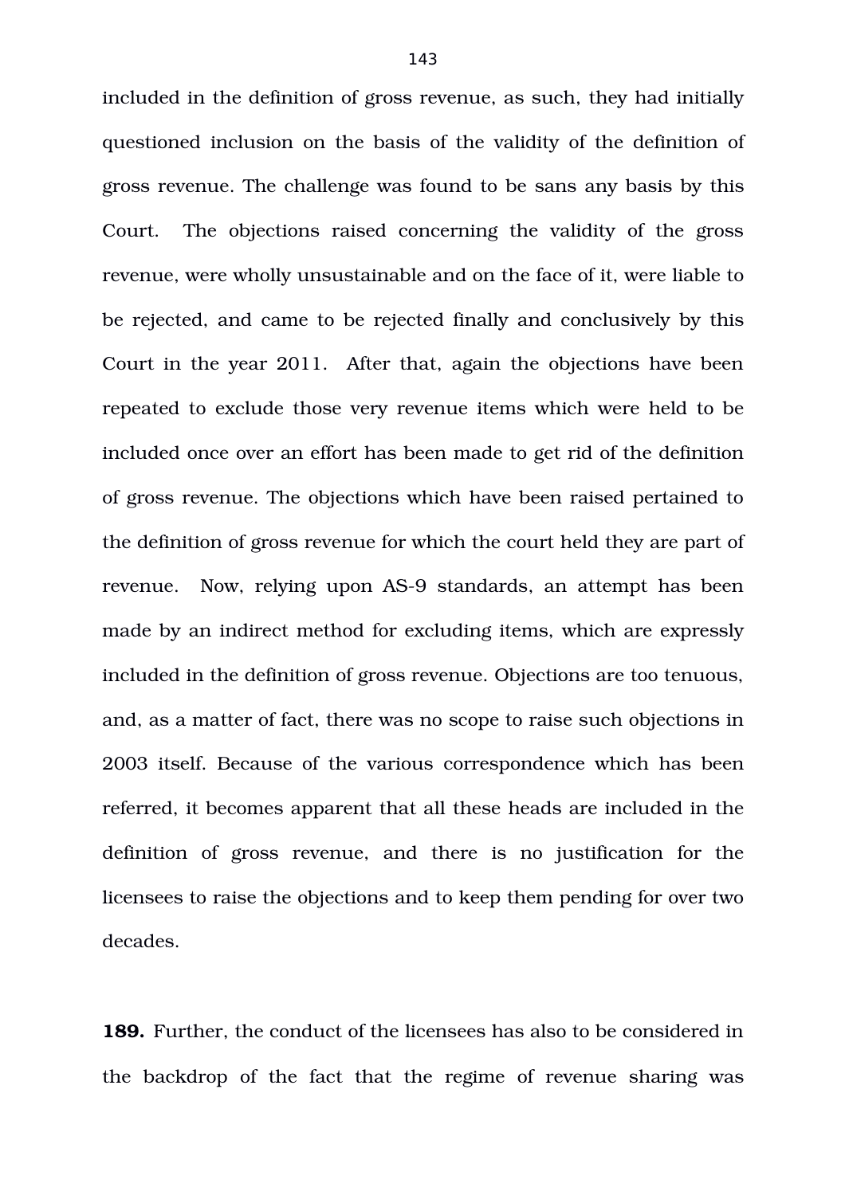included in the definition of gross revenue, as such, they had initially questioned inclusion on the basis of the validity of the definition of gross revenue. The challenge was found to be sans any basis by this Court. The objections raised concerning the validity of the gross revenue, were wholly unsustainable and on the face of it, were liable to be rejected, and came to be rejected finally and conclusively by this Court in the year 2011. After that, again the objections have been repeated to exclude those very revenue items which were held to be included once over an effort has been made to get rid of the definition of gross revenue. The objections which have been raised pertained to the definition of gross revenue for which the court held they are part of revenue. Now, relying upon AS-9 standards, an attempt has been made by an indirect method for excluding items, which are expressly included in the definition of gross revenue. Objections are too tenuous, and, as a matter of fact, there was no scope to raise such objections in 2003 itself. Because of the various correspondence which has been referred, it becomes apparent that all these heads are included in the definition of gross revenue, and there is no justification for the licensees to raise the objections and to keep them pending for over two decades.

**189.** Further, the conduct of the licensees has also to be considered in the backdrop of the fact that the regime of revenue sharing was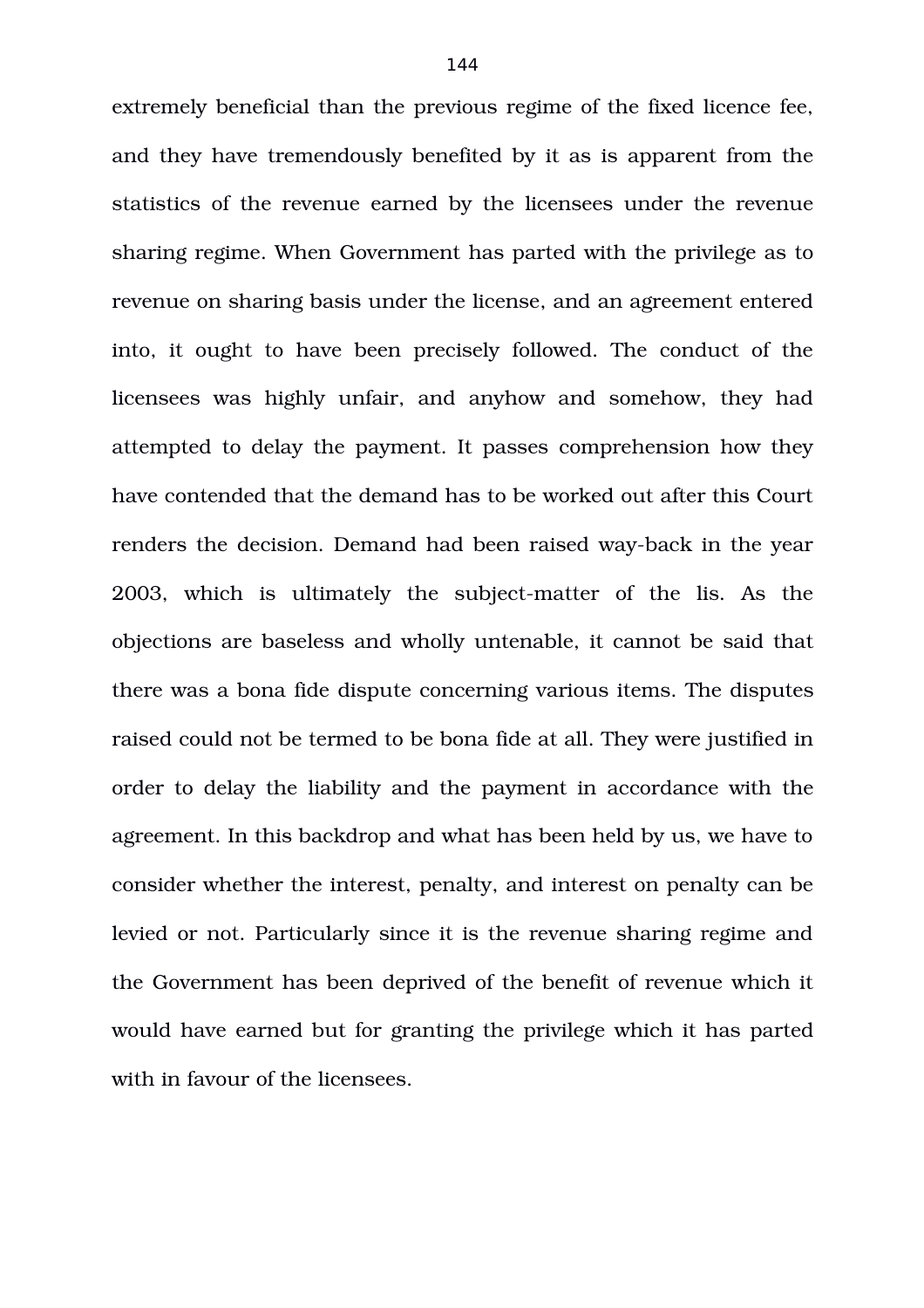extremely beneficial than the previous regime of the fixed licence fee, and they have tremendously benefited by it as is apparent from the statistics of the revenue earned by the licensees under the revenue sharing regime. When Government has parted with the privilege as to revenue on sharing basis under the license, and an agreement entered into, it ought to have been precisely followed. The conduct of the licensees was highly unfair, and anyhow and somehow, they had attempted to delay the payment. It passes comprehension how they have contended that the demand has to be worked out after this Court renders the decision. Demand had been raised way-back in the year 2003, which is ultimately the subject-matter of the lis. As the objections are baseless and wholly untenable, it cannot be said that there was a bona fide dispute concerning various items. The disputes raised could not be termed to be bona fide at all. They were justified in order to delay the liability and the payment in accordance with the agreement. In this backdrop and what has been held by us, we have to consider whether the interest, penalty, and interest on penalty can be levied or not. Particularly since it is the revenue sharing regime and the Government has been deprived of the benefit of revenue which it would have earned but for granting the privilege which it has parted with in favour of the licensees.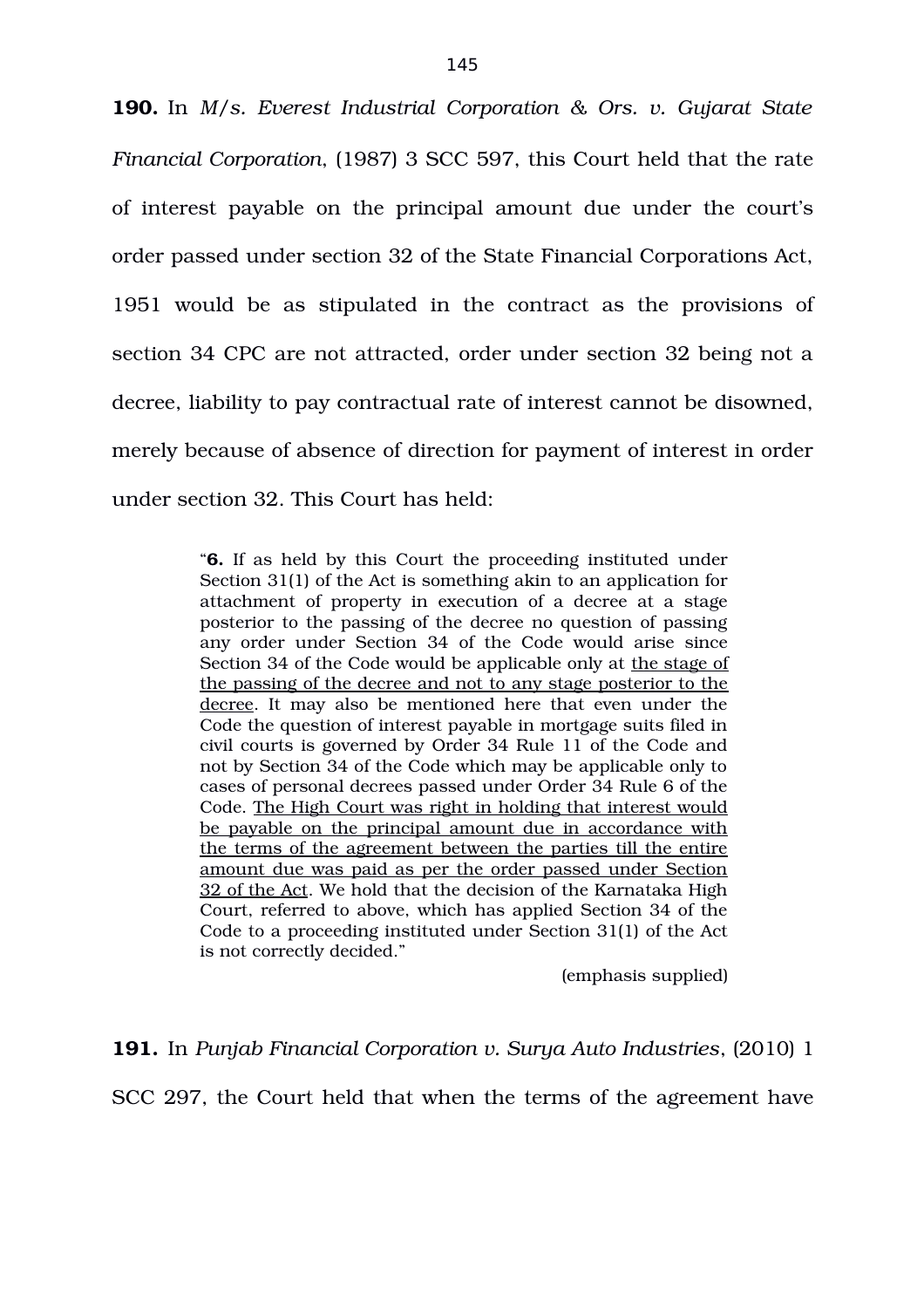**190.** In *M/s. Everest Industrial Corporation & Ors. v. Gujarat State Financial Corporation*, (1987) 3 SCC 597, this Court held that the rate of interest payable on the principal amount due under the court's order passed under section 32 of the State Financial Corporations Act, 1951 would be as stipulated in the contract as the provisions of section 34 CPC are not attracted, order under section 32 being not a decree, liability to pay contractual rate of interest cannot be disowned, merely because of absence of direction for payment of interest in order under section 32. This Court has held:

> "**6.** If as held by this Court the proceeding instituted under Section 31(1) of the Act is something akin to an application for attachment of property in execution of a decree at a stage posterior to the passing of the decree no question of passing any order under Section 34 of the Code would arise since Section 34 of the Code would be applicable only at <u>the stage of the passing of the decree and not to any stage posterior to the decree</u>. It may also be mentioned here that even under the Code the question of interest payable in mortgage suits filed in civil courts is governed by Order 34 Rule 11 of the Code and not by Section 34 of the Code which may be applicable only to cases of personal decrees passed under Order 34 Rule 6 of the Code. <u>The High Court was right in holding that interest would be payable on the principal amount due in accordance with the terms of the agreement between the parties till the entire amount due was paid as per the order passed under Section 32 of the Act</u>. We hold that the decision of the Karnataka High Court, referred to above, which has applied Section 34 of the Code to a proceeding instituted under Section 31(1) of the Act is not correctly decided."
>
> (emphasis supplied)

**191.** In *Punjab Financial Corporation v. Surya Auto Industries*, (2010) 1 SCC 297, the Court held that when the terms of the agreement have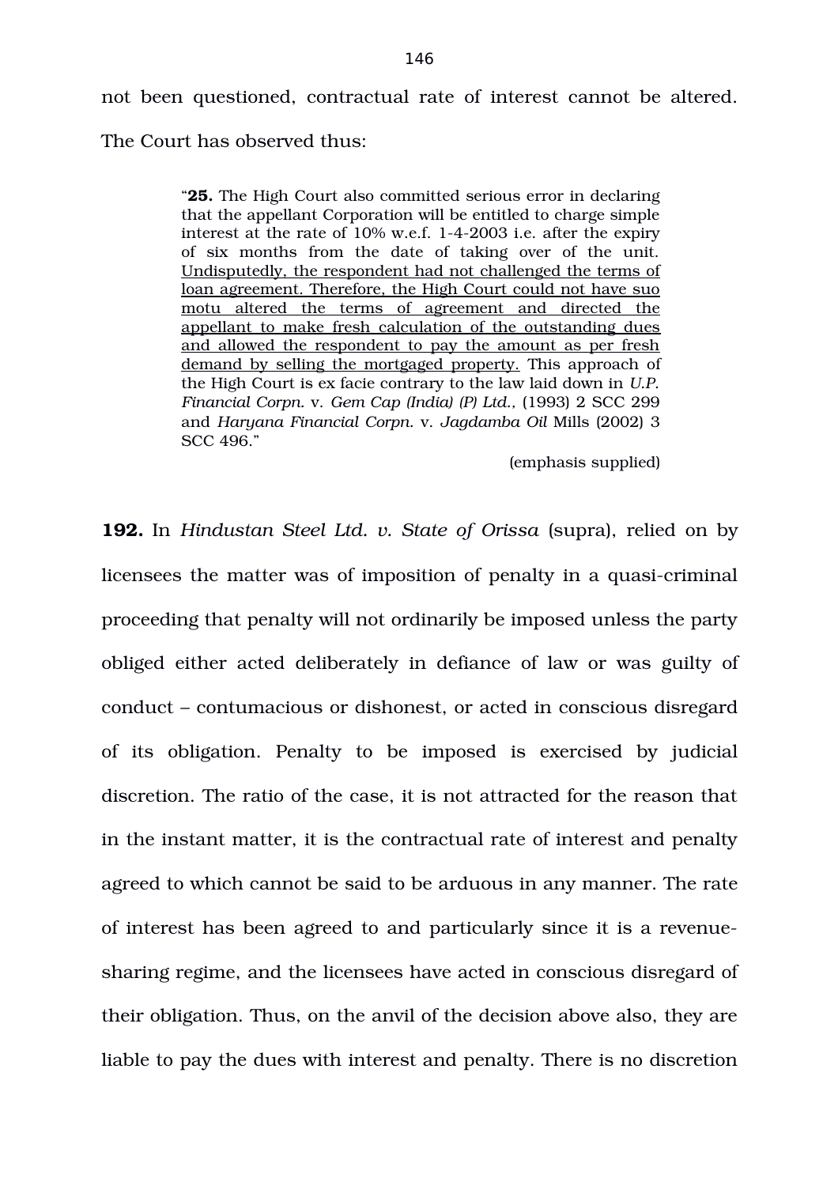not been questioned, contractual rate of interest cannot be altered. The Court has observed thus:

> "**25.** The High Court also committed serious error in declaring that the appellant Corporation will be entitled to charge simple interest at the rate of 10% w.e.f. 1-4-2003 i.e. after the expiry of six months from the date of taking over of the unit. <u>Undisputedly, the respondent had not challenged the terms of loan agreement. Therefore, the High Court could not have suo motu altered the terms of agreement and directed the appellant to make fresh calculation of the outstanding dues and allowed the respondent to pay the amount as per fresh demand by selling the mortgaged property.</u> This approach of the High Court is ex facie contrary to the law laid down in *U.P. Financial Corpn.* v. *Gem Cap (India) (P) Ltd.*, (1993) 2 SCC 299 and *Haryana Financial Corpn.* v. *Jagdamba Oil* Mills (2002) 3 SCC 496."
>
> (emphasis supplied)

**192.** In *Hindustan Steel Ltd. v. State of Orissa* (supra), relied on by licensees the matter was of imposition of penalty in a quasi-criminal proceeding that penalty will not ordinarily be imposed unless the party obliged either acted deliberately in defiance of law or was guilty of conduct – contumacious or dishonest, or acted in conscious disregard of its obligation. Penalty to be imposed is exercised by judicial discretion. The ratio of the case, it is not attracted for the reason that in the instant matter, it is the contractual rate of interest and penalty agreed to which cannot be said to be arduous in any manner. The rate of interest has been agreed to and particularly since it is a revenue-sharing regime, and the licensees have acted in conscious disregard of their obligation. Thus, on the anvil of the decision above also, they are liable to pay the dues with interest and penalty. There is no discretion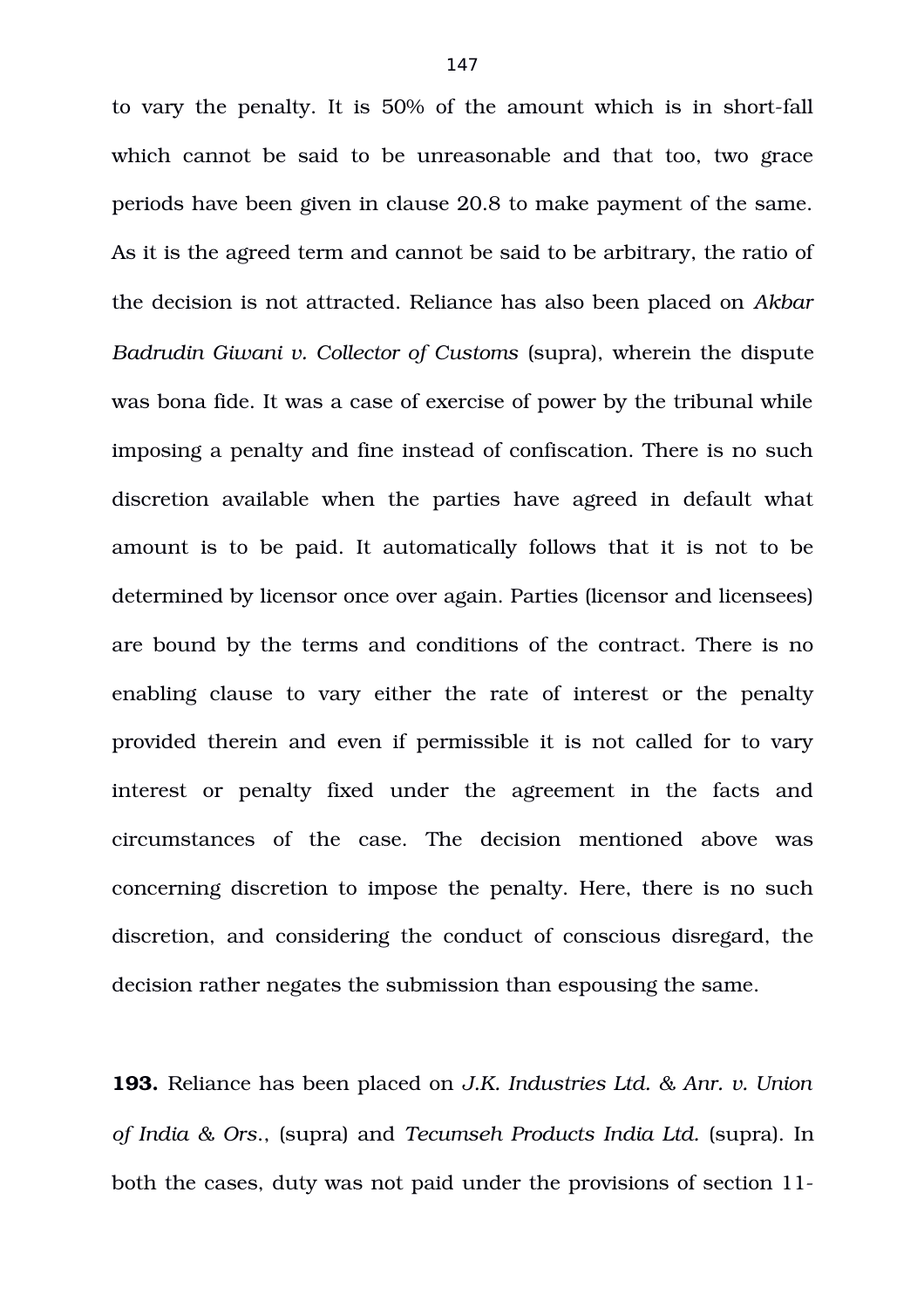to vary the penalty. It is 50% of the amount which is in short-fall which cannot be said to be unreasonable and that too, two grace periods have been given in clause 20.8 to make payment of the same. As it is the agreed term and cannot be said to be arbitrary, the ratio of the decision is not attracted. Reliance has also been placed on *Akbar Badrudin Giwani v. Collector of Customs* (supra), wherein the dispute was bona fide. It was a case of exercise of power by the tribunal while imposing a penalty and fine instead of confiscation. There is no such discretion available when the parties have agreed in default what amount is to be paid. It automatically follows that it is not to be determined by licensor once over again. Parties (licensor and licensees) are bound by the terms and conditions of the contract. There is no enabling clause to vary either the rate of interest or the penalty provided therein and even if permissible it is not called for to vary interest or penalty fixed under the agreement in the facts and circumstances of the case. The decision mentioned above was concerning discretion to impose the penalty. Here, there is no such discretion, and considering the conduct of conscious disregard, the decision rather negates the submission than espousing the same.

**193.** Reliance has been placed on *J.K. Industries Ltd. & Anr. v. Union of India & Ors.*, (supra) and *Tecumseh Products India Ltd.* (supra). In both the cases, duty was not paid under the provisions of section 11-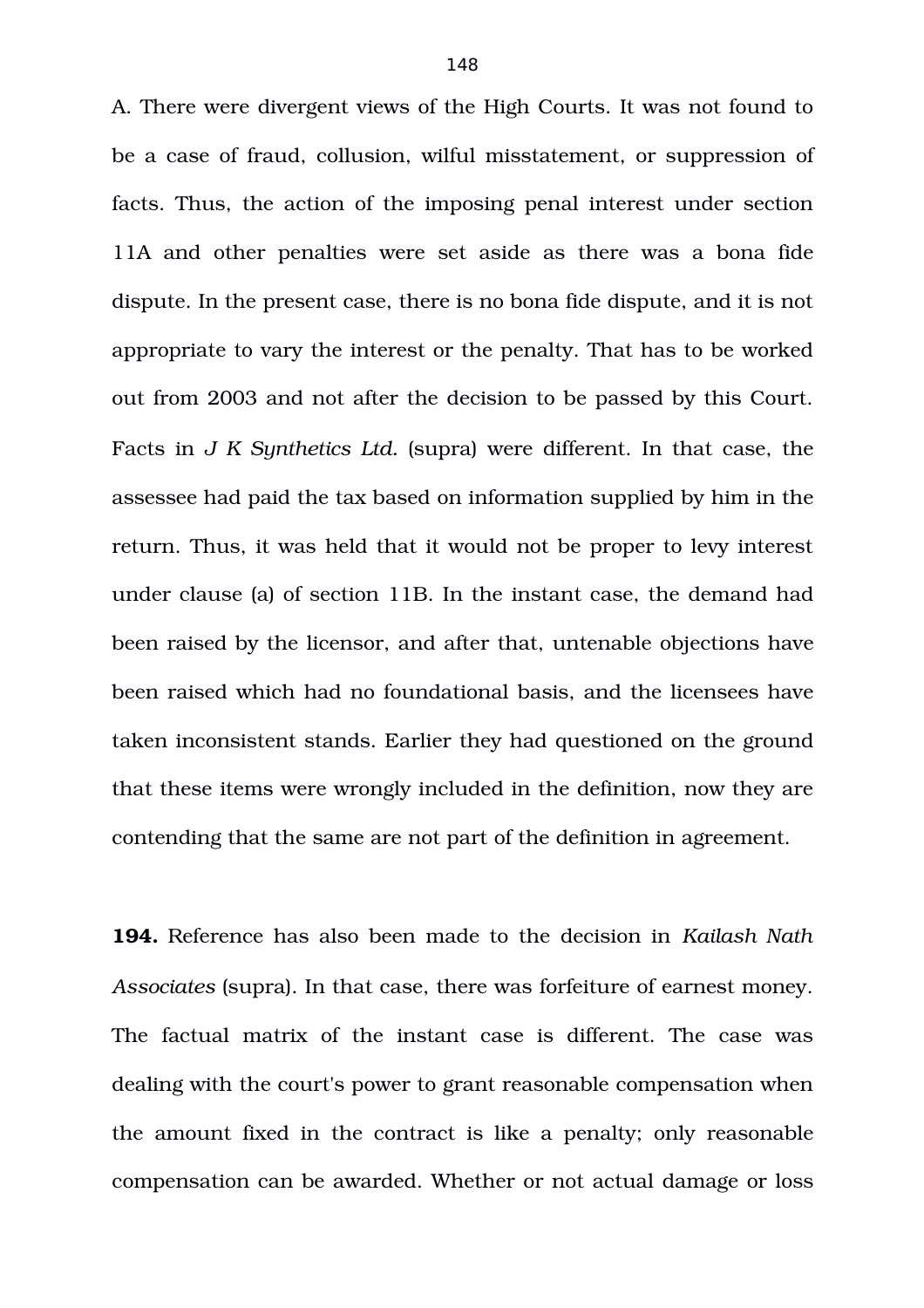A. There were divergent views of the High Courts. It was not found to be a case of fraud, collusion, wilful misstatement, or suppression of facts. Thus, the action of the imposing penal interest under section 11A and other penalties were set aside as there was a bona fide dispute. In the present case, there is no bona fide dispute, and it is not appropriate to vary the interest or the penalty. That has to be worked out from 2003 and not after the decision to be passed by this Court. Facts in *J K Synthetics Ltd.* (supra) were different. In that case, the assessee had paid the tax based on information supplied by him in the return. Thus, it was held that it would not be proper to levy interest under clause (a) of section 11B. In the instant case, the demand had been raised by the licensor, and after that, untenable objections have been raised which had no foundational basis, and the licensees have taken inconsistent stands. Earlier they had questioned on the ground that these items were wrongly included in the definition, now they are contending that the same are not part of the definition in agreement.

**194.** Reference has also been made to the decision in *Kailash Nath Associates* (supra). In that case, there was forfeiture of earnest money. The factual matrix of the instant case is different. The case was dealing with the court's power to grant reasonable compensation when the amount fixed in the contract is like a penalty; only reasonable compensation can be awarded. Whether or not actual damage or loss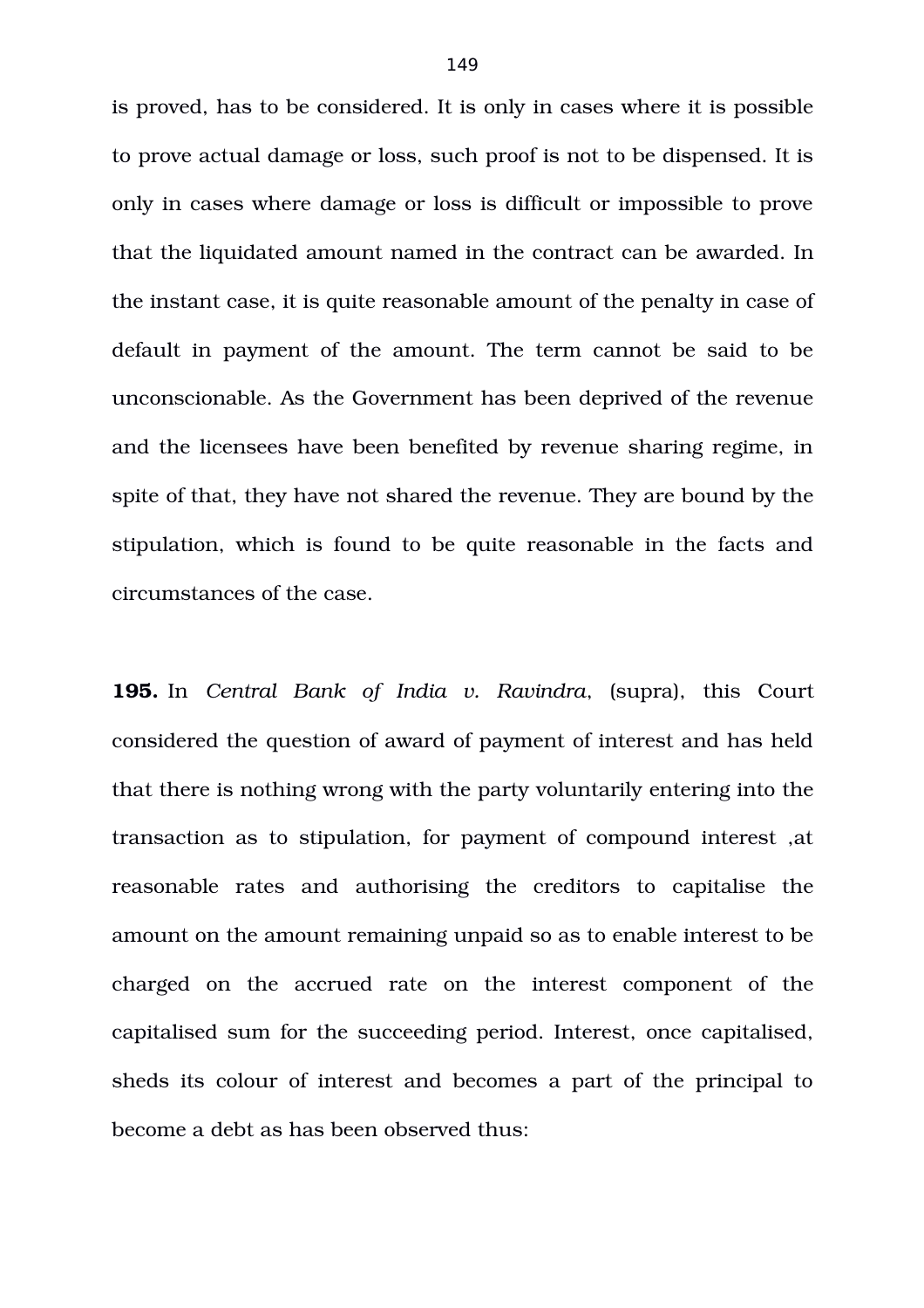is proved, has to be considered. It is only in cases where it is possible to prove actual damage or loss, such proof is not to be dispensed. It is only in cases where damage or loss is difficult or impossible to prove that the liquidated amount named in the contract can be awarded. In the instant case, it is quite reasonable amount of the penalty in case of default in payment of the amount. The term cannot be said to be unconscionable. As the Government has been deprived of the revenue and the licensees have been benefited by revenue sharing regime, in spite of that, they have not shared the revenue. They are bound by the stipulation, which is found to be quite reasonable in the facts and circumstances of the case.

**195.** In *Central Bank of India v. Ravindra*, (supra), this Court considered the question of award of payment of interest and has held that there is nothing wrong with the party voluntarily entering into the transaction as to stipulation, for payment of compound interest ,at reasonable rates and authorising the creditors to capitalise the amount on the amount remaining unpaid so as to enable interest to be charged on the accrued rate on the interest component of the capitalised sum for the succeeding period. Interest, once capitalised, sheds its colour of interest and becomes a part of the principal to become a debt as has been observed thus: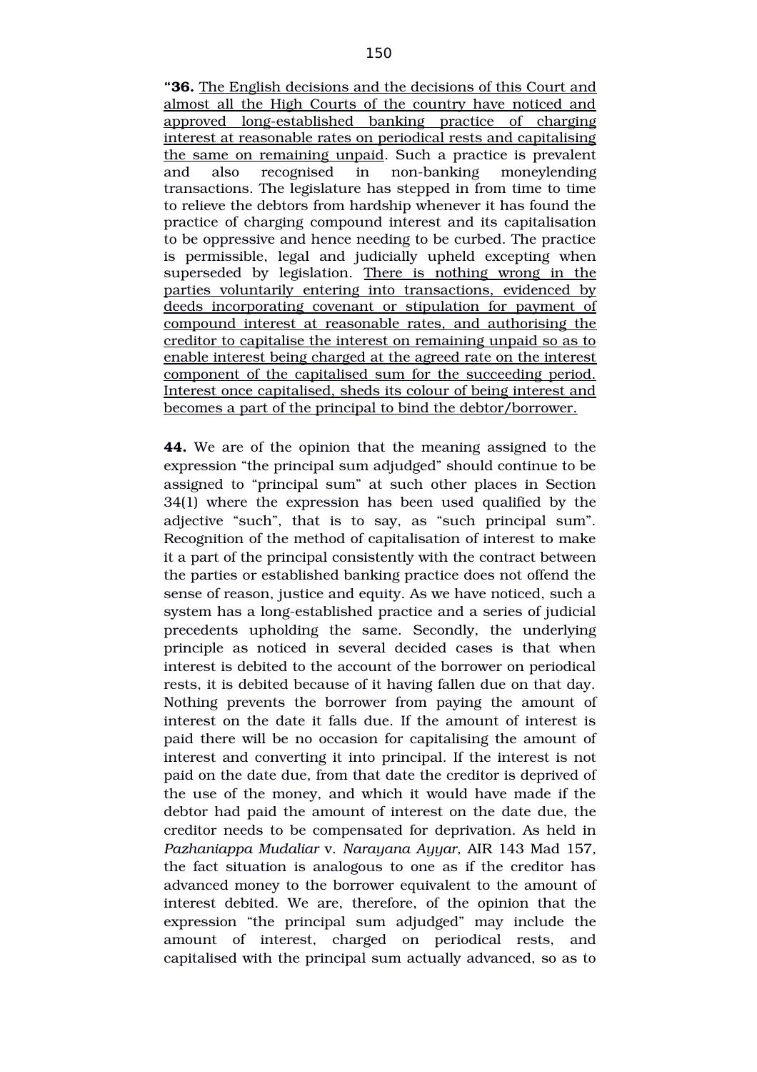"**36.** The English decisions and the decisions of this Court and almost all the High Courts of the country have noticed and approved long-established banking practice of charging interest at reasonable rates on periodical rests and capitalising the same on remaining unpaid. Such a practice is prevalent and also recognised in non-banking moneylending transactions. The legislature has stepped in from time to time to relieve the debtors from hardship whenever it has found the practice of charging compound interest and its capitalisation to be oppressive and hence needing to be curbed. The practice is permissible, legal and judicially upheld excepting when superseded by legislation. There is nothing wrong in the parties voluntarily entering into transactions, evidenced by deeds incorporating covenant or stipulation for payment of compound interest at reasonable rates, and authorising the creditor to capitalise the interest on remaining unpaid so as to enable interest being charged at the agreed rate on the interest component of the capitalised sum for the succeeding period. Interest once capitalised, sheds its colour of being interest and becomes a part of the principal to bind the debtor/borrower.

**44.** We are of the opinion that the meaning assigned to the expression "the principal sum adjudged" should continue to be assigned to "principal sum" at such other places in Section 34(1) where the expression has been used qualified by the adjective "such", that is to say, as "such principal sum". Recognition of the method of capitalisation of interest to make it a part of the principal consistently with the contract between the parties or established banking practice does not offend the sense of reason, justice and equity. As we have noticed, such a system has a long-established practice and a series of judicial precedents upholding the same. Secondly, the underlying principle as noticed in several decided cases is that when interest is debited to the account of the borrower on periodical rests, it is debited because of it having fallen due on that day. Nothing prevents the borrower from paying the amount of interest on the date it falls due. If the amount of interest is paid there will be no occasion for capitalising the amount of interest and converting it into principal. If the interest is not paid on the date due, from that date the creditor is deprived of the use of the money, and which it would have made if the debtor had paid the amount of interest on the date due, the creditor needs to be compensated for deprivation. As held in *Pazhaniappa Mudaliar* v. *Narayana Ayyar*, AIR 143 Mad 157, the fact situation is analogous to one as if the creditor has advanced money to the borrower equivalent to the amount of interest debited. We are, therefore, of the opinion that the expression "the principal sum adjudged" may include the amount of interest, charged on periodical rests, and capitalised with the principal sum actually advanced, so as to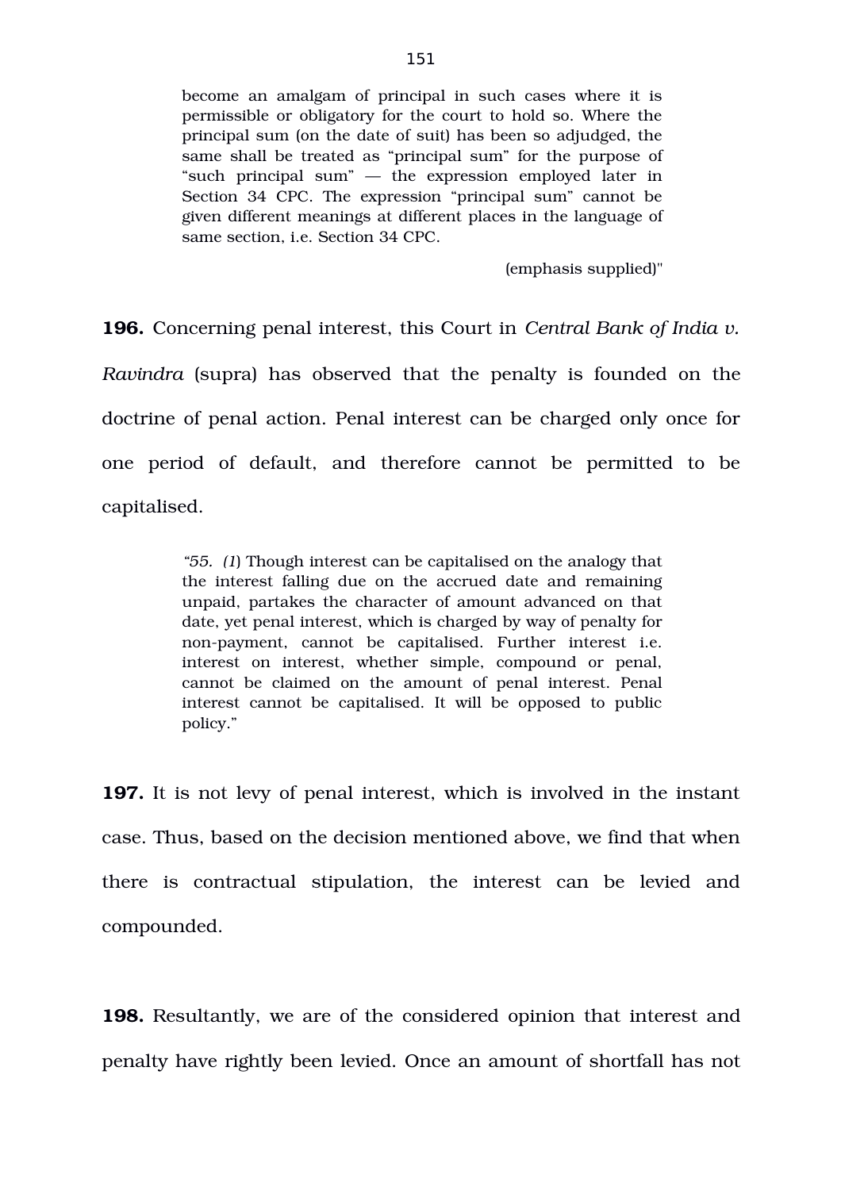> become an amalgam of principal in such cases where it is permissible or obligatory for the court to hold so. Where the principal sum (on the date of suit) has been so adjudged, the same shall be treated as "principal sum" for the purpose of "such principal sum" — the expression employed later in Section 34 CPC. The expression "principal sum" cannot be given different meanings at different places in the language of same section, i.e. Section 34 CPC.
>
> (emphasis supplied)"

**196.** Concerning penal interest, this Court in *Central Bank of India v. Ravindra* (supra) has observed that the penalty is founded on the doctrine of penal action. Penal interest can be charged only once for one period of default, and therefore cannot be permitted to be capitalised.

> *"55. (1)* Though interest can be capitalised on the analogy that the interest falling due on the accrued date and remaining unpaid, partakes the character of amount advanced on that date, yet penal interest, which is charged by way of penalty for non-payment, cannot be capitalised. Further interest i.e. interest on interest, whether simple, compound or penal, cannot be claimed on the amount of penal interest. Penal interest cannot be capitalised. It will be opposed to public policy."

**197.** It is not levy of penal interest, which is involved in the instant case. Thus, based on the decision mentioned above, we find that when there is contractual stipulation, the interest can be levied and compounded.

**198.** Resultantly, we are of the considered opinion that interest and penalty have rightly been levied. Once an amount of shortfall has not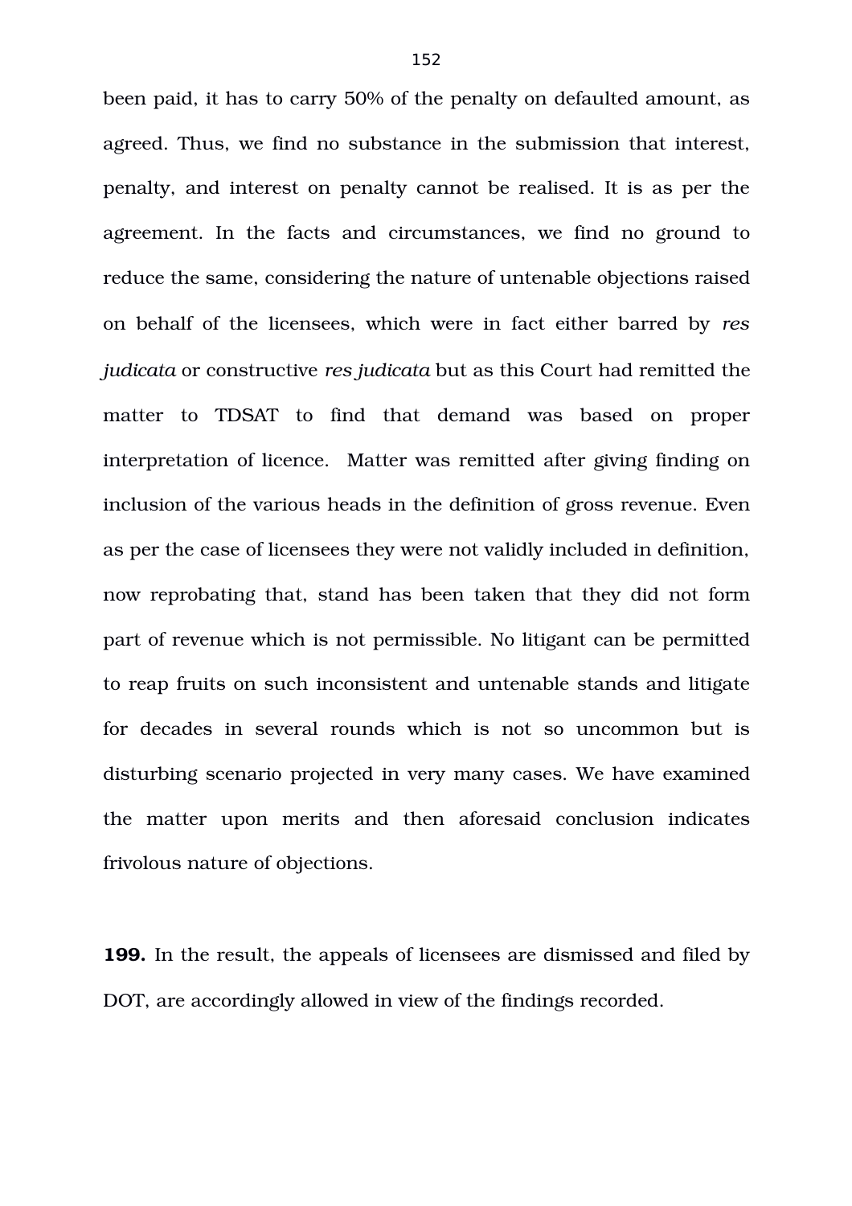been paid, it has to carry 50% of the penalty on defaulted amount, as agreed. Thus, we find no substance in the submission that interest, penalty, and interest on penalty cannot be realised. It is as per the agreement. In the facts and circumstances, we find no ground to reduce the same, considering the nature of untenable objections raised on behalf of the licensees, which were in fact either barred by *res judicata* or constructive *res judicata* but as this Court had remitted the matter to TDSAT to find that demand was based on proper interpretation of licence. Matter was remitted after giving finding on inclusion of the various heads in the definition of gross revenue. Even as per the case of licensees they were not validly included in definition, now reprobating that, stand has been taken that they did not form part of revenue which is not permissible. No litigant can be permitted to reap fruits on such inconsistent and untenable stands and litigate for decades in several rounds which is not so uncommon but is disturbing scenario projected in very many cases. We have examined the matter upon merits and then aforesaid conclusion indicates frivolous nature of objections.

**199.** In the result, the appeals of licensees are dismissed and filed by DOT, are accordingly allowed in view of the findings recorded.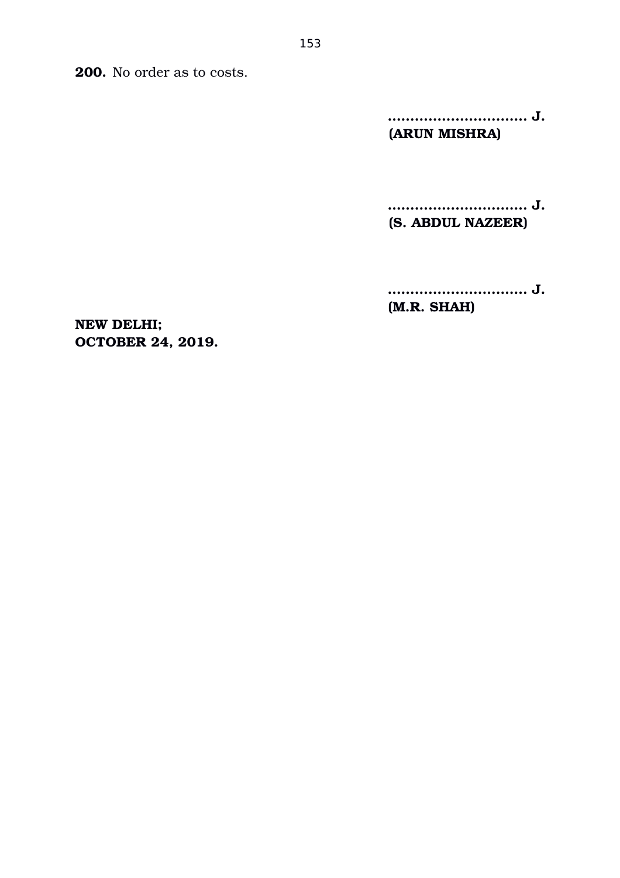**200.** No order as to costs.

**............................... J.**
**(ARUN MISHRA)**

**............................... J.**
**(S. ABDUL NAZEER)**

**............................... J.**
**(M.R. SHAH)**

**NEW DELHI;**
**OCTOBER 24, 2019.**